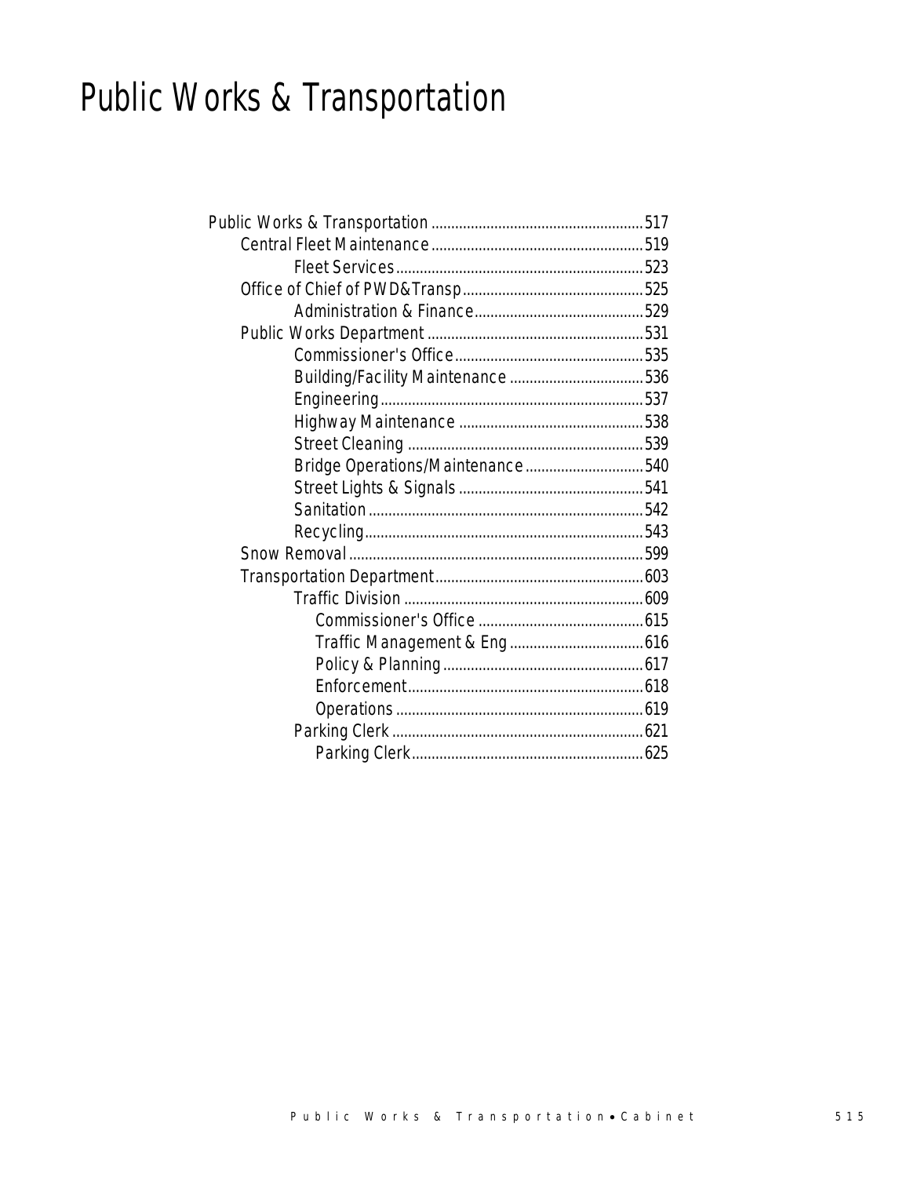# Public Works & Transportation

- Public Works & Transportation ........ 517
  - Central Fleet Maintenance ........ 519
    - Fleet Services ........ 523
  - Office of Chief of PWD&Transp ........ 525
    - Administration & Finance ........ 529
  - Public Works Department ........ 531
    - Commissioner's Office ........ 535
    - Building/Facility Maintenance ........ 536
    - Engineering ........ 537
    - Highway Maintenance ........ 538
    - Street Cleaning ........ 539
    - Bridge Operations/Maintenance ........ 540
    - Street Lights & Signals ........ 541
    - Sanitation ........ 542
    - Recycling ........ 543
  - Snow Removal ........ 599
  - Transportation Department ........ 603
    - Traffic Division ........ 609
      - Commissioner's Office ........ 615
      - Traffic Management & Eng ........ 616
      - Policy & Planning ........ 617
      - Enforcement ........ 618
      - Operations ........ 619
    - Parking Clerk ........ 621
      - Parking Clerk ........ 625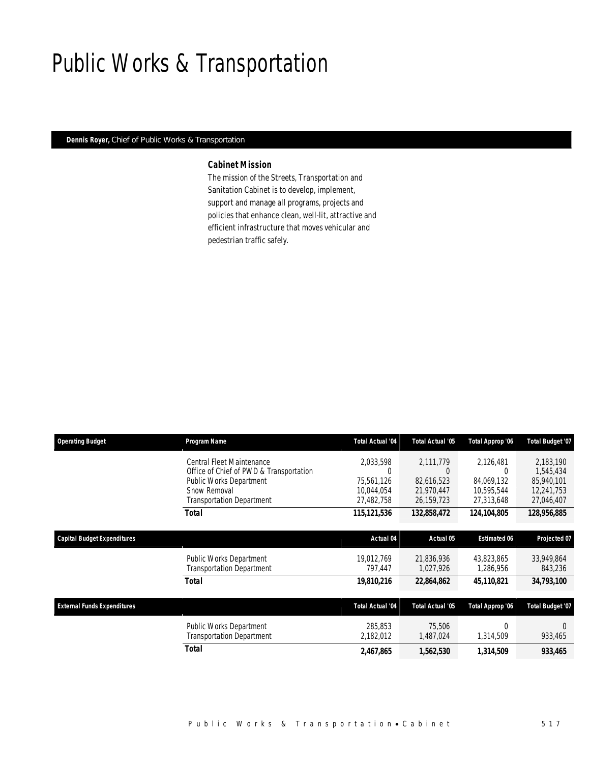# Public Works & Transportation

**Dennis Royer,** Chief of Public Works & Transportation

### Cabinet Mission

The mission of the Streets, Transportation and Sanitation Cabinet is to develop, implement, support and manage all programs, projects and policies that enhance clean, well-lit, attractive and efficient infrastructure that moves vehicular and pedestrian traffic safely.

| Operating Budget | Program Name | Total Actual '04 | Total Actual '05 | Total Approp '06 | Total Budget '07 |
|---|---|---|---|---|---|
| | Central Fleet Maintenance | 2,033,598 | 2,111,779 | 2,126,481 | 2,183,190 |
| | Office of Chief of PWD & Transportation | 0 | 0 | 0 | 1,545,434 |
| | Public Works Department | 75,561,126 | 82,616,523 | 84,069,132 | 85,940,101 |
| | Snow Removal | 10,044,054 | 21,970,447 | 10,595,544 | 12,241,753 |
| | Transportation Department | 27,482,758 | 26,159,723 | 27,313,648 | 27,046,407 |
| | ***Total*** | **115,121,536** | **132,858,472** | **124,104,805** | **128,956,885** |

| Capital Budget Expenditures | | Actual 04 | Actual 05 | Estimated 06 | Projected 07 |
|---|---|---|---|---|---|
| | Public Works Department | 19,012,769 | 21,836,936 | 43,823,865 | 33,949,864 |
| | Transportation Department | 797,447 | 1,027,926 | 1,286,956 | 843,236 |
| | ***Total*** | **19,810,216** | **22,864,862** | **45,110,821** | **34,793,100** |

| External Funds Expenditures | | Total Actual '04 | Total Actual '05 | Total Approp '06 | Total Budget '07 |
|---|---|---|---|---|---|
| | Public Works Department | 285,853 | 75,506 | 0 | 0 |
| | Transportation Department | 2,182,012 | 1,487,024 | 1,314,509 | 933,465 |
| | ***Total*** | **2,467,865** | **1,562,530** | **1,314,509** | **933,465** |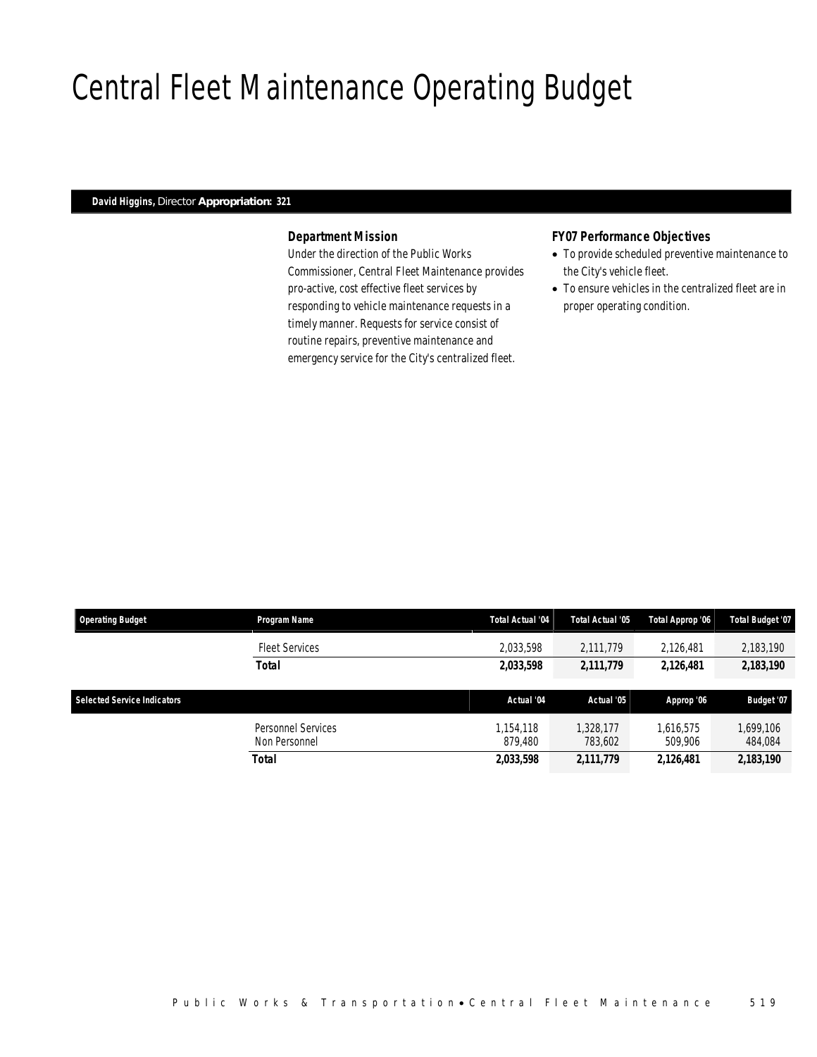# Central Fleet Maintenance Operating Budget

**David Higgins,** Director **Appropriation: 321**

### Department Mission

Under the direction of the Public Works Commissioner, Central Fleet Maintenance provides pro-active, cost effective fleet services by responding to vehicle maintenance requests in a timely manner. Requests for service consist of routine repairs, preventive maintenance and emergency service for the City's centralized fleet.

### FY07 Performance Objectives

- To provide scheduled preventive maintenance to the City's vehicle fleet.
- To ensure vehicles in the centralized fleet are in proper operating condition.

| Operating Budget | Program Name | Total Actual '04 | Total Actual '05 | Total Approp '06 | Total Budget '07 |
|---|---|---|---|---|---|
| | Fleet Services | 2,033,598 | 2,111,779 | 2,126,481 | 2,183,190 |
| | **Total** | **2,033,598** | **2,111,779** | **2,126,481** | **2,183,190** |

| Selected Service Indicators | | Actual '04 | Actual '05 | Approp '06 | Budget '07 |
|---|---|---|---|---|---|
| | Personnel Services | 1,154,118 | 1,328,177 | 1,616,575 | 1,699,106 |
| | Non Personnel | 879,480 | 783,602 | 509,906 | 484,084 |
| | **Total** | **2,033,598** | **2,111,779** | **2,126,481** | **2,183,190** |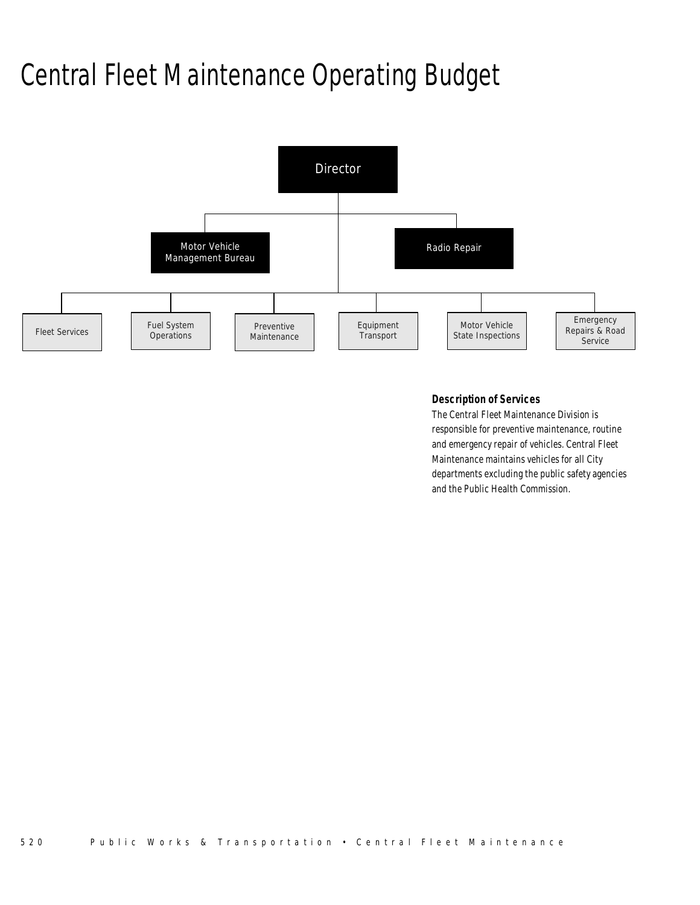# Central Fleet Maintenance Operating Budget

Director

Motor Vehicle Management Bureau

Radio Repair

Fleet Services

Fuel System Operations

Preventive Maintenance

Equipment Transport

Motor Vehicle State Inspections

Emergency Repairs & Road Service

### Description of Services

The Central Fleet Maintenance Division is responsible for preventive maintenance, routine and emergency repair of vehicles. Central Fleet Maintenance maintains vehicles for all City departments excluding the public safety agencies and the Public Health Commission.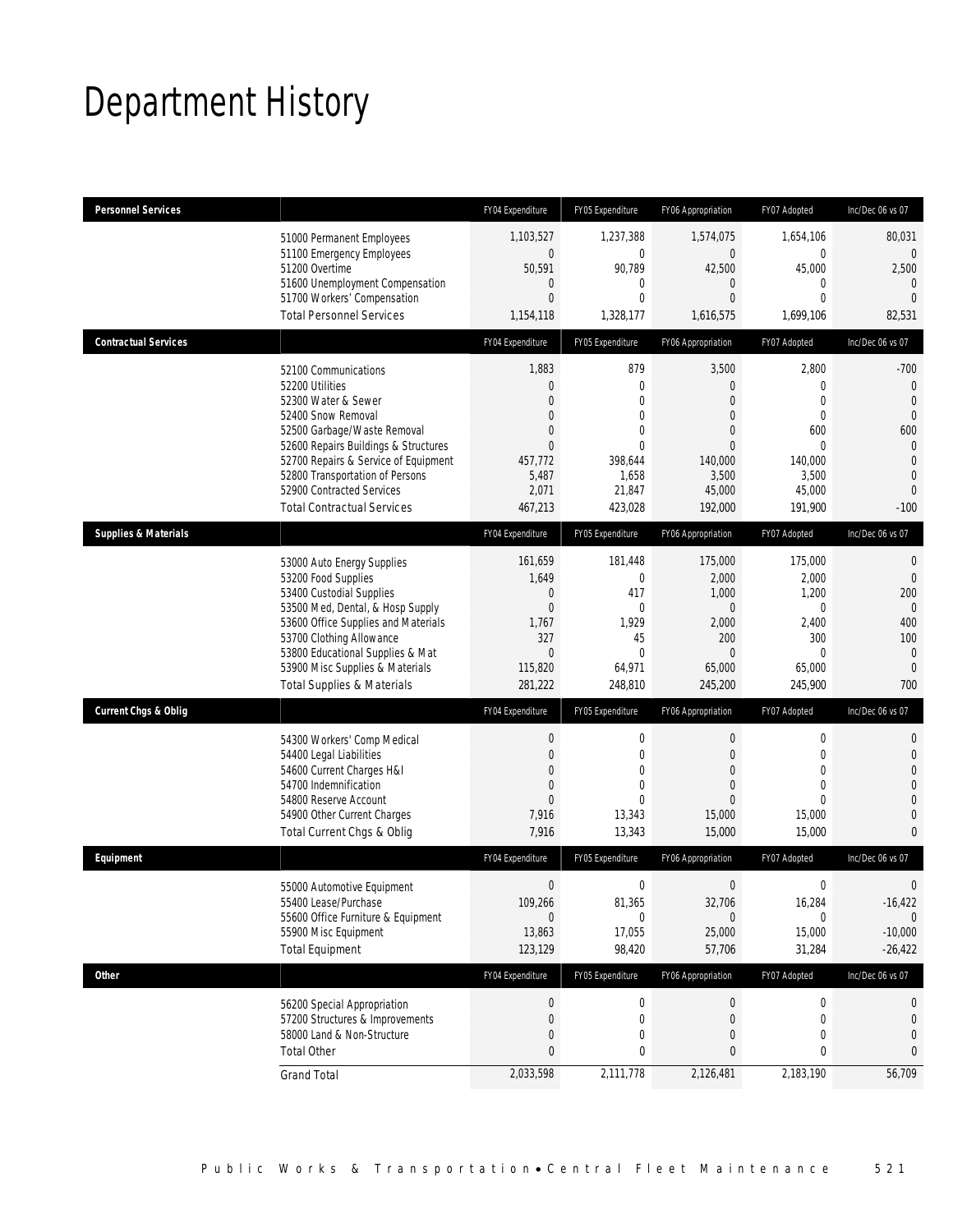# Department History

| Personnel Services | | FY04 Expenditure | FY05 Expenditure | FY06 Appropriation | FY07 Adopted | Inc/Dec 06 vs 07 |
|---|---|---|---|---|---|---|
| | 51000 Permanent Employees | 1,103,527 | 1,237,388 | 1,574,075 | 1,654,106 | 80,031 |
| | 51100 Emergency Employees | 0 | 0 | 0 | 0 | 0 |
| | 51200 Overtime | 50,591 | 90,789 | 42,500 | 45,000 | 2,500 |
| | 51600 Unemployment Compensation | 0 | 0 | 0 | 0 | 0 |
| | 51700 Workers' Compensation | 0 | 0 | 0 | 0 | 0 |
| | Total Personnel Services | 1,154,118 | 1,328,177 | 1,616,575 | 1,699,106 | 82,531 |
| **Contractual Services** | | FY04 Expenditure | FY05 Expenditure | FY06 Appropriation | FY07 Adopted | Inc/Dec 06 vs 07 |
| | 52100 Communications | 1,883 | 879 | 3,500 | 2,800 | -700 |
| | 52200 Utilities | 0 | 0 | 0 | 0 | 0 |
| | 52300 Water & Sewer | 0 | 0 | 0 | 0 | 0 |
| | 52400 Snow Removal | 0 | 0 | 0 | 0 | 0 |
| | 52500 Garbage/Waste Removal | 0 | 0 | 0 | 600 | 600 |
| | 52600 Repairs Buildings & Structures | 0 | 0 | 0 | 0 | 0 |
| | 52700 Repairs & Service of Equipment | 457,772 | 398,644 | 140,000 | 140,000 | 0 |
| | 52800 Transportation of Persons | 5,487 | 1,658 | 3,500 | 3,500 | 0 |
| | 52900 Contracted Services | 2,071 | 21,847 | 45,000 | 45,000 | 0 |
| | Total Contractual Services | 467,213 | 423,028 | 192,000 | 191,900 | -100 |
| **Supplies & Materials** | | FY04 Expenditure | FY05 Expenditure | FY06 Appropriation | FY07 Adopted | Inc/Dec 06 vs 07 |
| | 53000 Auto Energy Supplies | 161,659 | 181,448 | 175,000 | 175,000 | 0 |
| | 53200 Food Supplies | 1,649 | 0 | 2,000 | 2,000 | 0 |
| | 53400 Custodial Supplies | 0 | 417 | 1,000 | 1,200 | 200 |
| | 53500 Med, Dental, & Hosp Supply | 0 | 0 | 0 | 0 | 0 |
| | 53600 Office Supplies and Materials | 1,767 | 1,929 | 2,000 | 2,400 | 400 |
| | 53700 Clothing Allowance | 327 | 45 | 200 | 300 | 100 |
| | 53800 Educational Supplies & Mat | 0 | 0 | 0 | 0 | 0 |
| | 53900 Misc Supplies & Materials | 115,820 | 64,971 | 65,000 | 65,000 | 0 |
| | Total Supplies & Materials | 281,222 | 248,810 | 245,200 | 245,900 | 700 |
| **Current Chgs & Oblig** | | FY04 Expenditure | FY05 Expenditure | FY06 Appropriation | FY07 Adopted | Inc/Dec 06 vs 07 |
| | 54300 Workers' Comp Medical | 0 | 0 | 0 | 0 | 0 |
| | 54400 Legal Liabilities | 0 | 0 | 0 | 0 | 0 |
| | 54600 Current Charges H&I | 0 | 0 | 0 | 0 | 0 |
| | 54700 Indemnification | 0 | 0 | 0 | 0 | 0 |
| | 54800 Reserve Account | 0 | 0 | 0 | 0 | 0 |
| | 54900 Other Current Charges | 7,916 | 13,343 | 15,000 | 15,000 | 0 |
| | Total Current Chgs & Oblig | 7,916 | 13,343 | 15,000 | 15,000 | 0 |
| **Equipment** | | FY04 Expenditure | FY05 Expenditure | FY06 Appropriation | FY07 Adopted | Inc/Dec 06 vs 07 |
| | 55000 Automotive Equipment | 0 | 0 | 0 | 0 | 0 |
| | 55400 Lease/Purchase | 109,266 | 81,365 | 32,706 | 16,284 | -16,422 |
| | 55600 Office Furniture & Equipment | 0 | 0 | 0 | 0 | 0 |
| | 55900 Misc Equipment | 13,863 | 17,055 | 25,000 | 15,000 | -10,000 |
| | Total Equipment | 123,129 | 98,420 | 57,706 | 31,284 | -26,422 |
| **Other** | | FY04 Expenditure | FY05 Expenditure | FY06 Appropriation | FY07 Adopted | Inc/Dec 06 vs 07 |
| | 56200 Special Appropriation | 0 | 0 | 0 | 0 | 0 |
| | 57200 Structures & Improvements | 0 | 0 | 0 | 0 | 0 |
| | 58000 Land & Non-Structure | 0 | 0 | 0 | 0 | 0 |
| | Total Other | 0 | 0 | 0 | 0 | 0 |
| | Grand Total | 2,033,598 | 2,111,778 | 2,126,481 | 2,183,190 | 56,709 |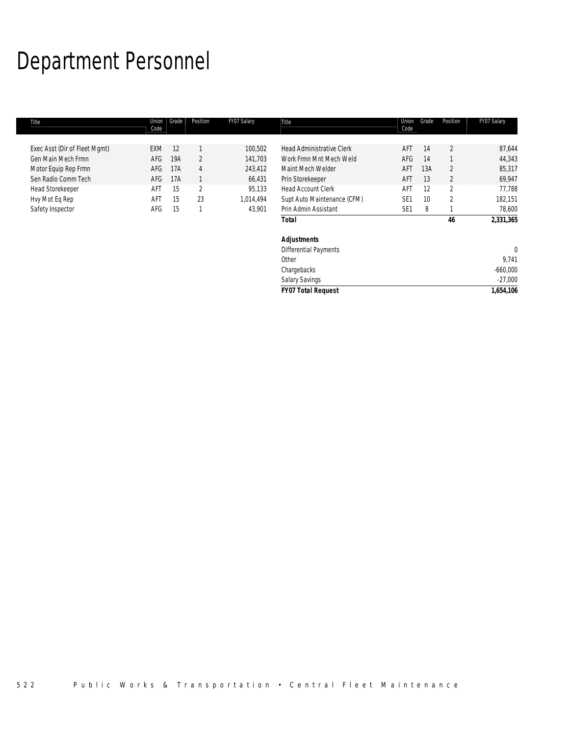# Department Personnel

| Title | Union Code | Grade | Position | FY07 Salary | Title | Union Code | Grade | Position | FY07 Salary |
|---|---|---|---|---|---|---|---|---|---|
| Exec Asst (Dir of Fleet Mgmt) | EXM | 12 | 1 | 100,502 | Head Administrative Clerk | AFT | 14 | 2 | 87,644 |
| Gen Main Mech Frmn | AFG | 19A | 2 | 141,703 | Work Frmn Mnt Mech Weld | AFG | 14 | 1 | 44,343 |
| Motor Equip Rep Frmn | AFG | 17A | 4 | 243,412 | Maint Mech Welder | AFT | 13A | 2 | 85,317 |
| Sen Radio Comm Tech | AFG | 17A | 1 | 66,431 | Prin Storekeeper | AFT | 13 | 2 | 69,947 |
| Head Storekeeper | AFT | 15 | 2 | 95,133 | Head Account Clerk | AFT | 12 | 2 | 77,788 |
| Hvy Mot Eq Rep | AFT | 15 | 23 | 1,014,494 | Supt Auto Maintenance (CFM) | SE1 | 10 | 2 | 182,151 |
| Safety Inspector | AFG | 15 | 1 | 43,901 | Prin Admin Assistant | SE1 | 8 | 1 | 78,600 |
| | | | | | ***Total*** | | | ***46*** | ***2,331,365*** |

| ***Adjustments*** | |
|---|---|
| Differential Payments | 0 |
| Other | 9,741 |
| Chargebacks | -660,000 |
| Salary Savings | -27,000 |
| ***FY07 Total Request*** | ***1,654,106*** |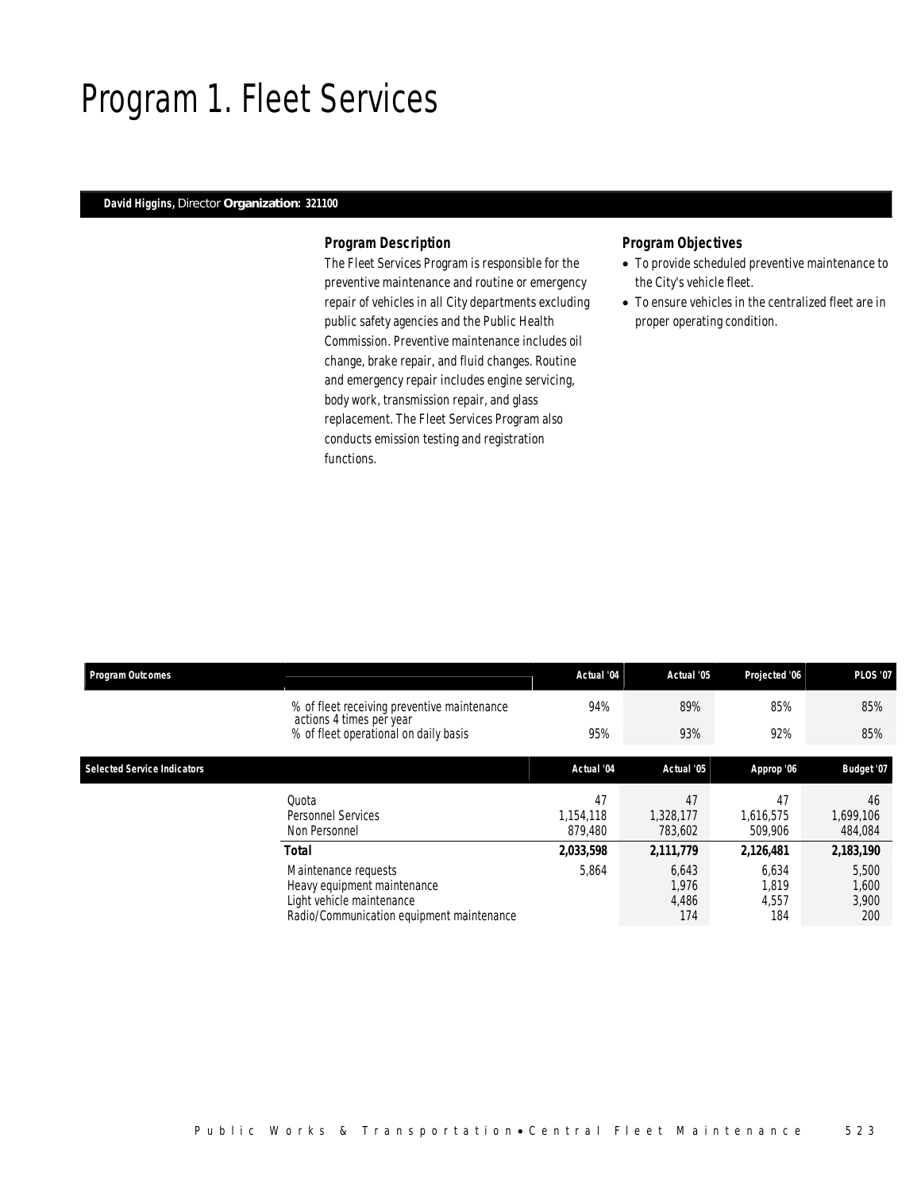# Program 1. Fleet Services

**David Higgins,** Director **Organization: 321100**

### Program Description

The Fleet Services Program is responsible for the preventive maintenance and routine or emergency repair of vehicles in all City departments excluding public safety agencies and the Public Health Commission. Preventive maintenance includes oil change, brake repair, and fluid changes. Routine and emergency repair includes engine servicing, body work, transmission repair, and glass replacement. The Fleet Services Program also conducts emission testing and registration functions.

### Program Objectives

- To provide scheduled preventive maintenance to the City's vehicle fleet.
- To ensure vehicles in the centralized fleet are in proper operating condition.

| Program Outcomes | Actual '04 | Actual '05 | Projected '06 | PLOS '07 |
|---|---|---|---|---|
| % of fleet receiving preventive maintenance actions 4 times per year | 94% | 89% | 85% | 85% |
| % of fleet operational on daily basis | 95% | 93% | 92% | 85% |

| Selected Service Indicators | Actual '04 | Actual '05 | Approp '06 | Budget '07 |
|---|---|---|---|---|
| Quota | 47 | 47 | 47 | 46 |
| Personnel Services | 1,154,118 | 1,328,177 | 1,616,575 | 1,699,106 |
| Non Personnel | 879,480 | 783,602 | 509,906 | 484,084 |
| **Total** | **2,033,598** | **2,111,779** | **2,126,481** | **2,183,190** |
| Maintenance requests | 5,864 | 6,643 | 6,634 | 5,500 |
| Heavy equipment maintenance | | 1,976 | 1,819 | 1,600 |
| Light vehicle maintenance | | 4,486 | 4,557 | 3,900 |
| Radio/Communication equipment maintenance | | 174 | 184 | 200 |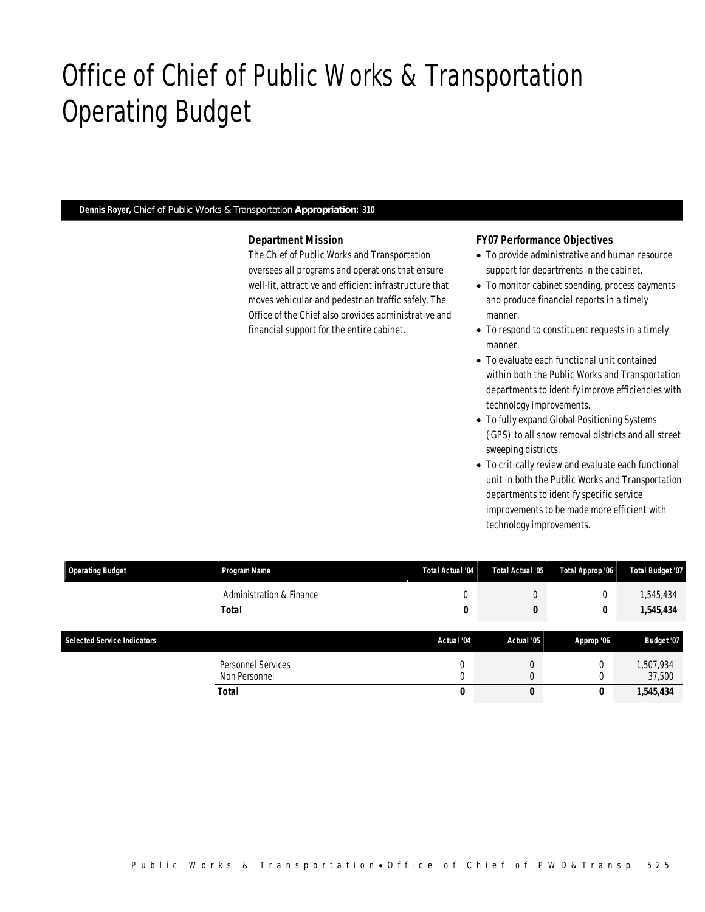# Office of Chief of Public Works & Transportation Operating Budget

**Dennis Royer,** Chief of Public Works & Transportation **Appropriation: 310**

### Department Mission

The Chief of Public Works and Transportation oversees all programs and operations that ensure well-lit, attractive and efficient infrastructure that moves vehicular and pedestrian traffic safely. The Office of the Chief also provides administrative and financial support for the entire cabinet.

### FY07 Performance Objectives

- To provide administrative and human resource support for departments in the cabinet.
- To monitor cabinet spending, process payments and produce financial reports in a timely manner.
- To respond to constituent requests in a timely manner.
- To evaluate each functional unit contained within both the Public Works and Transportation departments to identify improve efficiencies with technology improvements.
- To fully expand Global Positioning Systems (GPS) to all snow removal districts and all street sweeping districts.
- To critically review and evaluate each functional unit in both the Public Works and Transportation departments to identify specific service improvements to be made more efficient with technology improvements.

| Operating Budget | Program Name | Total Actual '04 | Total Actual '05 | Total Approp '06 | Total Budget '07 |
|---|---|---|---|---|---|
| | Administration & Finance | 0 | 0 | 0 | 1,545,434 |
| | **Total** | **0** | **0** | **0** | **1,545,434** |

| Selected Service Indicators | | Actual '04 | Actual '05 | Approp '06 | Budget '07 |
|---|---|---|---|---|---|
| | Personnel Services | 0 | 0 | 0 | 1,507,934 |
| | Non Personnel | 0 | 0 | 0 | 37,500 |
| | **Total** | **0** | **0** | **0** | **1,545,434** |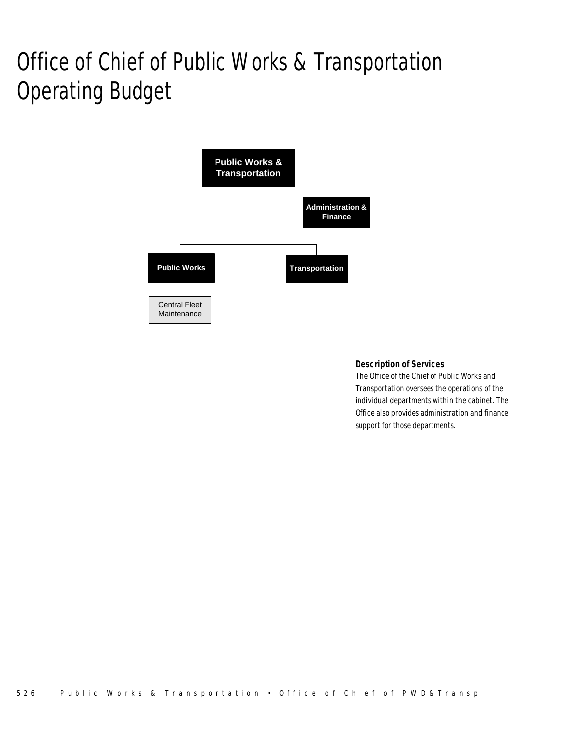# Office of Chief of Public Works & Transportation Operating Budget

Public Works & Transportation

Administration & Finance

Public Works

Transportation

Central Fleet Maintenance

### *Description of Services*

*The Office of the Chief of Public Works and Transportation oversees the operations of the individual departments within the cabinet. The Office also provides administration and finance support for those departments.*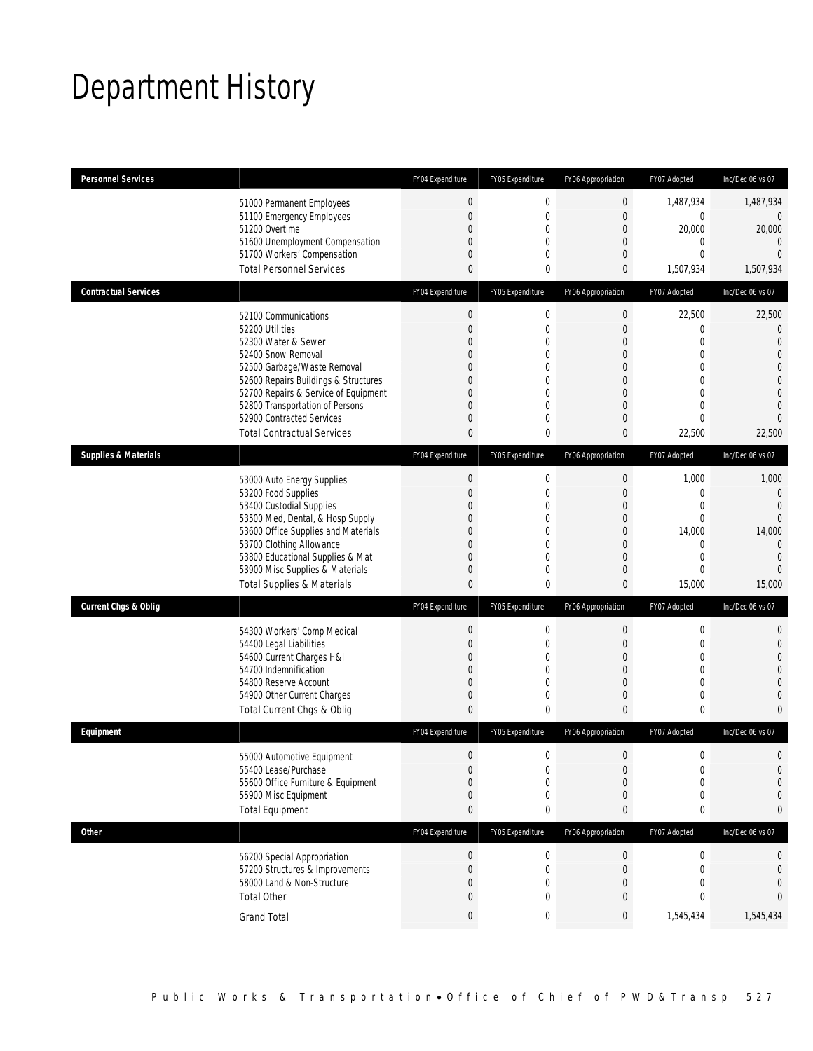# Department History

| Personnel Services | | FY04 Expenditure | FY05 Expenditure | FY06 Appropriation | FY07 Adopted | Inc/Dec 06 vs 07 |
|---|---|---|---|---|---|---|
| | 51000 Permanent Employees | 0 | 0 | 0 | 1,487,934 | 1,487,934 |
| | 51100 Emergency Employees | 0 | 0 | 0 | 0 | 0 |
| | 51200 Overtime | 0 | 0 | 0 | 20,000 | 20,000 |
| | 51600 Unemployment Compensation | 0 | 0 | 0 | 0 | 0 |
| | 51700 Workers' Compensation | 0 | 0 | 0 | 0 | 0 |
| | Total Personnel Services | 0 | 0 | 0 | 1,507,934 | 1,507,934 |
| **Contractual Services** | | FY04 Expenditure | FY05 Expenditure | FY06 Appropriation | FY07 Adopted | Inc/Dec 06 vs 07 |
| | 52100 Communications | 0 | 0 | 0 | 22,500 | 22,500 |
| | 52200 Utilities | 0 | 0 | 0 | 0 | 0 |
| | 52300 Water & Sewer | 0 | 0 | 0 | 0 | 0 |
| | 52400 Snow Removal | 0 | 0 | 0 | 0 | 0 |
| | 52500 Garbage/Waste Removal | 0 | 0 | 0 | 0 | 0 |
| | 52600 Repairs Buildings & Structures | 0 | 0 | 0 | 0 | 0 |
| | 52700 Repairs & Service of Equipment | 0 | 0 | 0 | 0 | 0 |
| | 52800 Transportation of Persons | 0 | 0 | 0 | 0 | 0 |
| | 52900 Contracted Services | 0 | 0 | 0 | 0 | 0 |
| | Total Contractual Services | 0 | 0 | 0 | 22,500 | 22,500 |
| **Supplies & Materials** | | FY04 Expenditure | FY05 Expenditure | FY06 Appropriation | FY07 Adopted | Inc/Dec 06 vs 07 |
| | 53000 Auto Energy Supplies | 0 | 0 | 0 | 1,000 | 1,000 |
| | 53200 Food Supplies | 0 | 0 | 0 | 0 | 0 |
| | 53400 Custodial Supplies | 0 | 0 | 0 | 0 | 0 |
| | 53500 Med, Dental, & Hosp Supply | 0 | 0 | 0 | 0 | 0 |
| | 53600 Office Supplies and Materials | 0 | 0 | 0 | 14,000 | 14,000 |
| | 53700 Clothing Allowance | 0 | 0 | 0 | 0 | 0 |
| | 53800 Educational Supplies & Mat | 0 | 0 | 0 | 0 | 0 |
| | 53900 Misc Supplies & Materials | 0 | 0 | 0 | 0 | 0 |
| | Total Supplies & Materials | 0 | 0 | 0 | 15,000 | 15,000 |
| **Current Chgs & Oblig** | | FY04 Expenditure | FY05 Expenditure | FY06 Appropriation | FY07 Adopted | Inc/Dec 06 vs 07 |
| | 54300 Workers' Comp Medical | 0 | 0 | 0 | 0 | 0 |
| | 54400 Legal Liabilities | 0 | 0 | 0 | 0 | 0 |
| | 54600 Current Charges H&I | 0 | 0 | 0 | 0 | 0 |
| | 54700 Indemnification | 0 | 0 | 0 | 0 | 0 |
| | 54800 Reserve Account | 0 | 0 | 0 | 0 | 0 |
| | 54900 Other Current Charges | 0 | 0 | 0 | 0 | 0 |
| | Total Current Chgs & Oblig | 0 | 0 | 0 | 0 | 0 |
| **Equipment** | | FY04 Expenditure | FY05 Expenditure | FY06 Appropriation | FY07 Adopted | Inc/Dec 06 vs 07 |
| | 55000 Automotive Equipment | 0 | 0 | 0 | 0 | 0 |
| | 55400 Lease/Purchase | 0 | 0 | 0 | 0 | 0 |
| | 55600 Office Furniture & Equipment | 0 | 0 | 0 | 0 | 0 |
| | 55900 Misc Equipment | 0 | 0 | 0 | 0 | 0 |
| | Total Equipment | 0 | 0 | 0 | 0 | 0 |
| **Other** | | FY04 Expenditure | FY05 Expenditure | FY06 Appropriation | FY07 Adopted | Inc/Dec 06 vs 07 |
| | 56200 Special Appropriation | 0 | 0 | 0 | 0 | 0 |
| | 57200 Structures & Improvements | 0 | 0 | 0 | 0 | 0 |
| | 58000 Land & Non-Structure | 0 | 0 | 0 | 0 | 0 |
| | Total Other | 0 | 0 | 0 | 0 | 0 |
| | Grand Total | 0 | 0 | 0 | 1,545,434 | 1,545,434 |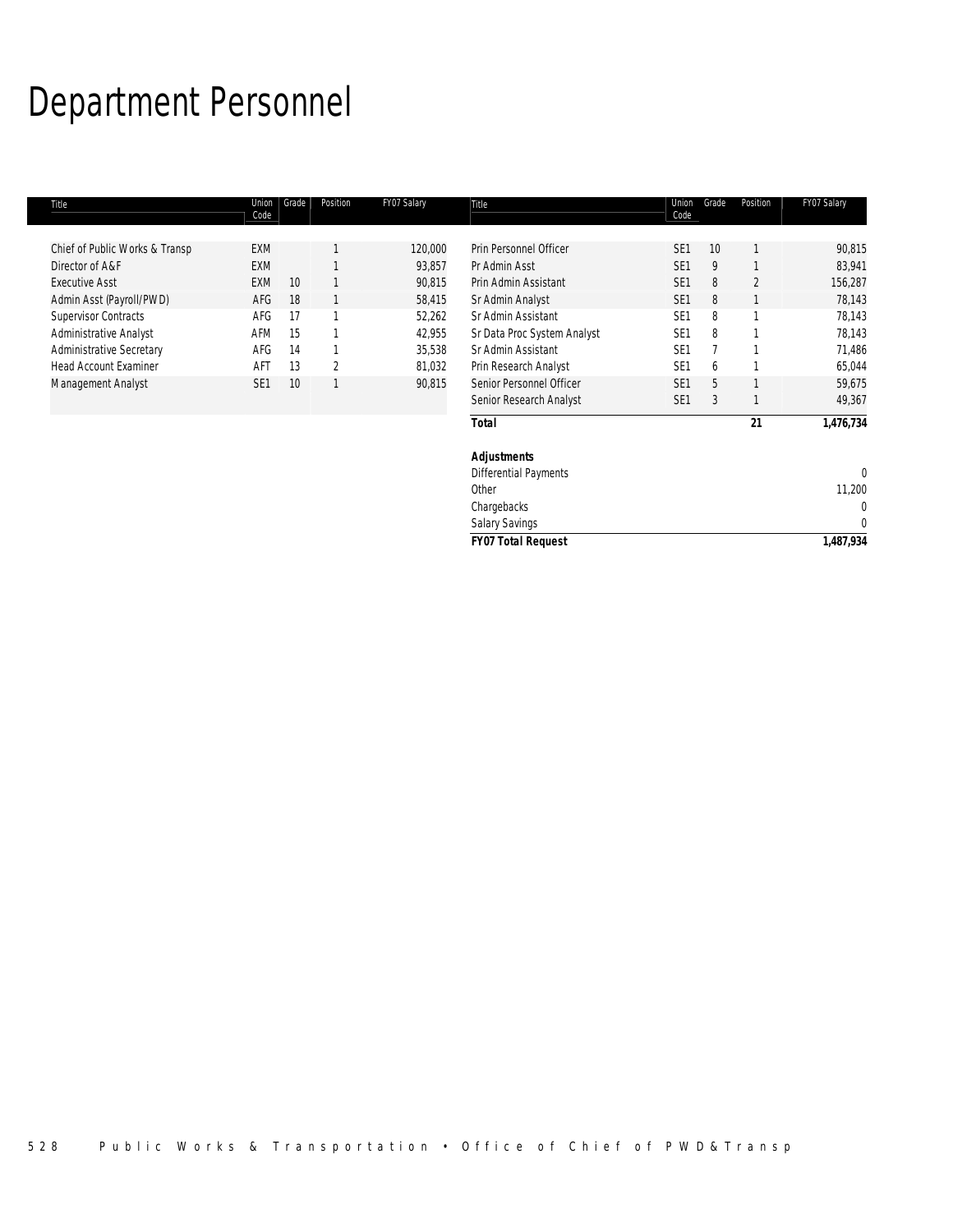# Department Personnel

| Title | Union Code | Grade | Position | FY07 Salary |
|---|---|---|---|---|
| Chief of Public Works & Transp | EXM | | 1 | 120,000 |
| Director of A&F | EXM | | 1 | 93,857 |
| Executive Asst | EXM | 10 | 1 | 90,815 |
| Admin Asst (Payroll/PWD) | AFG | 18 | 1 | 58,415 |
| Supervisor Contracts | AFG | 17 | 1 | 52,262 |
| Administrative Analyst | AFM | 15 | 1 | 42,955 |
| Administrative Secretary | AFG | 14 | 1 | 35,538 |
| Head Account Examiner | AFT | 13 | 2 | 81,032 |
| Management Analyst | SE1 | 10 | 1 | 90,815 |
| Prin Personnel Officer | SE1 | 10 | 1 | 90,815 |
| Pr Admin Asst | SE1 | 9 | 1 | 83,941 |
| Prin Admin Assistant | SE1 | 8 | 2 | 156,287 |
| Sr Admin Analyst | SE1 | 8 | 1 | 78,143 |
| Sr Admin Assistant | SE1 | 8 | 1 | 78,143 |
| Sr Data Proc System Analyst | SE1 | 8 | 1 | 78,143 |
| Sr Admin Assistant | SE1 | 7 | 1 | 71,486 |
| Prin Research Analyst | SE1 | 6 | 1 | 65,044 |
| Senior Personnel Officer | SE1 | 5 | 1 | 59,675 |
| Senior Research Analyst | SE1 | 3 | 1 | 49,367 |
| **Total** | | | **21** | **1,476,734** |
| | | | | |
| ***Adjustments*** | | | | |
| Differential Payments | | | | 0 |
| Other | | | | 11,200 |
| Chargebacks | | | | 0 |
| Salary Savings | | | | 0 |
| ***FY07 Total Request*** | | | | **1,487,934** |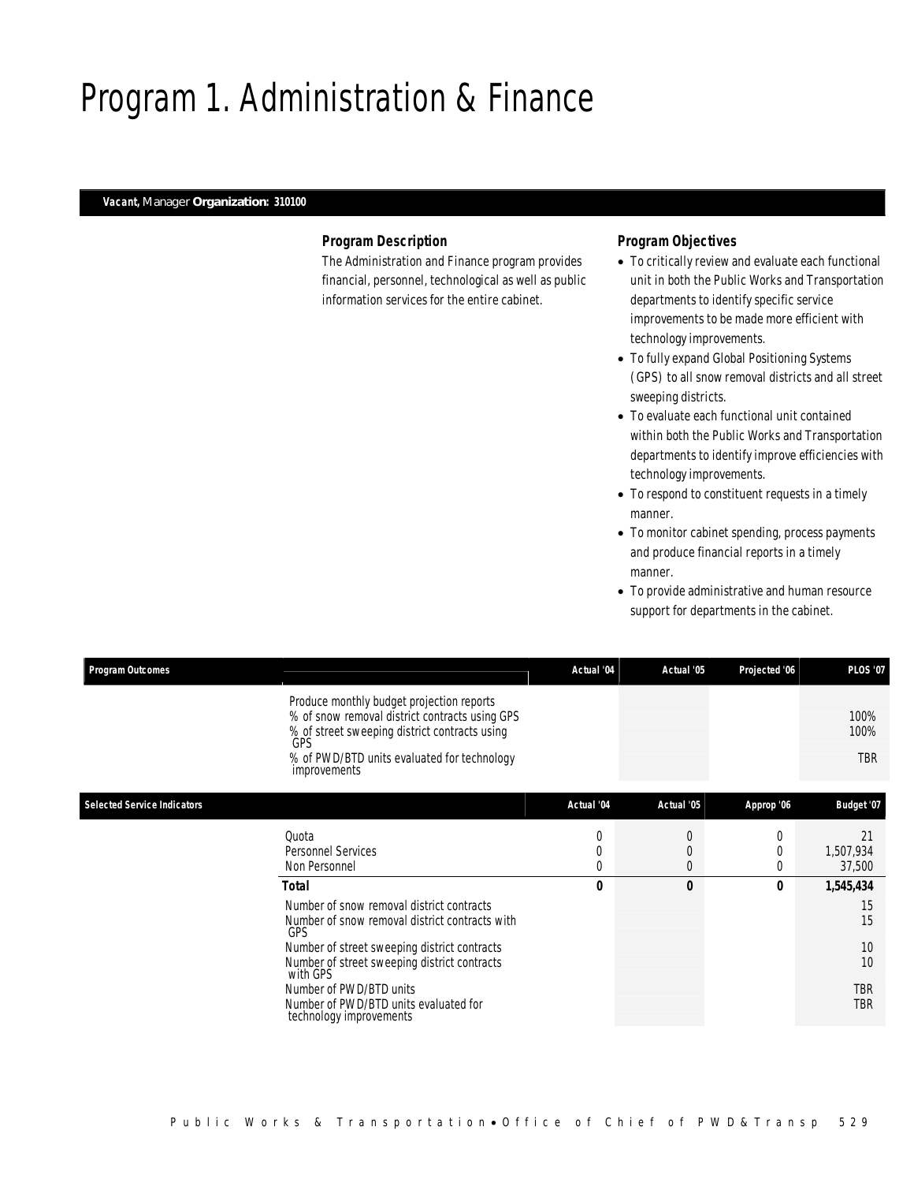# Program 1. Administration & Finance

***Vacant,*** *Manager* **Organization: 310100**

### Program Description

The Administration and Finance program provides financial, personnel, technological as well as public information services for the entire cabinet.

### Program Objectives

- To critically review and evaluate each functional unit in both the Public Works and Transportation departments to identify specific service improvements to be made more efficient with technology improvements.
- To fully expand Global Positioning Systems (GPS) to all snow removal districts and all street sweeping districts.
- To evaluate each functional unit contained within both the Public Works and Transportation departments to identify improve efficiencies with technology improvements.
- To respond to constituent requests in a timely manner.
- To monitor cabinet spending, process payments and produce financial reports in a timely manner.
- To provide administrative and human resource support for departments in the cabinet.

| Program Outcomes | Actual '04 | Actual '05 | Projected '06 | PLOS '07 |
|---|---|---|---|---|
| Produce monthly budget projection reports | | | | |
| % of snow removal district contracts using GPS | | | | 100% |
| % of street sweeping district contracts using GPS | | | | 100% |
| % of PWD/BTD units evaluated for technology improvements | | | | TBR |

| Selected Service Indicators | Actual '04 | Actual '05 | Approp '06 | Budget '07 |
|---|---|---|---|---|
| Quota | 0 | 0 | 0 | 21 |
| Personnel Services | 0 | 0 | 0 | 1,507,934 |
| Non Personnel | 0 | 0 | 0 | 37,500 |
| **Total** | **0** | **0** | **0** | **1,545,434** |
| Number of snow removal district contracts | | | | 15 |
| Number of snow removal district contracts with GPS | | | | 15 |
| Number of street sweeping district contracts | | | | 10 |
| Number of street sweeping district contracts with GPS | | | | 10 |
| Number of PWD/BTD units | | | | TBR |
| Number of PWD/BTD units evaluated for technology improvements | | | | TBR |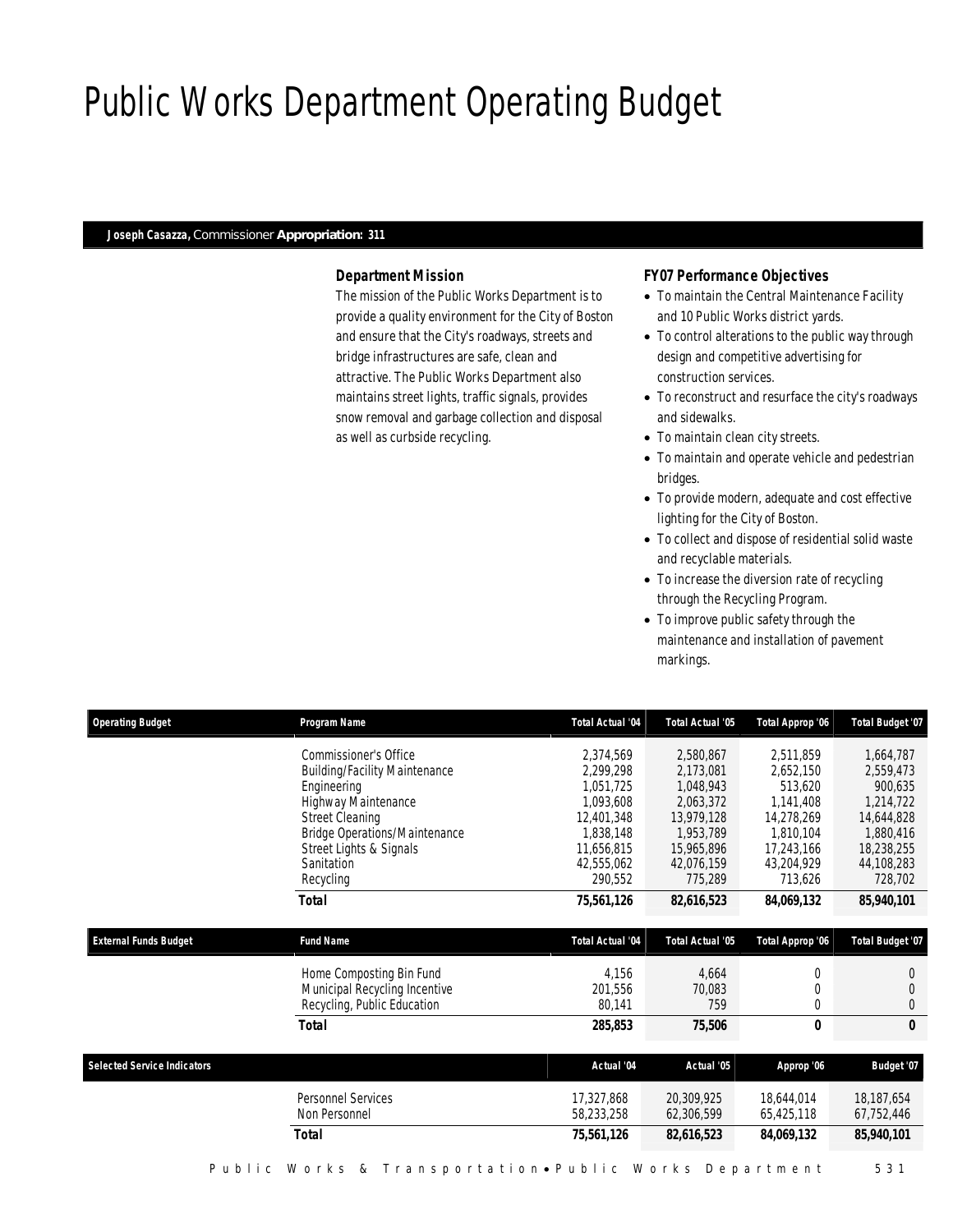# Public Works Department Operating Budget

**Joseph Casazza,** Commissioner **Appropriation: 311**

### Department Mission

The mission of the Public Works Department is to provide a quality environment for the City of Boston and ensure that the City's roadways, streets and bridge infrastructures are safe, clean and attractive. The Public Works Department also maintains street lights, traffic signals, provides snow removal and garbage collection and disposal as well as curbside recycling.

### FY07 Performance Objectives

- To maintain the Central Maintenance Facility and 10 Public Works district yards.
- To control alterations to the public way through design and competitive advertising for construction services.
- To reconstruct and resurface the city's roadways and sidewalks.
- To maintain clean city streets.
- To maintain and operate vehicle and pedestrian bridges.
- To provide modern, adequate and cost effective lighting for the City of Boston.
- To collect and dispose of residential solid waste and recyclable materials.
- To increase the diversion rate of recycling through the Recycling Program.
- To improve public safety through the maintenance and installation of pavement markings.

| Operating Budget | Program Name | Total Actual '04 | Total Actual '05 | Total Approp '06 | Total Budget '07 |
|---|---|---|---|---|---|
| | Commissioner's Office | 2,374,569 | 2,580,867 | 2,511,859 | 1,664,787 |
| | Building/Facility Maintenance | 2,299,298 | 2,173,081 | 2,652,150 | 2,559,473 |
| | Engineering | 1,051,725 | 1,048,943 | 513,620 | 900,635 |
| | Highway Maintenance | 1,093,608 | 2,063,372 | 1,141,408 | 1,214,722 |
| | Street Cleaning | 12,401,348 | 13,979,128 | 14,278,269 | 14,644,828 |
| | Bridge Operations/Maintenance | 1,838,148 | 1,953,789 | 1,810,104 | 1,880,416 |
| | Street Lights & Signals | 11,656,815 | 15,965,896 | 17,243,166 | 18,238,255 |
| | Sanitation | 42,555,062 | 42,076,159 | 43,204,929 | 44,108,283 |
| | Recycling | 290,552 | 775,289 | 713,626 | 728,702 |
| | **Total** | **75,561,126** | **82,616,523** | **84,069,132** | **85,940,101** |

| External Funds Budget | Fund Name | Total Actual '04 | Total Actual '05 | Total Approp '06 | Total Budget '07 |
|---|---|---|---|---|---|
| | Home Composting Bin Fund | 4,156 | 4,664 | 0 | 0 |
| | Municipal Recycling Incentive | 201,556 | 70,083 | 0 | 0 |
| | Recycling, Public Education | 80,141 | 759 | 0 | 0 |
| | **Total** | **285,853** | **75,506** | **0** | **0** |

| Selected Service Indicators | | Actual '04 | Actual '05 | Approp '06 | Budget '07 |
|---|---|---|---|---|---|
| | Personnel Services | 17,327,868 | 20,309,925 | 18,644,014 | 18,187,654 |
| | Non Personnel | 58,233,258 | 62,306,599 | 65,425,118 | 67,752,446 |
| | **Total** | **75,561,126** | **82,616,523** | **84,069,132** | **85,940,101** |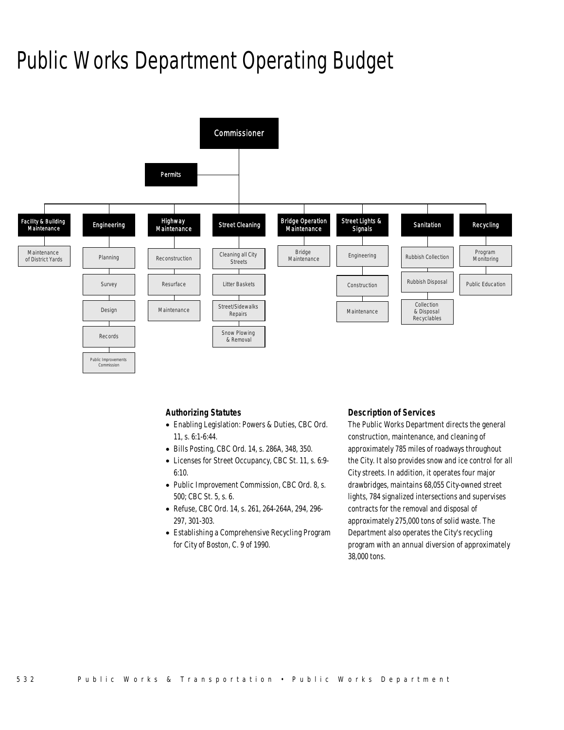# Public Works Department Operating Budget

- Commissioner
  - Permits
  - Facility & Building Maintenance
    - Maintenance of District Yards
  - Engineering
    - Planning
    - Survey
    - Design
    - Records
    - Public Improvements Commission
  - Highway Maintenance
    - Reconstruction
    - Resurface
    - Maintenance
  - Street Cleaning
    - Cleaning all City Streets
    - Litter Baskets
    - Street/Sidewalks Repairs
    - Snow Plowing & Removal
  - Bridge Operation Maintenance
    - Bridge Maintenance
  - Street Lights & Signals
    - Engineering
    - Construction
    - Maintenance
  - Sanitation
    - Rubbish Collection
    - Rubbish Disposal
    - Collection & Disposal Recyclables
  - Recycling
    - Program Monitoring
    - Public Education

### Authorizing Statutes

- Enabling Legislation: Powers & Duties, CBC Ord. 11, s. 6:1-6:44.
- Bills Posting, CBC Ord. 14, s. 286A, 348, 350.
- Licenses for Street Occupancy, CBC St. 11, s. 6:9-6:10.
- Public Improvement Commission, CBC Ord. 8, s. 500; CBC St. 5, s. 6.
- Refuse, CBC Ord. 14, s. 261, 264-264A, 294, 296-297, 301-303.
- Establishing a Comprehensive Recycling Program for City of Boston, C. 9 of 1990.

### Description of Services

The Public Works Department directs the general construction, maintenance, and cleaning of approximately 785 miles of roadways throughout the City. It also provides snow and ice control for all City streets. In addition, it operates four major drawbridges, maintains 68,055 City-owned street lights, 784 signalized intersections and supervises contracts for the removal and disposal of approximately 275,000 tons of solid waste. The Department also operates the City's recycling program with an annual diversion of approximately 38,000 tons.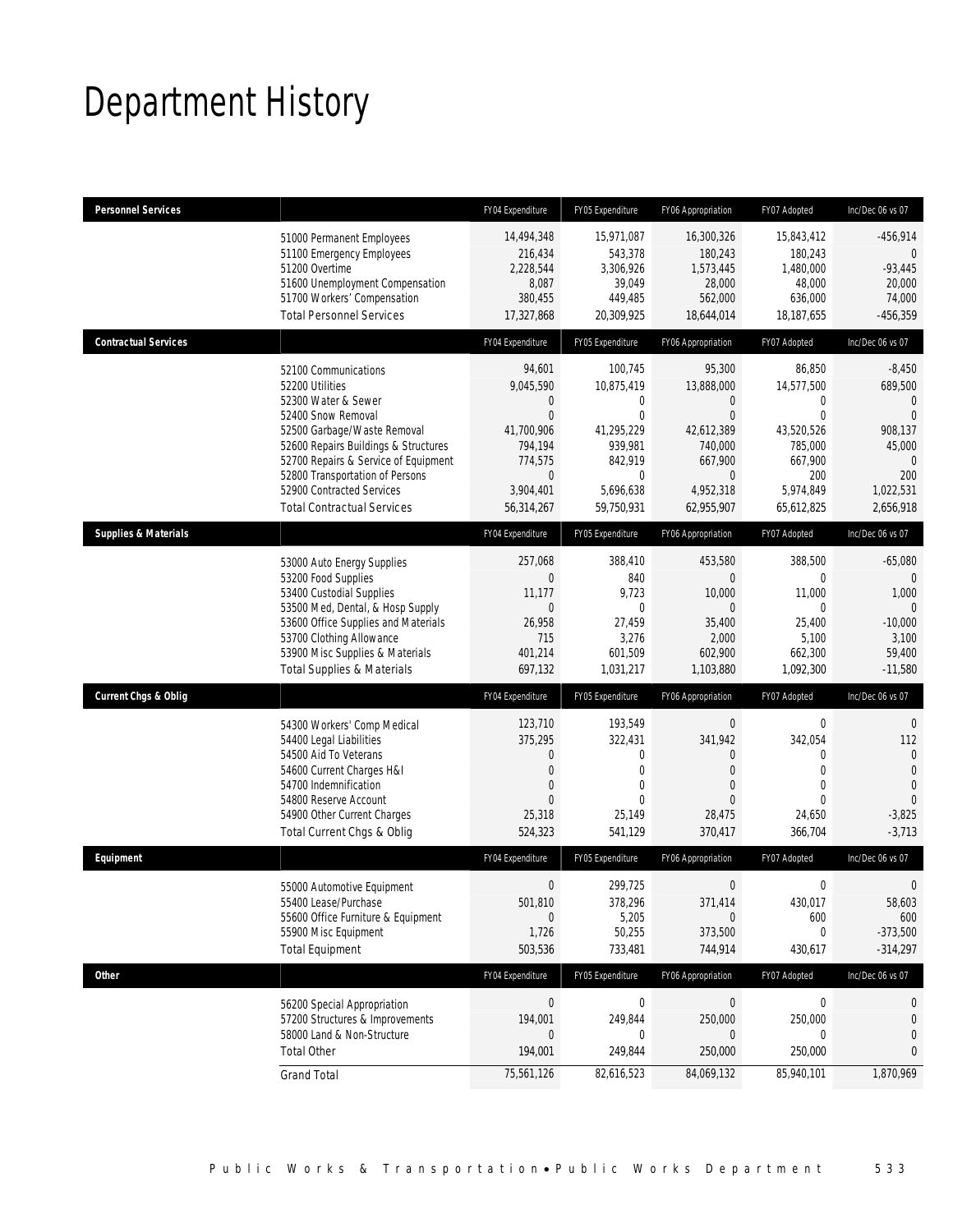# Department History

| Personnel Services | | FY04 Expenditure | FY05 Expenditure | FY06 Appropriation | FY07 Adopted | Inc/Dec 06 vs 07 |
|---|---|---|---|---|---|---|
| | 51000 Permanent Employees | 14,494,348 | 15,971,087 | 16,300,326 | 15,843,412 | -456,914 |
| | 51100 Emergency Employees | 216,434 | 543,378 | 180,243 | 180,243 | 0 |
| | 51200 Overtime | 2,228,544 | 3,306,926 | 1,573,445 | 1,480,000 | -93,445 |
| | 51600 Unemployment Compensation | 8,087 | 39,049 | 28,000 | 48,000 | 20,000 |
| | 51700 Workers' Compensation | 380,455 | 449,485 | 562,000 | 636,000 | 74,000 |
| | Total Personnel Services | 17,327,868 | 20,309,925 | 18,644,014 | 18,187,655 | -456,359 |
| **Contractual Services** | | FY04 Expenditure | FY05 Expenditure | FY06 Appropriation | FY07 Adopted | Inc/Dec 06 vs 07 |
| | 52100 Communications | 94,601 | 100,745 | 95,300 | 86,850 | -8,450 |
| | 52200 Utilities | 9,045,590 | 10,875,419 | 13,888,000 | 14,577,500 | 689,500 |
| | 52300 Water & Sewer | 0 | 0 | 0 | 0 | 0 |
| | 52400 Snow Removal | 0 | 0 | 0 | 0 | 0 |
| | 52500 Garbage/Waste Removal | 41,700,906 | 41,295,229 | 42,612,389 | 43,520,526 | 908,137 |
| | 52600 Repairs Buildings & Structures | 794,194 | 939,981 | 740,000 | 785,000 | 45,000 |
| | 52700 Repairs & Service of Equipment | 774,575 | 842,919 | 667,900 | 667,900 | 0 |
| | 52800 Transportation of Persons | 0 | 0 | 0 | 200 | 200 |
| | 52900 Contracted Services | 3,904,401 | 5,696,638 | 4,952,318 | 5,974,849 | 1,022,531 |
| | Total Contractual Services | 56,314,267 | 59,750,931 | 62,955,907 | 65,612,825 | 2,656,918 |
| **Supplies & Materials** | | FY04 Expenditure | FY05 Expenditure | FY06 Appropriation | FY07 Adopted | Inc/Dec 06 vs 07 |
| | 53000 Auto Energy Supplies | 257,068 | 388,410 | 453,580 | 388,500 | -65,080 |
| | 53200 Food Supplies | 0 | 840 | 0 | 0 | 0 |
| | 53400 Custodial Supplies | 11,177 | 9,723 | 10,000 | 11,000 | 1,000 |
| | 53500 Med, Dental, & Hosp Supply | 0 | 0 | 0 | 0 | 0 |
| | 53600 Office Supplies and Materials | 26,958 | 27,459 | 35,400 | 25,400 | -10,000 |
| | 53700 Clothing Allowance | 715 | 3,276 | 2,000 | 5,100 | 3,100 |
| | 53900 Misc Supplies & Materials | 401,214 | 601,509 | 602,900 | 662,300 | 59,400 |
| | Total Supplies & Materials | 697,132 | 1,031,217 | 1,103,880 | 1,092,300 | -11,580 |
| **Current Chgs & Oblig** | | FY04 Expenditure | FY05 Expenditure | FY06 Appropriation | FY07 Adopted | Inc/Dec 06 vs 07 |
| | 54300 Workers' Comp Medical | 123,710 | 193,549 | 0 | 0 | 0 |
| | 54400 Legal Liabilities | 375,295 | 322,431 | 341,942 | 342,054 | 112 |
| | 54500 Aid To Veterans | 0 | 0 | 0 | 0 | 0 |
| | 54600 Current Charges H&I | 0 | 0 | 0 | 0 | 0 |
| | 54700 Indemnification | 0 | 0 | 0 | 0 | 0 |
| | 54800 Reserve Account | 0 | 0 | 0 | 0 | 0 |
| | 54900 Other Current Charges | 25,318 | 25,149 | 28,475 | 24,650 | -3,825 |
| | Total Current Chgs & Oblig | 524,323 | 541,129 | 370,417 | 366,704 | -3,713 |
| **Equipment** | | FY04 Expenditure | FY05 Expenditure | FY06 Appropriation | FY07 Adopted | Inc/Dec 06 vs 07 |
| | 55000 Automotive Equipment | 0 | 299,725 | 0 | 0 | 0 |
| | 55400 Lease/Purchase | 501,810 | 378,296 | 371,414 | 430,017 | 58,603 |
| | 55600 Office Furniture & Equipment | 0 | 5,205 | 0 | 600 | 600 |
| | 55900 Misc Equipment | 1,726 | 50,255 | 373,500 | 0 | -373,500 |
| | Total Equipment | 503,536 | 733,481 | 744,914 | 430,617 | -314,297 |
| **Other** | | FY04 Expenditure | FY05 Expenditure | FY06 Appropriation | FY07 Adopted | Inc/Dec 06 vs 07 |
| | 56200 Special Appropriation | 0 | 0 | 0 | 0 | 0 |
| | 57200 Structures & Improvements | 194,001 | 249,844 | 250,000 | 250,000 | 0 |
| | 58000 Land & Non-Structure | 0 | 0 | 0 | 0 | 0 |
| | Total Other | 194,001 | 249,844 | 250,000 | 250,000 | 0 |
| | Grand Total | 75,561,126 | 82,616,523 | 84,069,132 | 85,940,101 | 1,870,969 |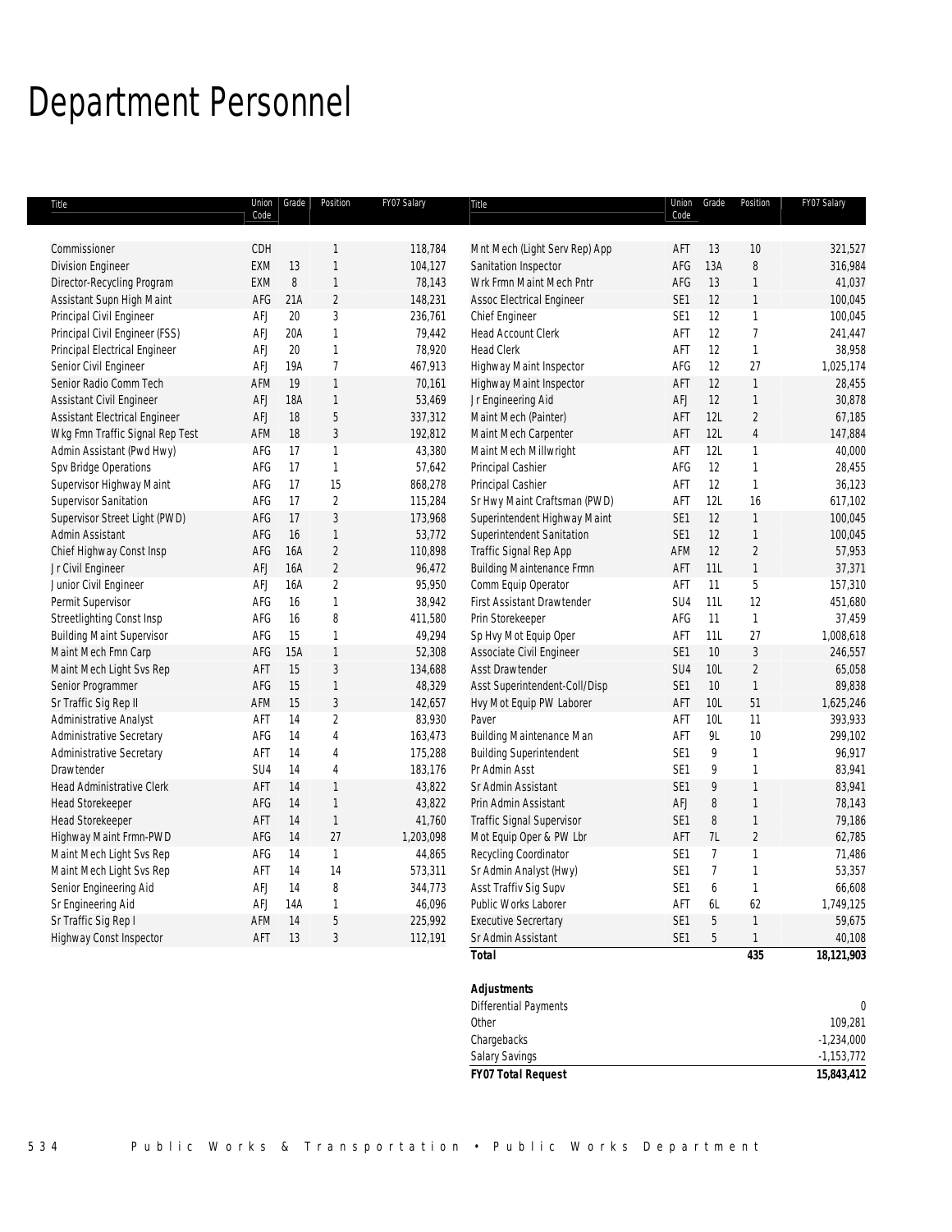# Department Personnel

| Title | Union Code | Grade | Position | FY07 Salary |
|---|---|---|---|---|
| Commissioner | CDH | | 1 | 118,784 |
| Division Engineer | EXM | 13 | 1 | 104,127 |
| Director-Recycling Program | EXM | 8 | 1 | 78,143 |
| Assistant Supn High Maint | AFG | 21A | 2 | 148,231 |
| Principal Civil Engineer | AFJ | 20 | 3 | 236,761 |
| Principal Civil Engineer (FSS) | AFJ | 20A | 1 | 79,442 |
| Principal Electrical Engineer | AFJ | 20 | 1 | 78,920 |
| Senior Civil Engineer | AFJ | 19A | 7 | 467,913 |
| Senior Radio Comm Tech | AFM | 19 | 1 | 70,161 |
| Assistant Civil Engineer | AFJ | 18A | 1 | 53,469 |
| Assistant Electrical Engineer | AFJ | 18 | 5 | 337,312 |
| Wkg Fmn Traffic Signal Rep Test | AFM | 18 | 3 | 192,812 |
| Admin Assistant (Pwd Hwy) | AFG | 17 | 1 | 43,380 |
| Spv Bridge Operations | AFG | 17 | 1 | 57,642 |
| Supervisor Highway Maint | AFG | 17 | 15 | 868,278 |
| Supervisor Sanitation | AFG | 17 | 2 | 115,284 |
| Supervisor Street Light (PWD) | AFG | 17 | 3 | 173,968 |
| Admin Assistant | AFG | 16 | 1 | 53,772 |
| Chief Highway Const Insp | AFG | 16A | 2 | 110,898 |
| Jr Civil Engineer | AFJ | 16A | 2 | 96,472 |
| Junior Civil Engineer | AFJ | 16A | 2 | 95,950 |
| Permit Supervisor | AFG | 16 | 1 | 38,942 |
| Streetlighting Const Insp | AFG | 16 | 8 | 411,580 |
| Building Maint Supervisor | AFG | 15 | 1 | 49,294 |
| Maint Mech Fmn Carp | AFG | 15A | 1 | 52,308 |
| Maint Mech Light Svs Rep | AFT | 15 | 3 | 134,688 |
| Senior Programmer | AFG | 15 | 1 | 48,329 |
| Sr Traffic Sig Rep II | AFM | 15 | 3 | 142,657 |
| Administrative Analyst | AFT | 14 | 2 | 83,930 |
| Administrative Secretary | AFG | 14 | 4 | 163,473 |
| Administrative Secretary | AFT | 14 | 4 | 175,288 |
| Drawtender | SU4 | 14 | 4 | 183,176 |
| Head Administrative Clerk | AFT | 14 | 1 | 43,822 |
| Head Storekeeper | AFG | 14 | 1 | 43,822 |
| Head Storekeeper | AFT | 14 | 1 | 41,760 |
| Highway Maint Frmn-PWD | AFG | 14 | 27 | 1,203,098 |
| Maint Mech Light Svs Rep | AFG | 14 | 1 | 44,865 |
| Maint Mech Light Svs Rep | AFT | 14 | 14 | 573,311 |
| Senior Engineering Aid | AFJ | 14 | 8 | 344,773 |
| Sr Engineering Aid | AFJ | 14A | 1 | 46,096 |
| Sr Traffic Sig Rep I | AFM | 14 | 5 | 225,992 |
| Highway Const Inspector | AFT | 13 | 3 | 112,191 |
| Mnt Mech (Light Serv Rep) App | AFT | 13 | 10 | 321,527 |
| Sanitation Inspector | AFG | 13A | 8 | 316,984 |
| Wrk Frmn Maint Mech Pntr | AFG | 13 | 1 | 41,037 |
| Assoc Electrical Engineer | SE1 | 12 | 1 | 100,045 |
| Chief Engineer | SE1 | 12 | 1 | 100,045 |
| Head Account Clerk | AFT | 12 | 7 | 241,447 |
| Head Clerk | AFT | 12 | 1 | 38,958 |
| Highway Maint Inspector | AFG | 12 | 27 | 1,025,174 |
| Highway Maint Inspector | AFT | 12 | 1 | 28,455 |
| Jr Engineering Aid | AFJ | 12 | 1 | 30,878 |
| Maint Mech (Painter) | AFT | 12L | 2 | 67,185 |
| Maint Mech Carpenter | AFT | 12L | 4 | 147,884 |
| Maint Mech Millwright | AFT | 12L | 1 | 40,000 |
| Principal Cashier | AFG | 12 | 1 | 28,455 |
| Principal Cashier | AFT | 12 | 1 | 36,123 |
| Sr Hwy Maint Craftsman (PWD) | AFT | 12L | 16 | 617,102 |
| Superintendent Highway Maint | SE1 | 12 | 1 | 100,045 |
| Superintendent Sanitation | SE1 | 12 | 1 | 100,045 |
| Traffic Signal Rep App | AFM | 12 | 2 | 57,953 |
| Building Maintenance Frmn | AFT | 11L | 1 | 37,371 |
| Comm Equip Operator | AFT | 11 | 5 | 157,310 |
| First Assistant Drawtender | SU4 | 11L | 12 | 451,680 |
| Prin Storekeeper | AFG | 11 | 1 | 37,459 |
| Sp Hvy Mot Equip Oper | AFT | 11L | 27 | 1,008,618 |
| Associate Civil Engineer | SE1 | 10 | 3 | 246,557 |
| Asst Drawtender | SU4 | 10L | 2 | 65,058 |
| Asst Superintendent-Coll/Disp | SE1 | 10 | 1 | 89,838 |
| Hvy Mot Equip PW Laborer | AFT | 10L | 51 | 1,625,246 |
| Paver | AFT | 10L | 11 | 393,933 |
| Building Maintenance Man | AFT | 9L | 10 | 299,102 |
| Building Superintendent | SE1 | 9 | 1 | 96,917 |
| Pr Admin Asst | SE1 | 9 | 1 | 83,941 |
| Sr Admin Assistant | SE1 | 9 | 1 | 83,941 |
| Prin Admin Assistant | AFJ | 8 | 1 | 78,143 |
| Traffic Signal Supervisor | SE1 | 8 | 1 | 79,186 |
| Mot Equip Oper & PW Lbr | AFT | 7L | 2 | 62,785 |
| Recycling Coordinator | SE1 | 7 | 1 | 71,486 |
| Sr Admin Analyst (Hwy) | SE1 | 7 | 1 | 53,357 |
| Asst Traffiv Sig Supv | SE1 | 6 | 1 | 66,608 |
| Public Works Laborer | AFT | 6L | 62 | 1,749,125 |
| Executive Secrertary | SE1 | 5 | 1 | 59,675 |
| Sr Admin Assistant | SE1 | 5 | 1 | 40,108 |
| **Total** | | | **435** | **18,121,903** |

| **Adjustments** | |
|---|---|
| Differential Payments | 0 |
| Other | 109,281 |
| Chargebacks | -1,234,000 |
| Salary Savings | -1,153,772 |
| ***FY07 Total Request*** | **15,843,412** |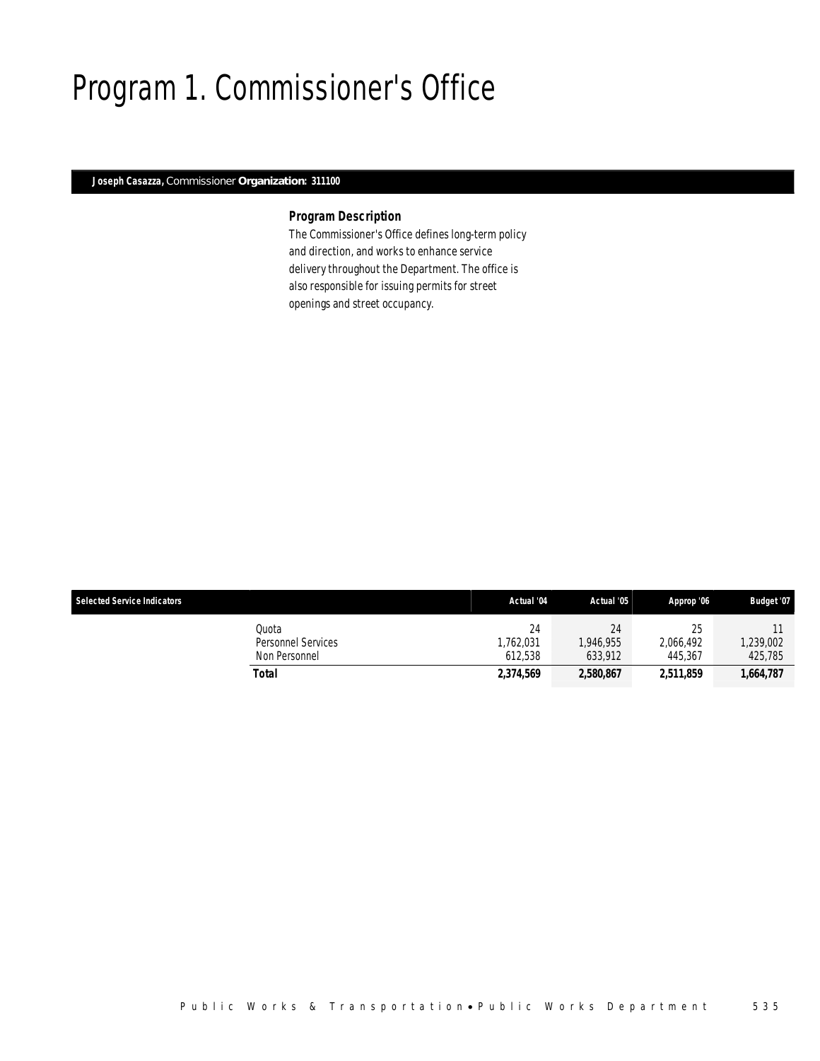# Program 1. Commissioner's Office

**Joseph Casazza,** Commissioner **Organization: 311100**

### Program Description

The Commissioner's Office defines long-term policy and direction, and works to enhance service delivery throughout the Department. The office is also responsible for issuing permits for street openings and street occupancy.

| Selected Service Indicators | Actual '04 | Actual '05 | Approp '06 | Budget '07 |
|---|---|---|---|---|
| Quota | 24 | 24 | 25 | 11 |
| Personnel Services | 1,762,031 | 1,946,955 | 2,066,492 | 1,239,002 |
| Non Personnel | 612,538 | 633,912 | 445,367 | 425,785 |
| **Total** | **2,374,569** | **2,580,867** | **2,511,859** | **1,664,787** |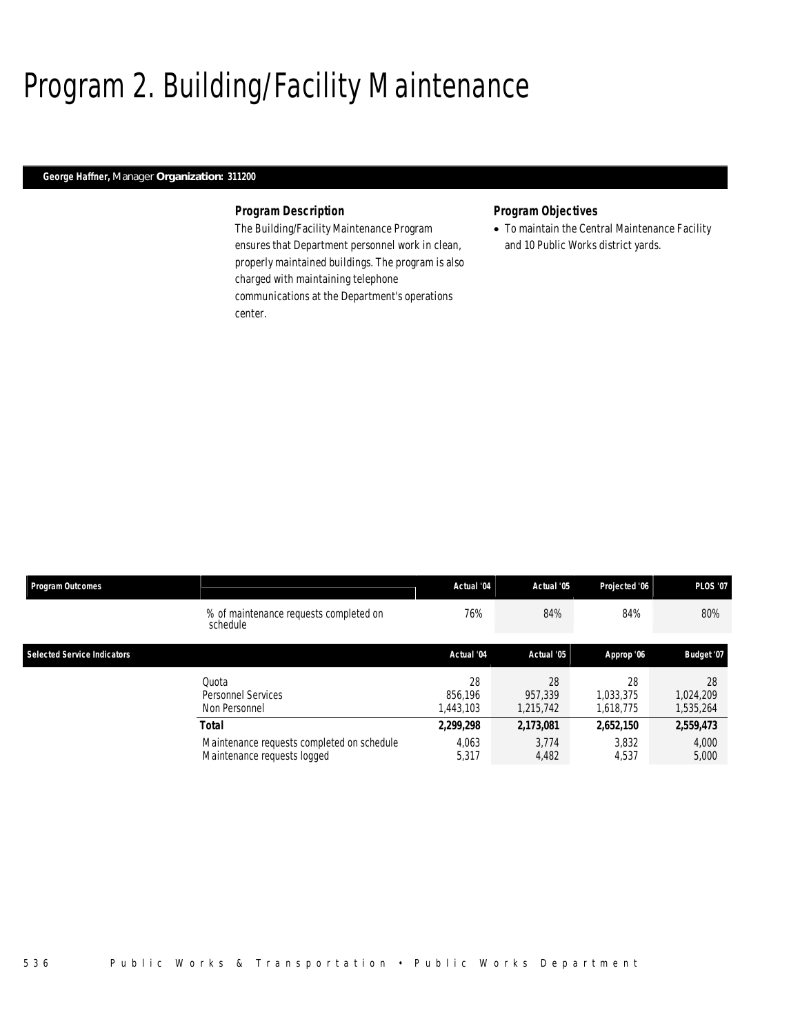# Program 2. Building/Facility Maintenance

**George Haffner,** Manager **Organization: 311200**

### Program Description

The Building/Facility Maintenance Program ensures that Department personnel work in clean, properly maintained buildings. The program is also charged with maintaining telephone communications at the Department's operations center.

### Program Objectives

- To maintain the Central Maintenance Facility and 10 Public Works district yards.

| Program Outcomes | | Actual '04 | Actual '05 | Projected '06 | PLOS '07 |
|---|---|---|---|---|---|
| | % of maintenance requests completed on schedule | 76% | 84% | 84% | 80% |

| Selected Service Indicators | | Actual '04 | Actual '05 | Approp '06 | Budget '07 |
|---|---|---|---|---|---|
| | Quota | 28 | 28 | 28 | 28 |
| | Personnel Services | 856,196 | 957,339 | 1,033,375 | 1,024,209 |
| | Non Personnel | 1,443,103 | 1,215,742 | 1,618,775 | 1,535,264 |
| | **Total** | **2,299,298** | **2,173,081** | **2,652,150** | **2,559,473** |
| | Maintenance requests completed on schedule | 4,063 | 3,774 | 3,832 | 4,000 |
| | Maintenance requests logged | 5,317 | 4,482 | 4,537 | 5,000 |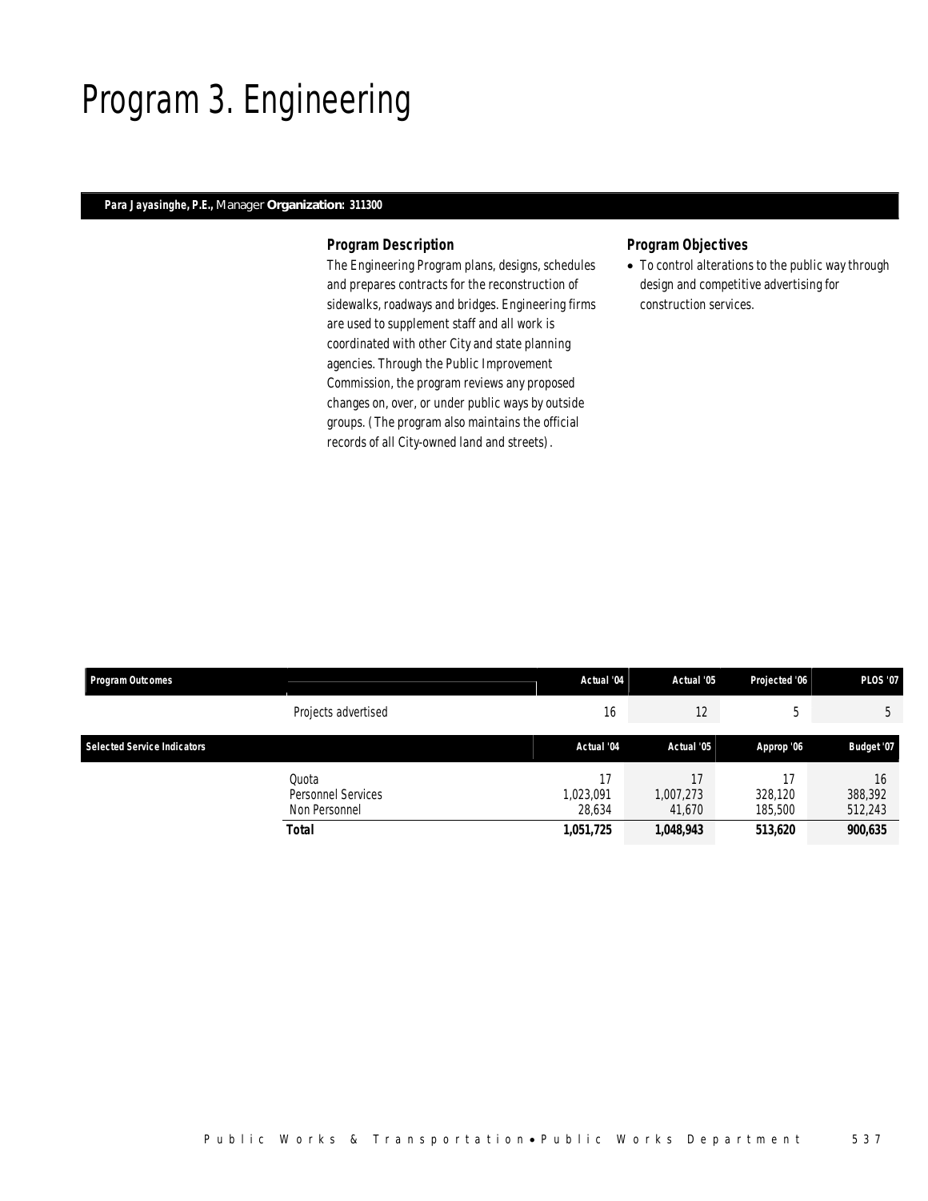# Program 3. Engineering

**Para Jayasinghe, P.E.,** Manager **Organization: 311300**

### Program Description

The Engineering Program plans, designs, schedules and prepares contracts for the reconstruction of sidewalks, roadways and bridges. Engineering firms are used to supplement staff and all work is coordinated with other City and state planning agencies. Through the Public Improvement Commission, the program reviews any proposed changes on, over, or under public ways by outside groups. (The program also maintains the official records of all City-owned land and streets).

### Program Objectives

- To control alterations to the public way through design and competitive advertising for construction services.

| Program Outcomes | | Actual '04 | Actual '05 | Projected '06 | PLOS '07 |
|---|---|---|---|---|---|
| | Projects advertised | 16 | 12 | 5 | 5 |

| Selected Service Indicators | | Actual '04 | Actual '05 | Approp '06 | Budget '07 |
|---|---|---|---|---|---|
| | Quota | 17 | 17 | 17 | 16 |
| | Personnel Services | 1,023,091 | 1,007,273 | 328,120 | 388,392 |
| | Non Personnel | 28,634 | 41,670 | 185,500 | 512,243 |
| | **Total** | **1,051,725** | **1,048,943** | **513,620** | **900,635** |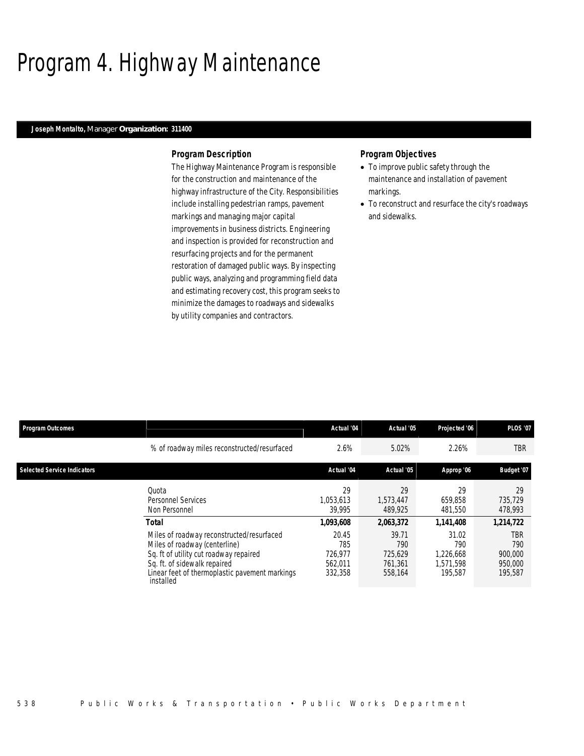# Program 4. Highway Maintenance

**Joseph Montalto,** Manager **Organization: 311400**

### Program Description

The Highway Maintenance Program is responsible for the construction and maintenance of the highway infrastructure of the City. Responsibilities include installing pedestrian ramps, pavement markings and managing major capital improvements in business districts. Engineering and inspection is provided for reconstruction and resurfacing projects and for the permanent restoration of damaged public ways. By inspecting public ways, analyzing and programming field data and estimating recovery cost, this program seeks to minimize the damages to roadways and sidewalks by utility companies and contractors.

### Program Objectives

- To improve public safety through the maintenance and installation of pavement markings.
- To reconstruct and resurface the city's roadways and sidewalks.

| Program Outcomes | | Actual '04 | Actual '05 | Projected '06 | PLOS '07 |
|---|---|---|---|---|---|
| | % of roadway miles reconstructed/resurfaced | 2.6% | 5.02% | 2.26% | TBR |

| Selected Service Indicators | | Actual '04 | Actual '05 | Approp '06 | Budget '07 |
|---|---|---|---|---|---|
| | Quota | 29 | 29 | 29 | 29 |
| | Personnel Services | 1,053,613 | 1,573,447 | 659,858 | 735,729 |
| | Non Personnel | 39,995 | 489,925 | 481,550 | 478,993 |
| | **Total** | **1,093,608** | **2,063,372** | **1,141,408** | **1,214,722** |
| | Miles of roadway reconstructed/resurfaced | 20.45 | 39.71 | 31.02 | TBR |
| | Miles of roadway (centerline) | 785 | 790 | 790 | 790 |
| | Sq. ft of utility cut roadway repaired | 726,977 | 725,629 | 1,226,668 | 900,000 |
| | Sq. ft. of sidewalk repaired | 562,011 | 761,361 | 1,571,598 | 950,000 |
| | Linear feet of thermoplastic pavement markings installed | 332,358 | 558,164 | 195,587 | 195,587 |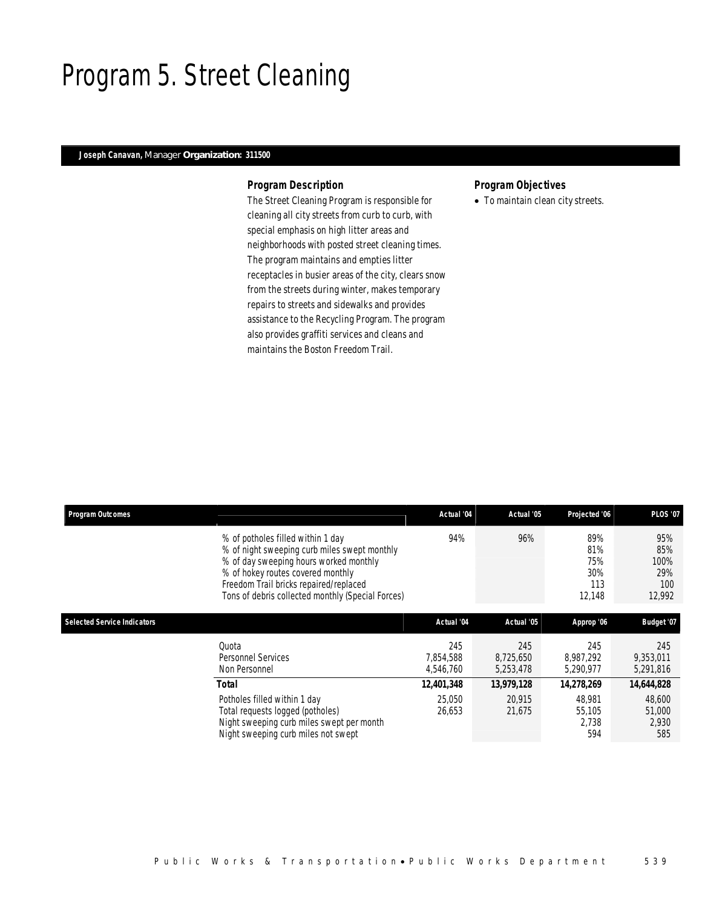# Program 5. Street Cleaning

**Joseph Canavan,** Manager **Organization: 311500**

### Program Description

The Street Cleaning Program is responsible for cleaning all city streets from curb to curb, with special emphasis on high litter areas and neighborhoods with posted street cleaning times. The program maintains and empties litter receptacles in busier areas of the city, clears snow from the streets during winter, makes temporary repairs to streets and sidewalks and provides assistance to the Recycling Program. The program also provides graffiti services and cleans and maintains the Boston Freedom Trail.

### Program Objectives

- To maintain clean city streets.

| Program Outcomes | Actual '04 | Actual '05 | Projected '06 | PLOS '07 |
|---|---|---|---|---|
| % of potholes filled within 1 day | 94% | 96% | 89% | 95% |
| % of night sweeping curb miles swept monthly | | | 81% | 85% |
| % of day sweeping hours worked monthly | | | 75% | 100% |
| % of hokey routes covered monthly | | | 30% | 29% |
| Freedom Trail bricks repaired/replaced | | | 113 | 100 |
| Tons of debris collected monthly (Special Forces) | | | 12,148 | 12,992 |

| Selected Service Indicators | Actual '04 | Actual '05 | Approp '06 | Budget '07 |
|---|---|---|---|---|
| Quota | 245 | 245 | 245 | 245 |
| Personnel Services | 7,854,588 | 8,725,650 | 8,987,292 | 9,353,011 |
| Non Personnel | 4,546,760 | 5,253,478 | 5,290,977 | 5,291,816 |
| **Total** | **12,401,348** | **13,979,128** | **14,278,269** | **14,644,828** |
| Potholes filled within 1 day | 25,050 | 20,915 | 48,981 | 48,600 |
| Total requests logged (potholes) | 26,653 | 21,675 | 55,105 | 51,000 |
| Night sweeping curb miles swept per month | | | 2,738 | 2,930 |
| Night sweeping curb miles not swept | | | 594 | 585 |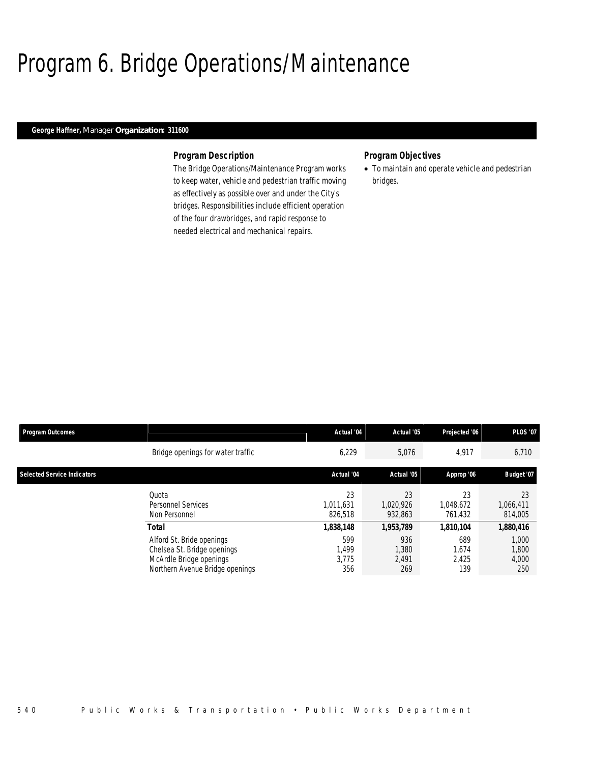# Program 6. Bridge Operations/Maintenance

**George Haffner,** Manager **Organization: 311600**

### Program Description

The Bridge Operations/Maintenance Program works to keep water, vehicle and pedestrian traffic moving as effectively as possible over and under the City's bridges. Responsibilities include efficient operation of the four drawbridges, and rapid response to needed electrical and mechanical repairs.

### Program Objectives

- To maintain and operate vehicle and pedestrian bridges.

| Program Outcomes | | Actual '04 | Actual '05 | Projected '06 | PLOS '07 |
|---|---|---|---|---|---|
| | Bridge openings for water traffic | 6,229 | 5,076 | 4,917 | 6,710 |

| Selected Service Indicators | | Actual '04 | Actual '05 | Approp '06 | Budget '07 |
|---|---|---|---|---|---|
| | Quota | 23 | 23 | 23 | 23 |
| | Personnel Services | 1,011,631 | 1,020,926 | 1,048,672 | 1,066,411 |
| | Non Personnel | 826,518 | 932,863 | 761,432 | 814,005 |
| | **Total** | **1,838,148** | **1,953,789** | **1,810,104** | **1,880,416** |
| | Alford St. Bride openings | 599 | 936 | 689 | 1,000 |
| | Chelsea St. Bridge openings | 1,499 | 1,380 | 1,674 | 1,800 |
| | McArdle Bridge openings | 3,775 | 2,491 | 2,425 | 4,000 |
| | Northern Avenue Bridge openings | 356 | 269 | 139 | 250 |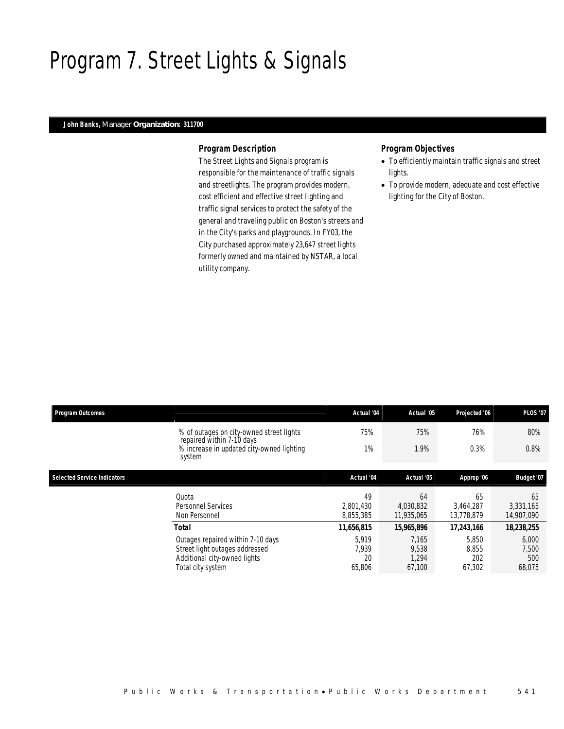# Program 7. Street Lights & Signals

**John Banks,** Manager **Organization: 311700**

### Program Description

The Street Lights and Signals program is responsible for the maintenance of traffic signals and streetlights. The program provides modern, cost efficient and effective street lighting and traffic signal services to protect the safety of the general and traveling public on Boston's streets and in the City's parks and playgrounds. In FY03, the City purchased approximately 23,647 street lights formerly owned and maintained by NSTAR, a local utility company.

### Program Objectives

- To efficiently maintain traffic signals and street lights.
- To provide modern, adequate and cost effective lighting for the City of Boston.

| Program Outcomes | | Actual '04 | Actual '05 | Projected '06 | PLOS '07 |
|---|---|---|---|---|---|
| | % of outages on city-owned street lights repaired within 7-10 days | 75% | 75% | 76% | 80% |
| | % increase in updated city-owned lighting system | 1% | 1.9% | 0.3% | 0.8% |

| Selected Service Indicators | | Actual '04 | Actual '05 | Approp '06 | Budget '07 |
|---|---|---|---|---|---|
| | Quota | 49 | 64 | 65 | 65 |
| | Personnel Services | 2,801,430 | 4,030,832 | 3,464,287 | 3,331,165 |
| | Non Personnel | 8,855,385 | 11,935,065 | 13,778,879 | 14,907,090 |
| | **Total** | **11,656,815** | **15,965,896** | **17,243,166** | **18,238,255** |
| | Outages repaired within 7-10 days | 5,919 | 7,165 | 5,850 | 6,000 |
| | Street light outages addressed | 7,939 | 9,538 | 8,855 | 7,500 |
| | Additional city-owned lights | 20 | 1,294 | 202 | 500 |
| | Total city system | 65,806 | 67,100 | 67,302 | 68,075 |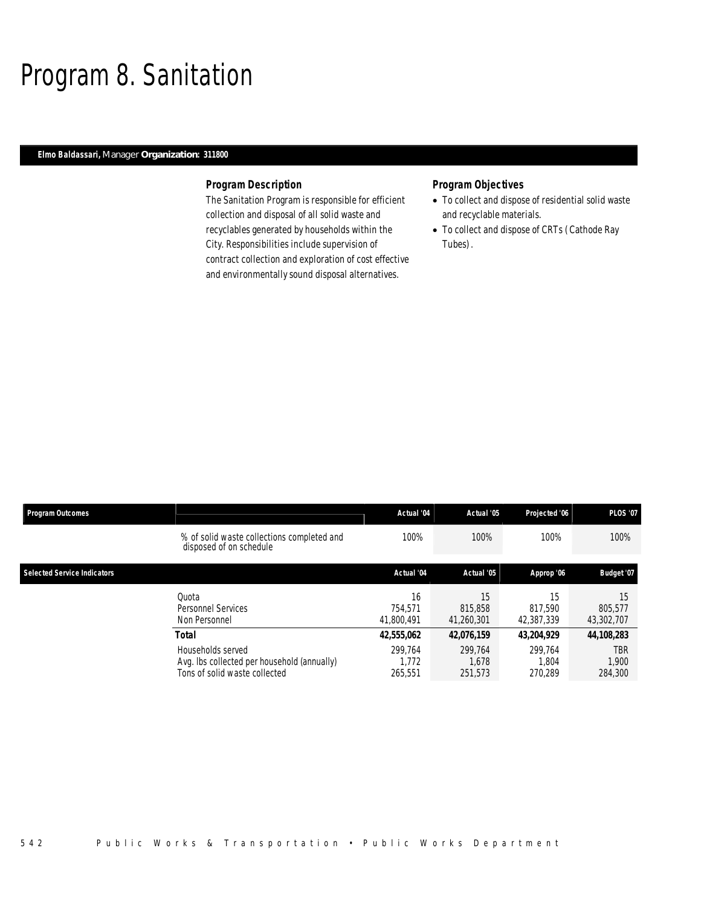# Program 8. Sanitation

**Elmo Baldassari,** Manager **Organization: 311800**

### Program Description

The Sanitation Program is responsible for efficient collection and disposal of all solid waste and recyclables generated by households within the City. Responsibilities include supervision of contract collection and exploration of cost effective and environmentally sound disposal alternatives.

### Program Objectives

- To collect and dispose of residential solid waste and recyclable materials.
- To collect and dispose of CRTs (Cathode Ray Tubes).

| Program Outcomes | | Actual '04 | Actual '05 | Projected '06 | PLOS '07 |
|---|---|---|---|---|---|
| | % of solid waste collections completed and disposed of on schedule | 100% | 100% | 100% | 100% |

| Selected Service Indicators | | Actual '04 | Actual '05 | Approp '06 | Budget '07 |
|---|---|---|---|---|---|
| | Quota | 16 | 15 | 15 | 15 |
| | Personnel Services | 754,571 | 815,858 | 817,590 | 805,577 |
| | Non Personnel | 41,800,491 | 41,260,301 | 42,387,339 | 43,302,707 |
| | **Total** | **42,555,062** | **42,076,159** | **43,204,929** | **44,108,283** |
| | Households served | 299,764 | 299,764 | 299,764 | TBR |
| | Avg. lbs collected per household (annually) | 1,772 | 1,678 | 1,804 | 1,900 |
| | Tons of solid waste collected | 265,551 | 251,573 | 270,289 | 284,300 |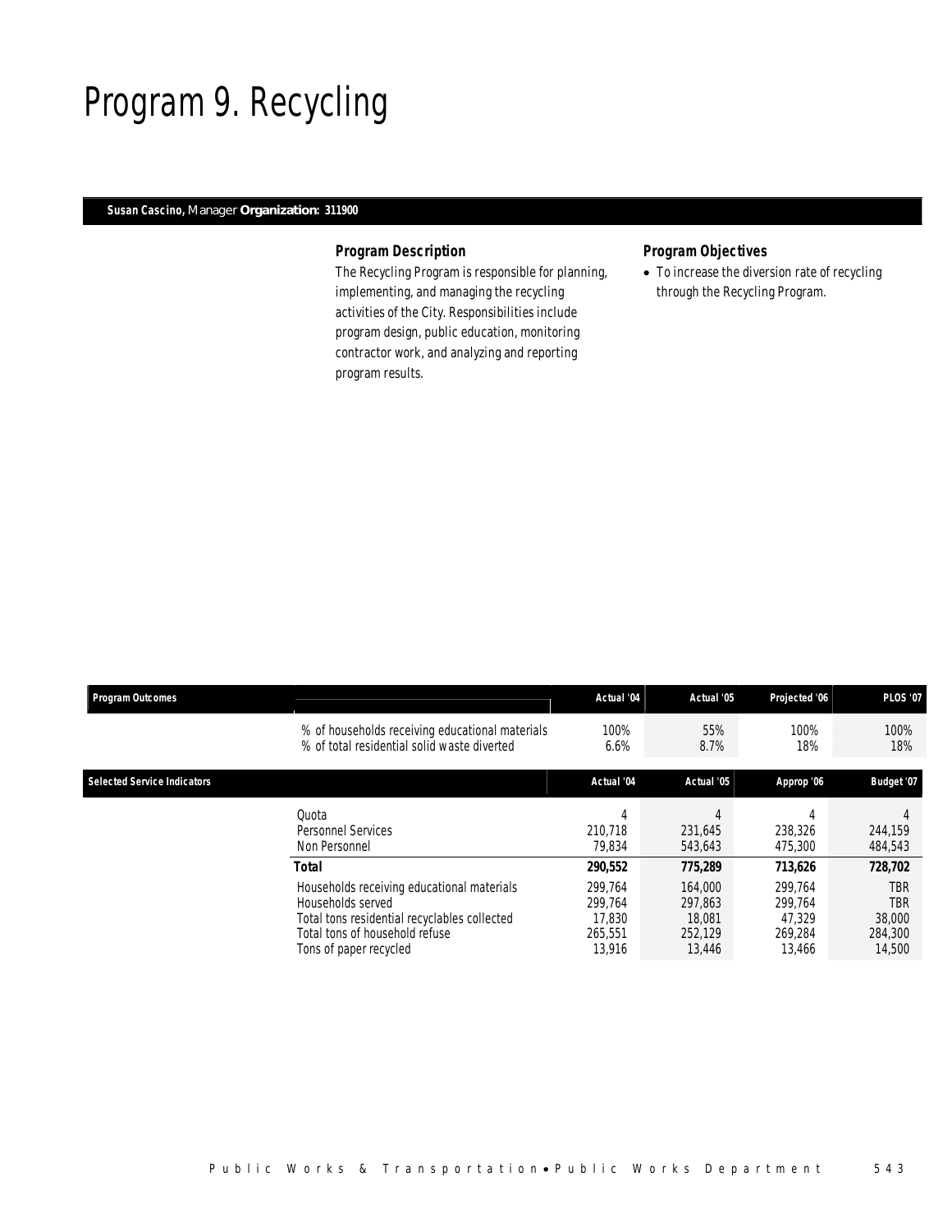# Program 9. Recycling

**Susan Cascino,** Manager **Organization: 311900**

### Program Description

The Recycling Program is responsible for planning, implementing, and managing the recycling activities of the City. Responsibilities include program design, public education, monitoring contractor work, and analyzing and reporting program results.

### Program Objectives

- To increase the diversion rate of recycling through the Recycling Program.

| Program Outcomes | | Actual '04 | Actual '05 | Projected '06 | PLOS '07 |
|---|---|---|---|---|---|
| | % of households receiving educational materials | 100% | 55% | 100% | 100% |
| | % of total residential solid waste diverted | 6.6% | 8.7% | 18% | 18% |

| Selected Service Indicators | | Actual '04 | Actual '05 | Approp '06 | Budget '07 |
|---|---|---|---|---|---|
| | Quota | 4 | 4 | 4 | 4 |
| | Personnel Services | 210,718 | 231,645 | 238,326 | 244,159 |
| | Non Personnel | 79,834 | 543,643 | 475,300 | 484,543 |
| | **Total** | **290,552** | **775,289** | **713,626** | **728,702** |
| | Households receiving educational materials | 299,764 | 164,000 | 299,764 | TBR |
| | Households served | 299,764 | 297,863 | 299,764 | TBR |
| | Total tons residential recyclables collected | 17,830 | 18,081 | 47,329 | 38,000 |
| | Total tons of household refuse | 265,551 | 252,129 | 269,284 | 284,300 |
| | Tons of paper recycled | 13,916 | 13,446 | 13,466 | 14,500 |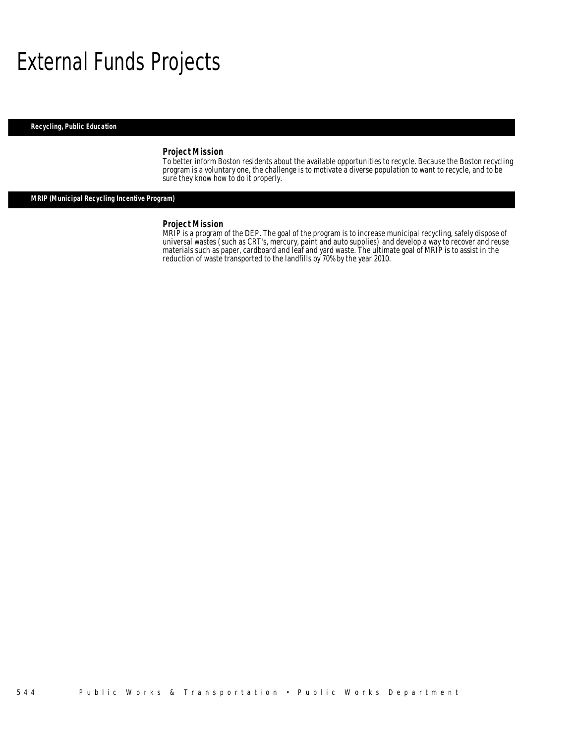# External Funds Projects

## Recycling, Public Education

### Project Mission

To better inform Boston residents about the available opportunities to recycle. Because the Boston recycling program is a voluntary one, the challenge is to motivate a diverse population to want to recycle, and to be sure they know how to do it properly.

## MRIP (Municipal Recycling Incentive Program)

### Project Mission

MRIP is a program of the DEP. The goal of the program is to increase municipal recycling, safely dispose of universal wastes (such as CRT's, mercury, paint and auto supplies) and develop a way to recover and reuse materials such as paper, cardboard and leaf and yard waste. The ultimate goal of MRIP is to assist in the reduction of waste transported to the landfills by 70% by the year 2010.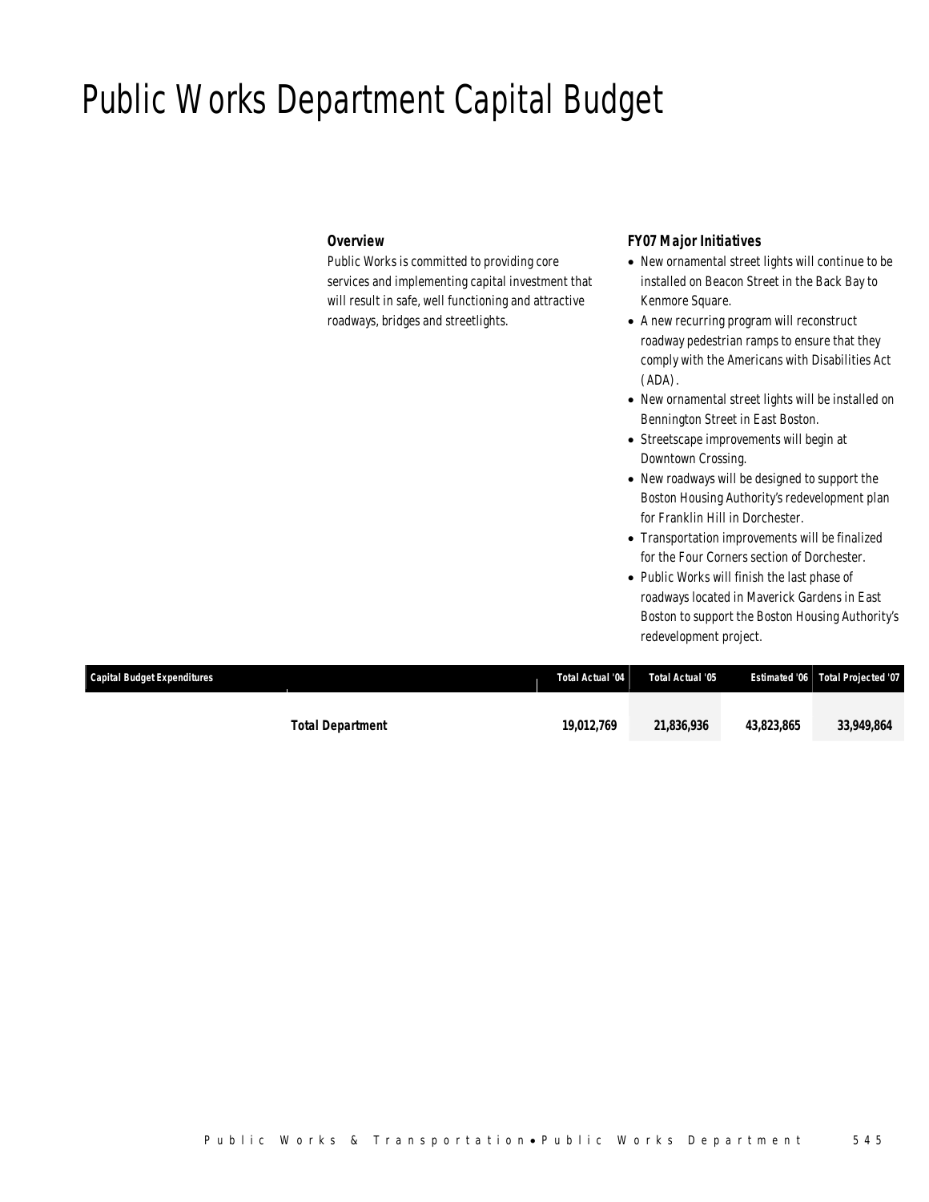# Public Works Department Capital Budget

### Overview

Public Works is committed to providing core services and implementing capital investment that will result in safe, well functioning and attractive roadways, bridges and streetlights.

### FY07 Major Initiatives

- New ornamental street lights will continue to be installed on Beacon Street in the Back Bay to Kenmore Square.
- A new recurring program will reconstruct roadway pedestrian ramps to ensure that they comply with the Americans with Disabilities Act (ADA).
- New ornamental street lights will be installed on Bennington Street in East Boston.
- Streetscape improvements will begin at Downtown Crossing.
- New roadways will be designed to support the Boston Housing Authority's redevelopment plan for Franklin Hill in Dorchester.
- Transportation improvements will be finalized for the Four Corners section of Dorchester.
- Public Works will finish the last phase of roadways located in Maverick Gardens in East Boston to support the Boston Housing Authority's redevelopment project.

| Capital Budget Expenditures | Total Actual '04 | Total Actual '05 | Estimated '06 | Total Projected '07 |
|---|---|---|---|---|
| **Total Department** | **19,012,769** | **21,836,936** | **43,823,865** | **33,949,864** |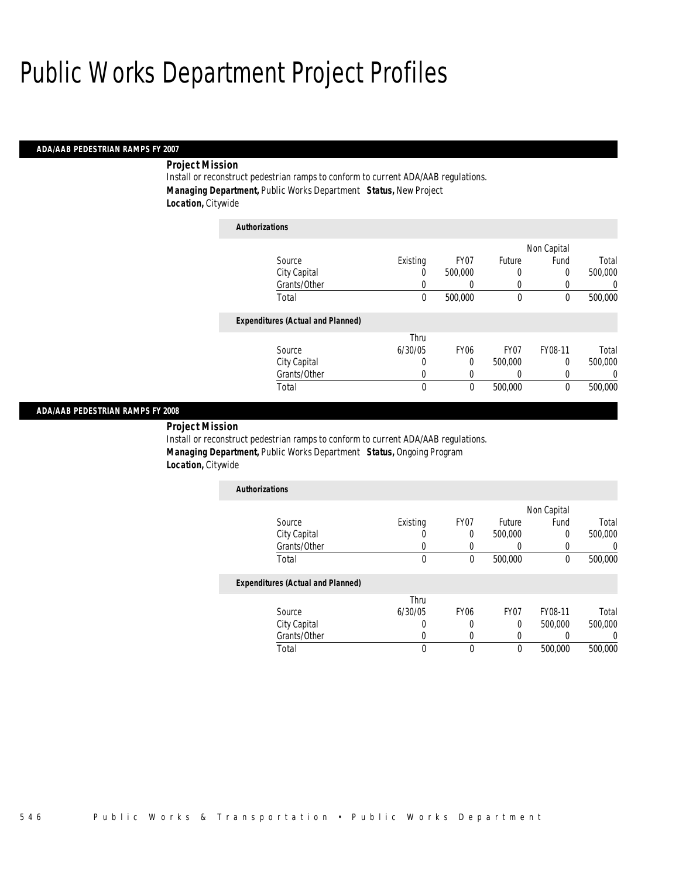# Public Works Department Project Profiles

## ADA/AAB PEDESTRIAN RAMPS FY 2007

**Project Mission**

Install or reconstruct pedestrian ramps to conform to current ADA/AAB regulations.

**Managing Department,** Public Works Department **Status,** New Project

**Location,** Citywide

**Authorizations**

| Source | Existing | FY07 | Future | Non Capital Fund | Total |
|---|---|---|---|---|---|
| City Capital | 0 | 500,000 | 0 | 0 | 500,000 |
| Grants/Other | 0 | 0 | 0 | 0 | 0 |
| Total | 0 | 500,000 | 0 | 0 | 500,000 |

**Expenditures (Actual and Planned)**

| Source | Thru 6/30/05 | FY06 | FY07 | FY08-11 | Total |
|---|---|---|---|---|---|
| City Capital | 0 | 0 | 500,000 | 0 | 500,000 |
| Grants/Other | 0 | 0 | 0 | 0 | 0 |
| Total | 0 | 0 | 500,000 | 0 | 500,000 |

## ADA/AAB PEDESTRIAN RAMPS FY 2008

**Project Mission**

Install or reconstruct pedestrian ramps to conform to current ADA/AAB regulations.

**Managing Department,** Public Works Department **Status,** Ongoing Program

**Location,** Citywide

**Authorizations**

| Source | Existing | FY07 | Future | Non Capital Fund | Total |
|---|---|---|---|---|---|
| City Capital | 0 | 0 | 500,000 | 0 | 500,000 |
| Grants/Other | 0 | 0 | 0 | 0 | 0 |
| Total | 0 | 0 | 500,000 | 0 | 500,000 |

**Expenditures (Actual and Planned)**

| Source | Thru 6/30/05 | FY06 | FY07 | FY08-11 | Total |
|---|---|---|---|---|---|
| City Capital | 0 | 0 | 0 | 500,000 | 500,000 |
| Grants/Other | 0 | 0 | 0 | 0 | 0 |
| Total | 0 | 0 | 0 | 500,000 | 500,000 |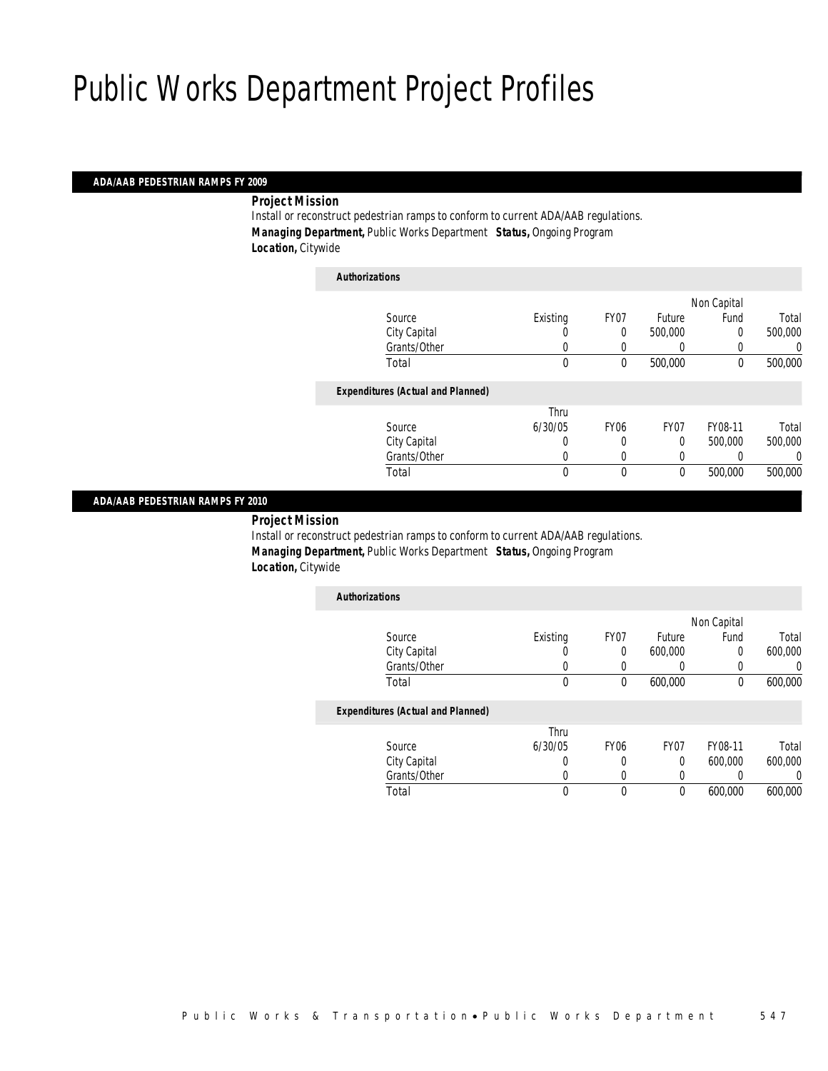# Public Works Department Project Profiles

## ADA/AAB PEDESTRIAN RAMPS FY 2009

***Project Mission***

Install or reconstruct pedestrian ramps to conform to current ADA/AAB regulations.

***Managing Department,*** Public Works Department ***Status,*** Ongoing Program

***Location,*** Citywide

***Authorizations***

| Source | Existing | FY07 | Future | Non Capital Fund | Total |
|---|---|---|---|---|---|
| City Capital | 0 | 0 | 500,000 | 0 | 500,000 |
| Grants/Other | 0 | 0 | 0 | 0 | 0 |
| Total | 0 | 0 | 500,000 | 0 | 500,000 |

***Expenditures (Actual and Planned)***

| Source | Thru 6/30/05 | FY06 | FY07 | FY08-11 | Total |
|---|---|---|---|---|---|
| City Capital | 0 | 0 | 0 | 500,000 | 500,000 |
| Grants/Other | 0 | 0 | 0 | 0 | 0 |
| Total | 0 | 0 | 0 | 500,000 | 500,000 |

## ADA/AAB PEDESTRIAN RAMPS FY 2010

***Project Mission***

Install or reconstruct pedestrian ramps to conform to current ADA/AAB regulations.

***Managing Department,*** Public Works Department ***Status,*** Ongoing Program

***Location,*** Citywide

***Authorizations***

| Source | Existing | FY07 | Future | Non Capital Fund | Total |
|---|---|---|---|---|---|
| City Capital | 0 | 0 | 600,000 | 0 | 600,000 |
| Grants/Other | 0 | 0 | 0 | 0 | 0 |
| Total | 0 | 0 | 600,000 | 0 | 600,000 |

***Expenditures (Actual and Planned)***

| Source | Thru 6/30/05 | FY06 | FY07 | FY08-11 | Total |
|---|---|---|---|---|---|
| City Capital | 0 | 0 | 0 | 600,000 | 600,000 |
| Grants/Other | 0 | 0 | 0 | 0 | 0 |
| Total | 0 | 0 | 0 | 600,000 | 600,000 |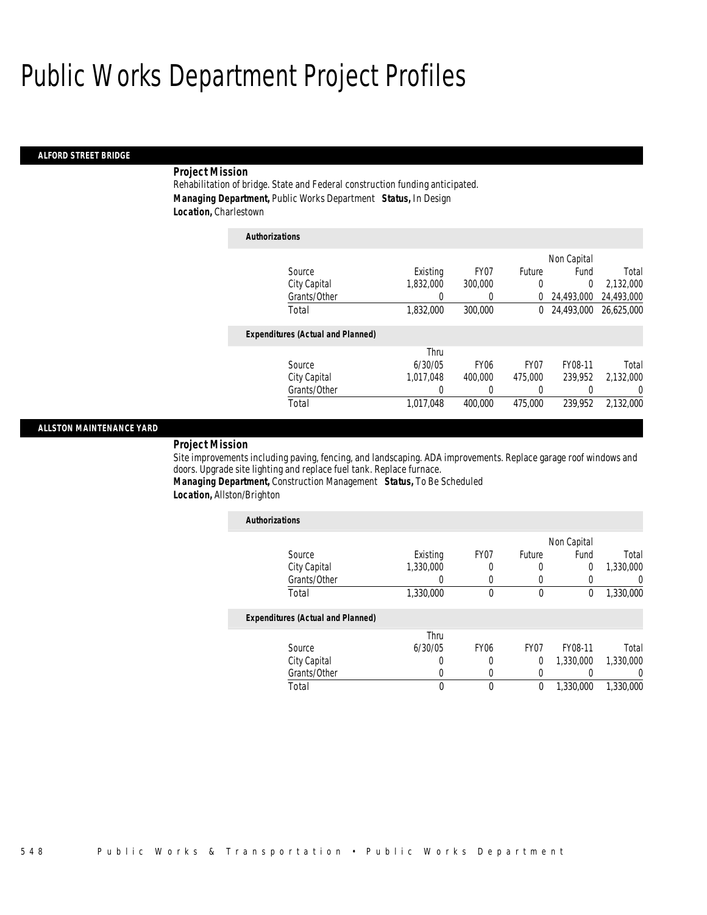# Public Works Department Project Profiles

## ALFORD STREET BRIDGE

**Project Mission**

Rehabilitation of bridge. State and Federal construction funding anticipated.

***Managing Department,*** Public Works Department ***Status,*** In Design

***Location,*** Charlestown

**Authorizations**

| Source | Existing | FY07 | Future | Non Capital Fund | Total |
|---|---|---|---|---|---|
| City Capital | 1,832,000 | 300,000 | 0 | 0 | 2,132,000 |
| Grants/Other | 0 | 0 | 0 | 24,493,000 | 24,493,000 |
| Total | 1,832,000 | 300,000 | 0 | 24,493,000 | 26,625,000 |

**Expenditures (Actual and Planned)**

| Source | Thru 6/30/05 | FY06 | FY07 | FY08-11 | Total |
|---|---|---|---|---|---|
| City Capital | 1,017,048 | 400,000 | 475,000 | 239,952 | 2,132,000 |
| Grants/Other | 0 | 0 | 0 | 0 | 0 |
| Total | 1,017,048 | 400,000 | 475,000 | 239,952 | 2,132,000 |

## ALLSTON MAINTENANCE YARD

**Project Mission**

Site improvements including paving, fencing, and landscaping. ADA improvements. Replace garage roof windows and doors. Upgrade site lighting and replace fuel tank. Replace furnace.

***Managing Department,*** Construction Management ***Status,*** To Be Scheduled

***Location,*** Allston/Brighton

**Authorizations**

| Source | Existing | FY07 | Future | Non Capital Fund | Total |
|---|---|---|---|---|---|
| City Capital | 1,330,000 | 0 | 0 | 0 | 1,330,000 |
| Grants/Other | 0 | 0 | 0 | 0 | 0 |
| Total | 1,330,000 | 0 | 0 | 0 | 1,330,000 |

**Expenditures (Actual and Planned)**

| Source | Thru 6/30/05 | FY06 | FY07 | FY08-11 | Total |
|---|---|---|---|---|---|
| City Capital | 0 | 0 | 0 | 1,330,000 | 1,330,000 |
| Grants/Other | 0 | 0 | 0 | 0 | 0 |
| Total | 0 | 0 | 0 | 1,330,000 | 1,330,000 |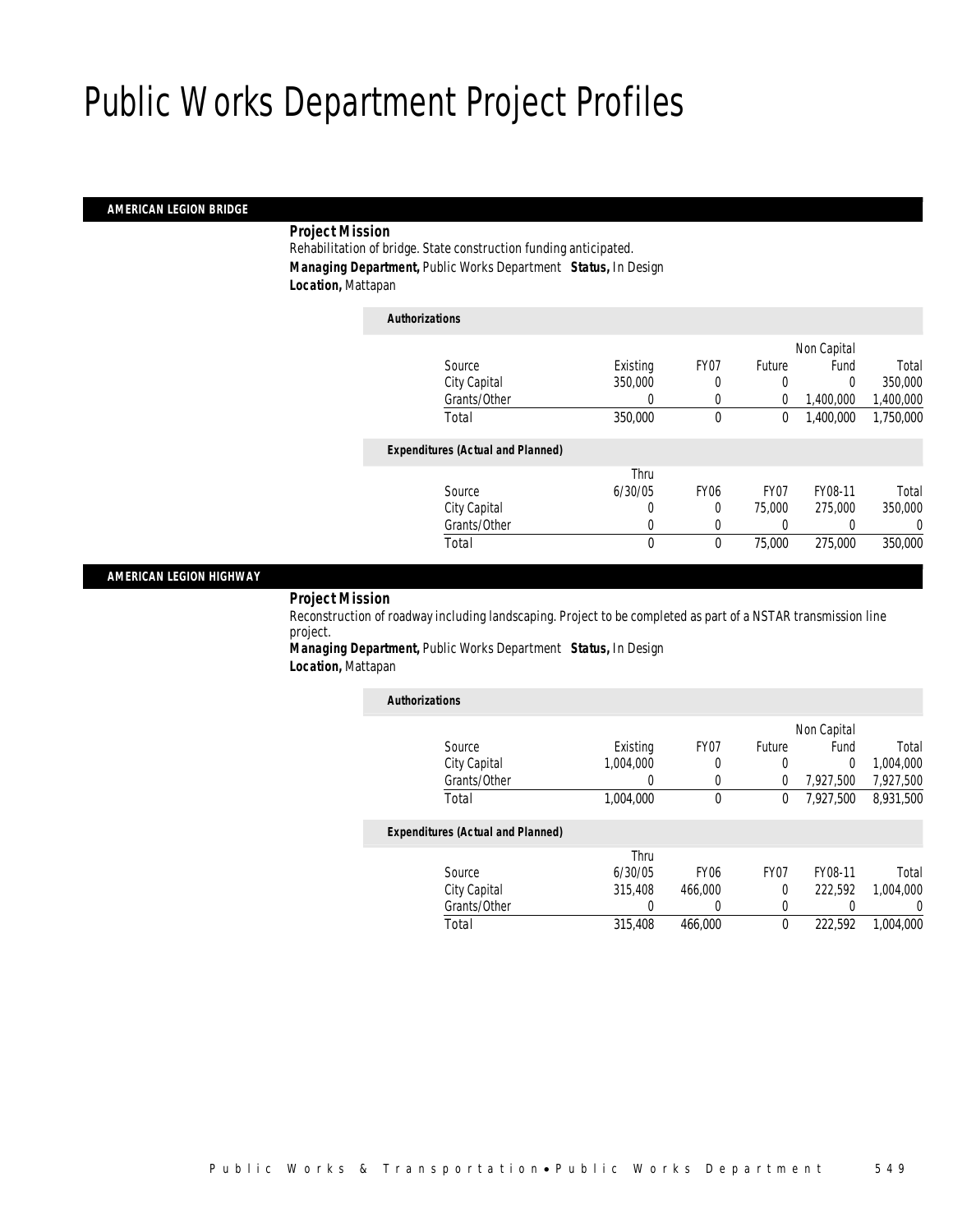# Public Works Department Project Profiles

## AMERICAN LEGION BRIDGE

***Project Mission***

Rehabilitation of bridge. State construction funding anticipated.

***Managing Department,*** Public Works Department ***Status,*** In Design

***Location,*** Mattapan

***Authorizations***

| Source | Existing | FY07 | Future | Non Capital Fund | Total |
|---|---|---|---|---|---|
| City Capital | 350,000 | 0 | 0 | 0 | 350,000 |
| Grants/Other | 0 | 0 | 0 | 1,400,000 | 1,400,000 |
| Total | 350,000 | 0 | 0 | 1,400,000 | 1,750,000 |

***Expenditures (Actual and Planned)***

| Source | Thru 6/30/05 | FY06 | FY07 | FY08-11 | Total |
|---|---|---|---|---|---|
| City Capital | 0 | 0 | 75,000 | 275,000 | 350,000 |
| Grants/Other | 0 | 0 | 0 | 0 | 0 |
| Total | 0 | 0 | 75,000 | 275,000 | 350,000 |

## AMERICAN LEGION HIGHWAY

***Project Mission***

Reconstruction of roadway including landscaping. Project to be completed as part of a NSTAR transmission line project.

***Managing Department,*** Public Works Department ***Status,*** In Design

***Location,*** Mattapan

***Authorizations***

| Source | Existing | FY07 | Future | Non Capital Fund | Total |
|---|---|---|---|---|---|
| City Capital | 1,004,000 | 0 | 0 | 0 | 1,004,000 |
| Grants/Other | 0 | 0 | 0 | 7,927,500 | 7,927,500 |
| Total | 1,004,000 | 0 | 0 | 7,927,500 | 8,931,500 |

***Expenditures (Actual and Planned)***

| Source | Thru 6/30/05 | FY06 | FY07 | FY08-11 | Total |
|---|---|---|---|---|---|
| City Capital | 315,408 | 466,000 | 0 | 222,592 | 1,004,000 |
| Grants/Other | 0 | 0 | 0 | 0 | 0 |
| Total | 315,408 | 466,000 | 0 | 222,592 | 1,004,000 |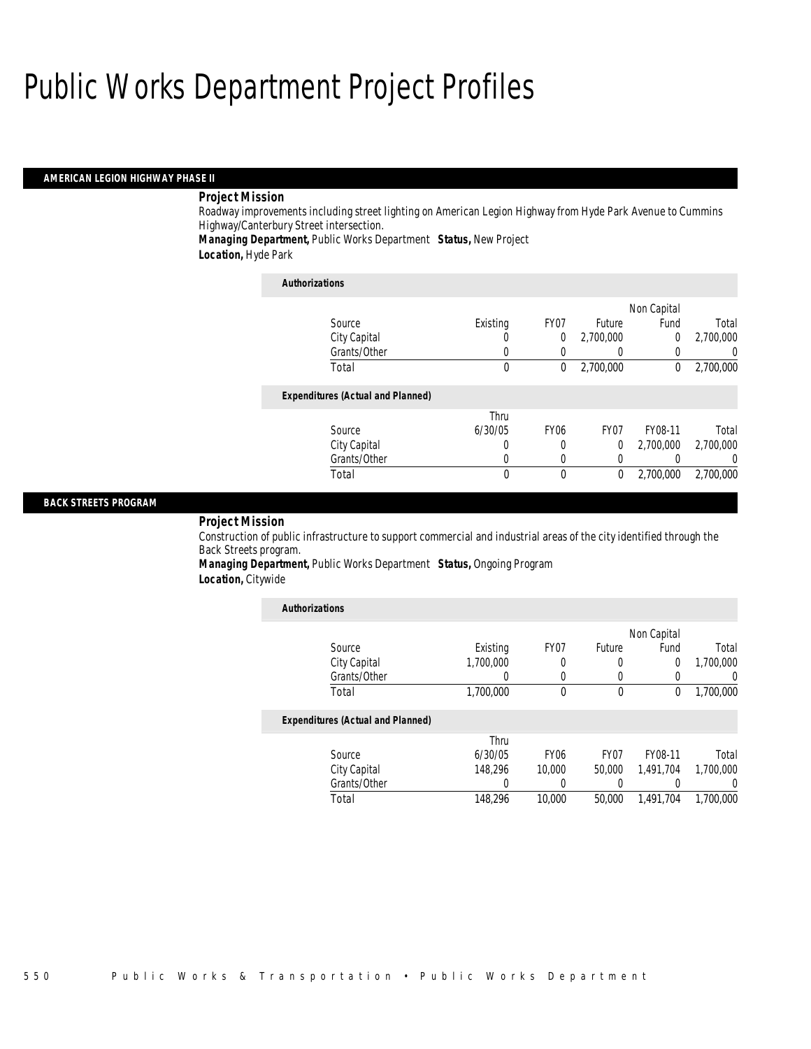# Public Works Department Project Profiles

## AMERICAN LEGION HIGHWAY PHASE II

***Project Mission***

Roadway improvements including street lighting on American Legion Highway from Hyde Park Avenue to Cummins Highway/Canterbury Street intersection.

***Managing Department,*** Public Works Department ***Status,*** New Project

***Location,*** Hyde Park

***Authorizations***

| Source | Existing | FY07 | Future | Non Capital Fund | Total |
|---|---|---|---|---|---|
| City Capital | 0 | 0 | 2,700,000 | 0 | 2,700,000 |
| Grants/Other | 0 | 0 | 0 | 0 | 0 |
| Total | 0 | 0 | 2,700,000 | 0 | 2,700,000 |

***Expenditures (Actual and Planned)***

| Source | Thru 6/30/05 | FY06 | FY07 | FY08-11 | Total |
|---|---|---|---|---|---|
| City Capital | 0 | 0 | 0 | 2,700,000 | 2,700,000 |
| Grants/Other | 0 | 0 | 0 | 0 | 0 |
| Total | 0 | 0 | 0 | 2,700,000 | 2,700,000 |

## BACK STREETS PROGRAM

***Project Mission***

Construction of public infrastructure to support commercial and industrial areas of the city identified through the Back Streets program.

***Managing Department,*** Public Works Department ***Status,*** Ongoing Program

***Location,*** Citywide

***Authorizations***

| Source | Existing | FY07 | Future | Non Capital Fund | Total |
|---|---|---|---|---|---|
| City Capital | 1,700,000 | 0 | 0 | 0 | 1,700,000 |
| Grants/Other | 0 | 0 | 0 | 0 | 0 |
| Total | 1,700,000 | 0 | 0 | 0 | 1,700,000 |

***Expenditures (Actual and Planned)***

| Source | Thru 6/30/05 | FY06 | FY07 | FY08-11 | Total |
|---|---|---|---|---|---|
| City Capital | 148,296 | 10,000 | 50,000 | 1,491,704 | 1,700,000 |
| Grants/Other | 0 | 0 | 0 | 0 | 0 |
| Total | 148,296 | 10,000 | 50,000 | 1,491,704 | 1,700,000 |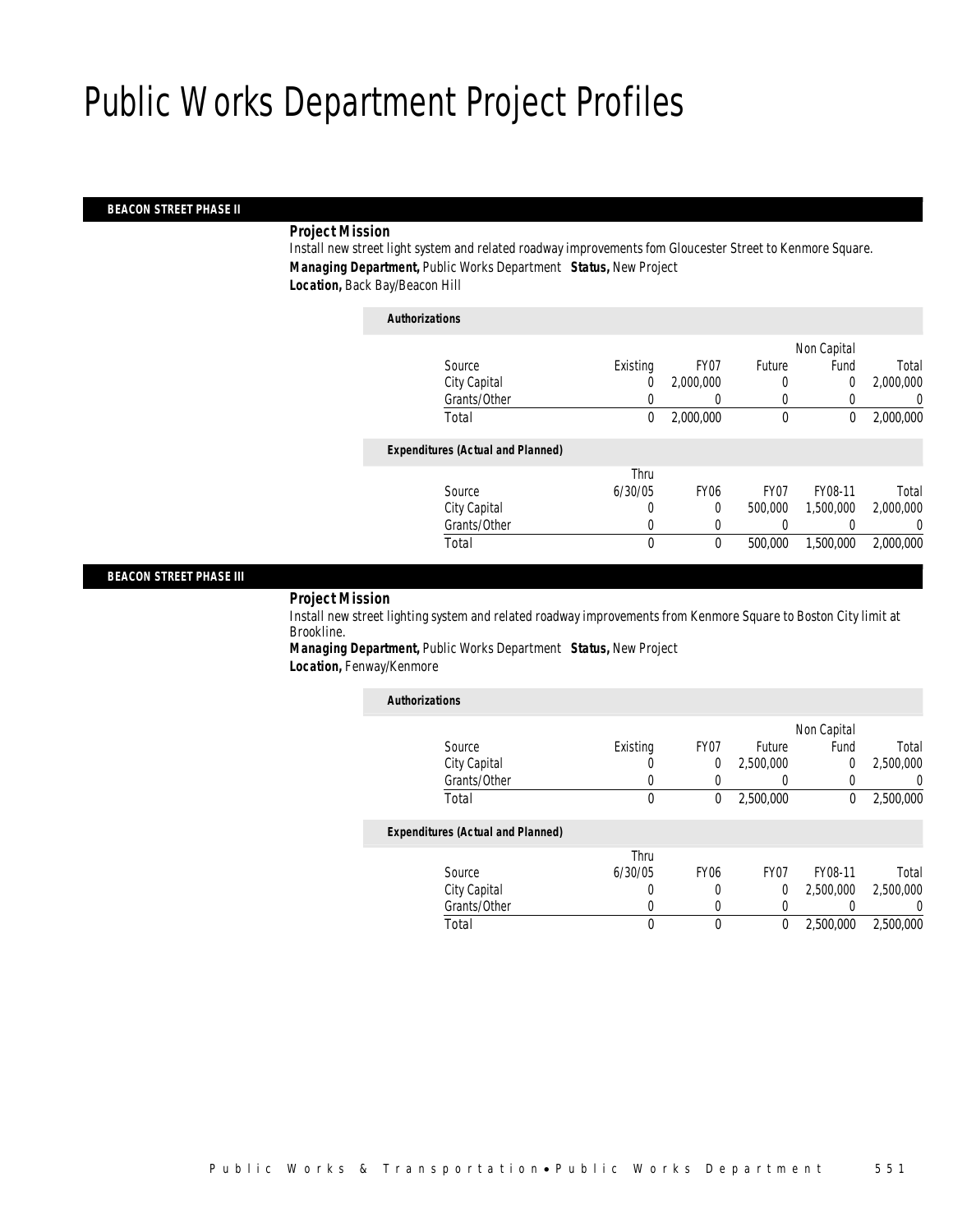# Public Works Department Project Profiles

## BEACON STREET PHASE II

***Project Mission***

Install new street light system and related roadway improvements fom Gloucester Street to Kenmore Square.

***Managing Department,*** Public Works Department ***Status,*** New Project

***Location,*** Back Bay/Beacon Hill

***Authorizations***

| Source | Existing | FY07 | Future | Non Capital Fund | Total |
|---|---|---|---|---|---|
| City Capital | 0 | 2,000,000 | 0 | 0 | 2,000,000 |
| Grants/Other | 0 | 0 | 0 | 0 | 0 |
| Total | 0 | 2,000,000 | 0 | 0 | 2,000,000 |

***Expenditures (Actual and Planned)***

| Source | Thru 6/30/05 | FY06 | FY07 | FY08-11 | Total |
|---|---|---|---|---|---|
| City Capital | 0 | 0 | 500,000 | 1,500,000 | 2,000,000 |
| Grants/Other | 0 | 0 | 0 | 0 | 0 |
| Total | 0 | 0 | 500,000 | 1,500,000 | 2,000,000 |

## BEACON STREET PHASE III

***Project Mission***

Install new street lighting system and related roadway improvements from Kenmore Square to Boston City limit at Brookline.

***Managing Department,*** Public Works Department ***Status,*** New Project

***Location,*** Fenway/Kenmore

***Authorizations***

| Source | Existing | FY07 | Future | Non Capital Fund | Total |
|---|---|---|---|---|---|
| City Capital | 0 | 0 | 2,500,000 | 0 | 2,500,000 |
| Grants/Other | 0 | 0 | 0 | 0 | 0 |
| Total | 0 | 0 | 2,500,000 | 0 | 2,500,000 |

***Expenditures (Actual and Planned)***

| Source | Thru 6/30/05 | FY06 | FY07 | FY08-11 | Total |
|---|---|---|---|---|---|
| City Capital | 0 | 0 | 0 | 2,500,000 | 2,500,000 |
| Grants/Other | 0 | 0 | 0 | 0 | 0 |
| Total | 0 | 0 | 0 | 2,500,000 | 2,500,000 |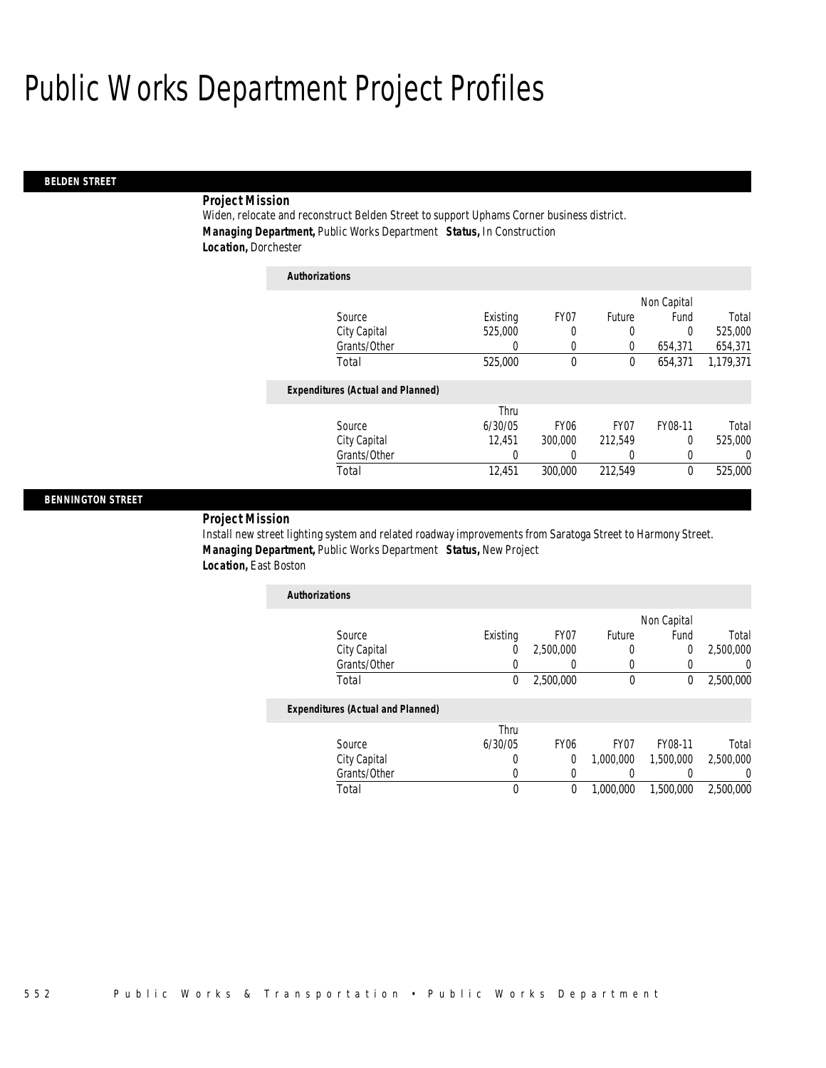# Public Works Department Project Profiles

## BELDEN STREET

**Project Mission**

Widen, relocate and reconstruct Belden Street to support Uphams Corner business district.

***Managing Department,*** Public Works Department ***Status,*** In Construction

***Location,*** Dorchester

**Authorizations**

| Source | Existing | FY07 | Future | Non Capital Fund | Total |
|---|---|---|---|---|---|
| City Capital | 525,000 | 0 | 0 | 0 | 525,000 |
| Grants/Other | 0 | 0 | 0 | 654,371 | 654,371 |
| Total | 525,000 | 0 | 0 | 654,371 | 1,179,371 |

**Expenditures (Actual and Planned)**

| Source | Thru 6/30/05 | FY06 | FY07 | FY08-11 | Total |
|---|---|---|---|---|---|
| City Capital | 12,451 | 300,000 | 212,549 | 0 | 525,000 |
| Grants/Other | 0 | 0 | 0 | 0 | 0 |
| Total | 12,451 | 300,000 | 212,549 | 0 | 525,000 |

## BENNINGTON STREET

**Project Mission**

Install new street lighting system and related roadway improvements from Saratoga Street to Harmony Street.

***Managing Department,*** Public Works Department ***Status,*** New Project

***Location,*** East Boston

**Authorizations**

| Source | Existing | FY07 | Future | Non Capital Fund | Total |
|---|---|---|---|---|---|
| City Capital | 0 | 2,500,000 | 0 | 0 | 2,500,000 |
| Grants/Other | 0 | 0 | 0 | 0 | 0 |
| Total | 0 | 2,500,000 | 0 | 0 | 2,500,000 |

**Expenditures (Actual and Planned)**

| Source | Thru 6/30/05 | FY06 | FY07 | FY08-11 | Total |
|---|---|---|---|---|---|
| City Capital | 0 | 0 | 1,000,000 | 1,500,000 | 2,500,000 |
| Grants/Other | 0 | 0 | 0 | 0 | 0 |
| Total | 0 | 0 | 1,000,000 | 1,500,000 | 2,500,000 |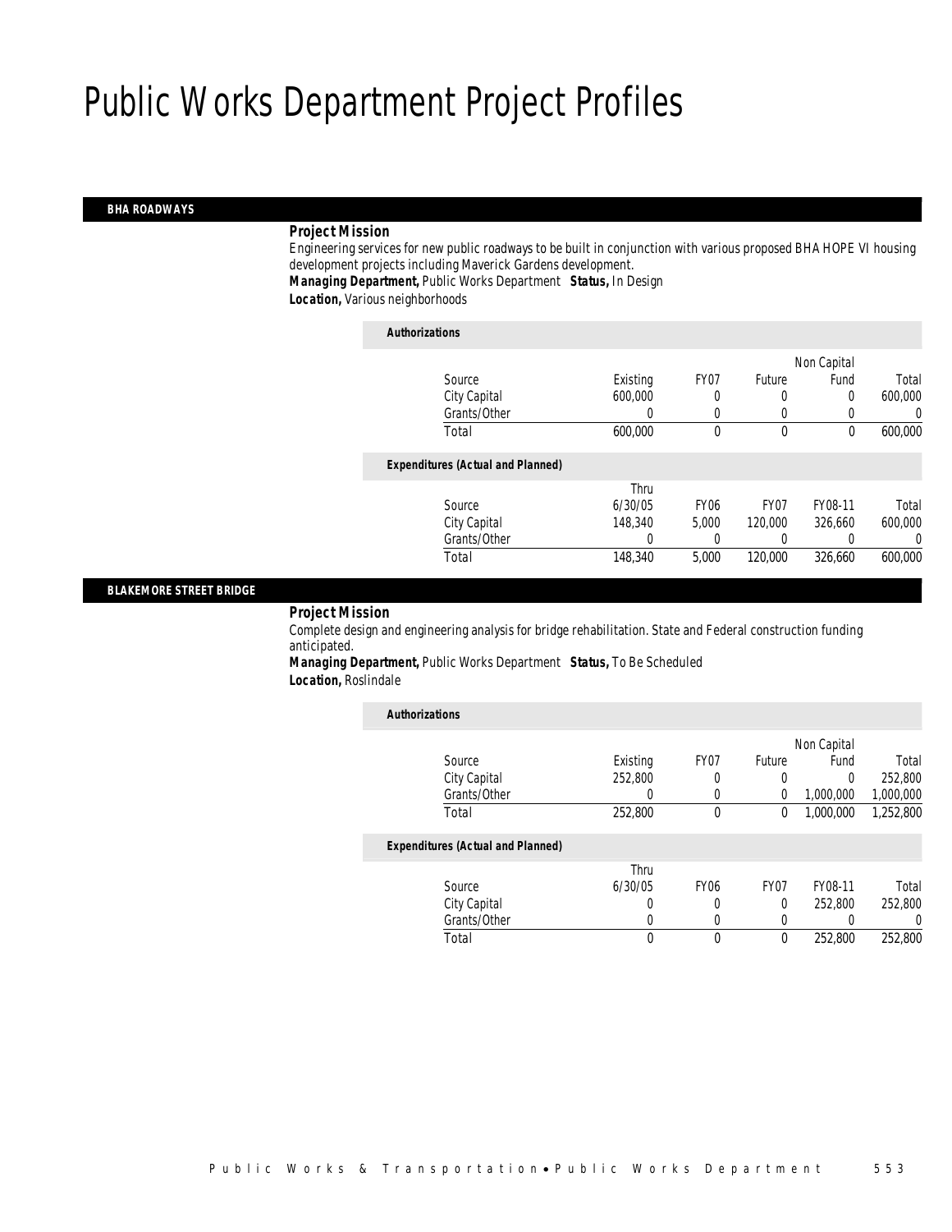# Public Works Department Project Profiles

## BHA ROADWAYS

**Project Mission**

Engineering services for new public roadways to be built in conjunction with various proposed BHA HOPE VI housing development projects including Maverick Gardens development.

**Managing Department,** Public Works Department **Status,** In Design

**Location,** Various neighborhoods

**Authorizations**

| Source | Existing | FY07 | Future | Non Capital Fund | Total |
|---|---|---|---|---|---|
| City Capital | 600,000 | 0 | 0 | 0 | 600,000 |
| Grants/Other | 0 | 0 | 0 | 0 | 0 |
| Total | 600,000 | 0 | 0 | 0 | 600,000 |

**Expenditures (Actual and Planned)**

| Source | Thru 6/30/05 | FY06 | FY07 | FY08-11 | Total |
|---|---|---|---|---|---|
| City Capital | 148,340 | 5,000 | 120,000 | 326,660 | 600,000 |
| Grants/Other | 0 | 0 | 0 | 0 | 0 |
| Total | 148,340 | 5,000 | 120,000 | 326,660 | 600,000 |

## BLAKEMORE STREET BRIDGE

**Project Mission**

Complete design and engineering analysis for bridge rehabilitation. State and Federal construction funding anticipated.

**Managing Department,** Public Works Department **Status,** To Be Scheduled

**Location,** Roslindale

**Authorizations**

| Source | Existing | FY07 | Future | Non Capital Fund | Total |
|---|---|---|---|---|---|
| City Capital | 252,800 | 0 | 0 | 0 | 252,800 |
| Grants/Other | 0 | 0 | 0 | 1,000,000 | 1,000,000 |
| Total | 252,800 | 0 | 0 | 1,000,000 | 1,252,800 |

**Expenditures (Actual and Planned)**

| Source | Thru 6/30/05 | FY06 | FY07 | FY08-11 | Total |
|---|---|---|---|---|---|
| City Capital | 0 | 0 | 0 | 252,800 | 252,800 |
| Grants/Other | 0 | 0 | 0 | 0 | 0 |
| Total | 0 | 0 | 0 | 252,800 | 252,800 |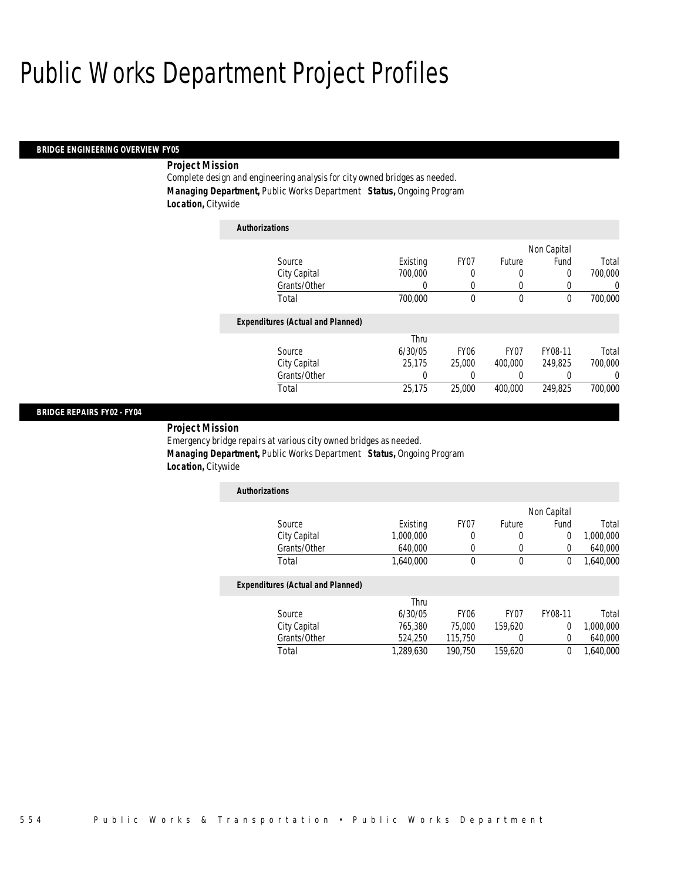# Public Works Department Project Profiles

## BRIDGE ENGINEERING OVERVIEW FY05

***Project Mission***

Complete design and engineering analysis for city owned bridges as needed.

***Managing Department,*** Public Works Department ***Status,*** Ongoing Program

***Location,*** Citywide

***Authorizations***

| Source | Existing | FY07 | Future | Non Capital Fund | Total |
|---|---|---|---|---|---|
| City Capital | 700,000 | 0 | 0 | 0 | 700,000 |
| Grants/Other | 0 | 0 | 0 | 0 | 0 |
| Total | 700,000 | 0 | 0 | 0 | 700,000 |

***Expenditures (Actual and Planned)***

| Source | Thru 6/30/05 | FY06 | FY07 | FY08-11 | Total |
|---|---|---|---|---|---|
| City Capital | 25,175 | 25,000 | 400,000 | 249,825 | 700,000 |
| Grants/Other | 0 | 0 | 0 | 0 | 0 |
| Total | 25,175 | 25,000 | 400,000 | 249,825 | 700,000 |

## BRIDGE REPAIRS FY02 - FY04

***Project Mission***

Emergency bridge repairs at various city owned bridges as needed.

***Managing Department,*** Public Works Department ***Status,*** Ongoing Program

***Location,*** Citywide

***Authorizations***

| Source | Existing | FY07 | Future | Non Capital Fund | Total |
|---|---|---|---|---|---|
| City Capital | 1,000,000 | 0 | 0 | 0 | 1,000,000 |
| Grants/Other | 640,000 | 0 | 0 | 0 | 640,000 |
| Total | 1,640,000 | 0 | 0 | 0 | 1,640,000 |

***Expenditures (Actual and Planned)***

| Source | Thru 6/30/05 | FY06 | FY07 | FY08-11 | Total |
|---|---|---|---|---|---|
| City Capital | 765,380 | 75,000 | 159,620 | 0 | 1,000,000 |
| Grants/Other | 524,250 | 115,750 | 0 | 0 | 640,000 |
| Total | 1,289,630 | 190,750 | 159,620 | 0 | 1,640,000 |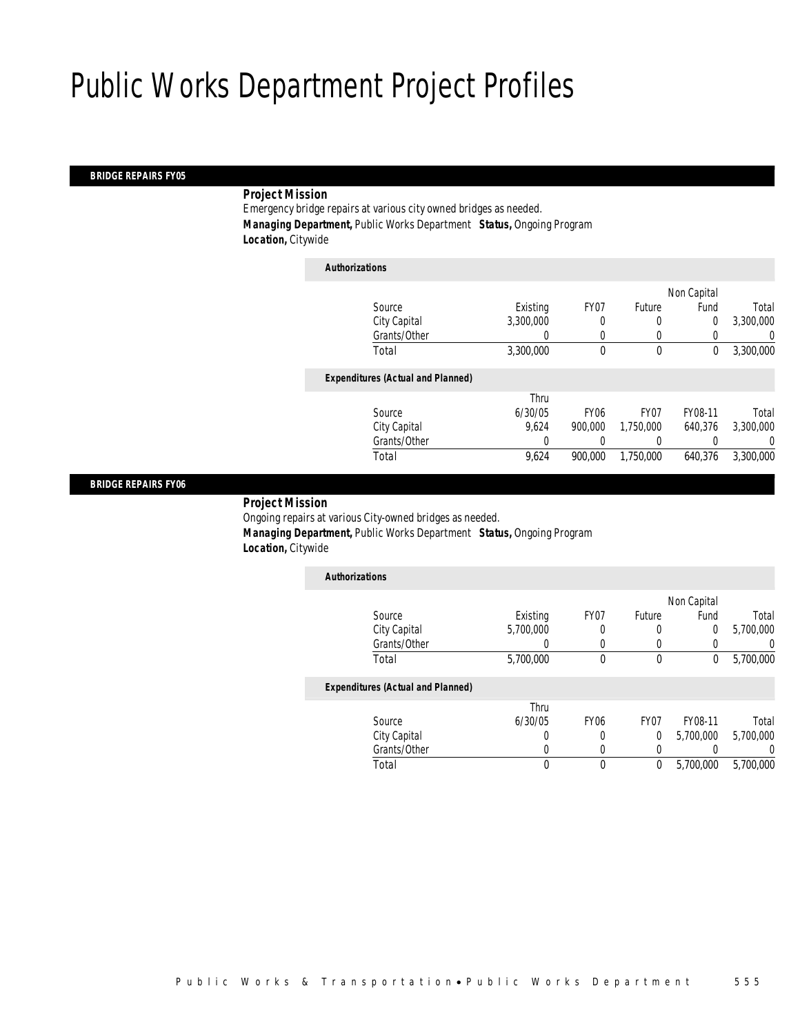# Public Works Department Project Profiles

## BRIDGE REPAIRS FY05

**Project Mission**

Emergency bridge repairs at various city owned bridges as needed.

***Managing Department,*** Public Works Department ***Status,*** Ongoing Program

***Location,*** Citywide

***Authorizations***

| Source | Existing | FY07 | Future | Non Capital Fund | Total |
|---|---|---|---|---|---|
| City Capital | 3,300,000 | 0 | 0 | 0 | 3,300,000 |
| Grants/Other | 0 | 0 | 0 | 0 | 0 |
| Total | 3,300,000 | 0 | 0 | 0 | 3,300,000 |

***Expenditures (Actual and Planned)***

| Source | Thru 6/30/05 | FY06 | FY07 | FY08-11 | Total |
|---|---|---|---|---|---|
| City Capital | 9,624 | 900,000 | 1,750,000 | 640,376 | 3,300,000 |
| Grants/Other | 0 | 0 | 0 | 0 | 0 |
| Total | 9,624 | 900,000 | 1,750,000 | 640,376 | 3,300,000 |

## BRIDGE REPAIRS FY06

**Project Mission**

Ongoing repairs at various City-owned bridges as needed.

***Managing Department,*** Public Works Department ***Status,*** Ongoing Program

***Location,*** Citywide

***Authorizations***

| Source | Existing | FY07 | Future | Non Capital Fund | Total |
|---|---|---|---|---|---|
| City Capital | 5,700,000 | 0 | 0 | 0 | 5,700,000 |
| Grants/Other | 0 | 0 | 0 | 0 | 0 |
| Total | 5,700,000 | 0 | 0 | 0 | 5,700,000 |

***Expenditures (Actual and Planned)***

| Source | Thru 6/30/05 | FY06 | FY07 | FY08-11 | Total |
|---|---|---|---|---|---|
| City Capital | 0 | 0 | 0 | 5,700,000 | 5,700,000 |
| Grants/Other | 0 | 0 | 0 | 0 | 0 |
| Total | 0 | 0 | 0 | 5,700,000 | 5,700,000 |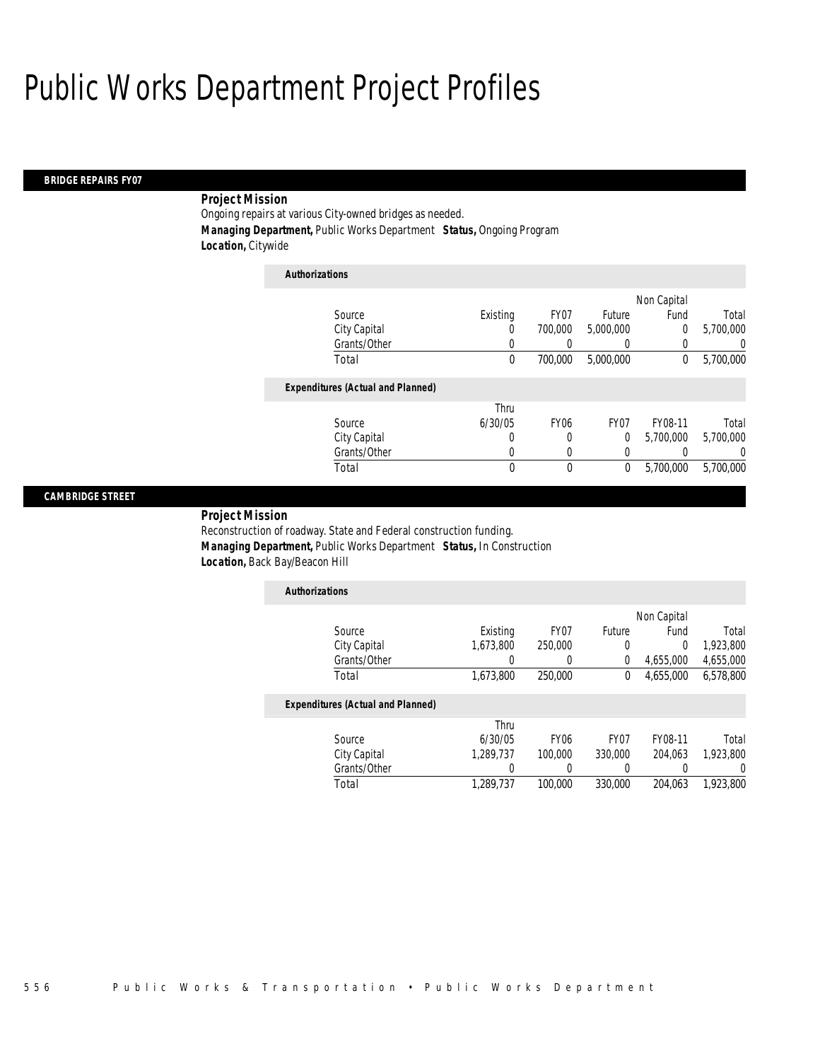# Public Works Department Project Profiles

## BRIDGE REPAIRS FY07

**Project Mission**

Ongoing repairs at various City-owned bridges as needed.

**Managing Department,** Public Works Department **Status,** Ongoing Program

**Location,** Citywide

*Authorizations*

| Source | Existing | FY07 | Future | Non Capital Fund | Total |
|---|---|---|---|---|---|
| City Capital | 0 | 700,000 | 5,000,000 | 0 | 5,700,000 |
| Grants/Other | 0 | 0 | 0 | 0 | 0 |
| Total | 0 | 700,000 | 5,000,000 | 0 | 5,700,000 |

*Expenditures (Actual and Planned)*

| Source | Thru 6/30/05 | FY06 | FY07 | FY08-11 | Total |
|---|---|---|---|---|---|
| City Capital | 0 | 0 | 0 | 5,700,000 | 5,700,000 |
| Grants/Other | 0 | 0 | 0 | 0 | 0 |
| Total | 0 | 0 | 0 | 5,700,000 | 5,700,000 |

## CAMBRIDGE STREET

**Project Mission**

Reconstruction of roadway. State and Federal construction funding.

**Managing Department,** Public Works Department **Status,** In Construction

**Location,** Back Bay/Beacon Hill

*Authorizations*

| Source | Existing | FY07 | Future | Non Capital Fund | Total |
|---|---|---|---|---|---|
| City Capital | 1,673,800 | 250,000 | 0 | 0 | 1,923,800 |
| Grants/Other | 0 | 0 | 0 | 4,655,000 | 4,655,000 |
| Total | 1,673,800 | 250,000 | 0 | 4,655,000 | 6,578,800 |

*Expenditures (Actual and Planned)*

| Source | Thru 6/30/05 | FY06 | FY07 | FY08-11 | Total |
|---|---|---|---|---|---|
| City Capital | 1,289,737 | 100,000 | 330,000 | 204,063 | 1,923,800 |
| Grants/Other | 0 | 0 | 0 | 0 | 0 |
| Total | 1,289,737 | 100,000 | 330,000 | 204,063 | 1,923,800 |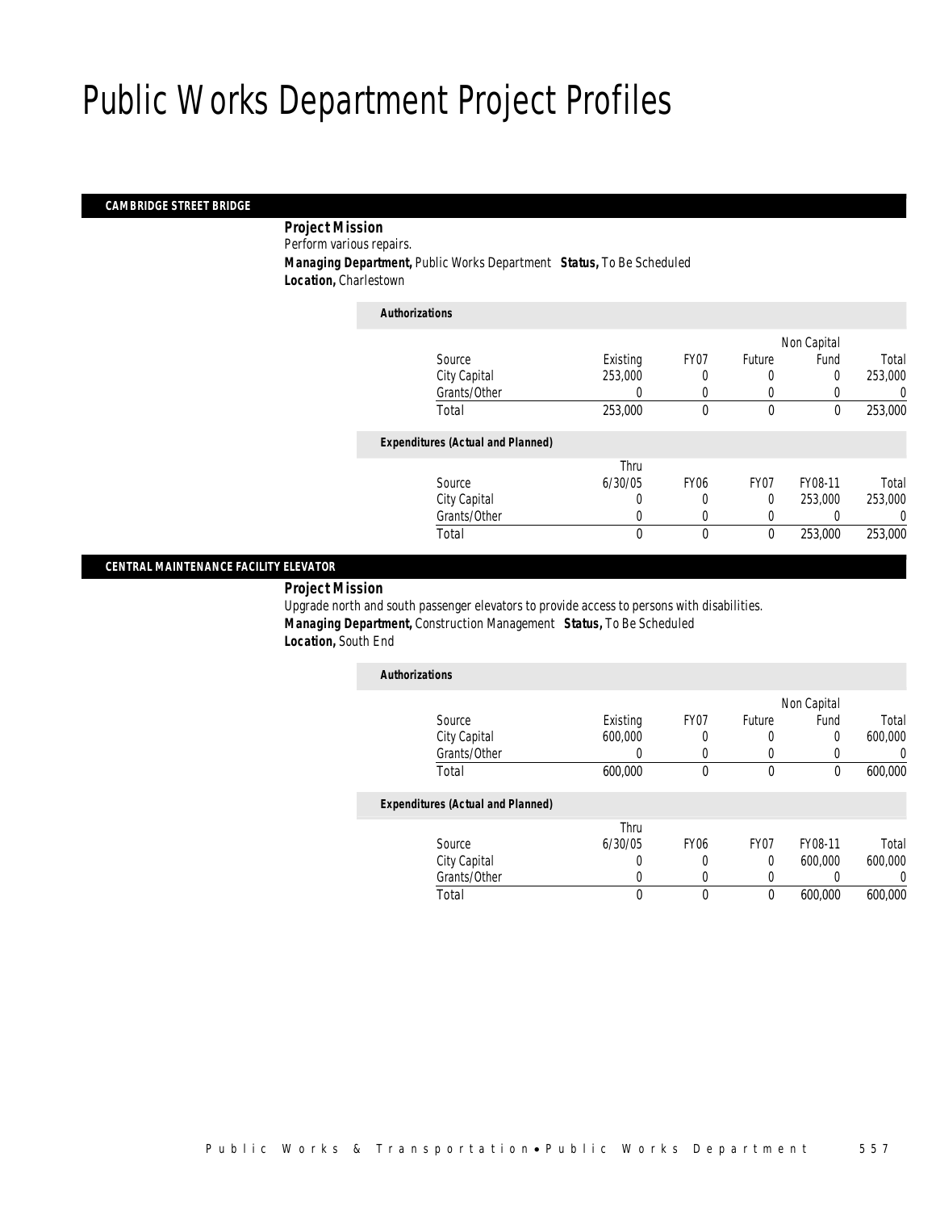# Public Works Department Project Profiles

## CAMBRIDGE STREET BRIDGE

**Project Mission**

Perform various repairs.

**Managing Department,** Public Works Department **Status,** To Be Scheduled

**Location,** Charlestown

**Authorizations**

| Source | Existing | FY07 | Future | Non Capital Fund | Total |
|---|---|---|---|---|---|
| City Capital | 253,000 | 0 | 0 | 0 | 253,000 |
| Grants/Other | 0 | 0 | 0 | 0 | 0 |
| Total | 253,000 | 0 | 0 | 0 | 253,000 |

**Expenditures (Actual and Planned)**

| Source | Thru 6/30/05 | FY06 | FY07 | FY08-11 | Total |
|---|---|---|---|---|---|
| City Capital | 0 | 0 | 0 | 253,000 | 253,000 |
| Grants/Other | 0 | 0 | 0 | 0 | 0 |
| Total | 0 | 0 | 0 | 253,000 | 253,000 |

## CENTRAL MAINTENANCE FACILITY ELEVATOR

**Project Mission**

Upgrade north and south passenger elevators to provide access to persons with disabilities.

**Managing Department,** Construction Management **Status,** To Be Scheduled

**Location,** South End

**Authorizations**

| Source | Existing | FY07 | Future | Non Capital Fund | Total |
|---|---|---|---|---|---|
| City Capital | 600,000 | 0 | 0 | 0 | 600,000 |
| Grants/Other | 0 | 0 | 0 | 0 | 0 |
| Total | 600,000 | 0 | 0 | 0 | 600,000 |

**Expenditures (Actual and Planned)**

| Source | Thru 6/30/05 | FY06 | FY07 | FY08-11 | Total |
|---|---|---|---|---|---|
| City Capital | 0 | 0 | 0 | 600,000 | 600,000 |
| Grants/Other | 0 | 0 | 0 | 0 | 0 |
| Total | 0 | 0 | 0 | 600,000 | 600,000 |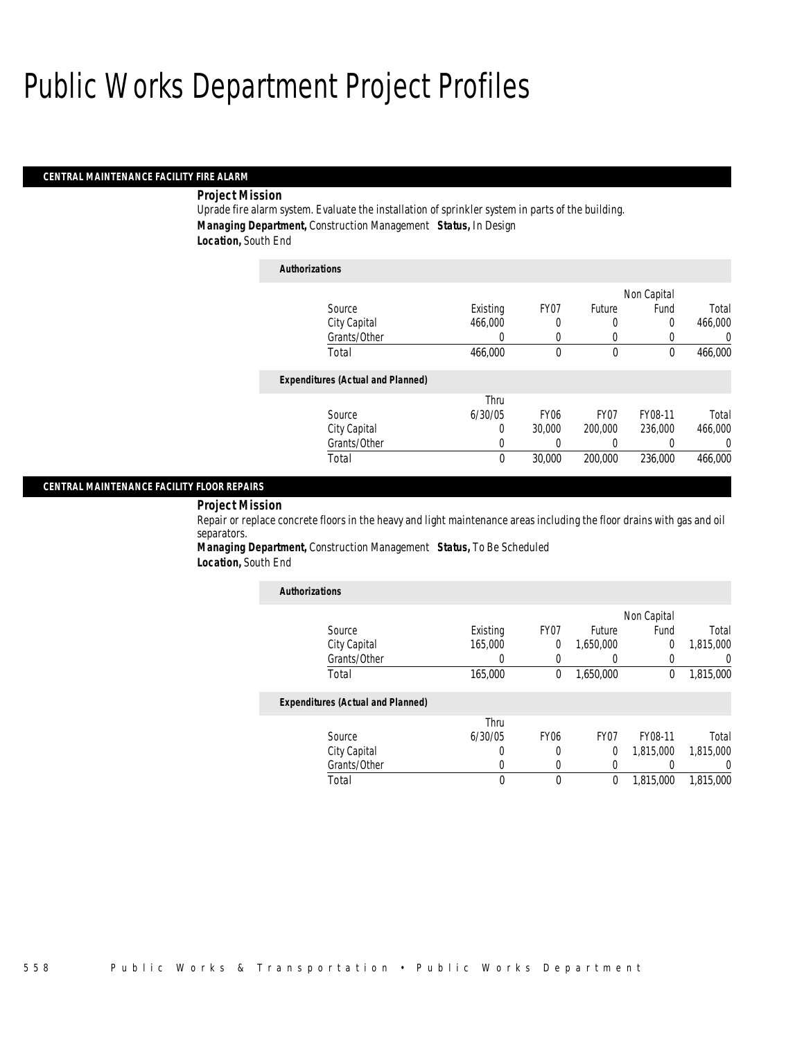# Public Works Department Project Profiles

## CENTRAL MAINTENANCE FACILITY FIRE ALARM

**Project Mission**

Uprade fire alarm system. Evaluate the installation of sprinkler system in parts of the building.

***Managing Department,*** Construction Management ***Status,*** In Design

***Location,*** South End

**Authorizations**

| Source | Existing | FY07 | Future | Non Capital Fund | Total |
|---|---|---|---|---|---|
| City Capital | 466,000 | 0 | 0 | 0 | 466,000 |
| Grants/Other | 0 | 0 | 0 | 0 | 0 |
| Total | 466,000 | 0 | 0 | 0 | 466,000 |

**Expenditures (Actual and Planned)**

| Source | Thru 6/30/05 | FY06 | FY07 | FY08-11 | Total |
|---|---|---|---|---|---|
| City Capital | 0 | 30,000 | 200,000 | 236,000 | 466,000 |
| Grants/Other | 0 | 0 | 0 | 0 | 0 |
| Total | 0 | 30,000 | 200,000 | 236,000 | 466,000 |

## CENTRAL MAINTENANCE FACILITY FLOOR REPAIRS

**Project Mission**

Repair or replace concrete floors in the heavy and light maintenance areas including the floor drains with gas and oil separators.

***Managing Department,*** Construction Management ***Status,*** To Be Scheduled

***Location,*** South End

**Authorizations**

| Source | Existing | FY07 | Future | Non Capital Fund | Total |
|---|---|---|---|---|---|
| City Capital | 165,000 | 0 | 1,650,000 | 0 | 1,815,000 |
| Grants/Other | 0 | 0 | 0 | 0 | 0 |
| Total | 165,000 | 0 | 1,650,000 | 0 | 1,815,000 |

**Expenditures (Actual and Planned)**

| Source | Thru 6/30/05 | FY06 | FY07 | FY08-11 | Total |
|---|---|---|---|---|---|
| City Capital | 0 | 0 | 0 | 1,815,000 | 1,815,000 |
| Grants/Other | 0 | 0 | 0 | 0 | 0 |
| Total | 0 | 0 | 0 | 1,815,000 | 1,815,000 |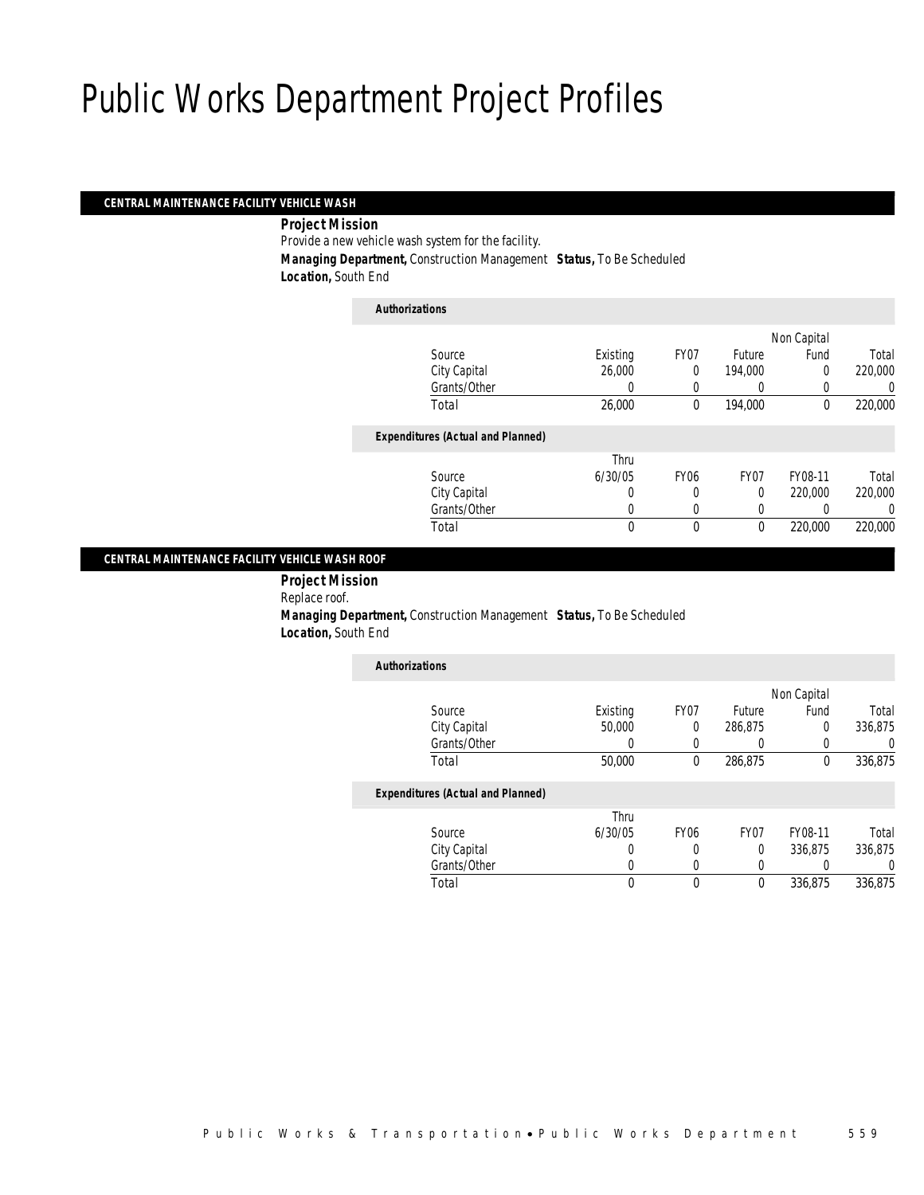# Public Works Department Project Profiles

## CENTRAL MAINTENANCE FACILITY VEHICLE WASH

**Project Mission**

Provide a new vehicle wash system for the facility.

**Managing Department,** Construction Management **Status,** To Be Scheduled

**Location,** South End

*Authorizations*

| Source | Existing | FY07 | Future | Non Capital Fund | Total |
|---|---|---|---|---|---|
| City Capital | 26,000 | 0 | 194,000 | 0 | 220,000 |
| Grants/Other | 0 | 0 | 0 | 0 | 0 |
| Total | 26,000 | 0 | 194,000 | 0 | 220,000 |

*Expenditures (Actual and Planned)*

| Source | Thru 6/30/05 | FY06 | FY07 | FY08-11 | Total |
|---|---|---|---|---|---|
| City Capital | 0 | 0 | 0 | 220,000 | 220,000 |
| Grants/Other | 0 | 0 | 0 | 0 | 0 |
| Total | 0 | 0 | 0 | 220,000 | 220,000 |

## CENTRAL MAINTENANCE FACILITY VEHICLE WASH ROOF

**Project Mission**

Replace roof.

**Managing Department,** Construction Management **Status,** To Be Scheduled

**Location,** South End

*Authorizations*

| Source | Existing | FY07 | Future | Non Capital Fund | Total |
|---|---|---|---|---|---|
| City Capital | 50,000 | 0 | 286,875 | 0 | 336,875 |
| Grants/Other | 0 | 0 | 0 | 0 | 0 |
| Total | 50,000 | 0 | 286,875 | 0 | 336,875 |

*Expenditures (Actual and Planned)*

| Source | Thru 6/30/05 | FY06 | FY07 | FY08-11 | Total |
|---|---|---|---|---|---|
| City Capital | 0 | 0 | 0 | 336,875 | 336,875 |
| Grants/Other | 0 | 0 | 0 | 0 | 0 |
| Total | 0 | 0 | 0 | 336,875 | 336,875 |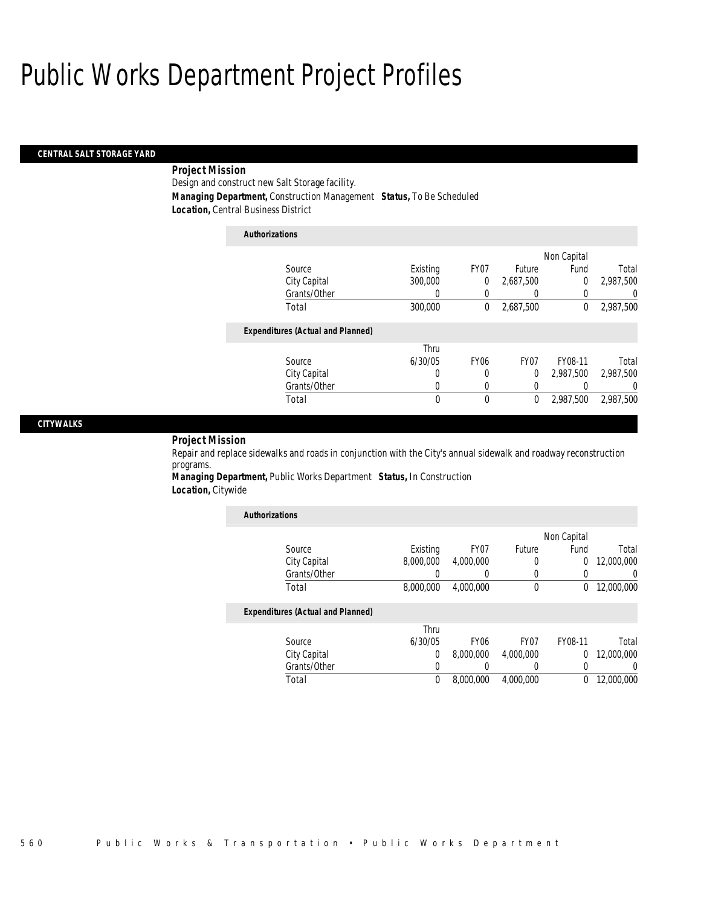# Public Works Department Project Profiles

## CENTRAL SALT STORAGE YARD

**Project Mission**

Design and construct new Salt Storage facility.

***Managing Department,*** Construction Management ***Status,*** To Be Scheduled

***Location,*** Central Business District

**Authorizations**

| Source | Existing | FY07 | Future | Non Capital Fund | Total |
|---|---|---|---|---|---|
| City Capital | 300,000 | 0 | 2,687,500 | 0 | 2,987,500 |
| Grants/Other | 0 | 0 | 0 | 0 | 0 |
| Total | 300,000 | 0 | 2,687,500 | 0 | 2,987,500 |

**Expenditures (Actual and Planned)**

| Source | Thru 6/30/05 | FY06 | FY07 | FY08-11 | Total |
|---|---|---|---|---|---|
| City Capital | 0 | 0 | 0 | 2,987,500 | 2,987,500 |
| Grants/Other | 0 | 0 | 0 | 0 | 0 |
| Total | 0 | 0 | 0 | 2,987,500 | 2,987,500 |

## CITYWALKS

**Project Mission**

Repair and replace sidewalks and roads in conjunction with the City's annual sidewalk and roadway reconstruction programs.

***Managing Department,*** Public Works Department ***Status,*** In Construction

***Location,*** Citywide

**Authorizations**

| Source | Existing | FY07 | Future | Non Capital Fund | Total |
|---|---|---|---|---|---|
| City Capital | 8,000,000 | 4,000,000 | 0 | 0 | 12,000,000 |
| Grants/Other | 0 | 0 | 0 | 0 | 0 |
| Total | 8,000,000 | 4,000,000 | 0 | 0 | 12,000,000 |

**Expenditures (Actual and Planned)**

| Source | Thru 6/30/05 | FY06 | FY07 | FY08-11 | Total |
|---|---|---|---|---|---|
| City Capital | 0 | 8,000,000 | 4,000,000 | 0 | 12,000,000 |
| Grants/Other | 0 | 0 | 0 | 0 | 0 |
| Total | 0 | 8,000,000 | 4,000,000 | 0 | 12,000,000 |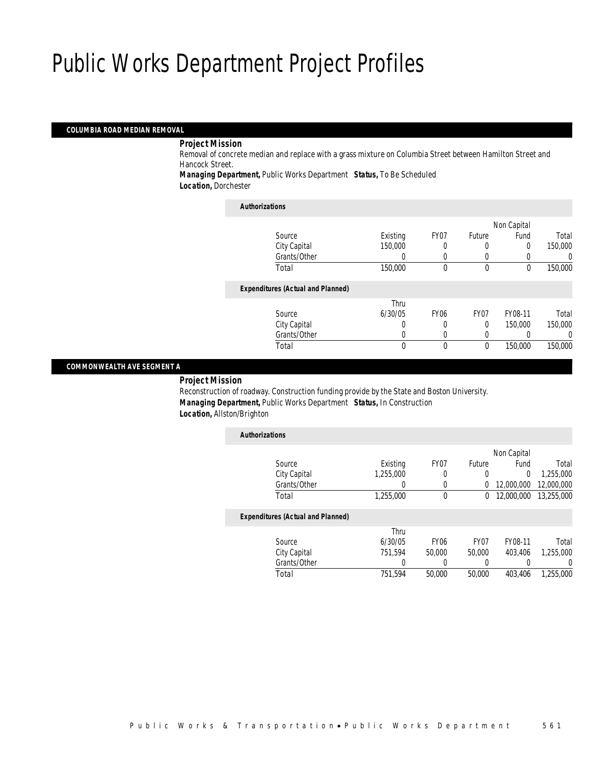# Public Works Department Project Profiles

## COLUMBIA ROAD MEDIAN REMOVAL

**Project Mission**

Removal of concrete median and replace with a grass mixture on Columbia Street between Hamilton Street and Hancock Street.

**Managing Department,** Public Works Department **Status,** To Be Scheduled

**Location,** Dorchester

***Authorizations***

| Source | Existing | FY07 | Future | Non Capital Fund | Total |
|---|---|---|---|---|---|
| City Capital | 150,000 | 0 | 0 | 0 | 150,000 |
| Grants/Other | 0 | 0 | 0 | 0 | 0 |
| Total | 150,000 | 0 | 0 | 0 | 150,000 |

***Expenditures (Actual and Planned)***

| Source | Thru 6/30/05 | FY06 | FY07 | FY08-11 | Total |
|---|---|---|---|---|---|
| City Capital | 0 | 0 | 0 | 150,000 | 150,000 |
| Grants/Other | 0 | 0 | 0 | 0 | 0 |
| Total | 0 | 0 | 0 | 150,000 | 150,000 |

## COMMONWEALTH AVE SEGMENT A

**Project Mission**

Reconstruction of roadway. Construction funding provide by the State and Boston University.

**Managing Department,** Public Works Department **Status,** In Construction

**Location,** Allston/Brighton

***Authorizations***

| Source | Existing | FY07 | Future | Non Capital Fund | Total |
|---|---|---|---|---|---|
| City Capital | 1,255,000 | 0 | 0 | 0 | 1,255,000 |
| Grants/Other | 0 | 0 | 0 | 12,000,000 | 12,000,000 |
| Total | 1,255,000 | 0 | 0 | 12,000,000 | 13,255,000 |

***Expenditures (Actual and Planned)***

| Source | Thru 6/30/05 | FY06 | FY07 | FY08-11 | Total |
|---|---|---|---|---|---|
| City Capital | 751,594 | 50,000 | 50,000 | 403,406 | 1,255,000 |
| Grants/Other | 0 | 0 | 0 | 0 | 0 |
| Total | 751,594 | 50,000 | 50,000 | 403,406 | 1,255,000 |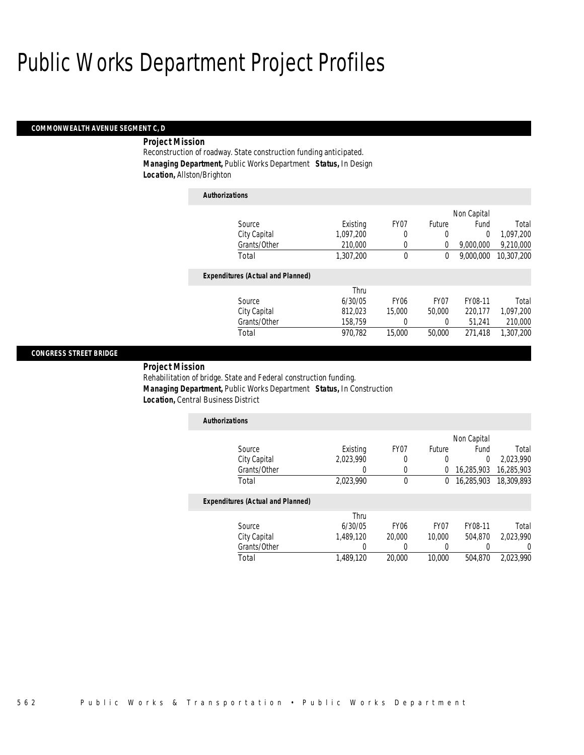# Public Works Department Project Profiles

## COMMONWEALTH AVENUE SEGMENT C, D

**Project Mission**

Reconstruction of roadway. State construction funding anticipated.

**Managing Department,** Public Works Department **Status,** In Design

**Location,** Allston/Brighton

*Authorizations*

| Source | Existing | FY07 | Future | Non Capital Fund | Total |
|---|---|---|---|---|---|
| City Capital | 1,097,200 | 0 | 0 | 0 | 1,097,200 |
| Grants/Other | 210,000 | 0 | 0 | 9,000,000 | 9,210,000 |
| Total | 1,307,200 | 0 | 0 | 9,000,000 | 10,307,200 |

*Expenditures (Actual and Planned)*

| Source | Thru 6/30/05 | FY06 | FY07 | FY08-11 | Total |
|---|---|---|---|---|---|
| City Capital | 812,023 | 15,000 | 50,000 | 220,177 | 1,097,200 |
| Grants/Other | 158,759 | 0 | 0 | 51,241 | 210,000 |
| Total | 970,782 | 15,000 | 50,000 | 271,418 | 1,307,200 |

## CONGRESS STREET BRIDGE

**Project Mission**

Rehabilitation of bridge. State and Federal construction funding.

**Managing Department,** Public Works Department **Status,** In Construction

**Location,** Central Business District

*Authorizations*

| Source | Existing | FY07 | Future | Non Capital Fund | Total |
|---|---|---|---|---|---|
| City Capital | 2,023,990 | 0 | 0 | 0 | 2,023,990 |
| Grants/Other | 0 | 0 | 0 | 16,285,903 | 16,285,903 |
| Total | 2,023,990 | 0 | 0 | 16,285,903 | 18,309,893 |

*Expenditures (Actual and Planned)*

| Source | Thru 6/30/05 | FY06 | FY07 | FY08-11 | Total |
|---|---|---|---|---|---|
| City Capital | 1,489,120 | 20,000 | 10,000 | 504,870 | 2,023,990 |
| Grants/Other | 0 | 0 | 0 | 0 | 0 |
| Total | 1,489,120 | 20,000 | 10,000 | 504,870 | 2,023,990 |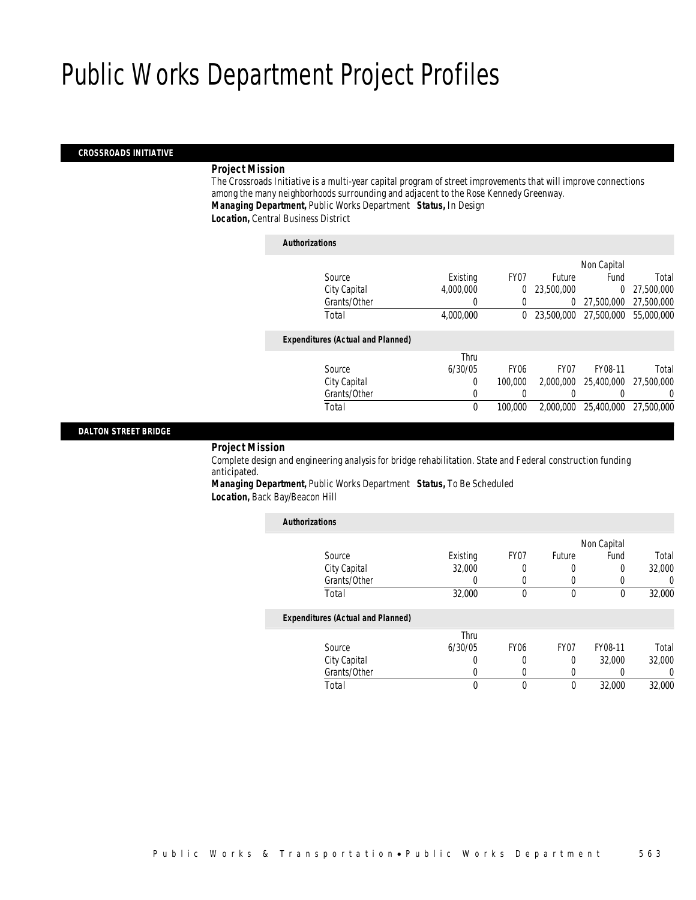# Public Works Department Project Profiles

## CROSSROADS INITIATIVE

***Project Mission***

The Crossroads Initiative is a multi-year capital program of street improvements that will improve connections among the many neighborhoods surrounding and adjacent to the Rose Kennedy Greenway.

***Managing Department,*** Public Works Department ***Status,*** In Design

***Location,*** Central Business District

***Authorizations***

| Source | Existing | FY07 | Future | Non Capital Fund | Total |
|---|---|---|---|---|---|
| City Capital | 4,000,000 | 0 | 23,500,000 | 0 | 27,500,000 |
| Grants/Other | 0 | 0 | 0 | 27,500,000 | 27,500,000 |
| Total | 4,000,000 | 0 | 23,500,000 | 27,500,000 | 55,000,000 |

***Expenditures (Actual and Planned)***

| Source | Thru 6/30/05 | FY06 | FY07 | FY08-11 | Total |
|---|---|---|---|---|---|
| City Capital | 0 | 100,000 | 2,000,000 | 25,400,000 | 27,500,000 |
| Grants/Other | 0 | 0 | 0 | 0 | 0 |
| Total | 0 | 100,000 | 2,000,000 | 25,400,000 | 27,500,000 |

## DALTON STREET BRIDGE

***Project Mission***

Complete design and engineering analysis for bridge rehabilitation. State and Federal construction funding anticipated.

***Managing Department,*** Public Works Department ***Status,*** To Be Scheduled

***Location,*** Back Bay/Beacon Hill

***Authorizations***

| Source | Existing | FY07 | Future | Non Capital Fund | Total |
|---|---|---|---|---|---|
| City Capital | 32,000 | 0 | 0 | 0 | 32,000 |
| Grants/Other | 0 | 0 | 0 | 0 | 0 |
| Total | 32,000 | 0 | 0 | 0 | 32,000 |

***Expenditures (Actual and Planned)***

| Source | Thru 6/30/05 | FY06 | FY07 | FY08-11 | Total |
|---|---|---|---|---|---|
| City Capital | 0 | 0 | 0 | 32,000 | 32,000 |
| Grants/Other | 0 | 0 | 0 | 0 | 0 |
| Total | 0 | 0 | 0 | 32,000 | 32,000 |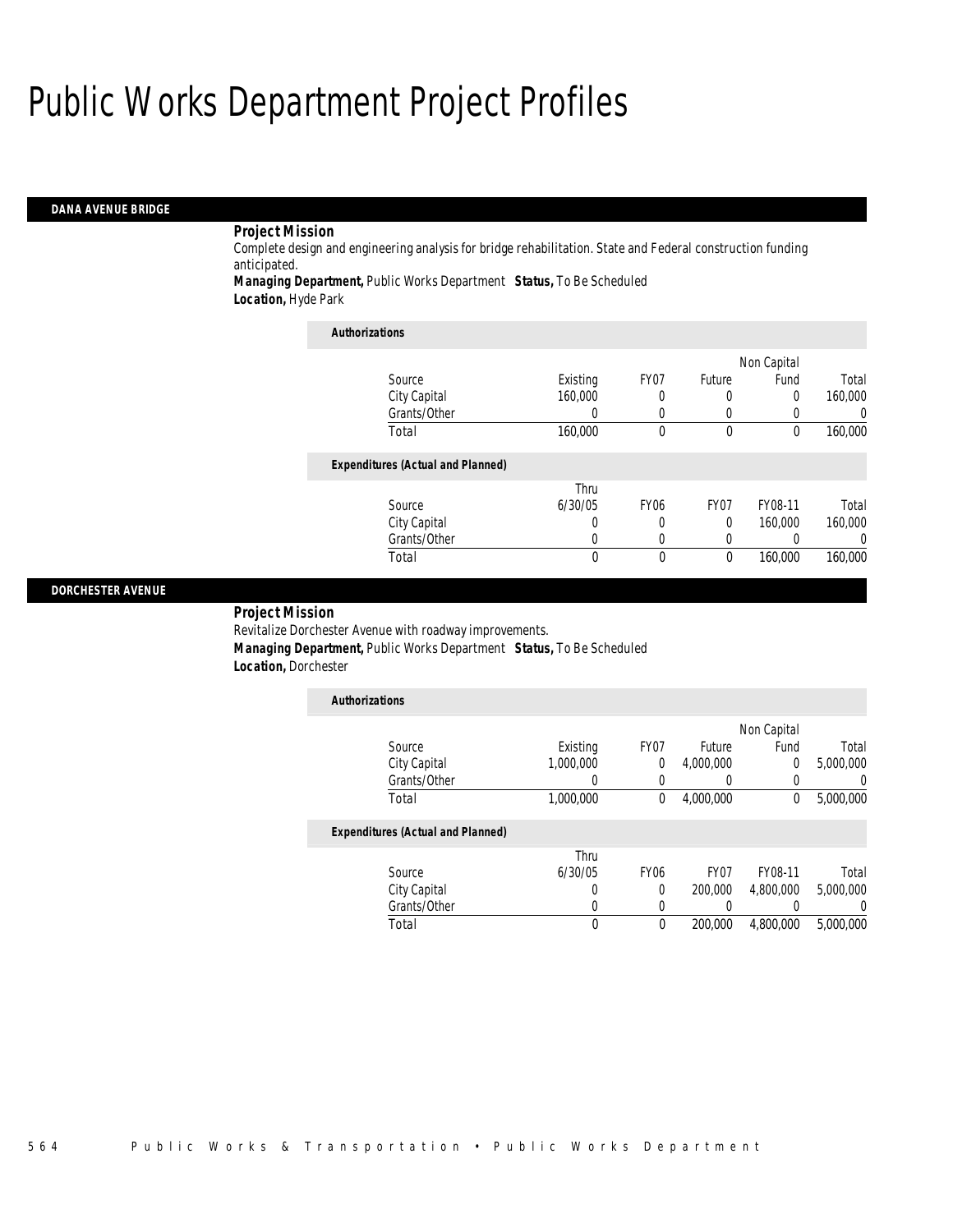# Public Works Department Project Profiles

## DANA AVENUE BRIDGE

**Project Mission**

Complete design and engineering analysis for bridge rehabilitation. State and Federal construction funding anticipated.

**Managing Department,** Public Works Department **Status,** To Be Scheduled

**Location,** Hyde Park

***Authorizations***

| Source | Existing | FY07 | Future | Non Capital Fund | Total |
|---|---|---|---|---|---|
| City Capital | 160,000 | 0 | 0 | 0 | 160,000 |
| Grants/Other | 0 | 0 | 0 | 0 | 0 |
| Total | 160,000 | 0 | 0 | 0 | 160,000 |

***Expenditures (Actual and Planned)***

| Source | Thru 6/30/05 | FY06 | FY07 | FY08-11 | Total |
|---|---|---|---|---|---|
| City Capital | 0 | 0 | 0 | 160,000 | 160,000 |
| Grants/Other | 0 | 0 | 0 | 0 | 0 |
| Total | 0 | 0 | 0 | 160,000 | 160,000 |

## DORCHESTER AVENUE

**Project Mission**

Revitalize Dorchester Avenue with roadway improvements.

**Managing Department,** Public Works Department **Status,** To Be Scheduled

**Location,** Dorchester

***Authorizations***

| Source | Existing | FY07 | Future | Non Capital Fund | Total |
|---|---|---|---|---|---|
| City Capital | 1,000,000 | 0 | 4,000,000 | 0 | 5,000,000 |
| Grants/Other | 0 | 0 | 0 | 0 | 0 |
| Total | 1,000,000 | 0 | 4,000,000 | 0 | 5,000,000 |

***Expenditures (Actual and Planned)***

| Source | Thru 6/30/05 | FY06 | FY07 | FY08-11 | Total |
|---|---|---|---|---|---|
| City Capital | 0 | 0 | 200,000 | 4,800,000 | 5,000,000 |
| Grants/Other | 0 | 0 | 0 | 0 | 0 |
| Total | 0 | 0 | 200,000 | 4,800,000 | 5,000,000 |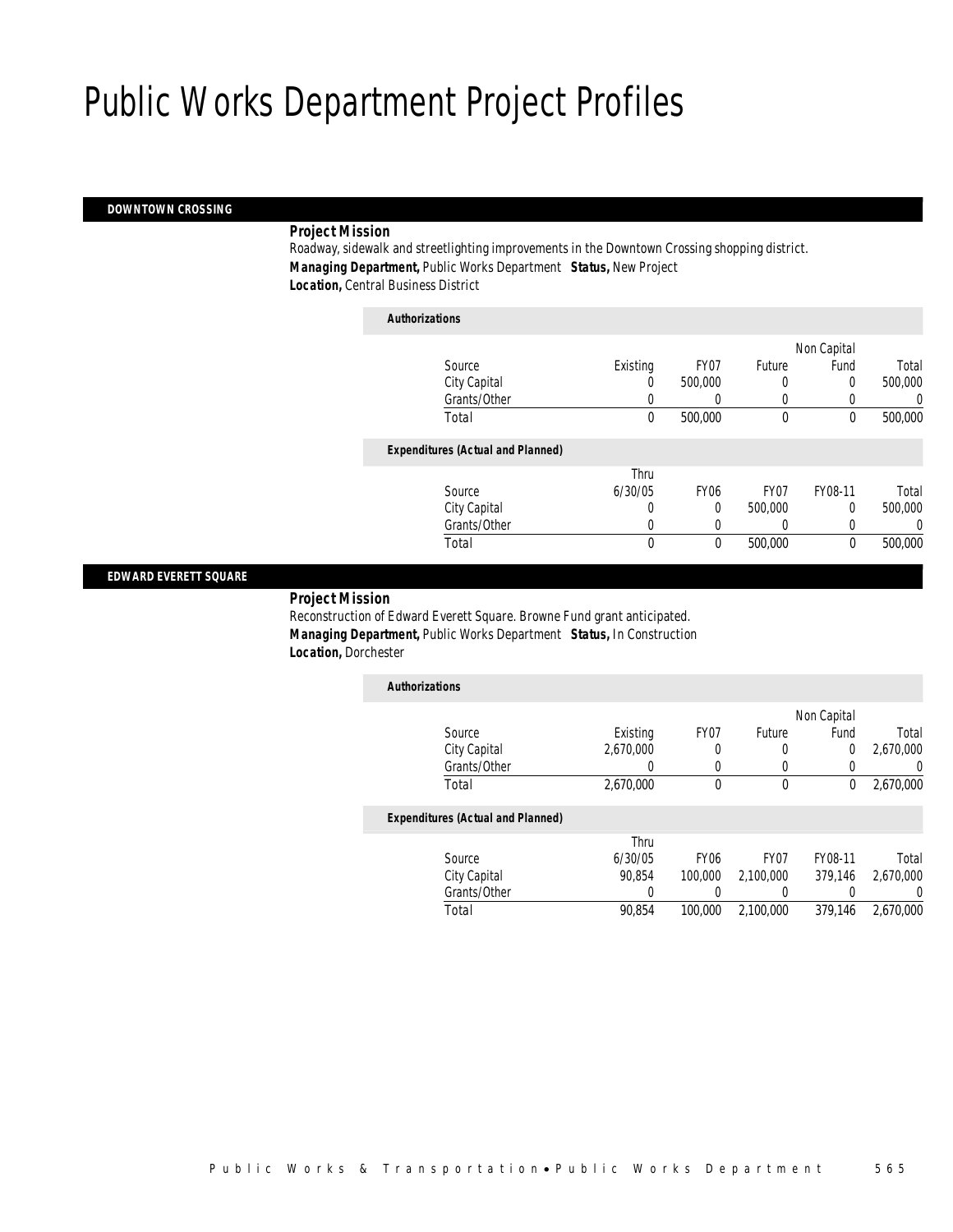# Public Works Department Project Profiles

## DOWNTOWN CROSSING

***Project Mission***

Roadway, sidewalk and streetlighting improvements in the Downtown Crossing shopping district.

***Managing Department,*** Public Works Department ***Status,*** New Project

***Location,*** Central Business District

***Authorizations***

| Source | Existing | FY07 | Future | Non Capital Fund | Total |
|---|---|---|---|---|---|
| City Capital | 0 | 500,000 | 0 | 0 | 500,000 |
| Grants/Other | 0 | 0 | 0 | 0 | 0 |
| Total | 0 | 500,000 | 0 | 0 | 500,000 |

***Expenditures (Actual and Planned)***

| Source | Thru 6/30/05 | FY06 | FY07 | FY08-11 | Total |
|---|---|---|---|---|---|
| City Capital | 0 | 0 | 500,000 | 0 | 500,000 |
| Grants/Other | 0 | 0 | 0 | 0 | 0 |
| Total | 0 | 0 | 500,000 | 0 | 500,000 |

## EDWARD EVERETT SQUARE

***Project Mission***

Reconstruction of Edward Everett Square. Browne Fund grant anticipated.

***Managing Department,*** Public Works Department ***Status,*** In Construction

***Location,*** Dorchester

***Authorizations***

| Source | Existing | FY07 | Future | Non Capital Fund | Total |
|---|---|---|---|---|---|
| City Capital | 2,670,000 | 0 | 0 | 0 | 2,670,000 |
| Grants/Other | 0 | 0 | 0 | 0 | 0 |
| Total | 2,670,000 | 0 | 0 | 0 | 2,670,000 |

***Expenditures (Actual and Planned)***

| Source | Thru 6/30/05 | FY06 | FY07 | FY08-11 | Total |
|---|---|---|---|---|---|
| City Capital | 90,854 | 100,000 | 2,100,000 | 379,146 | 2,670,000 |
| Grants/Other | 0 | 0 | 0 | 0 | 0 |
| Total | 90,854 | 100,000 | 2,100,000 | 379,146 | 2,670,000 |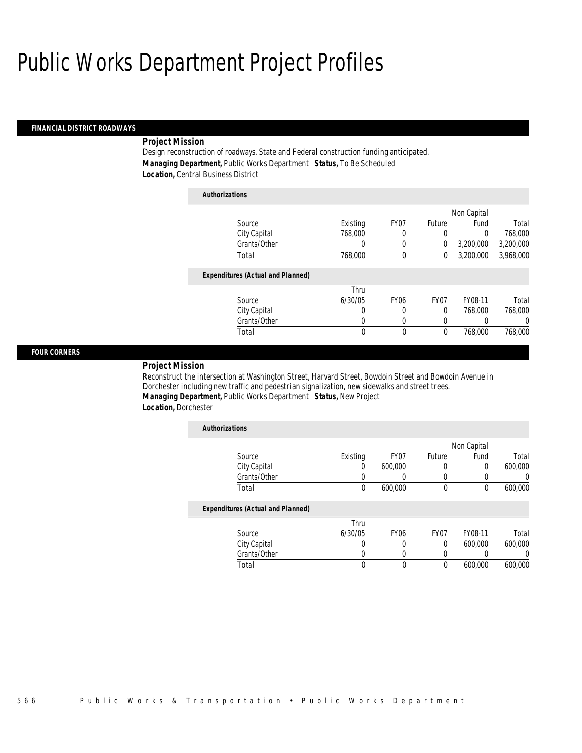# Public Works Department Project Profiles

## FINANCIAL DISTRICT ROADWAYS

**Project Mission**

Design reconstruction of roadways. State and Federal construction funding anticipated.

***Managing Department,*** Public Works Department ***Status,*** To Be Scheduled

***Location,*** Central Business District

*Authorizations*

| Source | Existing | FY07 | Future | Non Capital Fund | Total |
|---|---|---|---|---|---|
| City Capital | 768,000 | 0 | 0 | 0 | 768,000 |
| Grants/Other | 0 | 0 | 0 | 3,200,000 | 3,200,000 |
| Total | 768,000 | 0 | 0 | 3,200,000 | 3,968,000 |

*Expenditures (Actual and Planned)*

| Source | Thru 6/30/05 | FY06 | FY07 | FY08-11 | Total |
|---|---|---|---|---|---|
| City Capital | 0 | 0 | 0 | 768,000 | 768,000 |
| Grants/Other | 0 | 0 | 0 | 0 | 0 |
| Total | 0 | 0 | 0 | 768,000 | 768,000 |

## FOUR CORNERS

**Project Mission**

Reconstruct the intersection at Washington Street, Harvard Street, Bowdoin Street and Bowdoin Avenue in Dorchester including new traffic and pedestrian signalization, new sidewalks and street trees.

***Managing Department,*** Public Works Department ***Status,*** New Project

***Location,*** Dorchester

*Authorizations*

| Source | Existing | FY07 | Future | Non Capital Fund | Total |
|---|---|---|---|---|---|
| City Capital | 0 | 600,000 | 0 | 0 | 600,000 |
| Grants/Other | 0 | 0 | 0 | 0 | 0 |
| Total | 0 | 600,000 | 0 | 0 | 600,000 |

*Expenditures (Actual and Planned)*

| Source | Thru 6/30/05 | FY06 | FY07 | FY08-11 | Total |
|---|---|---|---|---|---|
| City Capital | 0 | 0 | 0 | 600,000 | 600,000 |
| Grants/Other | 0 | 0 | 0 | 0 | 0 |
| Total | 0 | 0 | 0 | 600,000 | 600,000 |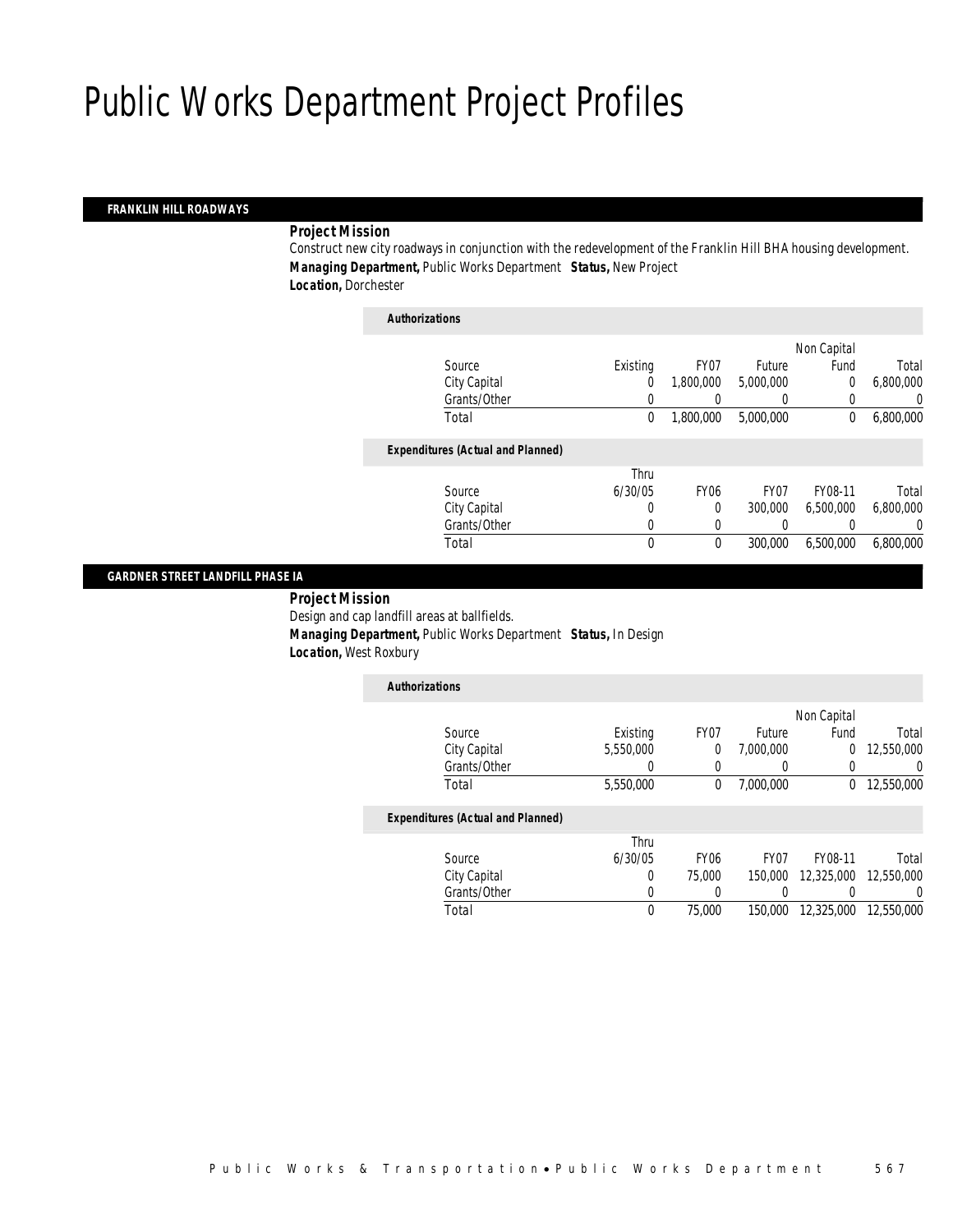# Public Works Department Project Profiles

## FRANKLIN HILL ROADWAYS

***Project Mission***

Construct new city roadways in conjunction with the redevelopment of the Franklin Hill BHA housing development.

***Managing Department,*** Public Works Department ***Status,*** New Project

***Location,*** Dorchester

***Authorizations***

| Source | Existing | FY07 | Future | Non Capital Fund | Total |
|---|---|---|---|---|---|
| City Capital | 0 | 1,800,000 | 5,000,000 | 0 | 6,800,000 |
| Grants/Other | 0 | 0 | 0 | 0 | 0 |
| Total | 0 | 1,800,000 | 5,000,000 | 0 | 6,800,000 |

***Expenditures (Actual and Planned)***

| Source | Thru 6/30/05 | FY06 | FY07 | FY08-11 | Total |
|---|---|---|---|---|---|
| City Capital | 0 | 0 | 300,000 | 6,500,000 | 6,800,000 |
| Grants/Other | 0 | 0 | 0 | 0 | 0 |
| Total | 0 | 0 | 300,000 | 6,500,000 | 6,800,000 |

## GARDNER STREET LANDFILL PHASE IA

***Project Mission***

Design and cap landfill areas at ballfields.

***Managing Department,*** Public Works Department ***Status,*** In Design

***Location,*** West Roxbury

***Authorizations***

| Source | Existing | FY07 | Future | Non Capital Fund | Total |
|---|---|---|---|---|---|
| City Capital | 5,550,000 | 0 | 7,000,000 | 0 | 12,550,000 |
| Grants/Other | 0 | 0 | 0 | 0 | 0 |
| Total | 5,550,000 | 0 | 7,000,000 | 0 | 12,550,000 |

***Expenditures (Actual and Planned)***

| Source | Thru 6/30/05 | FY06 | FY07 | FY08-11 | Total |
|---|---|---|---|---|---|
| City Capital | 0 | 75,000 | 150,000 | 12,325,000 | 12,550,000 |
| Grants/Other | 0 | 0 | 0 | 0 | 0 |
| Total | 0 | 75,000 | 150,000 | 12,325,000 | 12,550,000 |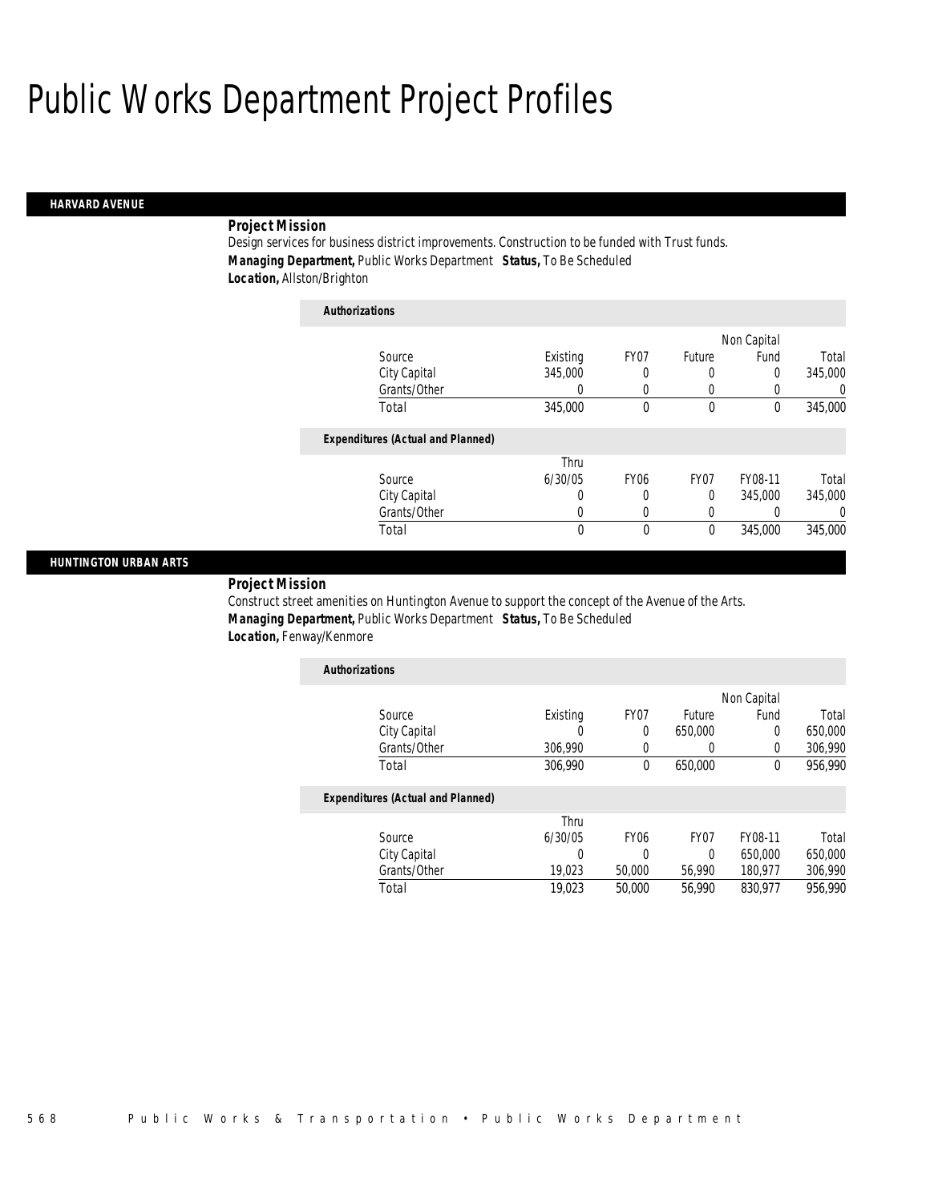# Public Works Department Project Profiles

## HARVARD AVENUE

***Project Mission***

Design services for business district improvements. Construction to be funded with Trust funds.

***Managing Department,*** Public Works Department ***Status,*** To Be Scheduled

***Location,*** Allston/Brighton

***Authorizations***

| Source | Existing | FY07 | Future | Non Capital Fund | Total |
|---|---|---|---|---|---|
| City Capital | 345,000 | 0 | 0 | 0 | 345,000 |
| Grants/Other | 0 | 0 | 0 | 0 | 0 |
| Total | 345,000 | 0 | 0 | 0 | 345,000 |

***Expenditures (Actual and Planned)***

| Source | Thru 6/30/05 | FY06 | FY07 | FY08-11 | Total |
|---|---|---|---|---|---|
| City Capital | 0 | 0 | 0 | 345,000 | 345,000 |
| Grants/Other | 0 | 0 | 0 | 0 | 0 |
| Total | 0 | 0 | 0 | 345,000 | 345,000 |

## HUNTINGTON URBAN ARTS

***Project Mission***

Construct street amenities on Huntington Avenue to support the concept of the Avenue of the Arts.

***Managing Department,*** Public Works Department ***Status,*** To Be Scheduled

***Location,*** Fenway/Kenmore

***Authorizations***

| Source | Existing | FY07 | Future | Non Capital Fund | Total |
|---|---|---|---|---|---|
| City Capital | 0 | 0 | 650,000 | 0 | 650,000 |
| Grants/Other | 306,990 | 0 | 0 | 0 | 306,990 |
| Total | 306,990 | 0 | 650,000 | 0 | 956,990 |

***Expenditures (Actual and Planned)***

| Source | Thru 6/30/05 | FY06 | FY07 | FY08-11 | Total |
|---|---|---|---|---|---|
| City Capital | 0 | 0 | 0 | 650,000 | 650,000 |
| Grants/Other | 19,023 | 50,000 | 56,990 | 180,977 | 306,990 |
| Total | 19,023 | 50,000 | 56,990 | 830,977 | 956,990 |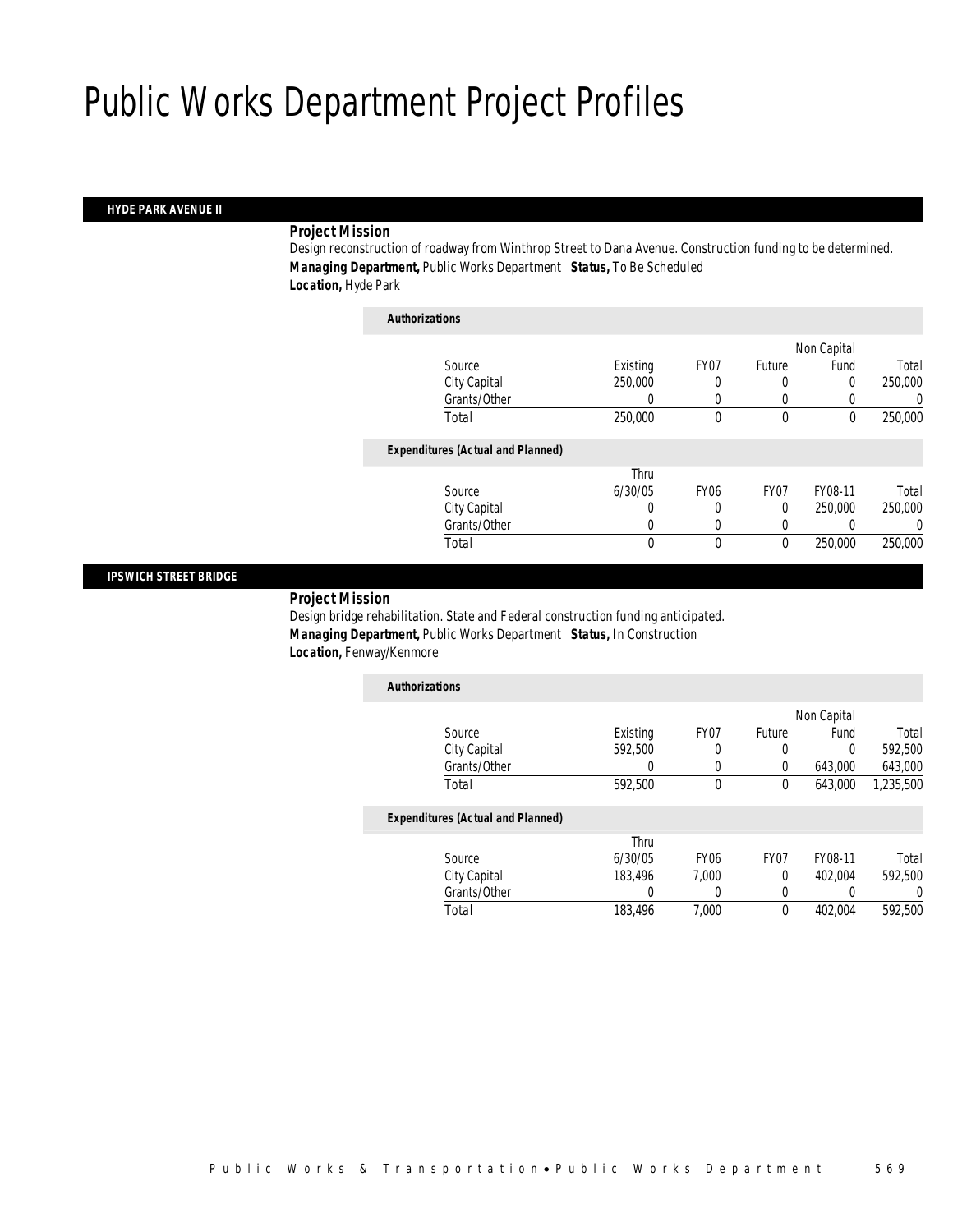# Public Works Department Project Profiles

## HYDE PARK AVENUE II

**Project Mission**

Design reconstruction of roadway from Winthrop Street to Dana Avenue. Construction funding to be determined.

***Managing Department,*** Public Works Department ***Status,*** To Be Scheduled

***Location,*** Hyde Park

***Authorizations***

| Source | Existing | FY07 | Future | Non Capital Fund | Total |
|---|---|---|---|---|---|
| City Capital | 250,000 | 0 | 0 | 0 | 250,000 |
| Grants/Other | 0 | 0 | 0 | 0 | 0 |
| Total | 250,000 | 0 | 0 | 0 | 250,000 |

***Expenditures (Actual and Planned)***

| Source | Thru 6/30/05 | FY06 | FY07 | FY08-11 | Total |
|---|---|---|---|---|---|
| City Capital | 0 | 0 | 0 | 250,000 | 250,000 |
| Grants/Other | 0 | 0 | 0 | 0 | 0 |
| Total | 0 | 0 | 0 | 250,000 | 250,000 |

## IPSWICH STREET BRIDGE

**Project Mission**

Design bridge rehabilitation. State and Federal construction funding anticipated.

***Managing Department,*** Public Works Department ***Status,*** In Construction

***Location,*** Fenway/Kenmore

***Authorizations***

| Source | Existing | FY07 | Future | Non Capital Fund | Total |
|---|---|---|---|---|---|
| City Capital | 592,500 | 0 | 0 | 0 | 592,500 |
| Grants/Other | 0 | 0 | 0 | 643,000 | 643,000 |
| Total | 592,500 | 0 | 0 | 643,000 | 1,235,500 |

***Expenditures (Actual and Planned)***

| Source | Thru 6/30/05 | FY06 | FY07 | FY08-11 | Total |
|---|---|---|---|---|---|
| City Capital | 183,496 | 7,000 | 0 | 402,004 | 592,500 |
| Grants/Other | 0 | 0 | 0 | 0 | 0 |
| Total | 183,496 | 7,000 | 0 | 402,004 | 592,500 |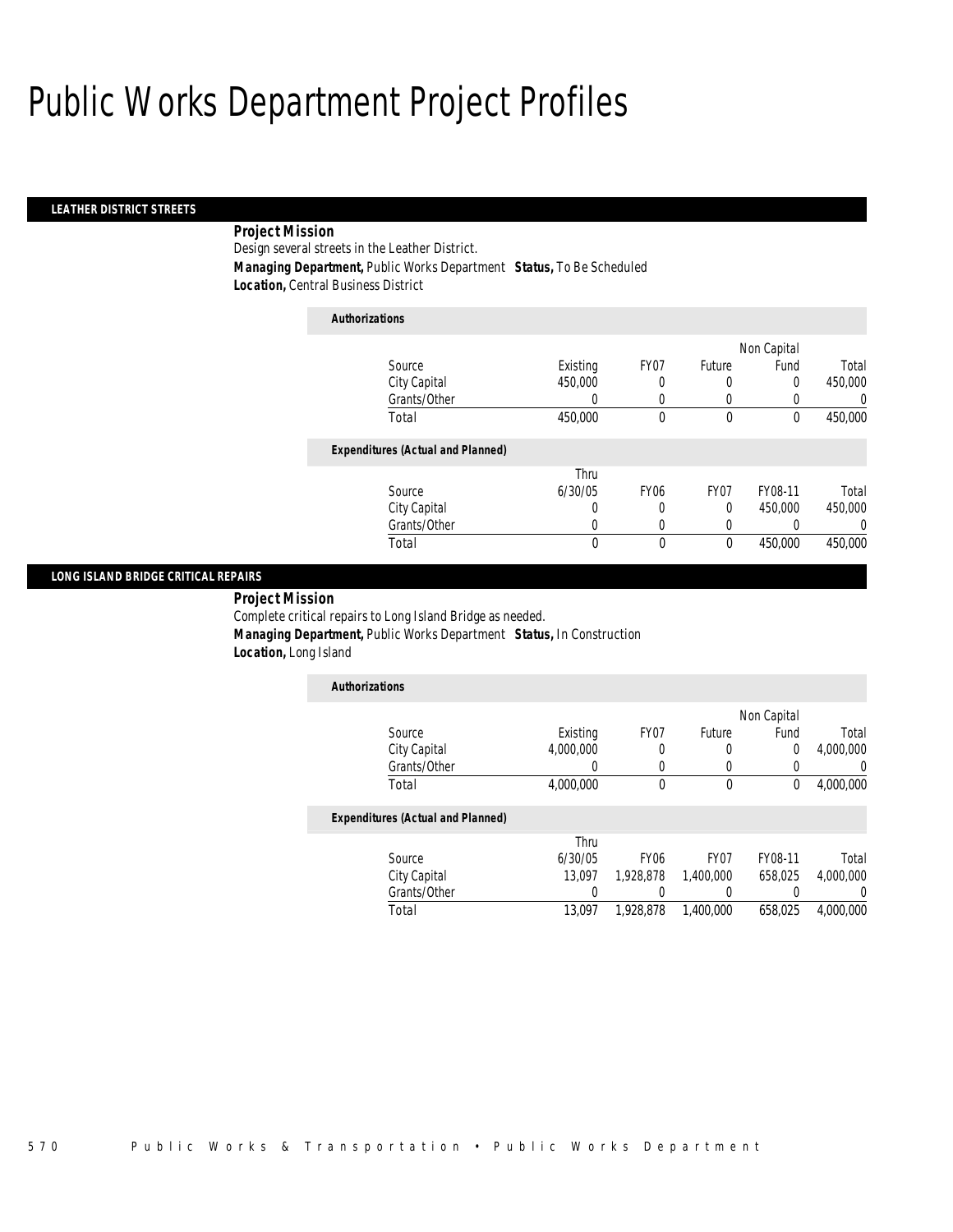# Public Works Department Project Profiles

## LEATHER DISTRICT STREETS

**Project Mission**

Design several streets in the Leather District.

**Managing Department,** Public Works Department **Status,** To Be Scheduled

**Location,** Central Business District

*Authorizations*

| Source | Existing | FY07 | Future | Non Capital Fund | Total |
|---|---|---|---|---|---|
| City Capital | 450,000 | 0 | 0 | 0 | 450,000 |
| Grants/Other | 0 | 0 | 0 | 0 | 0 |
| Total | 450,000 | 0 | 0 | 0 | 450,000 |

*Expenditures (Actual and Planned)*

| Source | Thru 6/30/05 | FY06 | FY07 | FY08-11 | Total |
|---|---|---|---|---|---|
| City Capital | 0 | 0 | 0 | 450,000 | 450,000 |
| Grants/Other | 0 | 0 | 0 | 0 | 0 |
| Total | 0 | 0 | 0 | 450,000 | 450,000 |

## LONG ISLAND BRIDGE CRITICAL REPAIRS

**Project Mission**

Complete critical repairs to Long Island Bridge as needed.

**Managing Department,** Public Works Department **Status,** In Construction

**Location,** Long Island

*Authorizations*

| Source | Existing | FY07 | Future | Non Capital Fund | Total |
|---|---|---|---|---|---|
| City Capital | 4,000,000 | 0 | 0 | 0 | 4,000,000 |
| Grants/Other | 0 | 0 | 0 | 0 | 0 |
| Total | 4,000,000 | 0 | 0 | 0 | 4,000,000 |

*Expenditures (Actual and Planned)*

| Source | Thru 6/30/05 | FY06 | FY07 | FY08-11 | Total |
|---|---|---|---|---|---|
| City Capital | 13,097 | 1,928,878 | 1,400,000 | 658,025 | 4,000,000 |
| Grants/Other | 0 | 0 | 0 | 0 | 0 |
| Total | 13,097 | 1,928,878 | 1,400,000 | 658,025 | 4,000,000 |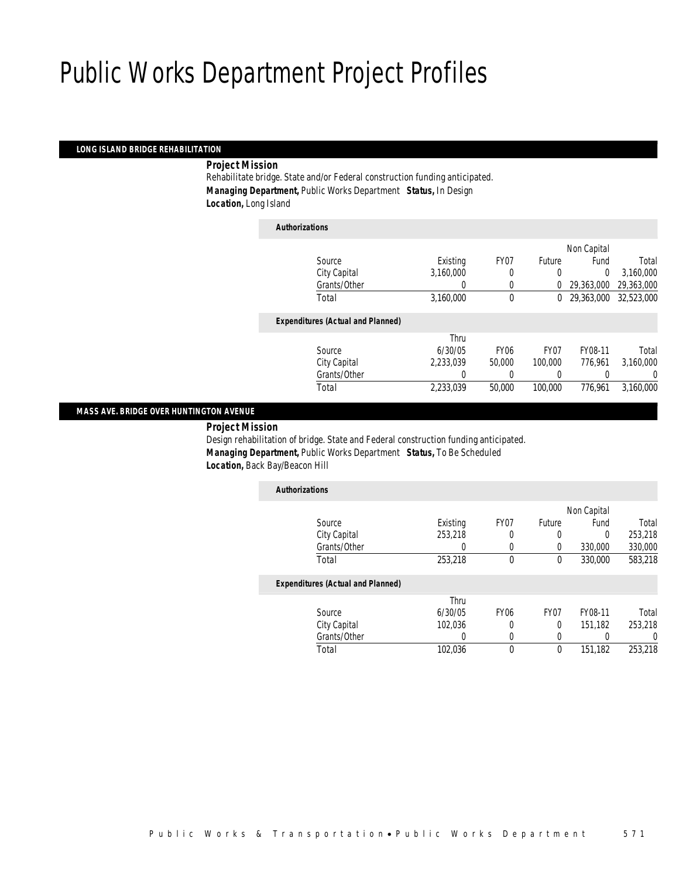# Public Works Department Project Profiles

## LONG ISLAND BRIDGE REHABILITATION

***Project Mission***

Rehabilitate bridge. State and/or Federal construction funding anticipated.

***Managing Department,*** Public Works Department ***Status,*** In Design

***Location,*** Long Island

***Authorizations***

| Source | Existing | FY07 | Future | Non Capital Fund | Total |
|---|---|---|---|---|---|
| City Capital | 3,160,000 | 0 | 0 | 0 | 3,160,000 |
| Grants/Other | 0 | 0 | 0 | 29,363,000 | 29,363,000 |
| Total | 3,160,000 | 0 | 0 | 29,363,000 | 32,523,000 |

***Expenditures (Actual and Planned)***

| Source | Thru 6/30/05 | FY06 | FY07 | FY08-11 | Total |
|---|---|---|---|---|---|
| City Capital | 2,233,039 | 50,000 | 100,000 | 776,961 | 3,160,000 |
| Grants/Other | 0 | 0 | 0 | 0 | 0 |
| Total | 2,233,039 | 50,000 | 100,000 | 776,961 | 3,160,000 |

## MASS AVE. BRIDGE OVER HUNTINGTON AVENUE

***Project Mission***

Design rehabilitation of bridge. State and Federal construction funding anticipated.

***Managing Department,*** Public Works Department ***Status,*** To Be Scheduled

***Location,*** Back Bay/Beacon Hill

***Authorizations***

| Source | Existing | FY07 | Future | Non Capital Fund | Total |
|---|---|---|---|---|---|
| City Capital | 253,218 | 0 | 0 | 0 | 253,218 |
| Grants/Other | 0 | 0 | 0 | 330,000 | 330,000 |
| Total | 253,218 | 0 | 0 | 330,000 | 583,218 |

***Expenditures (Actual and Planned)***

| Source | Thru 6/30/05 | FY06 | FY07 | FY08-11 | Total |
|---|---|---|---|---|---|
| City Capital | 102,036 | 0 | 0 | 151,182 | 253,218 |
| Grants/Other | 0 | 0 | 0 | 0 | 0 |
| Total | 102,036 | 0 | 0 | 151,182 | 253,218 |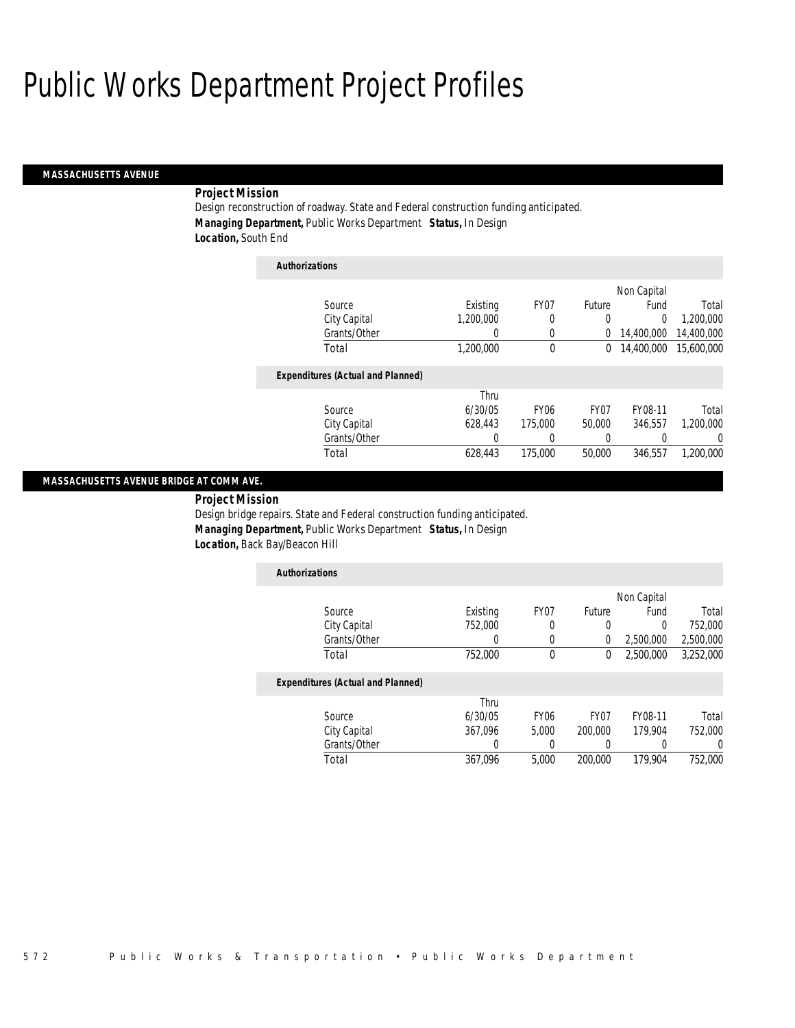# Public Works Department Project Profiles

## MASSACHUSETTS AVENUE

**Project Mission**

Design reconstruction of roadway. State and Federal construction funding anticipated.

**Managing Department,** Public Works Department **Status,** In Design

**Location,** South End

**Authorizations**

| Source | Existing | FY07 | Future | Non Capital Fund | Total |
|---|---|---|---|---|---|
| City Capital | 1,200,000 | 0 | 0 | 0 | 1,200,000 |
| Grants/Other | 0 | 0 | 0 | 14,400,000 | 14,400,000 |
| Total | 1,200,000 | 0 | 0 | 14,400,000 | 15,600,000 |

**Expenditures (Actual and Planned)**

| Source | Thru 6/30/05 | FY06 | FY07 | FY08-11 | Total |
|---|---|---|---|---|---|
| City Capital | 628,443 | 175,000 | 50,000 | 346,557 | 1,200,000 |
| Grants/Other | 0 | 0 | 0 | 0 | 0 |
| Total | 628,443 | 175,000 | 50,000 | 346,557 | 1,200,000 |

## MASSACHUSETTS AVENUE BRIDGE AT COMM AVE.

**Project Mission**

Design bridge repairs. State and Federal construction funding anticipated.

**Managing Department,** Public Works Department **Status,** In Design

**Location,** Back Bay/Beacon Hill

**Authorizations**

| Source | Existing | FY07 | Future | Non Capital Fund | Total |
|---|---|---|---|---|---|
| City Capital | 752,000 | 0 | 0 | 0 | 752,000 |
| Grants/Other | 0 | 0 | 0 | 2,500,000 | 2,500,000 |
| Total | 752,000 | 0 | 0 | 2,500,000 | 3,252,000 |

**Expenditures (Actual and Planned)**

| Source | Thru 6/30/05 | FY06 | FY07 | FY08-11 | Total |
|---|---|---|---|---|---|
| City Capital | 367,096 | 5,000 | 200,000 | 179,904 | 752,000 |
| Grants/Other | 0 | 0 | 0 | 0 | 0 |
| Total | 367,096 | 5,000 | 200,000 | 179,904 | 752,000 |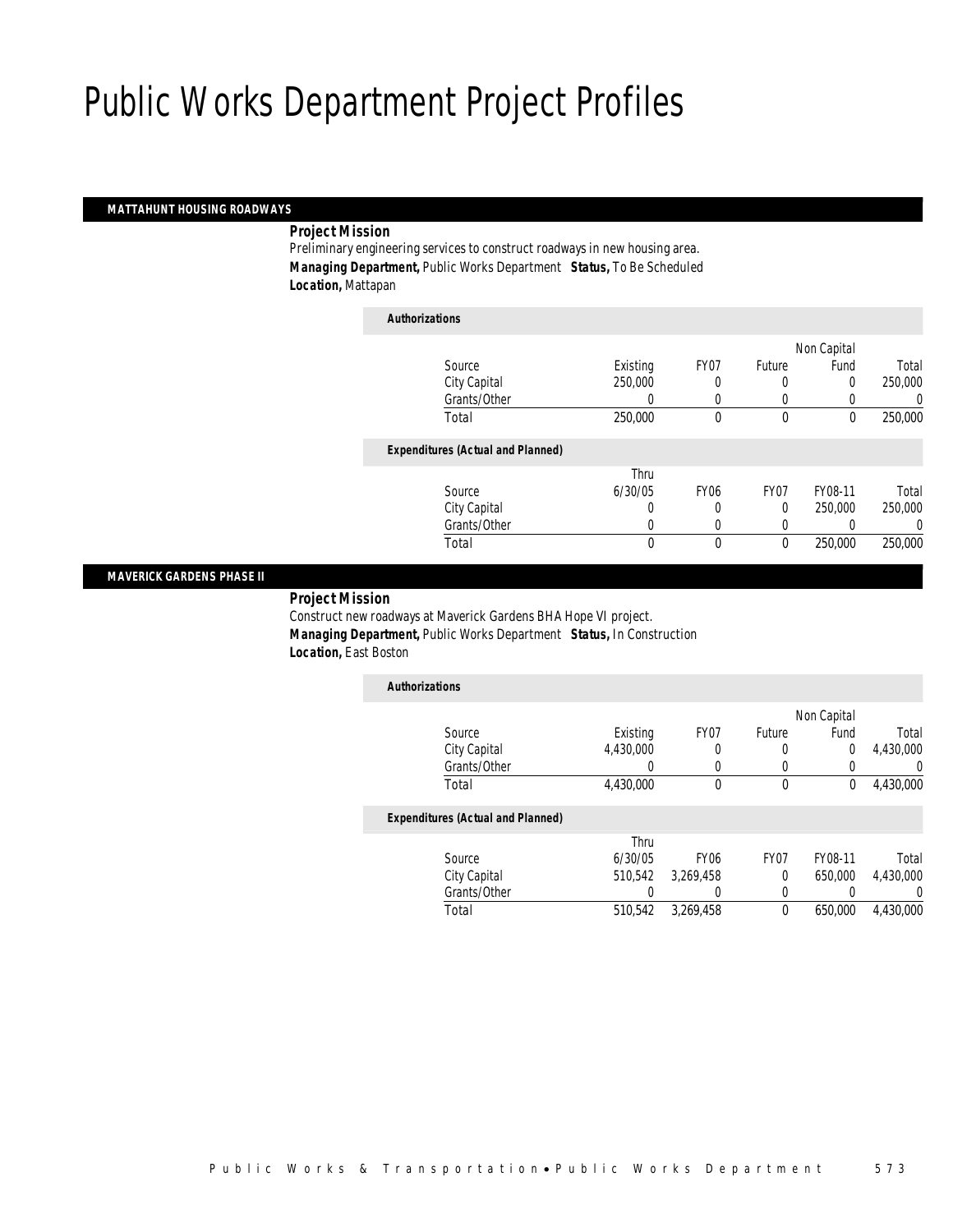# Public Works Department Project Profiles

## MATTAHUNT HOUSING ROADWAYS

***Project Mission***

Preliminary engineering services to construct roadways in new housing area.

***Managing Department,*** Public Works Department ***Status,*** To Be Scheduled

***Location,*** Mattapan

***Authorizations***

| Source | Existing | FY07 | Future | Non Capital Fund | Total |
|---|---|---|---|---|---|
| City Capital | 250,000 | 0 | 0 | 0 | 250,000 |
| Grants/Other | 0 | 0 | 0 | 0 | 0 |
| Total | 250,000 | 0 | 0 | 0 | 250,000 |

***Expenditures (Actual and Planned)***

| Source | Thru 6/30/05 | FY06 | FY07 | FY08-11 | Total |
|---|---|---|---|---|---|
| City Capital | 0 | 0 | 0 | 250,000 | 250,000 |
| Grants/Other | 0 | 0 | 0 | 0 | 0 |
| Total | 0 | 0 | 0 | 250,000 | 250,000 |

## MAVERICK GARDENS PHASE II

***Project Mission***

Construct new roadways at Maverick Gardens BHA Hope VI project.

***Managing Department,*** Public Works Department ***Status,*** In Construction

***Location,*** East Boston

***Authorizations***

| Source | Existing | FY07 | Future | Non Capital Fund | Total |
|---|---|---|---|---|---|
| City Capital | 4,430,000 | 0 | 0 | 0 | 4,430,000 |
| Grants/Other | 0 | 0 | 0 | 0 | 0 |
| Total | 4,430,000 | 0 | 0 | 0 | 4,430,000 |

***Expenditures (Actual and Planned)***

| Source | Thru 6/30/05 | FY06 | FY07 | FY08-11 | Total |
|---|---|---|---|---|---|
| City Capital | 510,542 | 3,269,458 | 0 | 650,000 | 4,430,000 |
| Grants/Other | 0 | 0 | 0 | 0 | 0 |
| Total | 510,542 | 3,269,458 | 0 | 650,000 | 4,430,000 |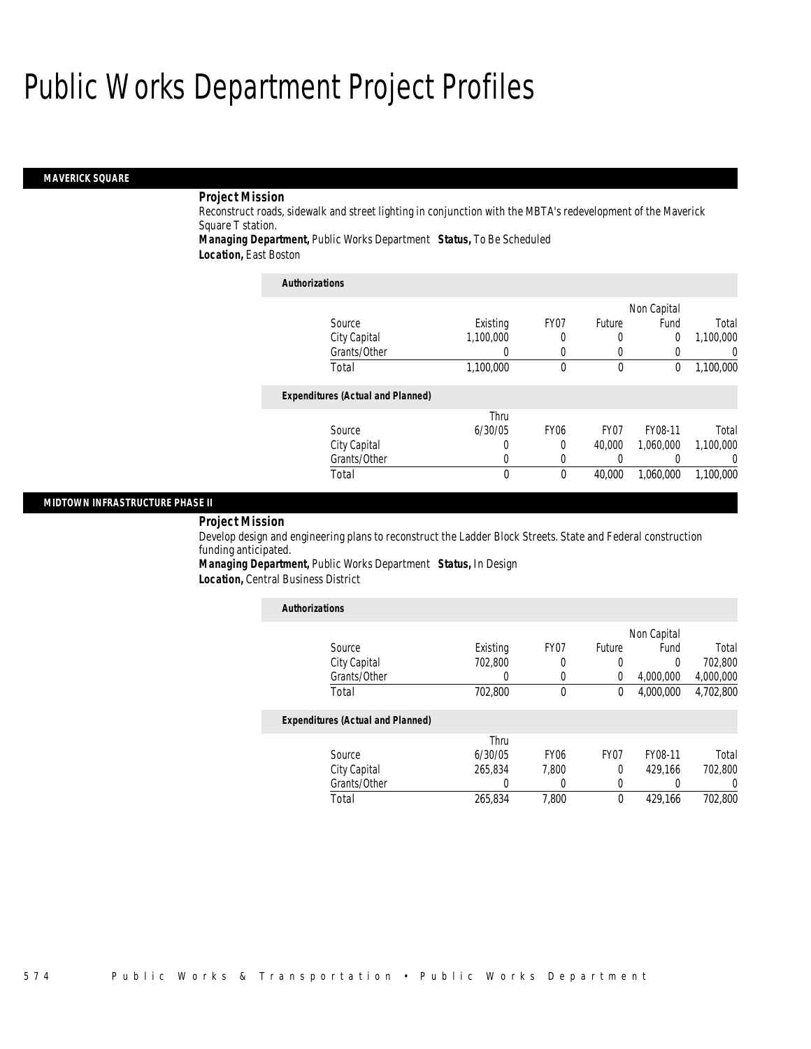# Public Works Department Project Profiles

## MAVERICK SQUARE

**Project Mission**

Reconstruct roads, sidewalk and street lighting in conjunction with the MBTA's redevelopment of the Maverick Square T station.

**Managing Department,** Public Works Department **Status,** To Be Scheduled

**Location,** East Boston

**Authorizations**

| Source | Existing | FY07 | Future | Non Capital Fund | Total |
|---|---|---|---|---|---|
| City Capital | 1,100,000 | 0 | 0 | 0 | 1,100,000 |
| Grants/Other | 0 | 0 | 0 | 0 | 0 |
| Total | 1,100,000 | 0 | 0 | 0 | 1,100,000 |

**Expenditures (Actual and Planned)**

| Source | Thru 6/30/05 | FY06 | FY07 | FY08-11 | Total |
|---|---|---|---|---|---|
| City Capital | 0 | 0 | 40,000 | 1,060,000 | 1,100,000 |
| Grants/Other | 0 | 0 | 0 | 0 | 0 |
| Total | 0 | 0 | 40,000 | 1,060,000 | 1,100,000 |

## MIDTOWN INFRASTRUCTURE PHASE II

**Project Mission**

Develop design and engineering plans to reconstruct the Ladder Block Streets. State and Federal construction funding anticipated.

**Managing Department,** Public Works Department **Status,** In Design

**Location,** Central Business District

**Authorizations**

| Source | Existing | FY07 | Future | Non Capital Fund | Total |
|---|---|---|---|---|---|
| City Capital | 702,800 | 0 | 0 | 0 | 702,800 |
| Grants/Other | 0 | 0 | 0 | 4,000,000 | 4,000,000 |
| Total | 702,800 | 0 | 0 | 4,000,000 | 4,702,800 |

**Expenditures (Actual and Planned)**

| Source | Thru 6/30/05 | FY06 | FY07 | FY08-11 | Total |
|---|---|---|---|---|---|
| City Capital | 265,834 | 7,800 | 0 | 429,166 | 702,800 |
| Grants/Other | 0 | 0 | 0 | 0 | 0 |
| Total | 265,834 | 7,800 | 0 | 429,166 | 702,800 |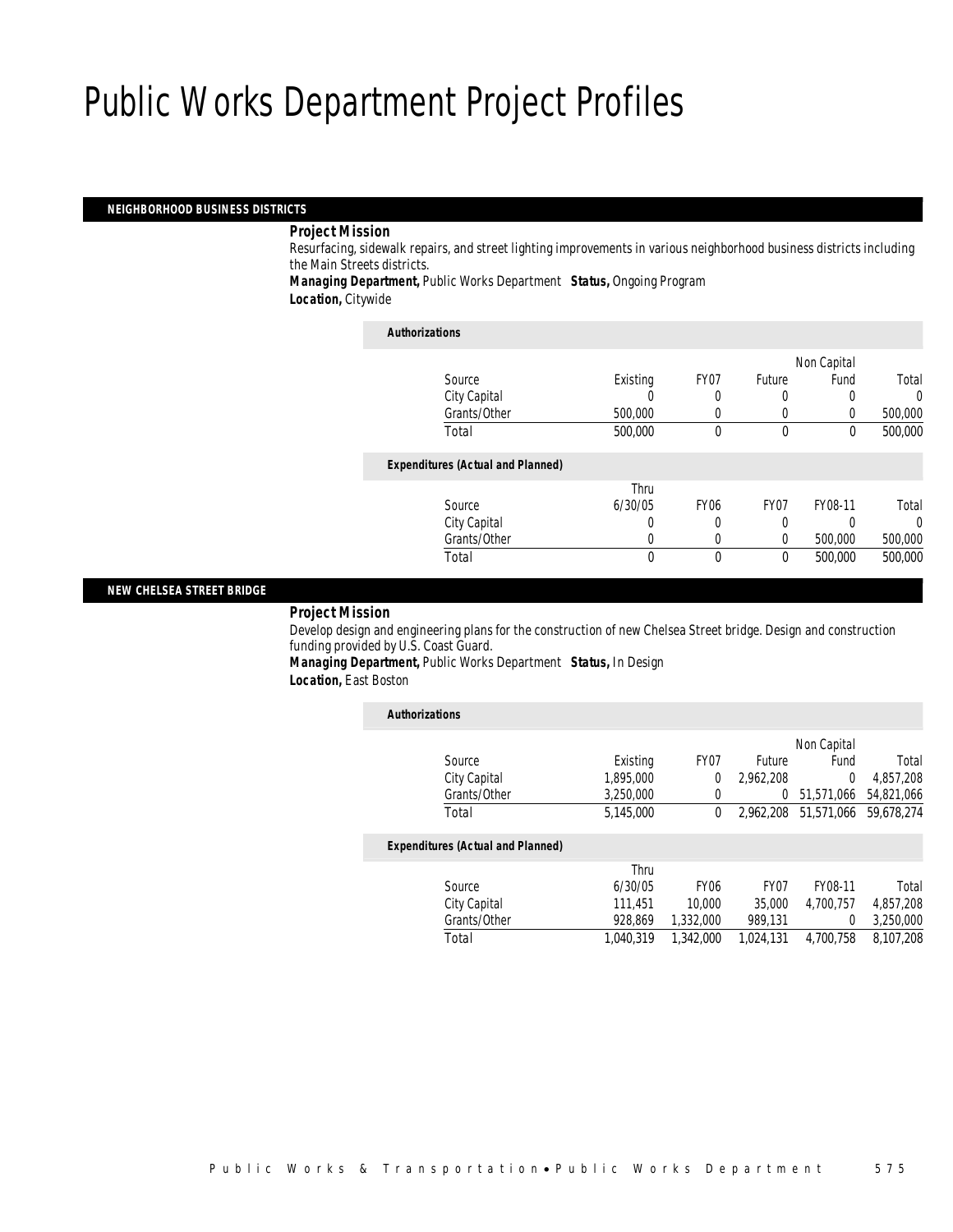# Public Works Department Project Profiles

## NEIGHBORHOOD BUSINESS DISTRICTS

***Project Mission***

Resurfacing, sidewalk repairs, and street lighting improvements in various neighborhood business districts including the Main Streets districts.

***Managing Department,*** Public Works Department ***Status,*** Ongoing Program

***Location,*** Citywide

***Authorizations***

| Source | Existing | FY07 | Future | Non Capital Fund | Total |
|---|---|---|---|---|---|
| City Capital | 0 | 0 | 0 | 0 | 0 |
| Grants/Other | 500,000 | 0 | 0 | 0 | 500,000 |
| Total | 500,000 | 0 | 0 | 0 | 500,000 |

***Expenditures (Actual and Planned)***

| Source | Thru 6/30/05 | FY06 | FY07 | FY08-11 | Total |
|---|---|---|---|---|---|
| City Capital | 0 | 0 | 0 | 0 | 0 |
| Grants/Other | 0 | 0 | 0 | 500,000 | 500,000 |
| Total | 0 | 0 | 0 | 500,000 | 500,000 |

## NEW CHELSEA STREET BRIDGE

***Project Mission***

Develop design and engineering plans for the construction of new Chelsea Street bridge. Design and construction funding provided by U.S. Coast Guard.

***Managing Department,*** Public Works Department ***Status,*** In Design

***Location,*** East Boston

***Authorizations***

| Source | Existing | FY07 | Future | Non Capital Fund | Total |
|---|---|---|---|---|---|
| City Capital | 1,895,000 | 0 | 2,962,208 | 0 | 4,857,208 |
| Grants/Other | 3,250,000 | 0 | 0 | 51,571,066 | 54,821,066 |
| Total | 5,145,000 | 0 | 2,962,208 | 51,571,066 | 59,678,274 |

***Expenditures (Actual and Planned)***

| Source | Thru 6/30/05 | FY06 | FY07 | FY08-11 | Total |
|---|---|---|---|---|---|
| City Capital | 111,451 | 10,000 | 35,000 | 4,700,757 | 4,857,208 |
| Grants/Other | 928,869 | 1,332,000 | 989,131 | 0 | 3,250,000 |
| Total | 1,040,319 | 1,342,000 | 1,024,131 | 4,700,758 | 8,107,208 |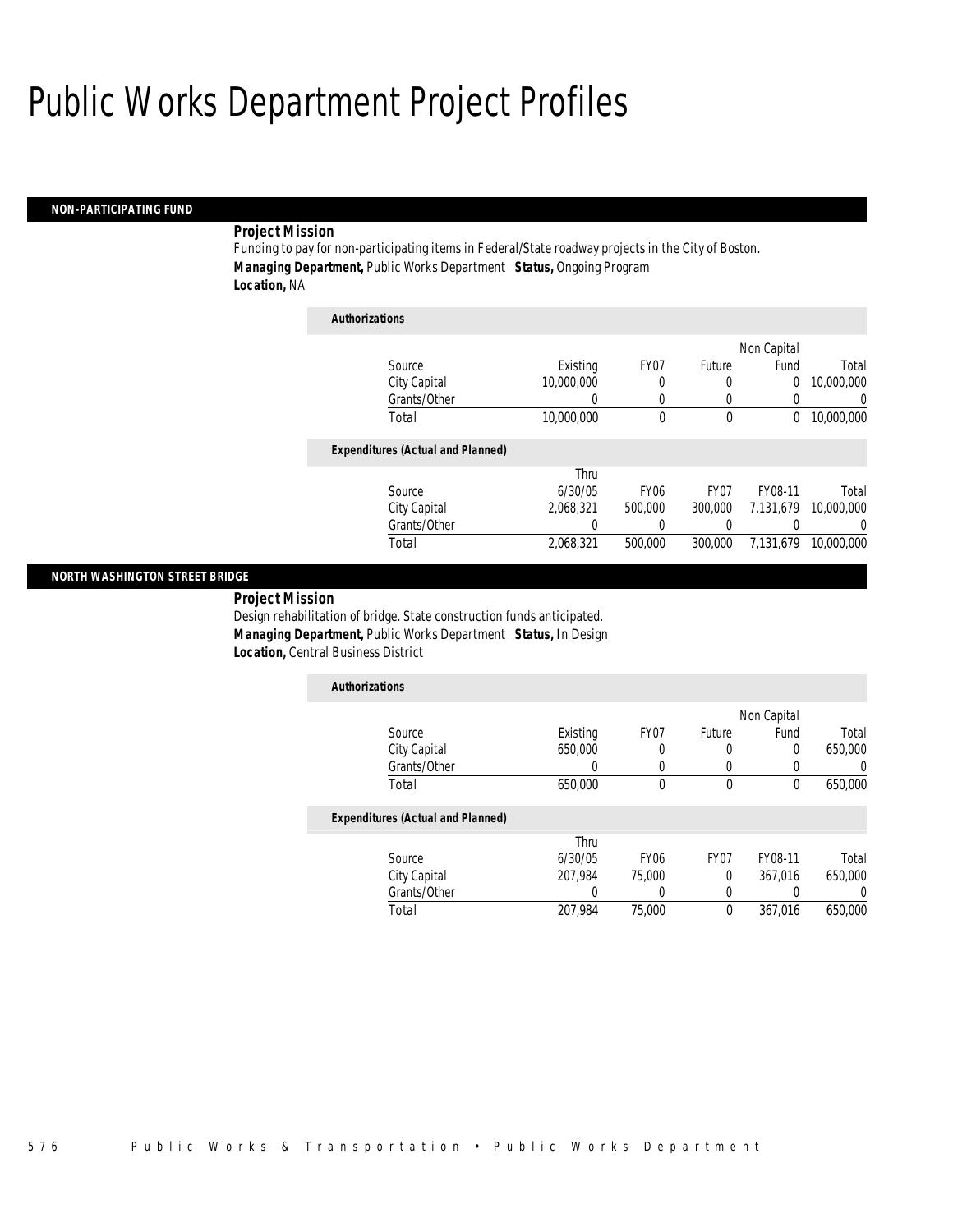# Public Works Department Project Profiles

## NON-PARTICIPATING FUND

**Project Mission**

Funding to pay for non-participating items in Federal/State roadway projects in the City of Boston.

***Managing Department,*** Public Works Department ***Status,*** Ongoing Program

***Location,*** NA

***Authorizations***

| Source | Existing | FY07 | Future | Non Capital Fund | Total |
|---|---|---|---|---|---|
| City Capital | 10,000,000 | 0 | 0 | 0 | 10,000,000 |
| Grants/Other | 0 | 0 | 0 | 0 | 0 |
| Total | 10,000,000 | 0 | 0 | 0 | 10,000,000 |

***Expenditures (Actual and Planned)***

| Source | Thru 6/30/05 | FY06 | FY07 | FY08-11 | Total |
|---|---|---|---|---|---|
| City Capital | 2,068,321 | 500,000 | 300,000 | 7,131,679 | 10,000,000 |
| Grants/Other | 0 | 0 | 0 | 0 | 0 |
| Total | 2,068,321 | 500,000 | 300,000 | 7,131,679 | 10,000,000 |

## NORTH WASHINGTON STREET BRIDGE

**Project Mission**

Design rehabilitation of bridge. State construction funds anticipated.

***Managing Department,*** Public Works Department ***Status,*** In Design

***Location,*** Central Business District

***Authorizations***

| Source | Existing | FY07 | Future | Non Capital Fund | Total |
|---|---|---|---|---|---|
| City Capital | 650,000 | 0 | 0 | 0 | 650,000 |
| Grants/Other | 0 | 0 | 0 | 0 | 0 |
| Total | 650,000 | 0 | 0 | 0 | 650,000 |

***Expenditures (Actual and Planned)***

| Source | Thru 6/30/05 | FY06 | FY07 | FY08-11 | Total |
|---|---|---|---|---|---|
| City Capital | 207,984 | 75,000 | 0 | 367,016 | 650,000 |
| Grants/Other | 0 | 0 | 0 | 0 | 0 |
| Total | 207,984 | 75,000 | 0 | 367,016 | 650,000 |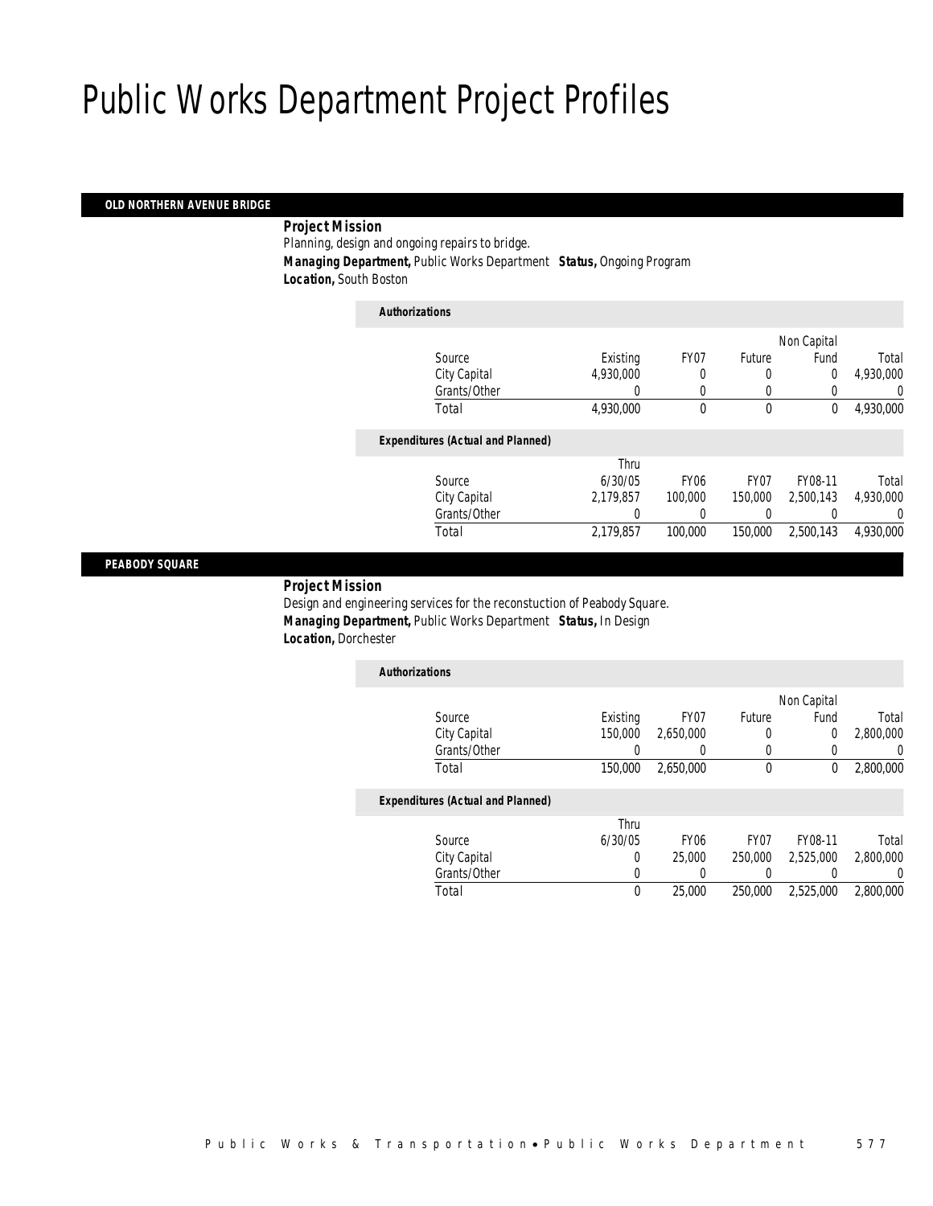# Public Works Department Project Profiles

## OLD NORTHERN AVENUE BRIDGE

**Project Mission**

Planning, design and ongoing repairs to bridge.

***Managing Department,*** Public Works Department ***Status,*** Ongoing Program

***Location,*** South Boston

***Authorizations***

| Source | Existing | FY07 | Future | Non Capital Fund | Total |
|---|---|---|---|---|---|
| City Capital | 4,930,000 | 0 | 0 | 0 | 4,930,000 |
| Grants/Other | 0 | 0 | 0 | 0 | 0 |
| Total | 4,930,000 | 0 | 0 | 0 | 4,930,000 |

***Expenditures (Actual and Planned)***

| Source | Thru 6/30/05 | FY06 | FY07 | FY08-11 | Total |
|---|---|---|---|---|---|
| City Capital | 2,179,857 | 100,000 | 150,000 | 2,500,143 | 4,930,000 |
| Grants/Other | 0 | 0 | 0 | 0 | 0 |
| Total | 2,179,857 | 100,000 | 150,000 | 2,500,143 | 4,930,000 |

## PEABODY SQUARE

**Project Mission**

Design and engineering services for the reconstuction of Peabody Square.

***Managing Department,*** Public Works Department ***Status,*** In Design

***Location,*** Dorchester

***Authorizations***

| Source | Existing | FY07 | Future | Non Capital Fund | Total |
|---|---|---|---|---|---|
| City Capital | 150,000 | 2,650,000 | 0 | 0 | 2,800,000 |
| Grants/Other | 0 | 0 | 0 | 0 | 0 |
| Total | 150,000 | 2,650,000 | 0 | 0 | 2,800,000 |

***Expenditures (Actual and Planned)***

| Source | Thru 6/30/05 | FY06 | FY07 | FY08-11 | Total |
|---|---|---|---|---|---|
| City Capital | 0 | 25,000 | 250,000 | 2,525,000 | 2,800,000 |
| Grants/Other | 0 | 0 | 0 | 0 | 0 |
| Total | 0 | 25,000 | 250,000 | 2,525,000 | 2,800,000 |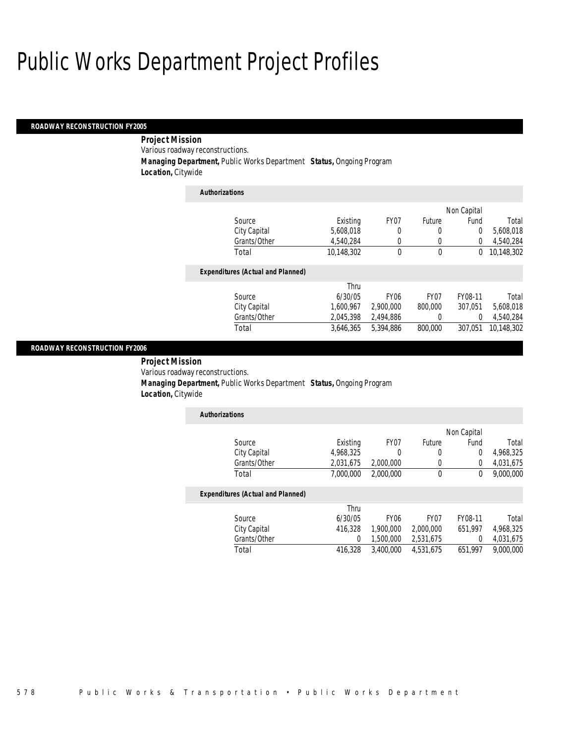# Public Works Department Project Profiles

## ROADWAY RECONSTRUCTION FY2005

**Project Mission**

Various roadway reconstructions.

**Managing Department,** Public Works Department **Status,** Ongoing Program

**Location,** Citywide

**Authorizations**

| Source | Existing | FY07 | Future | Non Capital Fund | Total |
|---|---|---|---|---|---|
| City Capital | 5,608,018 | 0 | 0 | 0 | 5,608,018 |
| Grants/Other | 4,540,284 | 0 | 0 | 0 | 4,540,284 |
| Total | 10,148,302 | 0 | 0 | 0 | 10,148,302 |

**Expenditures (Actual and Planned)**

| Source | Thru 6/30/05 | FY06 | FY07 | FY08-11 | Total |
|---|---|---|---|---|---|
| City Capital | 1,600,967 | 2,900,000 | 800,000 | 307,051 | 5,608,018 |
| Grants/Other | 2,045,398 | 2,494,886 | 0 | 0 | 4,540,284 |
| Total | 3,646,365 | 5,394,886 | 800,000 | 307,051 | 10,148,302 |

## ROADWAY RECONSTRUCTION FY2006

**Project Mission**

Various roadway reconstructions.

**Managing Department,** Public Works Department **Status,** Ongoing Program

**Location,** Citywide

**Authorizations**

| Source | Existing | FY07 | Future | Non Capital Fund | Total |
|---|---|---|---|---|---|
| City Capital | 4,968,325 | 0 | 0 | 0 | 4,968,325 |
| Grants/Other | 2,031,675 | 2,000,000 | 0 | 0 | 4,031,675 |
| Total | 7,000,000 | 2,000,000 | 0 | 0 | 9,000,000 |

**Expenditures (Actual and Planned)**

| Source | Thru 6/30/05 | FY06 | FY07 | FY08-11 | Total |
|---|---|---|---|---|---|
| City Capital | 416,328 | 1,900,000 | 2,000,000 | 651,997 | 4,968,325 |
| Grants/Other | 0 | 1,500,000 | 2,531,675 | 0 | 4,031,675 |
| Total | 416,328 | 3,400,000 | 4,531,675 | 651,997 | 9,000,000 |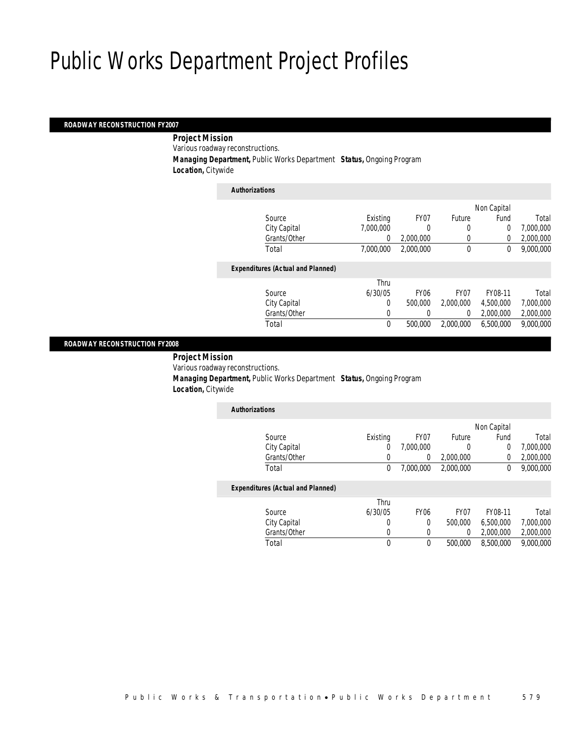# Public Works Department Project Profiles

## ROADWAY RECONSTRUCTION FY2007

**Project Mission**

Various roadway reconstructions.

**Managing Department,** Public Works Department **Status,** Ongoing Program

**Location,** Citywide

***Authorizations***

| Source | Existing | FY07 | Future | Non Capital Fund | Total |
|---|---|---|---|---|---|
| City Capital | 7,000,000 | 0 | 0 | 0 | 7,000,000 |
| Grants/Other | 0 | 2,000,000 | 0 | 0 | 2,000,000 |
| Total | 7,000,000 | 2,000,000 | 0 | 0 | 9,000,000 |

***Expenditures (Actual and Planned)***

| Source | Thru 6/30/05 | FY06 | FY07 | FY08-11 | Total |
|---|---|---|---|---|---|
| City Capital | 0 | 500,000 | 2,000,000 | 4,500,000 | 7,000,000 |
| Grants/Other | 0 | 0 | 0 | 2,000,000 | 2,000,000 |
| Total | 0 | 500,000 | 2,000,000 | 6,500,000 | 9,000,000 |

## ROADWAY RECONSTRUCTION FY2008

**Project Mission**

Various roadway reconstructions.

**Managing Department,** Public Works Department **Status,** Ongoing Program

**Location,** Citywide

***Authorizations***

| Source | Existing | FY07 | Future | Non Capital Fund | Total |
|---|---|---|---|---|---|
| City Capital | 0 | 7,000,000 | 0 | 0 | 7,000,000 |
| Grants/Other | 0 | 0 | 2,000,000 | 0 | 2,000,000 |
| Total | 0 | 7,000,000 | 2,000,000 | 0 | 9,000,000 |

***Expenditures (Actual and Planned)***

| Source | Thru 6/30/05 | FY06 | FY07 | FY08-11 | Total |
|---|---|---|---|---|---|
| City Capital | 0 | 0 | 500,000 | 6,500,000 | 7,000,000 |
| Grants/Other | 0 | 0 | 0 | 2,000,000 | 2,000,000 |
| Total | 0 | 0 | 500,000 | 8,500,000 | 9,000,000 |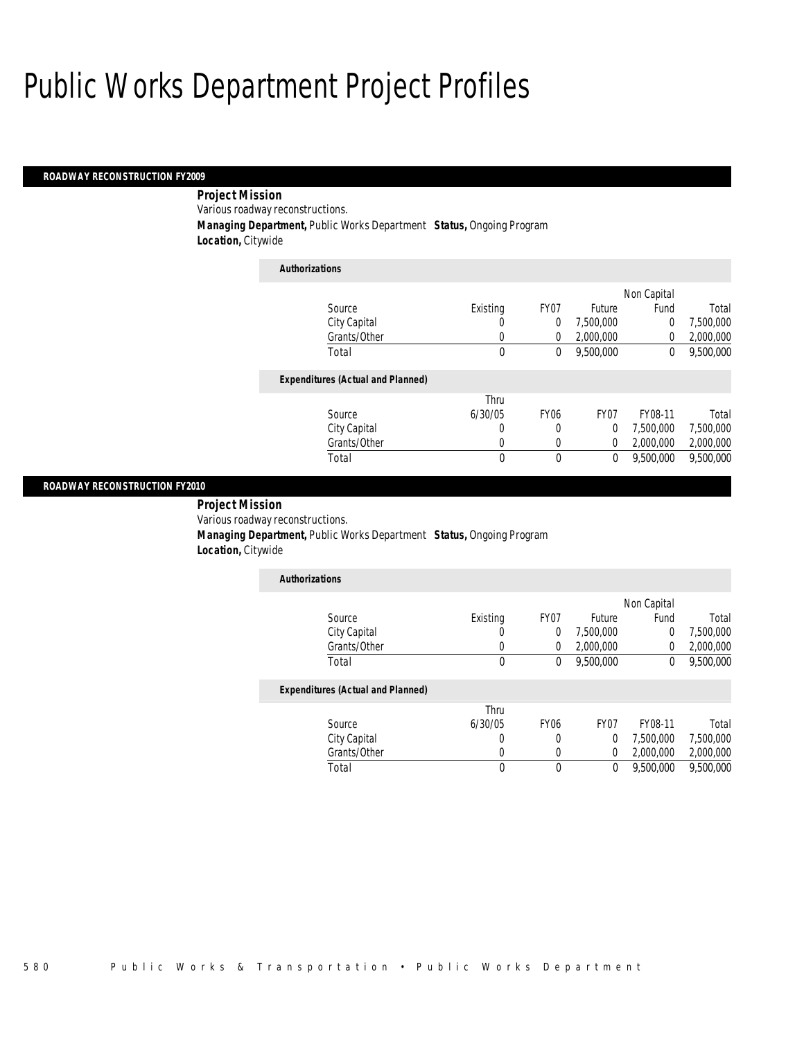# Public Works Department Project Profiles

## ROADWAY RECONSTRUCTION FY2009

**Project Mission**

Various roadway reconstructions.

**Managing Department,** Public Works Department **Status,** Ongoing Program

**Location,** Citywide

***Authorizations***

| Source | Existing | FY07 | Future | Non Capital Fund | Total |
|---|---|---|---|---|---|
| City Capital | 0 | 0 | 7,500,000 | 0 | 7,500,000 |
| Grants/Other | 0 | 0 | 2,000,000 | 0 | 2,000,000 |
| Total | 0 | 0 | 9,500,000 | 0 | 9,500,000 |

***Expenditures (Actual and Planned)***

| Source | Thru 6/30/05 | FY06 | FY07 | FY08-11 | Total |
|---|---|---|---|---|---|
| City Capital | 0 | 0 | 0 | 7,500,000 | 7,500,000 |
| Grants/Other | 0 | 0 | 0 | 2,000,000 | 2,000,000 |
| Total | 0 | 0 | 0 | 9,500,000 | 9,500,000 |

## ROADWAY RECONSTRUCTION FY2010

**Project Mission**

Various roadway reconstructions.

**Managing Department,** Public Works Department **Status,** Ongoing Program

**Location,** Citywide

***Authorizations***

| Source | Existing | FY07 | Future | Non Capital Fund | Total |
|---|---|---|---|---|---|
| City Capital | 0 | 0 | 7,500,000 | 0 | 7,500,000 |
| Grants/Other | 0 | 0 | 2,000,000 | 0 | 2,000,000 |
| Total | 0 | 0 | 9,500,000 | 0 | 9,500,000 |

***Expenditures (Actual and Planned)***

| Source | Thru 6/30/05 | FY06 | FY07 | FY08-11 | Total |
|---|---|---|---|---|---|
| City Capital | 0 | 0 | 0 | 7,500,000 | 7,500,000 |
| Grants/Other | 0 | 0 | 0 | 2,000,000 | 2,000,000 |
| Total | 0 | 0 | 0 | 9,500,000 | 9,500,000 |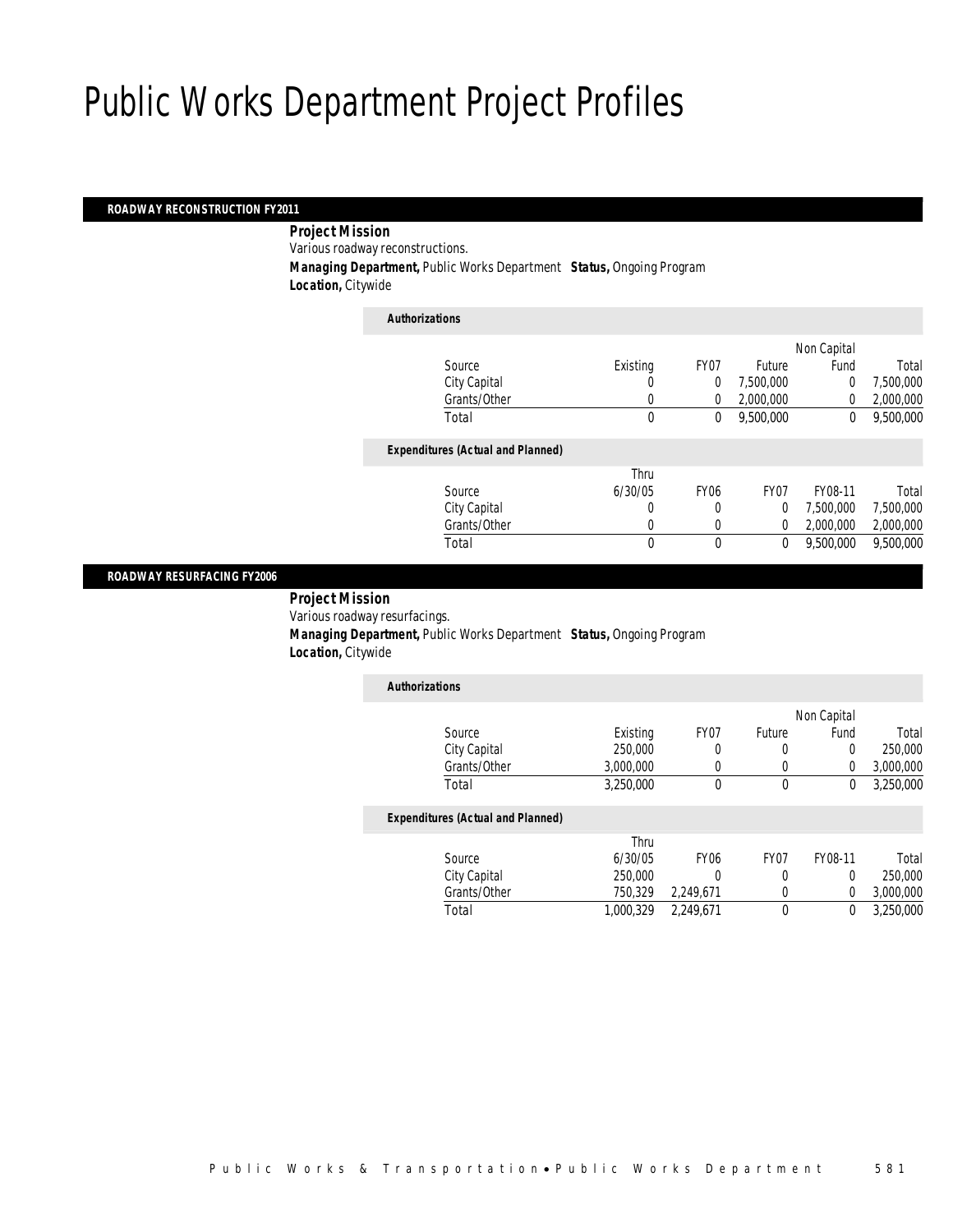# Public Works Department Project Profiles

## ROADWAY RECONSTRUCTION FY2011

**Project Mission**

Various roadway reconstructions.

**Managing Department,** Public Works Department **Status,** Ongoing Program

**Location,** Citywide

*Authorizations*

| Source | Existing | FY07 | Future | Non Capital Fund | Total |
|---|---|---|---|---|---|
| City Capital | 0 | 0 | 7,500,000 | 0 | 7,500,000 |
| Grants/Other | 0 | 0 | 2,000,000 | 0 | 2,000,000 |
| Total | 0 | 0 | 9,500,000 | 0 | 9,500,000 |

*Expenditures (Actual and Planned)*

| Source | Thru 6/30/05 | FY06 | FY07 | FY08-11 | Total |
|---|---|---|---|---|---|
| City Capital | 0 | 0 | 0 | 7,500,000 | 7,500,000 |
| Grants/Other | 0 | 0 | 0 | 2,000,000 | 2,000,000 |
| Total | 0 | 0 | 0 | 9,500,000 | 9,500,000 |

## ROADWAY RESURFACING FY2006

**Project Mission**

Various roadway resurfacings.

**Managing Department,** Public Works Department **Status,** Ongoing Program

**Location,** Citywide

*Authorizations*

| Source | Existing | FY07 | Future | Non Capital Fund | Total |
|---|---|---|---|---|---|
| City Capital | 250,000 | 0 | 0 | 0 | 250,000 |
| Grants/Other | 3,000,000 | 0 | 0 | 0 | 3,000,000 |
| Total | 3,250,000 | 0 | 0 | 0 | 3,250,000 |

*Expenditures (Actual and Planned)*

| Source | Thru 6/30/05 | FY06 | FY07 | FY08-11 | Total |
|---|---|---|---|---|---|
| City Capital | 250,000 | 0 | 0 | 0 | 250,000 |
| Grants/Other | 750,329 | 2,249,671 | 0 | 0 | 3,000,000 |
| Total | 1,000,329 | 2,249,671 | 0 | 0 | 3,250,000 |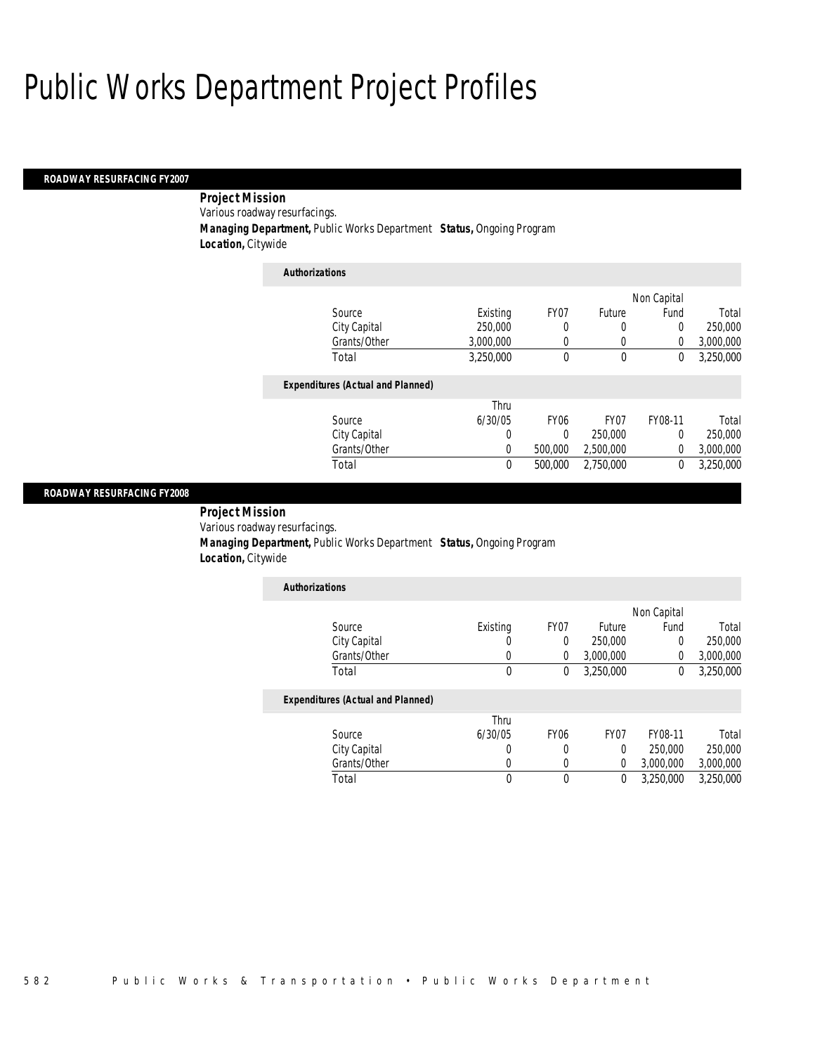# Public Works Department Project Profiles

## ROADWAY RESURFACING FY2007

**Project Mission**

Various roadway resurfacings.

**Managing Department,** Public Works Department **Status,** Ongoing Program

**Location,** Citywide

**Authorizations**

| Source | Existing | FY07 | Future | Non Capital Fund | Total |
|---|---|---|---|---|---|
| City Capital | 250,000 | 0 | 0 | 0 | 250,000 |
| Grants/Other | 3,000,000 | 0 | 0 | 0 | 3,000,000 |
| Total | 3,250,000 | 0 | 0 | 0 | 3,250,000 |

**Expenditures (Actual and Planned)**

| Source | Thru 6/30/05 | FY06 | FY07 | FY08-11 | Total |
|---|---|---|---|---|---|
| City Capital | 0 | 0 | 250,000 | 0 | 250,000 |
| Grants/Other | 0 | 500,000 | 2,500,000 | 0 | 3,000,000 |
| Total | 0 | 500,000 | 2,750,000 | 0 | 3,250,000 |

## ROADWAY RESURFACING FY2008

**Project Mission**

Various roadway resurfacings.

**Managing Department,** Public Works Department **Status,** Ongoing Program

**Location,** Citywide

**Authorizations**

| Source | Existing | FY07 | Future | Non Capital Fund | Total |
|---|---|---|---|---|---|
| City Capital | 0 | 0 | 250,000 | 0 | 250,000 |
| Grants/Other | 0 | 0 | 3,000,000 | 0 | 3,000,000 |
| Total | 0 | 0 | 3,250,000 | 0 | 3,250,000 |

**Expenditures (Actual and Planned)**

| Source | Thru 6/30/05 | FY06 | FY07 | FY08-11 | Total |
|---|---|---|---|---|---|
| City Capital | 0 | 0 | 0 | 250,000 | 250,000 |
| Grants/Other | 0 | 0 | 0 | 3,000,000 | 3,000,000 |
| Total | 0 | 0 | 0 | 3,250,000 | 3,250,000 |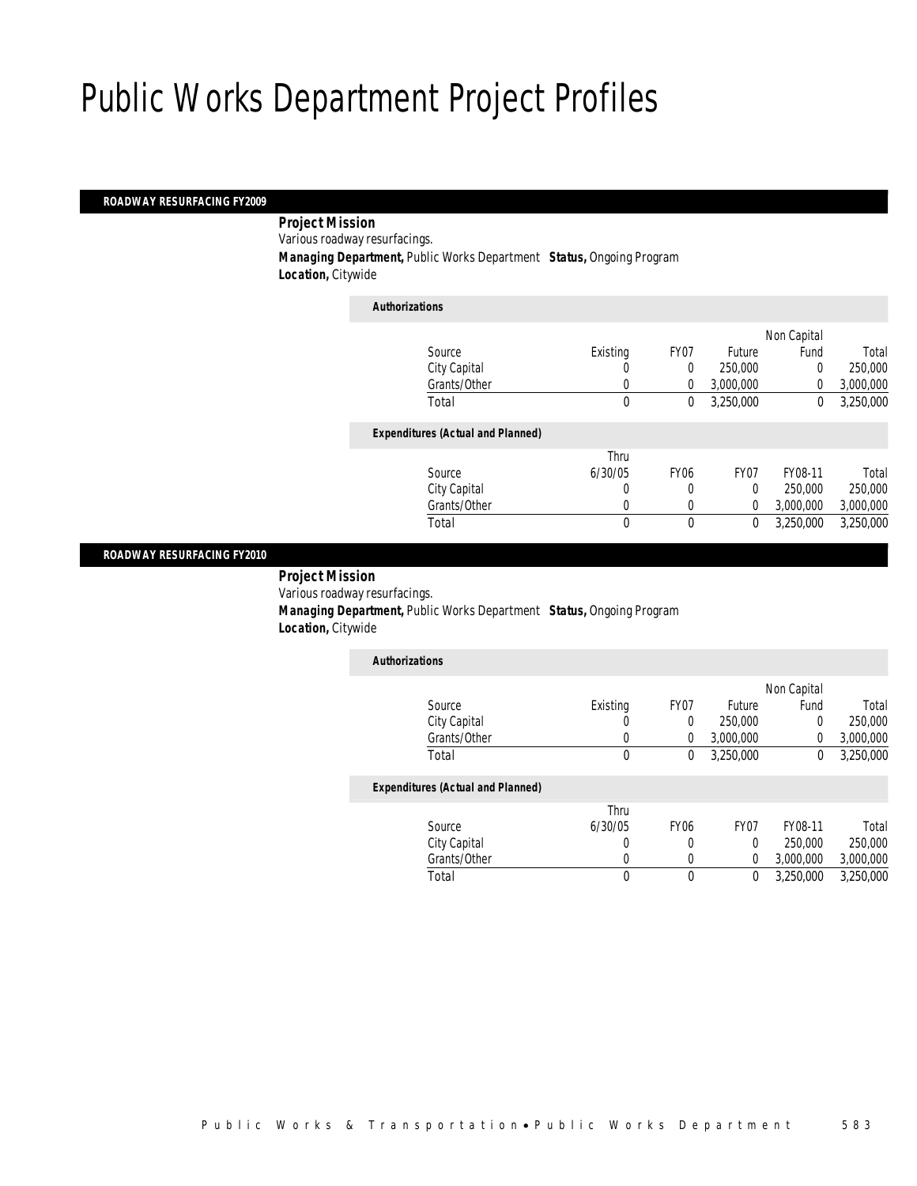# Public Works Department Project Profiles

## ROADWAY RESURFACING FY2009

**Project Mission**

Various roadway resurfacings.

**Managing Department,** Public Works Department **Status,** Ongoing Program

**Location,** Citywide

*Authorizations*

| Source | Existing | FY07 | Future | Non Capital Fund | Total |
|---|---|---|---|---|---|
| City Capital | 0 | 0 | 250,000 | 0 | 250,000 |
| Grants/Other | 0 | 0 | 3,000,000 | 0 | 3,000,000 |
| Total | 0 | 0 | 3,250,000 | 0 | 3,250,000 |

*Expenditures (Actual and Planned)*

| Source | Thru 6/30/05 | FY06 | FY07 | FY08-11 | Total |
|---|---|---|---|---|---|
| City Capital | 0 | 0 | 0 | 250,000 | 250,000 |
| Grants/Other | 0 | 0 | 0 | 3,000,000 | 3,000,000 |
| Total | 0 | 0 | 0 | 3,250,000 | 3,250,000 |

## ROADWAY RESURFACING FY2010

**Project Mission**

Various roadway resurfacings.

**Managing Department,** Public Works Department **Status,** Ongoing Program

**Location,** Citywide

*Authorizations*

| Source | Existing | FY07 | Future | Non Capital Fund | Total |
|---|---|---|---|---|---|
| City Capital | 0 | 0 | 250,000 | 0 | 250,000 |
| Grants/Other | 0 | 0 | 3,000,000 | 0 | 3,000,000 |
| Total | 0 | 0 | 3,250,000 | 0 | 3,250,000 |

*Expenditures (Actual and Planned)*

| Source | Thru 6/30/05 | FY06 | FY07 | FY08-11 | Total |
|---|---|---|---|---|---|
| City Capital | 0 | 0 | 0 | 250,000 | 250,000 |
| Grants/Other | 0 | 0 | 0 | 3,000,000 | 3,000,000 |
| Total | 0 | 0 | 0 | 3,250,000 | 3,250,000 |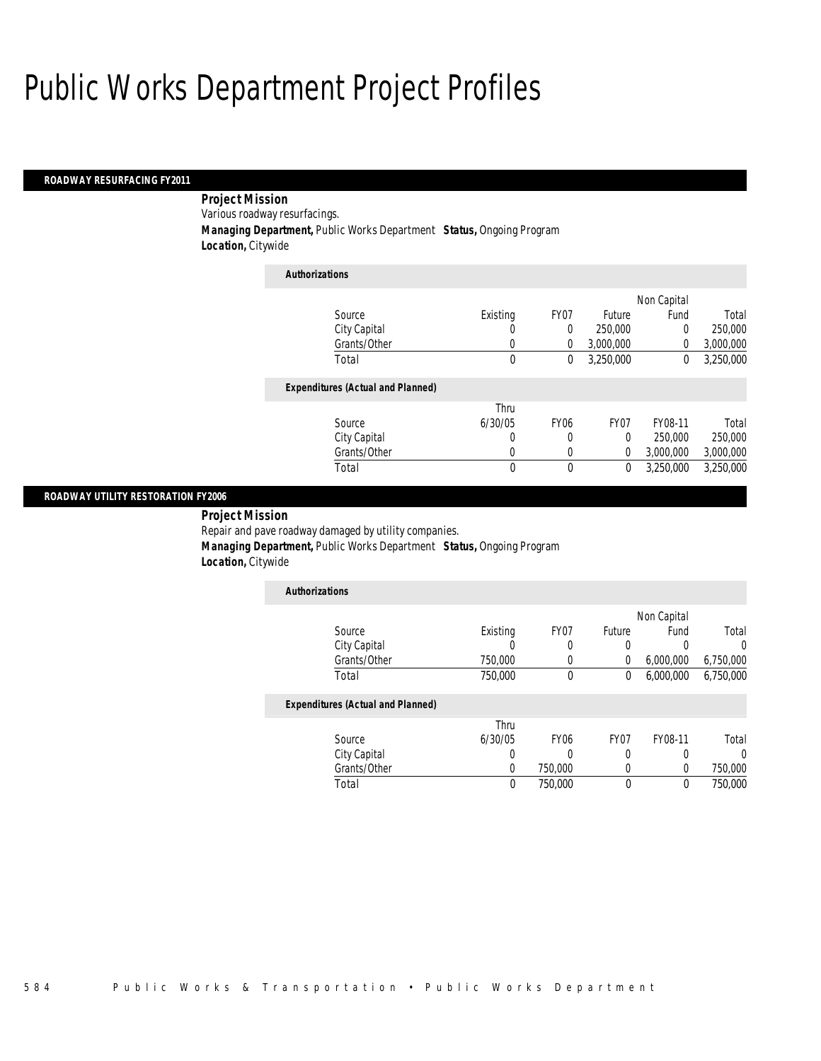# Public Works Department Project Profiles

## ROADWAY RESURFACING FY2011

**Project Mission**

Various roadway resurfacings.

**Managing Department,** Public Works Department **Status,** Ongoing Program

**Location,** Citywide

*Authorizations*

| Source | Existing | FY07 | Future | Non Capital Fund | Total |
|---|---|---|---|---|---|
| City Capital | 0 | 0 | 250,000 | 0 | 250,000 |
| Grants/Other | 0 | 0 | 3,000,000 | 0 | 3,000,000 |
| Total | 0 | 0 | 3,250,000 | 0 | 3,250,000 |

*Expenditures (Actual and Planned)*

| Source | Thru 6/30/05 | FY06 | FY07 | FY08-11 | Total |
|---|---|---|---|---|---|
| City Capital | 0 | 0 | 0 | 250,000 | 250,000 |
| Grants/Other | 0 | 0 | 0 | 3,000,000 | 3,000,000 |
| Total | 0 | 0 | 0 | 3,250,000 | 3,250,000 |

## ROADWAY UTILITY RESTORATION FY2006

**Project Mission**

Repair and pave roadway damaged by utility companies.

**Managing Department,** Public Works Department **Status,** Ongoing Program

**Location,** Citywide

*Authorizations*

| Source | Existing | FY07 | Future | Non Capital Fund | Total |
|---|---|---|---|---|---|
| City Capital | 0 | 0 | 0 | 0 | 0 |
| Grants/Other | 750,000 | 0 | 0 | 6,000,000 | 6,750,000 |
| Total | 750,000 | 0 | 0 | 6,000,000 | 6,750,000 |

*Expenditures (Actual and Planned)*

| Source | Thru 6/30/05 | FY06 | FY07 | FY08-11 | Total |
|---|---|---|---|---|---|
| City Capital | 0 | 0 | 0 | 0 | 0 |
| Grants/Other | 0 | 750,000 | 0 | 0 | 750,000 |
| Total | 0 | 750,000 | 0 | 0 | 750,000 |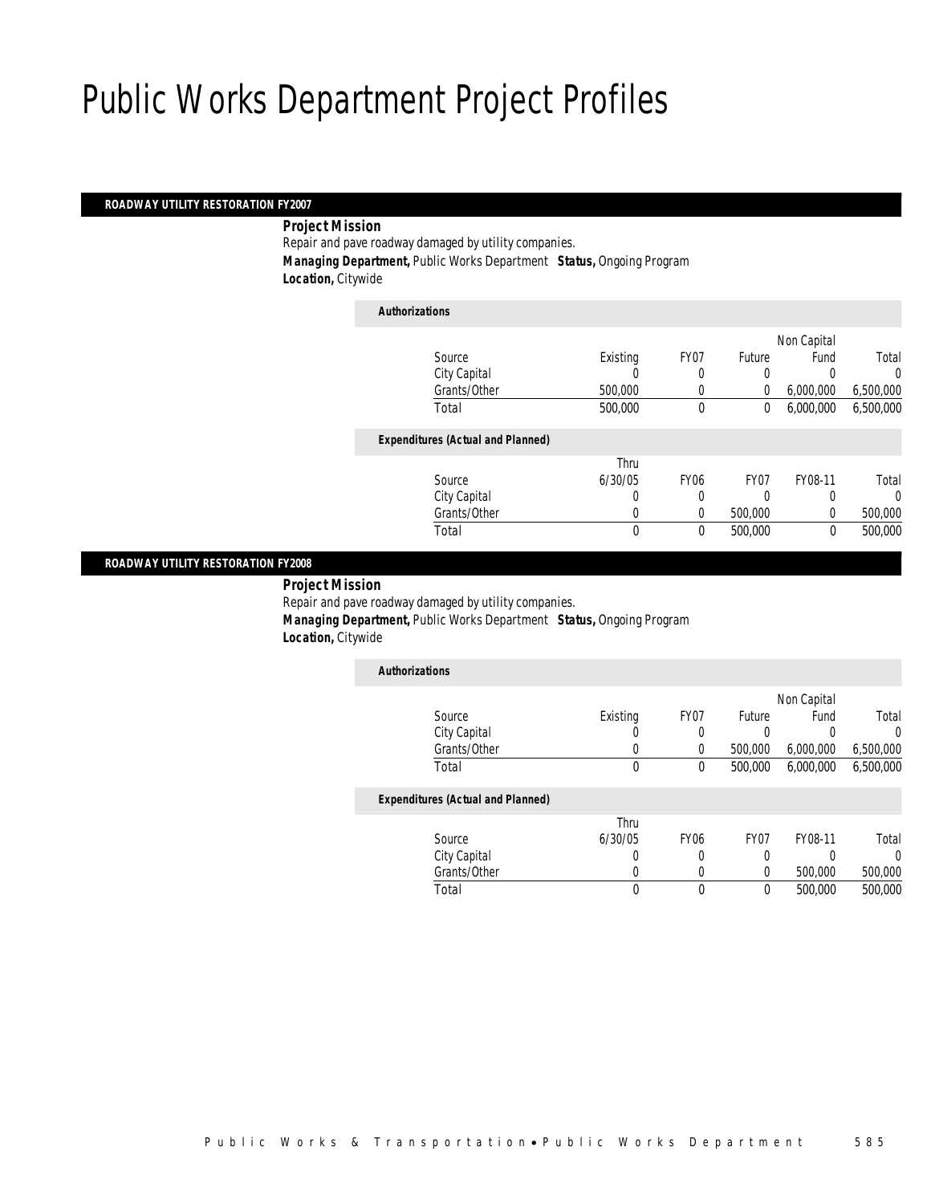# Public Works Department Project Profiles

## ROADWAY UTILITY RESTORATION FY2007

***Project Mission***

Repair and pave roadway damaged by utility companies.

***Managing Department,*** Public Works Department ***Status,*** Ongoing Program

***Location,*** Citywide

***Authorizations***

| Source | Existing | FY07 | Future | Non Capital Fund | Total |
|---|---|---|---|---|---|
| City Capital | 0 | 0 | 0 | 0 | 0 |
| Grants/Other | 500,000 | 0 | 0 | 6,000,000 | 6,500,000 |
| Total | 500,000 | 0 | 0 | 6,000,000 | 6,500,000 |

***Expenditures (Actual and Planned)***

| Source | Thru 6/30/05 | FY06 | FY07 | FY08-11 | Total |
|---|---|---|---|---|---|
| City Capital | 0 | 0 | 0 | 0 | 0 |
| Grants/Other | 0 | 0 | 500,000 | 0 | 500,000 |
| Total | 0 | 0 | 500,000 | 0 | 500,000 |

## ROADWAY UTILITY RESTORATION FY2008

***Project Mission***

Repair and pave roadway damaged by utility companies.

***Managing Department,*** Public Works Department ***Status,*** Ongoing Program

***Location,*** Citywide

***Authorizations***

| Source | Existing | FY07 | Future | Non Capital Fund | Total |
|---|---|---|---|---|---|
| City Capital | 0 | 0 | 0 | 0 | 0 |
| Grants/Other | 0 | 0 | 500,000 | 6,000,000 | 6,500,000 |
| Total | 0 | 0 | 500,000 | 6,000,000 | 6,500,000 |

***Expenditures (Actual and Planned)***

| Source | Thru 6/30/05 | FY06 | FY07 | FY08-11 | Total |
|---|---|---|---|---|---|
| City Capital | 0 | 0 | 0 | 0 | 0 |
| Grants/Other | 0 | 0 | 0 | 500,000 | 500,000 |
| Total | 0 | 0 | 0 | 500,000 | 500,000 |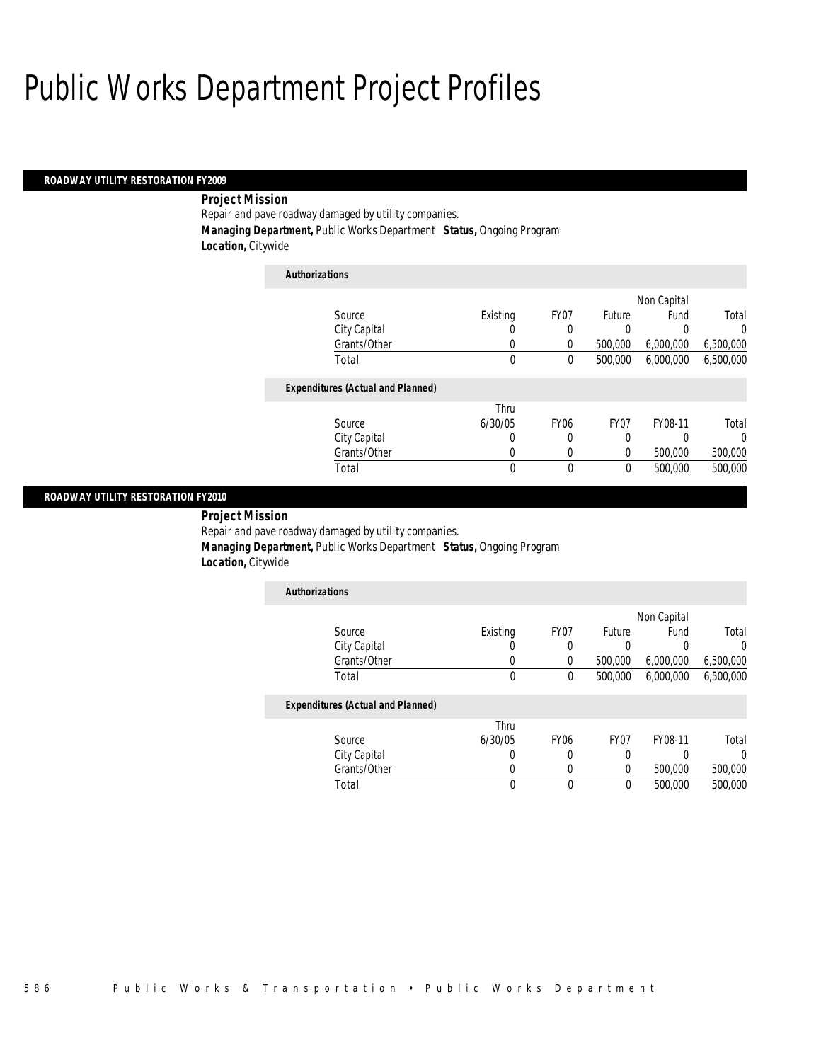# Public Works Department Project Profiles

## ROADWAY UTILITY RESTORATION FY2009

**Project Mission**

Repair and pave roadway damaged by utility companies.

**Managing Department,** Public Works Department **Status,** Ongoing Program

**Location,** Citywide

*Authorizations*

| Source | Existing | FY07 | Future | Non Capital Fund | Total |
|---|---|---|---|---|---|
| City Capital | 0 | 0 | 0 | 0 | 0 |
| Grants/Other | 0 | 0 | 500,000 | 6,000,000 | 6,500,000 |
| Total | 0 | 0 | 500,000 | 6,000,000 | 6,500,000 |

*Expenditures (Actual and Planned)*

| Source | Thru 6/30/05 | FY06 | FY07 | FY08-11 | Total |
|---|---|---|---|---|---|
| City Capital | 0 | 0 | 0 | 0 | 0 |
| Grants/Other | 0 | 0 | 0 | 500,000 | 500,000 |
| Total | 0 | 0 | 0 | 500,000 | 500,000 |

## ROADWAY UTILITY RESTORATION FY2010

**Project Mission**

Repair and pave roadway damaged by utility companies.

**Managing Department,** Public Works Department **Status,** Ongoing Program

**Location,** Citywide

*Authorizations*

| Source | Existing | FY07 | Future | Non Capital Fund | Total |
|---|---|---|---|---|---|
| City Capital | 0 | 0 | 0 | 0 | 0 |
| Grants/Other | 0 | 0 | 500,000 | 6,000,000 | 6,500,000 |
| Total | 0 | 0 | 500,000 | 6,000,000 | 6,500,000 |

*Expenditures (Actual and Planned)*

| Source | Thru 6/30/05 | FY06 | FY07 | FY08-11 | Total |
|---|---|---|---|---|---|
| City Capital | 0 | 0 | 0 | 0 | 0 |
| Grants/Other | 0 | 0 | 0 | 500,000 | 500,000 |
| Total | 0 | 0 | 0 | 500,000 | 500,000 |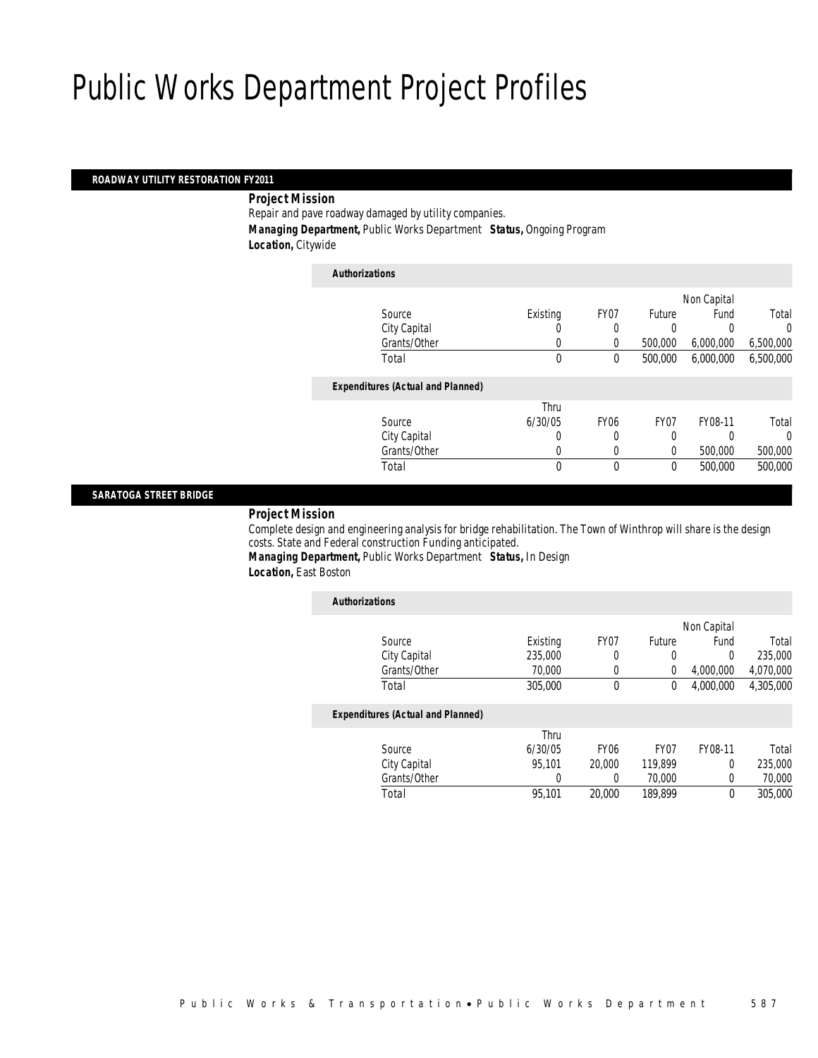# Public Works Department Project Profiles

## ROADWAY UTILITY RESTORATION FY2011

***Project Mission***

Repair and pave roadway damaged by utility companies.

***Managing Department,*** Public Works Department ***Status,*** Ongoing Program

***Location,*** Citywide

***Authorizations***

| Source | Existing | FY07 | Future | Non Capital Fund | Total |
|---|---|---|---|---|---|
| City Capital | 0 | 0 | 0 | 0 | 0 |
| Grants/Other | 0 | 0 | 500,000 | 6,000,000 | 6,500,000 |
| Total | 0 | 0 | 500,000 | 6,000,000 | 6,500,000 |

***Expenditures (Actual and Planned)***

| Source | Thru 6/30/05 | FY06 | FY07 | FY08-11 | Total |
|---|---|---|---|---|---|
| City Capital | 0 | 0 | 0 | 0 | 0 |
| Grants/Other | 0 | 0 | 0 | 500,000 | 500,000 |
| Total | 0 | 0 | 0 | 500,000 | 500,000 |

## SARATOGA STREET BRIDGE

***Project Mission***

Complete design and engineering analysis for bridge rehabilitation. The Town of Winthrop will share is the design costs. State and Federal construction Funding anticipated.

***Managing Department,*** Public Works Department ***Status,*** In Design

***Location,*** East Boston

***Authorizations***

| Source | Existing | FY07 | Future | Non Capital Fund | Total |
|---|---|---|---|---|---|
| City Capital | 235,000 | 0 | 0 | 0 | 235,000 |
| Grants/Other | 70,000 | 0 | 0 | 4,000,000 | 4,070,000 |
| Total | 305,000 | 0 | 0 | 4,000,000 | 4,305,000 |

***Expenditures (Actual and Planned)***

| Source | Thru 6/30/05 | FY06 | FY07 | FY08-11 | Total |
|---|---|---|---|---|---|
| City Capital | 95,101 | 20,000 | 119,899 | 0 | 235,000 |
| Grants/Other | 0 | 0 | 70,000 | 0 | 70,000 |
| Total | 95,101 | 20,000 | 189,899 | 0 | 305,000 |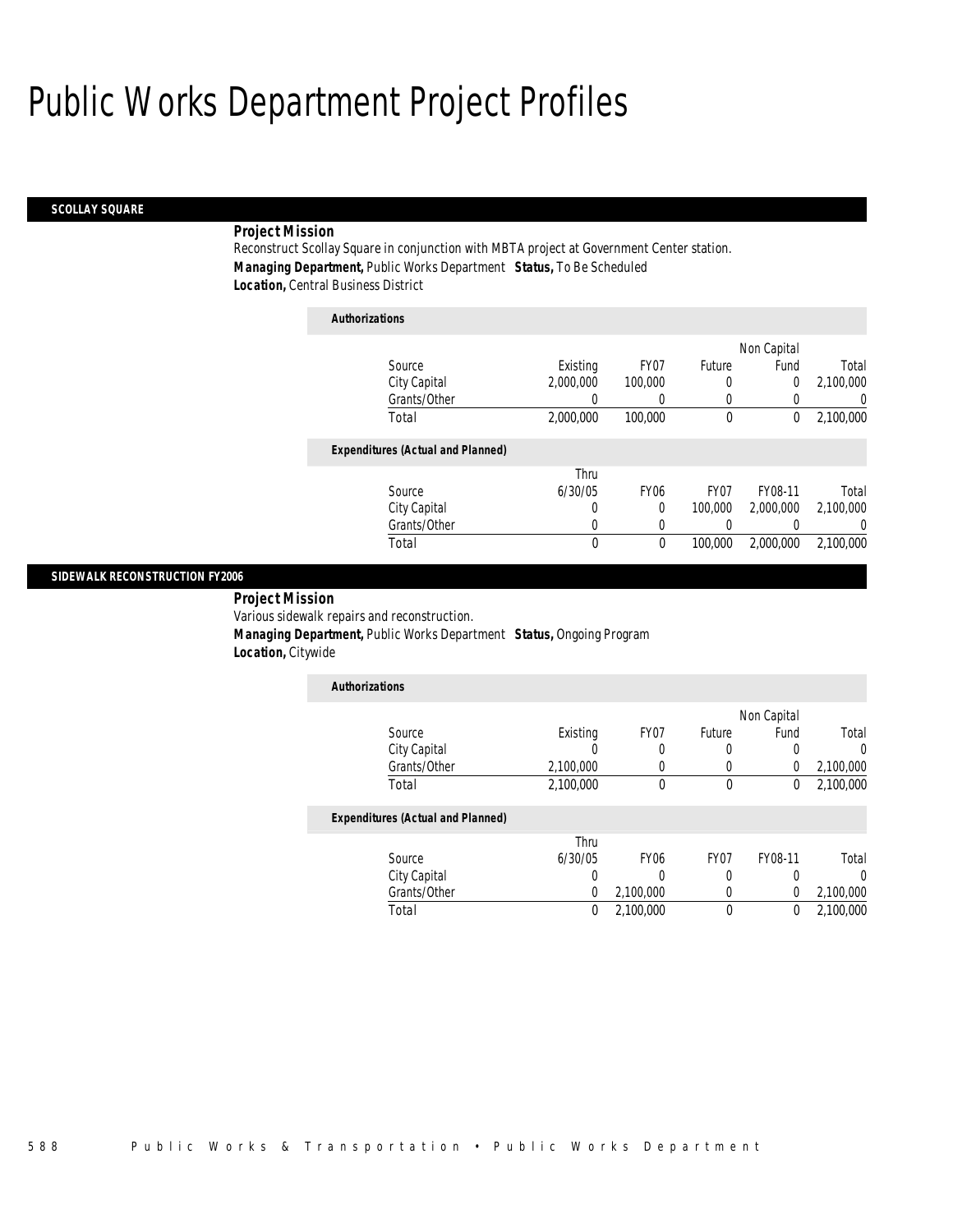# Public Works Department Project Profiles

## SCOLLAY SQUARE

***Project Mission***

Reconstruct Scollay Square in conjunction with MBTA project at Government Center station.

***Managing Department,*** Public Works Department ***Status,*** To Be Scheduled

***Location,*** Central Business District

***Authorizations***

| Source | Existing | FY07 | Future | Non Capital Fund | Total |
|---|---|---|---|---|---|
| City Capital | 2,000,000 | 100,000 | 0 | 0 | 2,100,000 |
| Grants/Other | 0 | 0 | 0 | 0 | 0 |
| Total | 2,000,000 | 100,000 | 0 | 0 | 2,100,000 |

***Expenditures (Actual and Planned)***

| Source | Thru 6/30/05 | FY06 | FY07 | FY08-11 | Total |
|---|---|---|---|---|---|
| City Capital | 0 | 0 | 100,000 | 2,000,000 | 2,100,000 |
| Grants/Other | 0 | 0 | 0 | 0 | 0 |
| Total | 0 | 0 | 100,000 | 2,000,000 | 2,100,000 |

## SIDEWALK RECONSTRUCTION FY2006

***Project Mission***

Various sidewalk repairs and reconstruction.

***Managing Department,*** Public Works Department ***Status,*** Ongoing Program

***Location,*** Citywide

***Authorizations***

| Source | Existing | FY07 | Future | Non Capital Fund | Total |
|---|---|---|---|---|---|
| City Capital | 0 | 0 | 0 | 0 | 0 |
| Grants/Other | 2,100,000 | 0 | 0 | 0 | 2,100,000 |
| Total | 2,100,000 | 0 | 0 | 0 | 2,100,000 |

***Expenditures (Actual and Planned)***

| Source | Thru 6/30/05 | FY06 | FY07 | FY08-11 | Total |
|---|---|---|---|---|---|
| City Capital | 0 | 0 | 0 | 0 | 0 |
| Grants/Other | 0 | 2,100,000 | 0 | 0 | 2,100,000 |
| Total | 0 | 2,100,000 | 0 | 0 | 2,100,000 |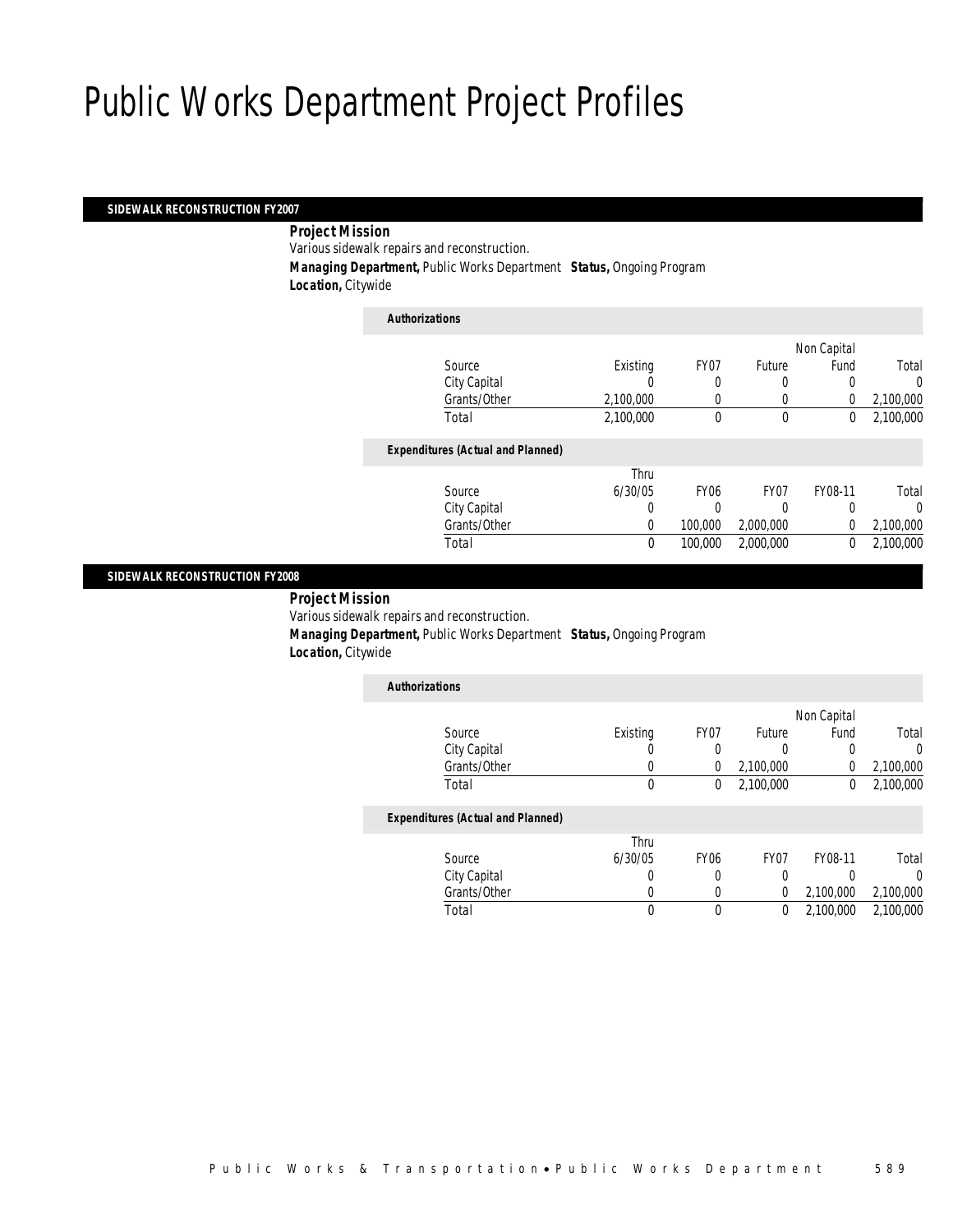# Public Works Department Project Profiles

## SIDEWALK RECONSTRUCTION FY2007

**Project Mission**

Various sidewalk repairs and reconstruction.

**Managing Department,** Public Works Department **Status,** Ongoing Program

**Location,** Citywide

**Authorizations**

| Source | Existing | FY07 | Future | Non Capital Fund | Total |
|---|---|---|---|---|---|
| City Capital | 0 | 0 | 0 | 0 | 0 |
| Grants/Other | 2,100,000 | 0 | 0 | 0 | 2,100,000 |
| Total | 2,100,000 | 0 | 0 | 0 | 2,100,000 |

**Expenditures (Actual and Planned)**

| Source | Thru 6/30/05 | FY06 | FY07 | FY08-11 | Total |
|---|---|---|---|---|---|
| City Capital | 0 | 0 | 0 | 0 | 0 |
| Grants/Other | 0 | 100,000 | 2,000,000 | 0 | 2,100,000 |
| Total | 0 | 100,000 | 2,000,000 | 0 | 2,100,000 |

## SIDEWALK RECONSTRUCTION FY2008

**Project Mission**

Various sidewalk repairs and reconstruction.

**Managing Department,** Public Works Department **Status,** Ongoing Program

**Location,** Citywide

**Authorizations**

| Source | Existing | FY07 | Future | Non Capital Fund | Total |
|---|---|---|---|---|---|
| City Capital | 0 | 0 | 0 | 0 | 0 |
| Grants/Other | 0 | 0 | 2,100,000 | 0 | 2,100,000 |
| Total | 0 | 0 | 2,100,000 | 0 | 2,100,000 |

**Expenditures (Actual and Planned)**

| Source | Thru 6/30/05 | FY06 | FY07 | FY08-11 | Total |
|---|---|---|---|---|---|
| City Capital | 0 | 0 | 0 | 0 | 0 |
| Grants/Other | 0 | 0 | 0 | 2,100,000 | 2,100,000 |
| Total | 0 | 0 | 0 | 2,100,000 | 2,100,000 |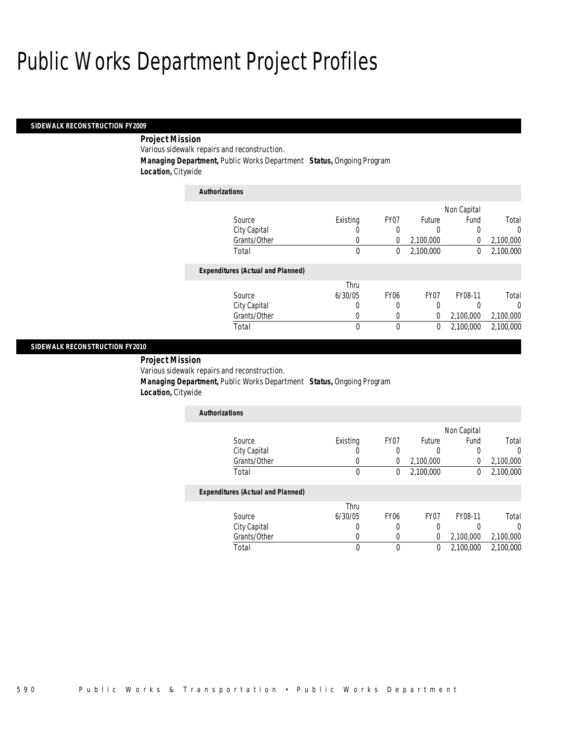# Public Works Department Project Profiles

## SIDEWALK RECONSTRUCTION FY2009

**Project Mission**

Various sidewalk repairs and reconstruction.

**Managing Department,** Public Works Department **Status,** Ongoing Program

**Location,** Citywide

**Authorizations**

| Source | Existing | FY07 | Future | Non Capital Fund | Total |
|---|---|---|---|---|---|
| City Capital | 0 | 0 | 0 | 0 | 0 |
| Grants/Other | 0 | 0 | 2,100,000 | 0 | 2,100,000 |
| Total | 0 | 0 | 2,100,000 | 0 | 2,100,000 |

**Expenditures (Actual and Planned)**

| Source | Thru 6/30/05 | FY06 | FY07 | FY08-11 | Total |
|---|---|---|---|---|---|
| City Capital | 0 | 0 | 0 | 0 | 0 |
| Grants/Other | 0 | 0 | 0 | 2,100,000 | 2,100,000 |
| Total | 0 | 0 | 0 | 2,100,000 | 2,100,000 |

## SIDEWALK RECONSTRUCTION FY2010

**Project Mission**

Various sidewalk repairs and reconstruction.

**Managing Department,** Public Works Department **Status,** Ongoing Program

**Location,** Citywide

**Authorizations**

| Source | Existing | FY07 | Future | Non Capital Fund | Total |
|---|---|---|---|---|---|
| City Capital | 0 | 0 | 0 | 0 | 0 |
| Grants/Other | 0 | 0 | 2,100,000 | 0 | 2,100,000 |
| Total | 0 | 0 | 2,100,000 | 0 | 2,100,000 |

**Expenditures (Actual and Planned)**

| Source | Thru 6/30/05 | FY06 | FY07 | FY08-11 | Total |
|---|---|---|---|---|---|
| City Capital | 0 | 0 | 0 | 0 | 0 |
| Grants/Other | 0 | 0 | 0 | 2,100,000 | 2,100,000 |
| Total | 0 | 0 | 0 | 2,100,000 | 2,100,000 |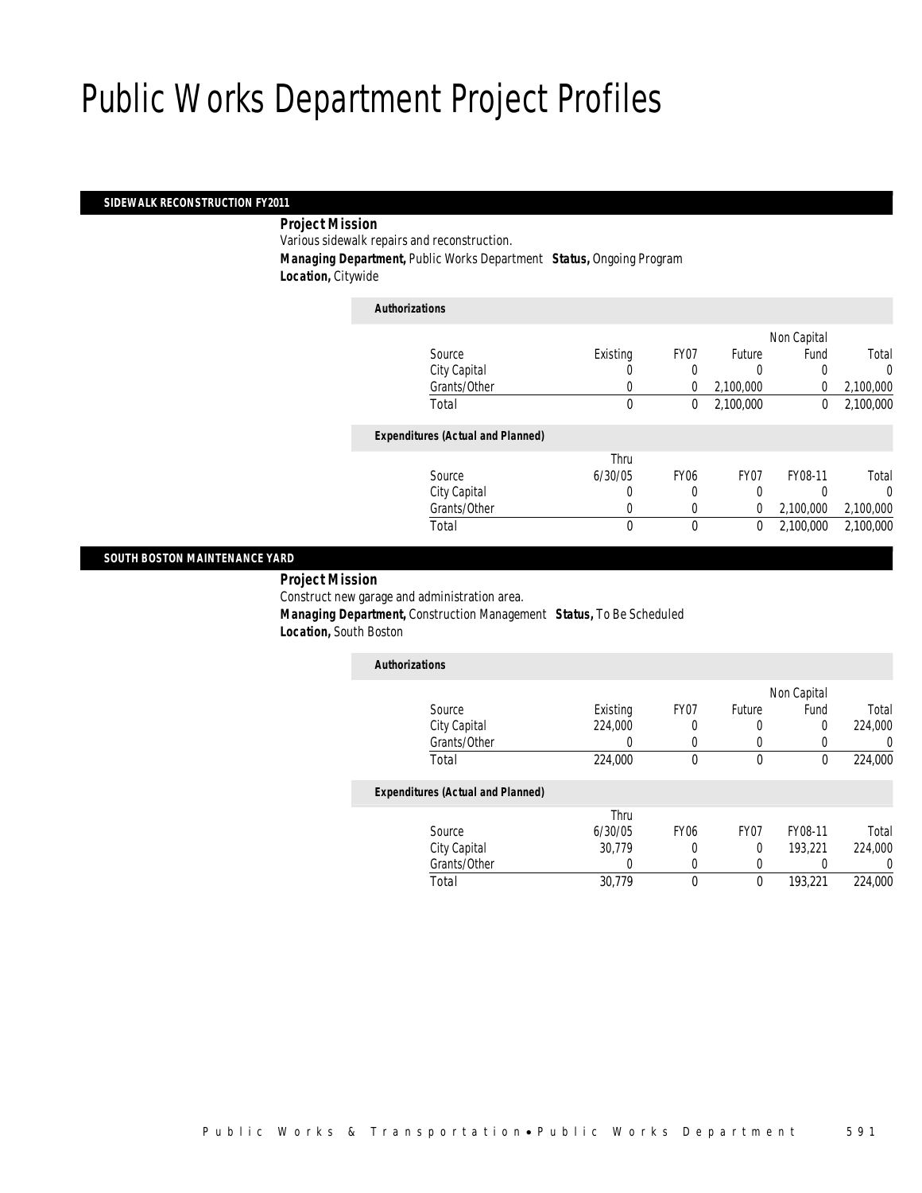# Public Works Department Project Profiles

## SIDEWALK RECONSTRUCTION FY2011

***Project Mission***

Various sidewalk repairs and reconstruction.

***Managing Department,*** Public Works Department ***Status,*** Ongoing Program

***Location,*** Citywide

***Authorizations***

| Source | Existing | FY07 | Future | Non Capital Fund | Total |
|---|---|---|---|---|---|
| City Capital | 0 | 0 | 0 | 0 | 0 |
| Grants/Other | 0 | 0 | 2,100,000 | 0 | 2,100,000 |
| Total | 0 | 0 | 2,100,000 | 0 | 2,100,000 |

***Expenditures (Actual and Planned)***

| Source | Thru 6/30/05 | FY06 | FY07 | FY08-11 | Total |
|---|---|---|---|---|---|
| City Capital | 0 | 0 | 0 | 0 | 0 |
| Grants/Other | 0 | 0 | 0 | 2,100,000 | 2,100,000 |
| Total | 0 | 0 | 0 | 2,100,000 | 2,100,000 |

## SOUTH BOSTON MAINTENANCE YARD

***Project Mission***

Construct new garage and administration area.

***Managing Department,*** Construction Management ***Status,*** To Be Scheduled

***Location,*** South Boston

***Authorizations***

| Source | Existing | FY07 | Future | Non Capital Fund | Total |
|---|---|---|---|---|---|
| City Capital | 224,000 | 0 | 0 | 0 | 224,000 |
| Grants/Other | 0 | 0 | 0 | 0 | 0 |
| Total | 224,000 | 0 | 0 | 0 | 224,000 |

***Expenditures (Actual and Planned)***

| Source | Thru 6/30/05 | FY06 | FY07 | FY08-11 | Total |
|---|---|---|---|---|---|
| City Capital | 30,779 | 0 | 0 | 193,221 | 224,000 |
| Grants/Other | 0 | 0 | 0 | 0 | 0 |
| Total | 30,779 | 0 | 0 | 193,221 | 224,000 |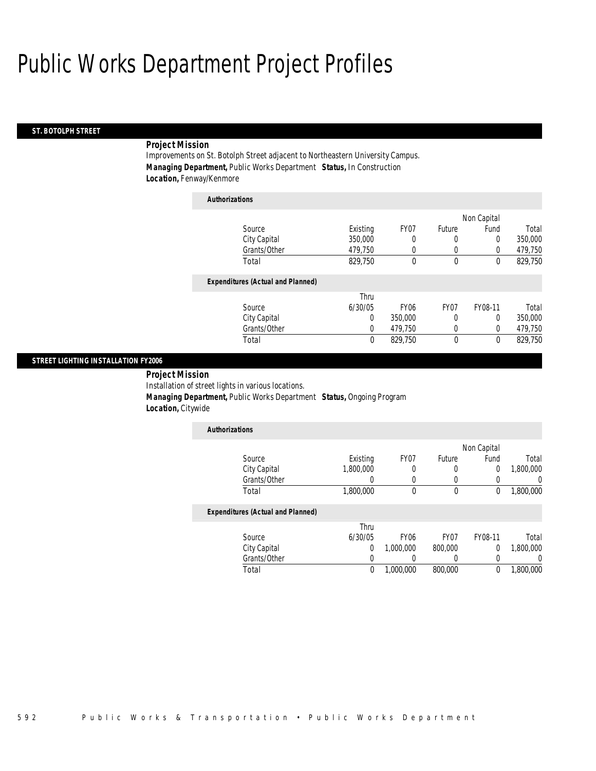# Public Works Department Project Profiles

## ST. BOTOLPH STREET

***Project Mission***

Improvements on St. Botolph Street adjacent to Northeastern University Campus.

***Managing Department,*** Public Works Department ***Status,*** In Construction

***Location,*** Fenway/Kenmore

***Authorizations***

| Source | Existing | FY07 | Future | Non Capital Fund | Total |
|---|---|---|---|---|---|
| City Capital | 350,000 | 0 | 0 | 0 | 350,000 |
| Grants/Other | 479,750 | 0 | 0 | 0 | 479,750 |
| Total | 829,750 | 0 | 0 | 0 | 829,750 |

***Expenditures (Actual and Planned)***

| Source | Thru 6/30/05 | FY06 | FY07 | FY08-11 | Total |
|---|---|---|---|---|---|
| City Capital | 0 | 350,000 | 0 | 0 | 350,000 |
| Grants/Other | 0 | 479,750 | 0 | 0 | 479,750 |
| Total | 0 | 829,750 | 0 | 0 | 829,750 |

## STREET LIGHTING INSTALLATION FY2006

***Project Mission***

Installation of street lights in various locations.

***Managing Department,*** Public Works Department ***Status,*** Ongoing Program

***Location,*** Citywide

***Authorizations***

| Source | Existing | FY07 | Future | Non Capital Fund | Total |
|---|---|---|---|---|---|
| City Capital | 1,800,000 | 0 | 0 | 0 | 1,800,000 |
| Grants/Other | 0 | 0 | 0 | 0 | 0 |
| Total | 1,800,000 | 0 | 0 | 0 | 1,800,000 |

***Expenditures (Actual and Planned)***

| Source | Thru 6/30/05 | FY06 | FY07 | FY08-11 | Total |
|---|---|---|---|---|---|
| City Capital | 0 | 1,000,000 | 800,000 | 0 | 1,800,000 |
| Grants/Other | 0 | 0 | 0 | 0 | 0 |
| Total | 0 | 1,000,000 | 800,000 | 0 | 1,800,000 |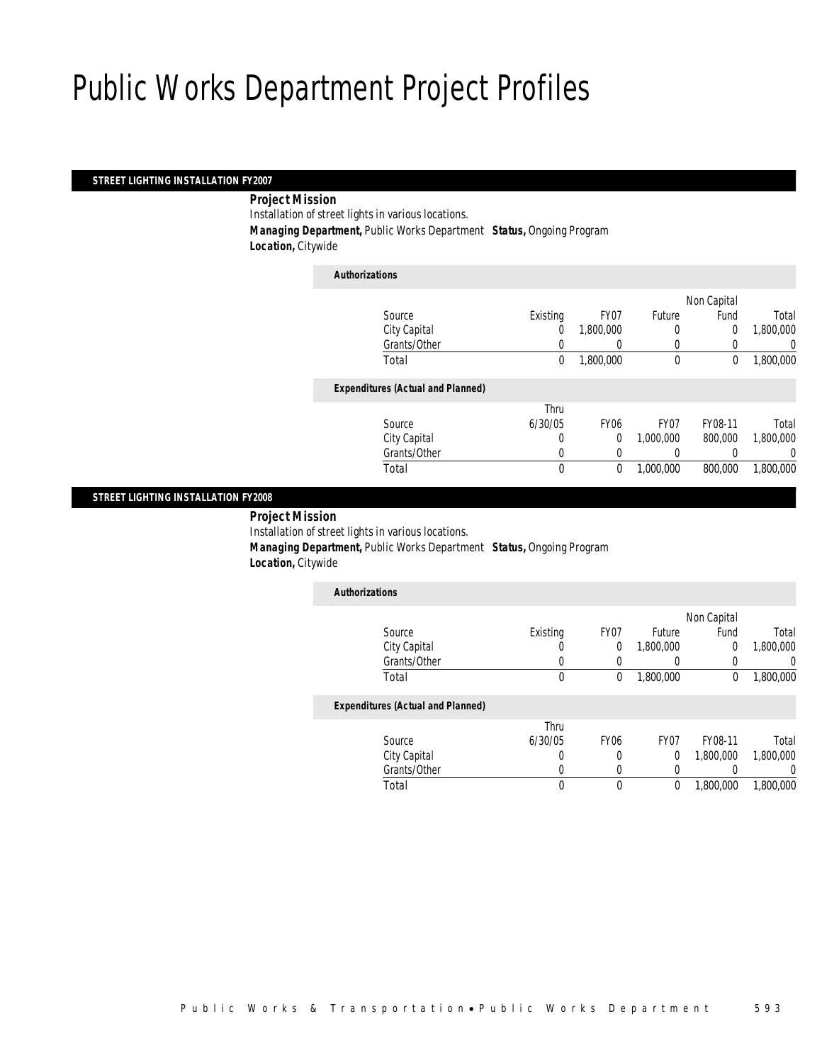# Public Works Department Project Profiles

## STREET LIGHTING INSTALLATION FY2007

***Project Mission***

Installation of street lights in various locations.

***Managing Department,*** Public Works Department ***Status,*** Ongoing Program

***Location,*** Citywide

***Authorizations***

| Source | Existing | FY07 | Future | Non Capital Fund | Total |
|---|---|---|---|---|---|
| City Capital | 0 | 1,800,000 | 0 | 0 | 1,800,000 |
| Grants/Other | 0 | 0 | 0 | 0 | 0 |
| Total | 0 | 1,800,000 | 0 | 0 | 1,800,000 |

***Expenditures (Actual and Planned)***

| Source | Thru 6/30/05 | FY06 | FY07 | FY08-11 | Total |
|---|---|---|---|---|---|
| City Capital | 0 | 0 | 1,000,000 | 800,000 | 1,800,000 |
| Grants/Other | 0 | 0 | 0 | 0 | 0 |
| Total | 0 | 0 | 1,000,000 | 800,000 | 1,800,000 |

## STREET LIGHTING INSTALLATION FY2008

***Project Mission***

Installation of street lights in various locations.

***Managing Department,*** Public Works Department ***Status,*** Ongoing Program

***Location,*** Citywide

***Authorizations***

| Source | Existing | FY07 | Future | Non Capital Fund | Total |
|---|---|---|---|---|---|
| City Capital | 0 | 0 | 1,800,000 | 0 | 1,800,000 |
| Grants/Other | 0 | 0 | 0 | 0 | 0 |
| Total | 0 | 0 | 1,800,000 | 0 | 1,800,000 |

***Expenditures (Actual and Planned)***

| Source | Thru 6/30/05 | FY06 | FY07 | FY08-11 | Total |
|---|---|---|---|---|---|
| City Capital | 0 | 0 | 0 | 1,800,000 | 1,800,000 |
| Grants/Other | 0 | 0 | 0 | 0 | 0 |
| Total | 0 | 0 | 0 | 1,800,000 | 1,800,000 |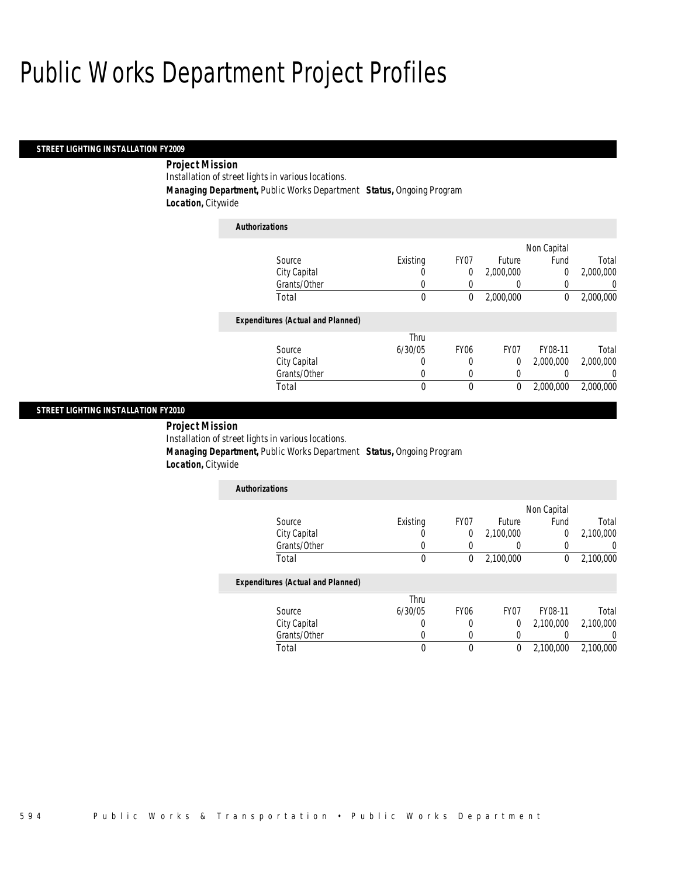# Public Works Department Project Profiles

## STREET LIGHTING INSTALLATION FY2009

**Project Mission**

Installation of street lights in various locations.

***Managing Department,*** Public Works Department ***Status,*** Ongoing Program

***Location,*** Citywide

***Authorizations***

| Source | Existing | FY07 | Future | Non Capital Fund | Total |
|---|---|---|---|---|---|
| City Capital | 0 | 0 | 2,000,000 | 0 | 2,000,000 |
| Grants/Other | 0 | 0 | 0 | 0 | 0 |
| Total | 0 | 0 | 2,000,000 | 0 | 2,000,000 |

***Expenditures (Actual and Planned)***

| Source | Thru 6/30/05 | FY06 | FY07 | FY08-11 | Total |
|---|---|---|---|---|---|
| City Capital | 0 | 0 | 0 | 2,000,000 | 2,000,000 |
| Grants/Other | 0 | 0 | 0 | 0 | 0 |
| Total | 0 | 0 | 0 | 2,000,000 | 2,000,000 |

## STREET LIGHTING INSTALLATION FY2010

**Project Mission**

Installation of street lights in various locations.

***Managing Department,*** Public Works Department ***Status,*** Ongoing Program

***Location,*** Citywide

***Authorizations***

| Source | Existing | FY07 | Future | Non Capital Fund | Total |
|---|---|---|---|---|---|
| City Capital | 0 | 0 | 2,100,000 | 0 | 2,100,000 |
| Grants/Other | 0 | 0 | 0 | 0 | 0 |
| Total | 0 | 0 | 2,100,000 | 0 | 2,100,000 |

***Expenditures (Actual and Planned)***

| Source | Thru 6/30/05 | FY06 | FY07 | FY08-11 | Total |
|---|---|---|---|---|---|
| City Capital | 0 | 0 | 0 | 2,100,000 | 2,100,000 |
| Grants/Other | 0 | 0 | 0 | 0 | 0 |
| Total | 0 | 0 | 0 | 2,100,000 | 2,100,000 |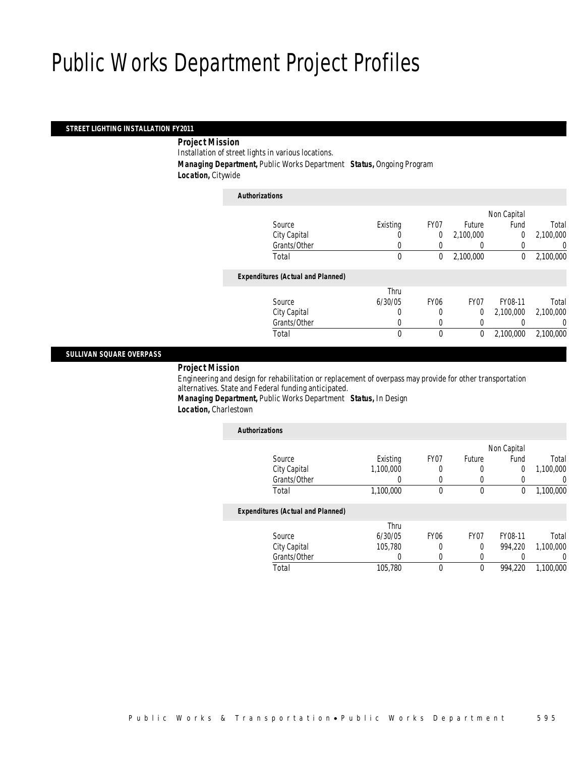# Public Works Department Project Profiles

## STREET LIGHTING INSTALLATION FY2011

***Project Mission***

Installation of street lights in various locations.

***Managing Department,*** Public Works Department ***Status,*** Ongoing Program

***Location,*** Citywide

***Authorizations***

| Source | Existing | FY07 | Future | Non Capital Fund | Total |
|---|---|---|---|---|---|
| City Capital | 0 | 0 | 2,100,000 | 0 | 2,100,000 |
| Grants/Other | 0 | 0 | 0 | 0 | 0 |
| Total | 0 | 0 | 2,100,000 | 0 | 2,100,000 |

***Expenditures (Actual and Planned)***

| Source | Thru 6/30/05 | FY06 | FY07 | FY08-11 | Total |
|---|---|---|---|---|---|
| City Capital | 0 | 0 | 0 | 2,100,000 | 2,100,000 |
| Grants/Other | 0 | 0 | 0 | 0 | 0 |
| Total | 0 | 0 | 0 | 2,100,000 | 2,100,000 |

## SULLIVAN SQUARE OVERPASS

***Project Mission***

Engineering and design for rehabilitation or replacement of overpass may provide for other transportation alternatives. State and Federal funding anticipated.

***Managing Department,*** Public Works Department ***Status,*** In Design

***Location,*** Charlestown

***Authorizations***

| Source | Existing | FY07 | Future | Non Capital Fund | Total |
|---|---|---|---|---|---|
| City Capital | 1,100,000 | 0 | 0 | 0 | 1,100,000 |
| Grants/Other | 0 | 0 | 0 | 0 | 0 |
| Total | 1,100,000 | 0 | 0 | 0 | 1,100,000 |

***Expenditures (Actual and Planned)***

| Source | Thru 6/30/05 | FY06 | FY07 | FY08-11 | Total |
|---|---|---|---|---|---|
| City Capital | 105,780 | 0 | 0 | 994,220 | 1,100,000 |
| Grants/Other | 0 | 0 | 0 | 0 | 0 |
| Total | 105,780 | 0 | 0 | 994,220 | 1,100,000 |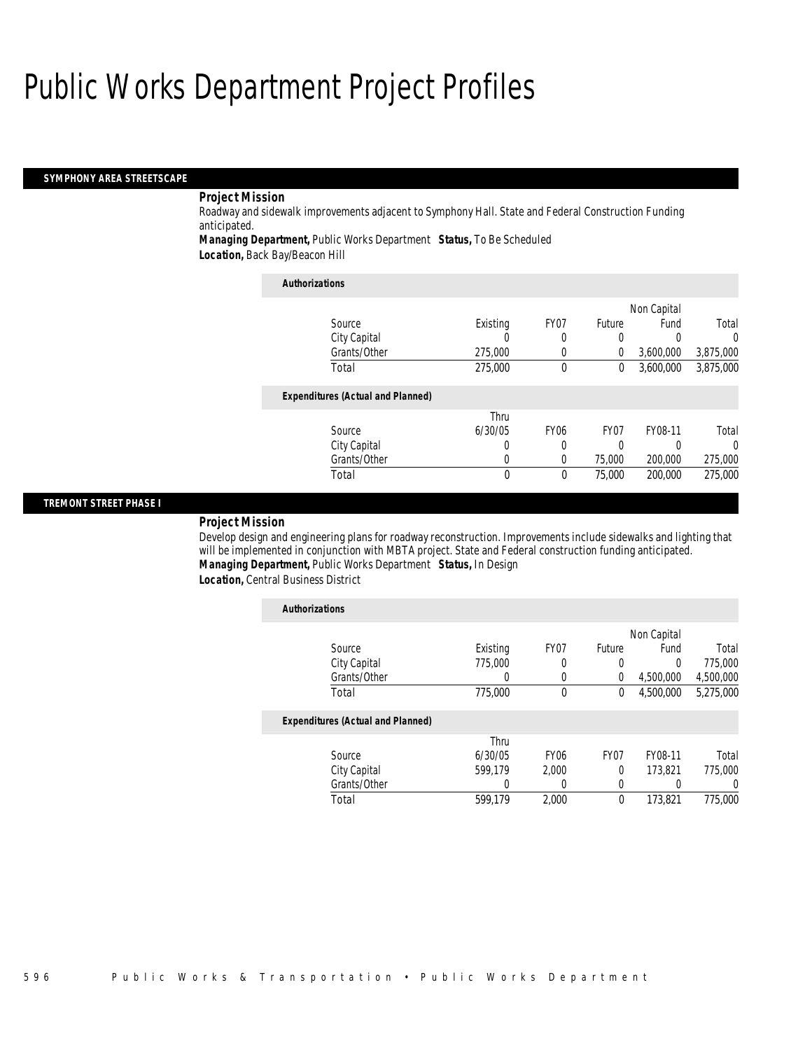# Public Works Department Project Profiles

## SYMPHONY AREA STREETSCAPE

### Project Mission

Roadway and sidewalk improvements adjacent to Symphony Hall. State and Federal Construction Funding anticipated.

**Managing Department,** Public Works Department **Status,** To Be Scheduled

**Location,** Back Bay/Beacon Hill

**Authorizations**

| Source | Existing | FY07 | Future | Non Capital Fund | Total |
|---|---|---|---|---|---|
| City Capital | 0 | 0 | 0 | 0 | 0 |
| Grants/Other | 275,000 | 0 | 0 | 3,600,000 | 3,875,000 |
| Total | 275,000 | 0 | 0 | 3,600,000 | 3,875,000 |

**Expenditures (Actual and Planned)**

| Source | Thru 6/30/05 | FY06 | FY07 | FY08-11 | Total |
|---|---|---|---|---|---|
| City Capital | 0 | 0 | 0 | 0 | 0 |
| Grants/Other | 0 | 0 | 75,000 | 200,000 | 275,000 |
| Total | 0 | 0 | 75,000 | 200,000 | 275,000 |

## TREMONT STREET PHASE I

### Project Mission

Develop design and engineering plans for roadway reconstruction. Improvements include sidewalks and lighting that will be implemented in conjunction with MBTA project. State and Federal construction funding anticipated.

**Managing Department,** Public Works Department **Status,** In Design

**Location,** Central Business District

**Authorizations**

| Source | Existing | FY07 | Future | Non Capital Fund | Total |
|---|---|---|---|---|---|
| City Capital | 775,000 | 0 | 0 | 0 | 775,000 |
| Grants/Other | 0 | 0 | 0 | 4,500,000 | 4,500,000 |
| Total | 775,000 | 0 | 0 | 4,500,000 | 5,275,000 |

**Expenditures (Actual and Planned)**

| Source | Thru 6/30/05 | FY06 | FY07 | FY08-11 | Total |
|---|---|---|---|---|---|
| City Capital | 599,179 | 2,000 | 0 | 173,821 | 775,000 |
| Grants/Other | 0 | 0 | 0 | 0 | 0 |
| Total | 599,179 | 2,000 | 0 | 173,821 | 775,000 |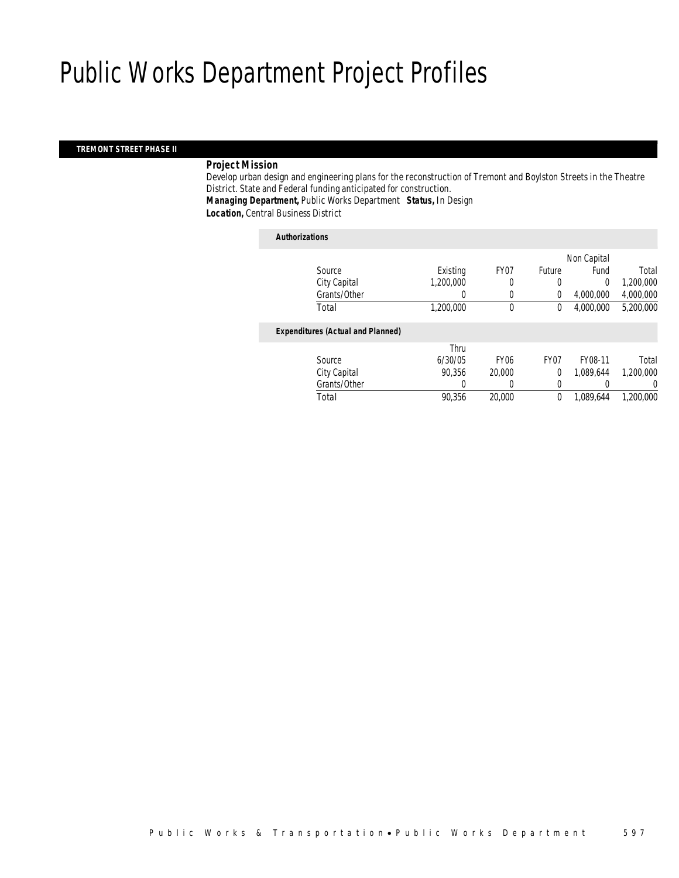# Public Works Department Project Profiles

## TREMONT STREET PHASE II

**Project Mission**

Develop urban design and engineering plans for the reconstruction of Tremont and Boylston Streets in the Theatre District. State and Federal funding anticipated for construction.

***Managing Department,*** Public Works Department ***Status,*** In Design

***Location,*** Central Business District

***Authorizations***

| Source | Existing | FY07 | Future | Non Capital Fund | Total |
|---|---|---|---|---|---|
| City Capital | 1,200,000 | 0 | 0 | 0 | 1,200,000 |
| Grants/Other | 0 | 0 | 0 | 4,000,000 | 4,000,000 |
| Total | 1,200,000 | 0 | 0 | 4,000,000 | 5,200,000 |

***Expenditures (Actual and Planned)***

| Source | Thru 6/30/05 | FY06 | FY07 | FY08-11 | Total |
|---|---|---|---|---|---|
| City Capital | 90,356 | 20,000 | 0 | 1,089,644 | 1,200,000 |
| Grants/Other | 0 | 0 | 0 | 0 | 0 |
| Total | 90,356 | 20,000 | 0 | 1,089,644 | 1,200,000 |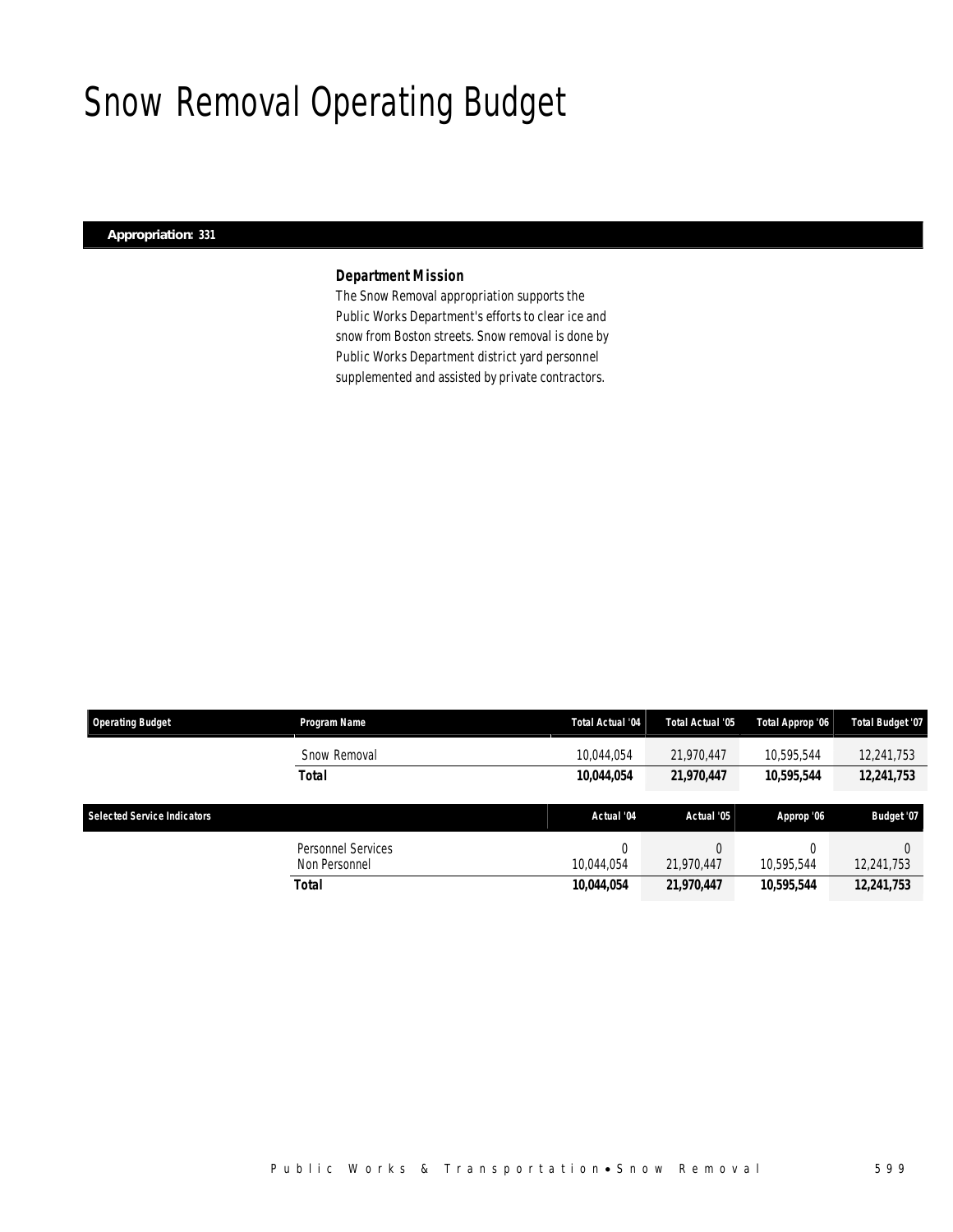# Snow Removal Operating Budget

**Appropriation: 331**

### *Department Mission*

The Snow Removal appropriation supports the Public Works Department's efforts to clear ice and snow from Boston streets. Snow removal is done by Public Works Department district yard personnel supplemented and assisted by private contractors.

| Operating Budget | Program Name | Total Actual '04 | Total Actual '05 | Total Approp '06 | Total Budget '07 |
|---|---|---|---|---|---|
| | Snow Removal | 10,044,054 | 21,970,447 | 10,595,544 | 12,241,753 |
| | **Total** | **10,044,054** | **21,970,447** | **10,595,544** | **12,241,753** |

| Selected Service Indicators | | Actual '04 | Actual '05 | Approp '06 | Budget '07 |
|---|---|---|---|---|---|
| | Personnel Services | 0 | 0 | 0 | 0 |
| | Non Personnel | 10,044,054 | 21,970,447 | 10,595,544 | 12,241,753 |
| | **Total** | **10,044,054** | **21,970,447** | **10,595,544** | **12,241,753** |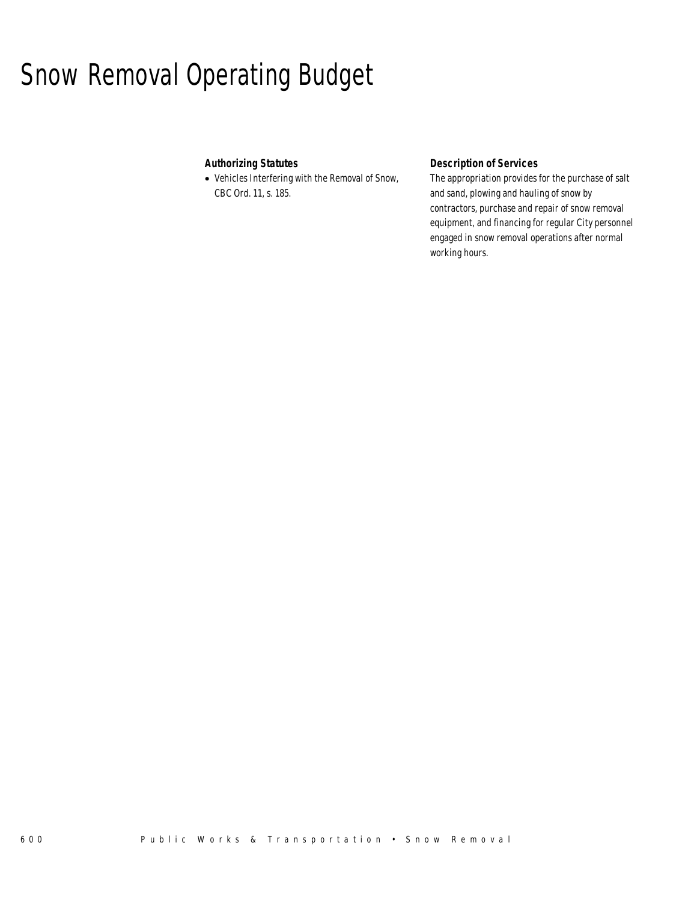# Snow Removal Operating Budget

**Authorizing Statutes**

- Vehicles Interfering with the Removal of Snow, CBC Ord. 11, s. 185.

**Description of Services**

The appropriation provides for the purchase of salt and sand, plowing and hauling of snow by contractors, purchase and repair of snow removal equipment, and financing for regular City personnel engaged in snow removal operations after normal working hours.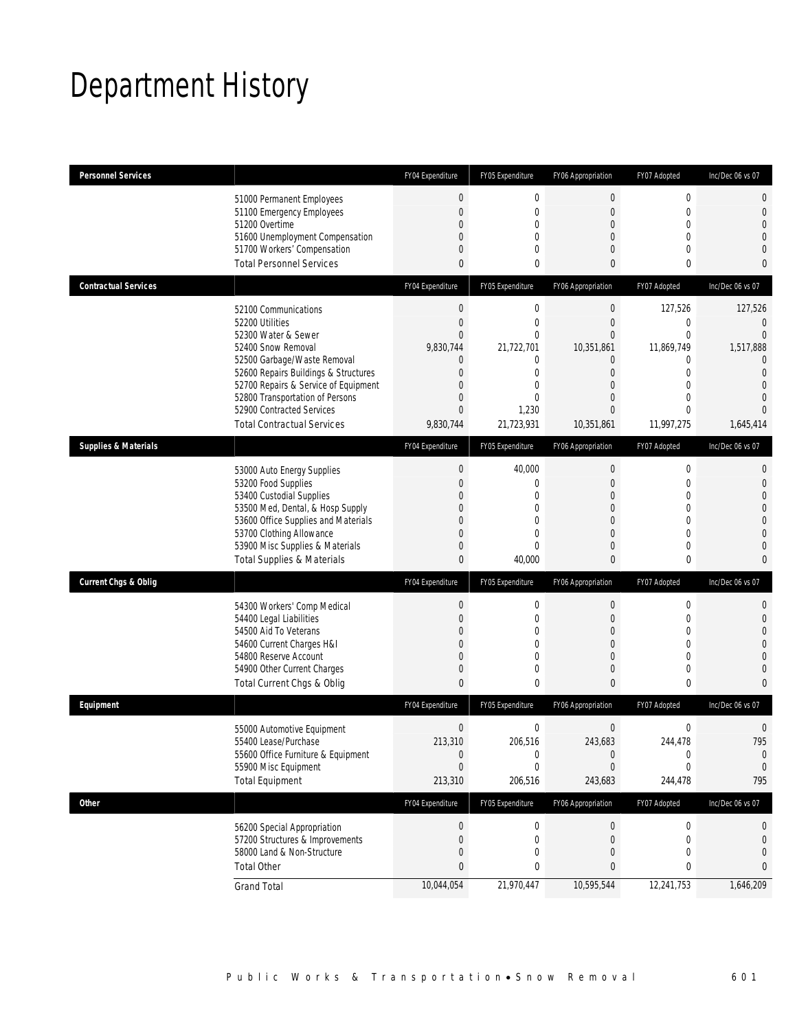# Department History

| Personnel Services | | FY04 Expenditure | FY05 Expenditure | FY06 Appropriation | FY07 Adopted | Inc/Dec 06 vs 07 |
|---|---|---|---|---|---|---|
| | 51000 Permanent Employees | 0 | 0 | 0 | 0 | 0 |
| | 51100 Emergency Employees | 0 | 0 | 0 | 0 | 0 |
| | 51200 Overtime | 0 | 0 | 0 | 0 | 0 |
| | 51600 Unemployment Compensation | 0 | 0 | 0 | 0 | 0 |
| | 51700 Workers' Compensation | 0 | 0 | 0 | 0 | 0 |
| | Total Personnel Services | 0 | 0 | 0 | 0 | 0 |
| **Contractual Services** | | FY04 Expenditure | FY05 Expenditure | FY06 Appropriation | FY07 Adopted | Inc/Dec 06 vs 07 |
| | 52100 Communications | 0 | 0 | 0 | 127,526 | 127,526 |
| | 52200 Utilities | 0 | 0 | 0 | 0 | 0 |
| | 52300 Water & Sewer | 0 | 0 | 0 | 0 | 0 |
| | 52400 Snow Removal | 9,830,744 | 21,722,701 | 10,351,861 | 11,869,749 | 1,517,888 |
| | 52500 Garbage/Waste Removal | 0 | 0 | 0 | 0 | 0 |
| | 52600 Repairs Buildings & Structures | 0 | 0 | 0 | 0 | 0 |
| | 52700 Repairs & Service of Equipment | 0 | 0 | 0 | 0 | 0 |
| | 52800 Transportation of Persons | 0 | 0 | 0 | 0 | 0 |
| | 52900 Contracted Services | 0 | 1,230 | 0 | 0 | 0 |
| | Total Contractual Services | 9,830,744 | 21,723,931 | 10,351,861 | 11,997,275 | 1,645,414 |
| **Supplies & Materials** | | FY04 Expenditure | FY05 Expenditure | FY06 Appropriation | FY07 Adopted | Inc/Dec 06 vs 07 |
| | 53000 Auto Energy Supplies | 0 | 40,000 | 0 | 0 | 0 |
| | 53200 Food Supplies | 0 | 0 | 0 | 0 | 0 |
| | 53400 Custodial Supplies | 0 | 0 | 0 | 0 | 0 |
| | 53500 Med, Dental, & Hosp Supply | 0 | 0 | 0 | 0 | 0 |
| | 53600 Office Supplies and Materials | 0 | 0 | 0 | 0 | 0 |
| | 53700 Clothing Allowance | 0 | 0 | 0 | 0 | 0 |
| | 53900 Misc Supplies & Materials | 0 | 0 | 0 | 0 | 0 |
| | Total Supplies & Materials | 0 | 40,000 | 0 | 0 | 0 |
| **Current Chgs & Oblig** | | FY04 Expenditure | FY05 Expenditure | FY06 Appropriation | FY07 Adopted | Inc/Dec 06 vs 07 |
| | 54300 Workers' Comp Medical | 0 | 0 | 0 | 0 | 0 |
| | 54400 Legal Liabilities | 0 | 0 | 0 | 0 | 0 |
| | 54500 Aid To Veterans | 0 | 0 | 0 | 0 | 0 |
| | 54600 Current Charges H&I | 0 | 0 | 0 | 0 | 0 |
| | 54800 Reserve Account | 0 | 0 | 0 | 0 | 0 |
| | 54900 Other Current Charges | 0 | 0 | 0 | 0 | 0 |
| | Total Current Chgs & Oblig | 0 | 0 | 0 | 0 | 0 |
| **Equipment** | | FY04 Expenditure | FY05 Expenditure | FY06 Appropriation | FY07 Adopted | Inc/Dec 06 vs 07 |
| | 55000 Automotive Equipment | 0 | 0 | 0 | 0 | 0 |
| | 55400 Lease/Purchase | 213,310 | 206,516 | 243,683 | 244,478 | 795 |
| | 55600 Office Furniture & Equipment | 0 | 0 | 0 | 0 | 0 |
| | 55900 Misc Equipment | 0 | 0 | 0 | 0 | 0 |
| | Total Equipment | 213,310 | 206,516 | 243,683 | 244,478 | 795 |
| **Other** | | FY04 Expenditure | FY05 Expenditure | FY06 Appropriation | FY07 Adopted | Inc/Dec 06 vs 07 |
| | 56200 Special Appropriation | 0 | 0 | 0 | 0 | 0 |
| | 57200 Structures & Improvements | 0 | 0 | 0 | 0 | 0 |
| | 58000 Land & Non-Structure | 0 | 0 | 0 | 0 | 0 |
| | Total Other | 0 | 0 | 0 | 0 | 0 |
| | Grand Total | 10,044,054 | 21,970,447 | 10,595,544 | 12,241,753 | 1,646,209 |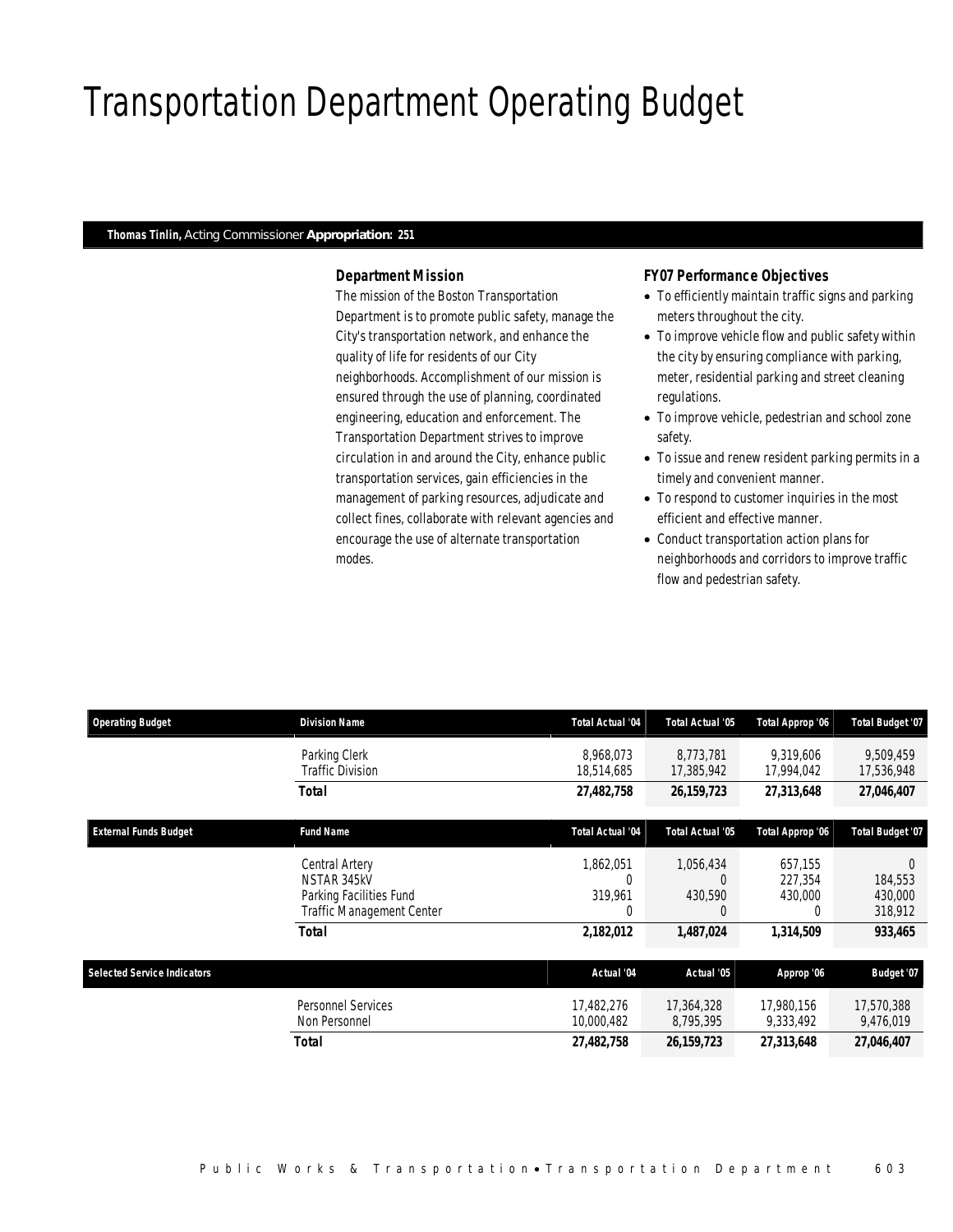# Transportation Department Operating Budget

**Thomas Tinlin,** Acting Commissioner **Appropriation: 251**

### Department Mission

The mission of the Boston Transportation Department is to promote public safety, manage the City's transportation network, and enhance the quality of life for residents of our City neighborhoods. Accomplishment of our mission is ensured through the use of planning, coordinated engineering, education and enforcement. The Transportation Department strives to improve circulation in and around the City, enhance public transportation services, gain efficiencies in the management of parking resources, adjudicate and collect fines, collaborate with relevant agencies and encourage the use of alternate transportation modes.

### FY07 Performance Objectives

- To efficiently maintain traffic signs and parking meters throughout the city.
- To improve vehicle flow and public safety within the city by ensuring compliance with parking, meter, residential parking and street cleaning regulations.
- To improve vehicle, pedestrian and school zone safety.
- To issue and renew resident parking permits in a timely and convenient manner.
- To respond to customer inquiries in the most efficient and effective manner.
- Conduct transportation action plans for neighborhoods and corridors to improve traffic flow and pedestrian safety.

| Operating Budget | Division Name | Total Actual '04 | Total Actual '05 | Total Approp '06 | Total Budget '07 |
|---|---|---|---|---|---|
| | Parking Clerk | 8,968,073 | 8,773,781 | 9,319,606 | 9,509,459 |
| | Traffic Division | 18,514,685 | 17,385,942 | 17,994,042 | 17,536,948 |
| | **Total** | **27,482,758** | **26,159,723** | **27,313,648** | **27,046,407** |

| External Funds Budget | Fund Name | Total Actual '04 | Total Actual '05 | Total Approp '06 | Total Budget '07 |
|---|---|---|---|---|---|
| | Central Artery | 1,862,051 | 1,056,434 | 657,155 | 0 |
| | NSTAR 345kV | 0 | 0 | 227,354 | 184,553 |
| | Parking Facilities Fund | 319,961 | 430,590 | 430,000 | 430,000 |
| | Traffic Management Center | 0 | 0 | 0 | 318,912 |
| | **Total** | **2,182,012** | **1,487,024** | **1,314,509** | **933,465** |

| Selected Service Indicators | | Actual '04 | Actual '05 | Approp '06 | Budget '07 |
|---|---|---|---|---|---|
| | Personnel Services | 17,482,276 | 17,364,328 | 17,980,156 | 17,570,388 |
| | Non Personnel | 10,000,482 | 8,795,395 | 9,333,492 | 9,476,019 |
| | **Total** | **27,482,758** | **26,159,723** | **27,313,648** | **27,046,407** |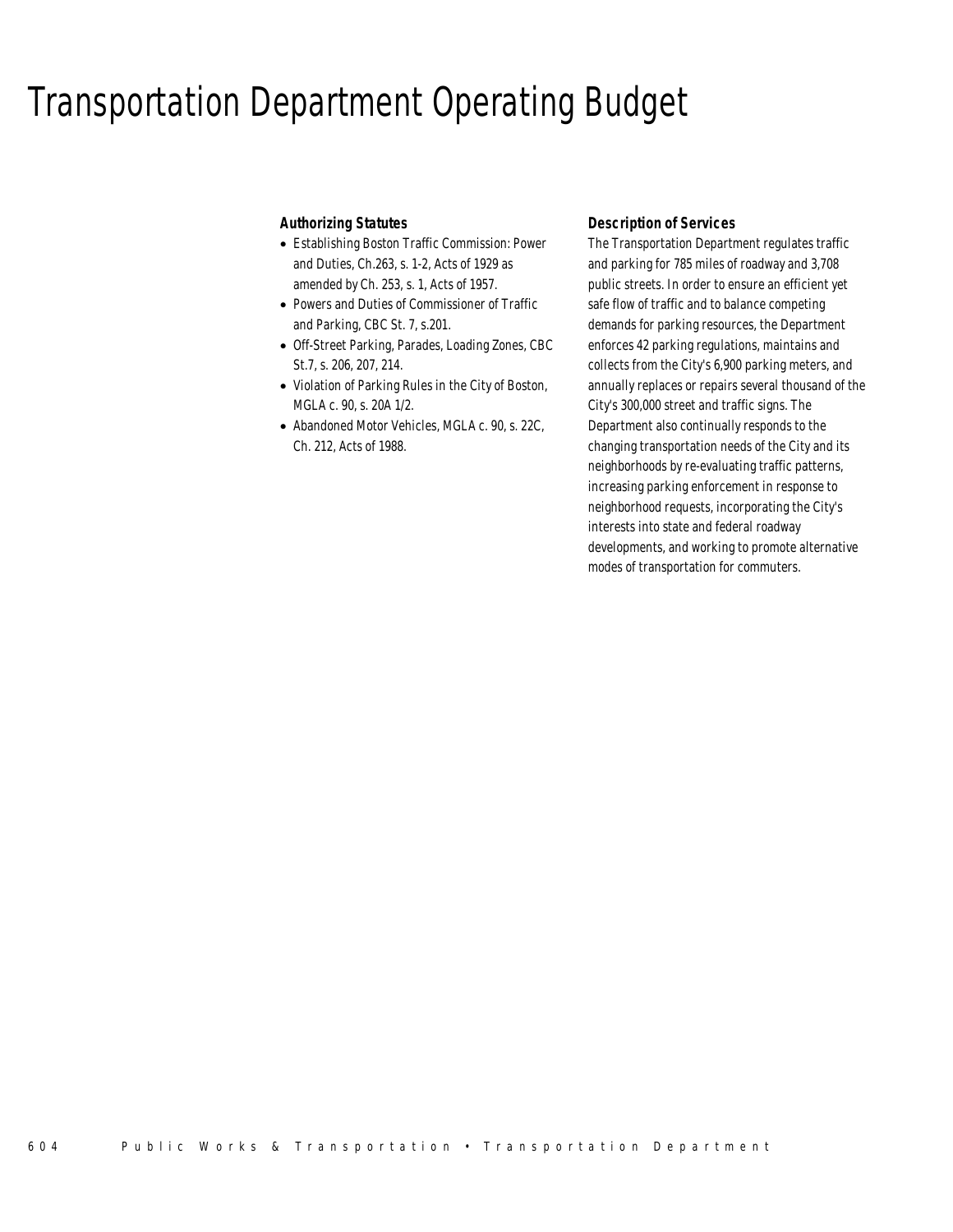# Transportation Department Operating Budget

### Authorizing Statutes

- Establishing Boston Traffic Commission: Power and Duties, Ch.263, s. 1-2, Acts of 1929 as amended by Ch. 253, s. 1, Acts of 1957.
- Powers and Duties of Commissioner of Traffic and Parking, CBC St. 7, s.201.
- Off-Street Parking, Parades, Loading Zones, CBC St.7, s. 206, 207, 214.
- Violation of Parking Rules in the City of Boston, MGLA c. 90, s. 20A 1/2.
- Abandoned Motor Vehicles, MGLA c. 90, s. 22C, Ch. 212, Acts of 1988.

### Description of Services

The Transportation Department regulates traffic and parking for 785 miles of roadway and 3,708 public streets. In order to ensure an efficient yet safe flow of traffic and to balance competing demands for parking resources, the Department enforces 42 parking regulations, maintains and collects from the City's 6,900 parking meters, and annually replaces or repairs several thousand of the City's 300,000 street and traffic signs. The Department also continually responds to the changing transportation needs of the City and its neighborhoods by re-evaluating traffic patterns, increasing parking enforcement in response to neighborhood requests, incorporating the City's interests into state and federal roadway developments, and working to promote alternative modes of transportation for commuters.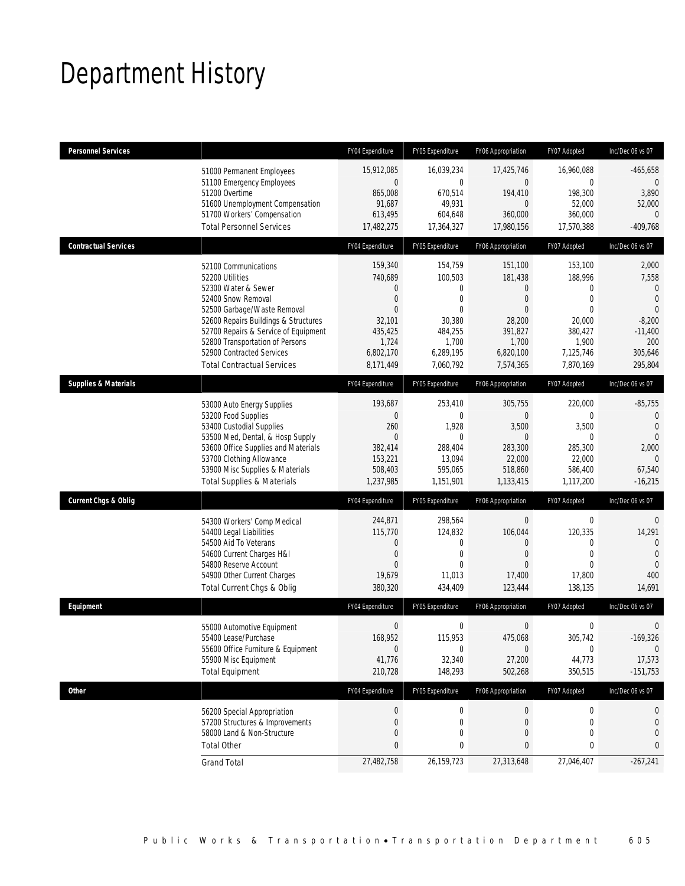# Department History

| Personnel Services | FY04 Expenditure | FY05 Expenditure | FY06 Appropriation | FY07 Adopted | Inc/Dec 06 vs 07 |
|---|---|---|---|---|---|
| 51000 Permanent Employees | 15,912,085 | 16,039,234 | 17,425,746 | 16,960,088 | -465,658 |
| 51100 Emergency Employees | 0 | 0 | 0 | 0 | 0 |
| 51200 Overtime | 865,008 | 670,514 | 194,410 | 198,300 | 3,890 |
| 51600 Unemployment Compensation | 91,687 | 49,931 | 0 | 52,000 | 52,000 |
| 51700 Workers' Compensation | 613,495 | 604,648 | 360,000 | 360,000 | 0 |
| Total Personnel Services | 17,482,275 | 17,364,327 | 17,980,156 | 17,570,388 | -409,768 |

| Contractual Services | FY04 Expenditure | FY05 Expenditure | FY06 Appropriation | FY07 Adopted | Inc/Dec 06 vs 07 |
|---|---|---|---|---|---|
| 52100 Communications | 159,340 | 154,759 | 151,100 | 153,100 | 2,000 |
| 52200 Utilities | 740,689 | 100,503 | 181,438 | 188,996 | 7,558 |
| 52300 Water & Sewer | 0 | 0 | 0 | 0 | 0 |
| 52400 Snow Removal | 0 | 0 | 0 | 0 | 0 |
| 52500 Garbage/Waste Removal | 0 | 0 | 0 | 0 | 0 |
| 52600 Repairs Buildings & Structures | 32,101 | 30,380 | 28,200 | 20,000 | -8,200 |
| 52700 Repairs & Service of Equipment | 435,425 | 484,255 | 391,827 | 380,427 | -11,400 |
| 52800 Transportation of Persons | 1,724 | 1,700 | 1,700 | 1,900 | 200 |
| 52900 Contracted Services | 6,802,170 | 6,289,195 | 6,820,100 | 7,125,746 | 305,646 |
| Total Contractual Services | 8,171,449 | 7,060,792 | 7,574,365 | 7,870,169 | 295,804 |

| Supplies & Materials | FY04 Expenditure | FY05 Expenditure | FY06 Appropriation | FY07 Adopted | Inc/Dec 06 vs 07 |
|---|---|---|---|---|---|
| 53000 Auto Energy Supplies | 193,687 | 253,410 | 305,755 | 220,000 | -85,755 |
| 53200 Food Supplies | 0 | 0 | 0 | 0 | 0 |
| 53400 Custodial Supplies | 260 | 1,928 | 3,500 | 3,500 | 0 |
| 53500 Med, Dental, & Hosp Supply | 0 | 0 | 0 | 0 | 0 |
| 53600 Office Supplies and Materials | 382,414 | 288,404 | 283,300 | 285,300 | 2,000 |
| 53700 Clothing Allowance | 153,221 | 13,094 | 22,000 | 22,000 | 0 |
| 53900 Misc Supplies & Materials | 508,403 | 595,065 | 518,860 | 586,400 | 67,540 |
| Total Supplies & Materials | 1,237,985 | 1,151,901 | 1,133,415 | 1,117,200 | -16,215 |

| Current Chgs & Oblig | FY04 Expenditure | FY05 Expenditure | FY06 Appropriation | FY07 Adopted | Inc/Dec 06 vs 07 |
|---|---|---|---|---|---|
| 54300 Workers' Comp Medical | 244,871 | 298,564 | 0 | 0 | 0 |
| 54400 Legal Liabilities | 115,770 | 124,832 | 106,044 | 120,335 | 14,291 |
| 54500 Aid To Veterans | 0 | 0 | 0 | 0 | 0 |
| 54600 Current Charges H&I | 0 | 0 | 0 | 0 | 0 |
| 54800 Reserve Account | 0 | 0 | 0 | 0 | 0 |
| 54900 Other Current Charges | 19,679 | 11,013 | 17,400 | 17,800 | 400 |
| Total Current Chgs & Oblig | 380,320 | 434,409 | 123,444 | 138,135 | 14,691 |

| Equipment | FY04 Expenditure | FY05 Expenditure | FY06 Appropriation | FY07 Adopted | Inc/Dec 06 vs 07 |
|---|---|---|---|---|---|
| 55000 Automotive Equipment | 0 | 0 | 0 | 0 | 0 |
| 55400 Lease/Purchase | 168,952 | 115,953 | 475,068 | 305,742 | -169,326 |
| 55600 Office Furniture & Equipment | 0 | 0 | 0 | 0 | 0 |
| 55900 Misc Equipment | 41,776 | 32,340 | 27,200 | 44,773 | 17,573 |
| Total Equipment | 210,728 | 148,293 | 502,268 | 350,515 | -151,753 |

| Other | FY04 Expenditure | FY05 Expenditure | FY06 Appropriation | FY07 Adopted | Inc/Dec 06 vs 07 |
|---|---|---|---|---|---|
| 56200 Special Appropriation | 0 | 0 | 0 | 0 | 0 |
| 57200 Structures & Improvements | 0 | 0 | 0 | 0 | 0 |
| 58000 Land & Non-Structure | 0 | 0 | 0 | 0 | 0 |
| Total Other | 0 | 0 | 0 | 0 | 0 |
| Grand Total | 27,482,758 | 26,159,723 | 27,313,648 | 27,046,407 | -267,241 |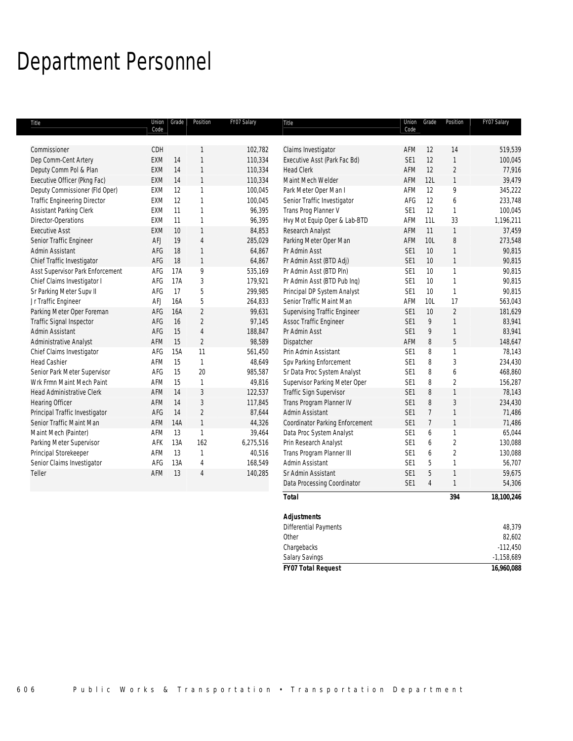# Department Personnel

| Title | Union Code | Grade | Position | FY07 Salary |
|---|---|---|---|---|
| Commissioner | CDH | | 1 | 102,782 |
| Dep Comm-Cent Artery | EXM | 14 | 1 | 110,334 |
| Deputy Comm Pol & Plan | EXM | 14 | 1 | 110,334 |
| Executive Officer (Pkng Fac) | EXM | 14 | 1 | 110,334 |
| Deputy Commissioner (Fld Oper) | EXM | 12 | 1 | 100,045 |
| Traffic Engineering Director | EXM | 12 | 1 | 100,045 |
| Assistant Parking Clerk | EXM | 11 | 1 | 96,395 |
| Director-Operations | EXM | 11 | 1 | 96,395 |
| Executive Asst | EXM | 10 | 1 | 84,853 |
| Senior Traffic Engineer | AFJ | 19 | 4 | 285,029 |
| Admin Assistant | AFG | 18 | 1 | 64,867 |
| Chief Traffic Investigator | AFG | 18 | 1 | 64,867 |
| Asst Supervisor Park Enforcement | AFG | 17A | 9 | 535,169 |
| Chief Claims Investigator I | AFG | 17A | 3 | 179,921 |
| Sr Parking Meter Supv II | AFG | 17 | 5 | 299,985 |
| Jr Traffic Engineer | AFJ | 16A | 5 | 264,833 |
| Parking Meter Oper Foreman | AFG | 16A | 2 | 99,631 |
| Traffic Signal Inspector | AFG | 16 | 2 | 97,145 |
| Admin Assistant | AFG | 15 | 4 | 188,847 |
| Administrative Analyst | AFM | 15 | 2 | 98,589 |
| Chief Claims Investigator | AFG | 15A | 11 | 561,450 |
| Head Cashier | AFM | 15 | 1 | 48,649 |
| Senior Park Meter Supervisor | AFG | 15 | 20 | 985,587 |
| Wrk Frmn Maint Mech Paint | AFM | 15 | 1 | 49,816 |
| Head Administrative Clerk | AFM | 14 | 3 | 122,537 |
| Hearing Officer | AFM | 14 | 3 | 117,845 |
| Principal Traffic Investigator | AFG | 14 | 2 | 87,644 |
| Senior Traffic Maint Man | AFM | 14A | 1 | 44,326 |
| Maint Mech (Painter) | AFM | 13 | 1 | 39,464 |
| Parking Meter Supervisor | AFK | 13A | 162 | 6,275,516 |
| Principal Storekeeper | AFM | 13 | 1 | 40,516 |
| Senior Claims Investigator | AFG | 13A | 4 | 168,549 |
| Teller | AFM | 13 | 4 | 140,285 |
| Claims Investigator | AFM | 12 | 14 | 519,539 |
| Executive Asst (Park Fac Bd) | SE1 | 12 | 1 | 100,045 |
| Head Clerk | AFM | 12 | 2 | 77,916 |
| Maint Mech Welder | AFM | 12L | 1 | 39,479 |
| Park Meter Oper Man I | AFM | 12 | 9 | 345,222 |
| Senior Traffic Investigator | AFG | 12 | 6 | 233,748 |
| Trans Prog Planner V | SE1 | 12 | 1 | 100,045 |
| Hvy Mot Equip Oper & Lab-BTD | AFM | 11L | 33 | 1,196,211 |
| Research Analyst | AFM | 11 | 1 | 37,459 |
| Parking Meter Oper Man | AFM | 10L | 8 | 273,548 |
| Pr Admin Asst | SE1 | 10 | 1 | 90,815 |
| Pr Admin Asst (BTD Adj) | SE1 | 10 | 1 | 90,815 |
| Pr Admin Asst (BTD Pln) | SE1 | 10 | 1 | 90,815 |
| Pr Admin Asst (BTD Pub Inq) | SE1 | 10 | 1 | 90,815 |
| Principal DP System Analyst | SE1 | 10 | 1 | 90,815 |
| Senior Traffic Maint Man | AFM | 10L | 17 | 563,043 |
| Supervising Traffic Engineer | SE1 | 10 | 2 | 181,629 |
| Assoc Traffic Engineer | SE1 | 9 | 1 | 83,941 |
| Pr Admin Asst | SE1 | 9 | 1 | 83,941 |
| Dispatcher | AFM | 8 | 5 | 148,647 |
| Prin Admin Assistant | SE1 | 8 | 1 | 78,143 |
| Spv Parking Enforcement | SE1 | 8 | 3 | 234,430 |
| Sr Data Proc System Analyst | SE1 | 8 | 6 | 468,860 |
| Supervisor Parking Meter Oper | SE1 | 8 | 2 | 156,287 |
| Traffic Sign Supervisor | SE1 | 8 | 1 | 78,143 |
| Trans Program Planner IV | SE1 | 8 | 3 | 234,430 |
| Admin Assistant | SE1 | 7 | 1 | 71,486 |
| Coordinator Parking Enforcement | SE1 | 7 | 1 | 71,486 |
| Data Proc System Analyst | SE1 | 6 | 1 | 65,044 |
| Prin Research Analyst | SE1 | 6 | 2 | 130,088 |
| Trans Program Planner III | SE1 | 6 | 2 | 130,088 |
| Admin Assistant | SE1 | 5 | 1 | 56,707 |
| Sr Admin Assistant | SE1 | 5 | 1 | 59,675 |
| Data Processing Coordinator | SE1 | 4 | 1 | 54,306 |
| **Total** | | | **394** | **18,100,246** |

| **Adjustments** | |
|---|---|
| Differential Payments | 48,379 |
| Other | 82,602 |
| Chargebacks | -112,450 |
| Salary Savings | -1,158,689 |
| ***FY07 Total Request*** | **16,960,088** |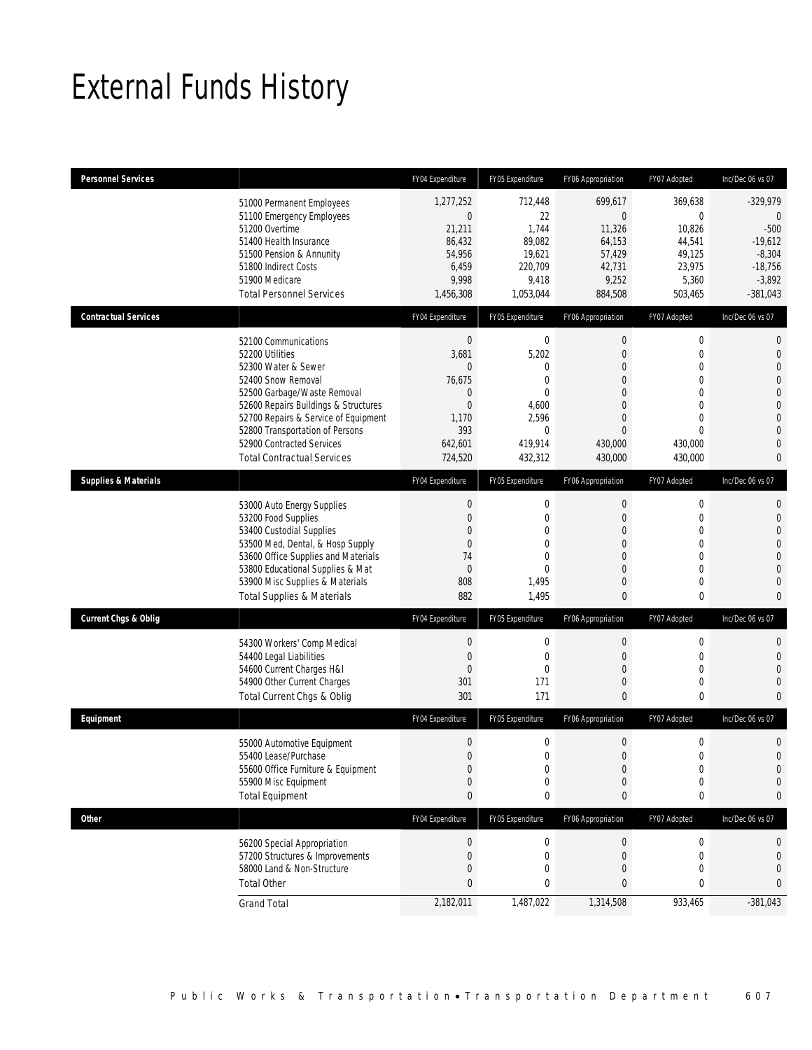# External Funds History

| Personnel Services | | FY04 Expenditure | FY05 Expenditure | FY06 Appropriation | FY07 Adopted | Inc/Dec 06 vs 07 |
|---|---|---|---|---|---|---|
| | 51000 Permanent Employees | 1,277,252 | 712,448 | 699,617 | 369,638 | -329,979 |
| | 51100 Emergency Employees | 0 | 22 | 0 | 0 | 0 |
| | 51200 Overtime | 21,211 | 1,744 | 11,326 | 10,826 | -500 |
| | 51400 Health Insurance | 86,432 | 89,082 | 64,153 | 44,541 | -19,612 |
| | 51500 Pension & Annunity | 54,956 | 19,621 | 57,429 | 49,125 | -8,304 |
| | 51800 Indirect Costs | 6,459 | 220,709 | 42,731 | 23,975 | -18,756 |
| | 51900 Medicare | 9,998 | 9,418 | 9,252 | 5,360 | -3,892 |
| | Total Personnel Services | 1,456,308 | 1,053,044 | 884,508 | 503,465 | -381,043 |
| **Contractual Services** | | FY04 Expenditure | FY05 Expenditure | FY06 Appropriation | FY07 Adopted | Inc/Dec 06 vs 07 |
| | 52100 Communications | 0 | 0 | 0 | 0 | 0 |
| | 52200 Utilities | 3,681 | 5,202 | 0 | 0 | 0 |
| | 52300 Water & Sewer | 0 | 0 | 0 | 0 | 0 |
| | 52400 Snow Removal | 76,675 | 0 | 0 | 0 | 0 |
| | 52500 Garbage/Waste Removal | 0 | 0 | 0 | 0 | 0 |
| | 52600 Repairs Buildings & Structures | 0 | 4,600 | 0 | 0 | 0 |
| | 52700 Repairs & Service of Equipment | 1,170 | 2,596 | 0 | 0 | 0 |
| | 52800 Transportation of Persons | 393 | 0 | 0 | 0 | 0 |
| | 52900 Contracted Services | 642,601 | 419,914 | 430,000 | 430,000 | 0 |
| | Total Contractual Services | 724,520 | 432,312 | 430,000 | 430,000 | 0 |
| **Supplies & Materials** | | FY04 Expenditure | FY05 Expenditure | FY06 Appropriation | FY07 Adopted | Inc/Dec 06 vs 07 |
| | 53000 Auto Energy Supplies | 0 | 0 | 0 | 0 | 0 |
| | 53200 Food Supplies | 0 | 0 | 0 | 0 | 0 |
| | 53400 Custodial Supplies | 0 | 0 | 0 | 0 | 0 |
| | 53500 Med, Dental, & Hosp Supply | 0 | 0 | 0 | 0 | 0 |
| | 53600 Office Supplies and Materials | 74 | 0 | 0 | 0 | 0 |
| | 53800 Educational Supplies & Mat | 0 | 0 | 0 | 0 | 0 |
| | 53900 Misc Supplies & Materials | 808 | 1,495 | 0 | 0 | 0 |
| | Total Supplies & Materials | 882 | 1,495 | 0 | 0 | 0 |
| **Current Chgs & Oblig** | | FY04 Expenditure | FY05 Expenditure | FY06 Appropriation | FY07 Adopted | Inc/Dec 06 vs 07 |
| | 54300 Workers' Comp Medical | 0 | 0 | 0 | 0 | 0 |
| | 54400 Legal Liabilities | 0 | 0 | 0 | 0 | 0 |
| | 54600 Current Charges H&I | 0 | 0 | 0 | 0 | 0 |
| | 54900 Other Current Charges | 301 | 171 | 0 | 0 | 0 |
| | Total Current Chgs & Oblig | 301 | 171 | 0 | 0 | 0 |
| **Equipment** | | FY04 Expenditure | FY05 Expenditure | FY06 Appropriation | FY07 Adopted | Inc/Dec 06 vs 07 |
| | 55000 Automotive Equipment | 0 | 0 | 0 | 0 | 0 |
| | 55400 Lease/Purchase | 0 | 0 | 0 | 0 | 0 |
| | 55600 Office Furniture & Equipment | 0 | 0 | 0 | 0 | 0 |
| | 55900 Misc Equipment | 0 | 0 | 0 | 0 | 0 |
| | Total Equipment | 0 | 0 | 0 | 0 | 0 |
| **Other** | | FY04 Expenditure | FY05 Expenditure | FY06 Appropriation | FY07 Adopted | Inc/Dec 06 vs 07 |
| | 56200 Special Appropriation | 0 | 0 | 0 | 0 | 0 |
| | 57200 Structures & Improvements | 0 | 0 | 0 | 0 | 0 |
| | 58000 Land & Non-Structure | 0 | 0 | 0 | 0 | 0 |
| | Total Other | 0 | 0 | 0 | 0 | 0 |
| | Grand Total | 2,182,011 | 1,487,022 | 1,314,508 | 933,465 | -381,043 |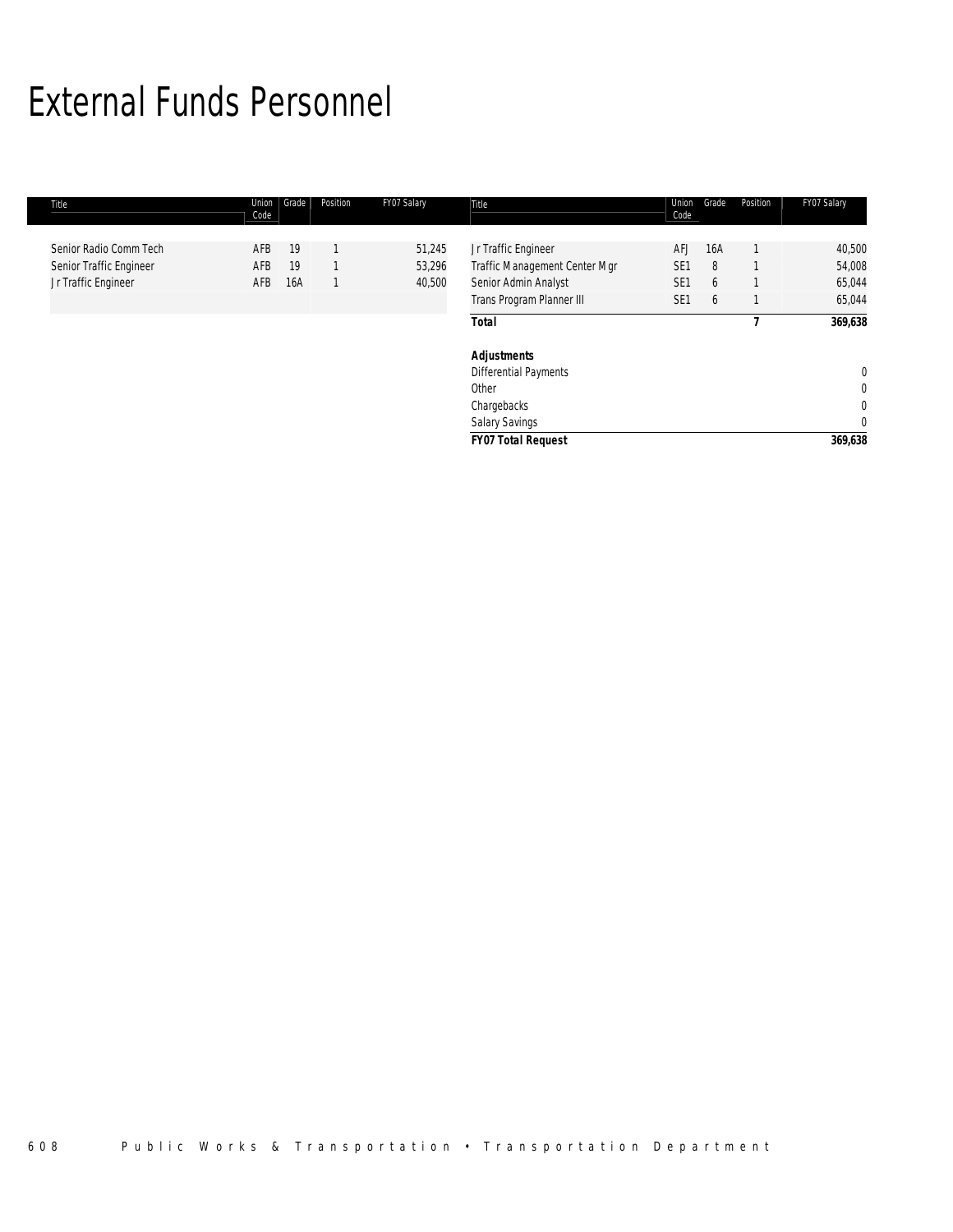# External Funds Personnel

| Title | Union Code | Grade | Position | FY07 Salary |
|---|---|---|---|---|
| Senior Radio Comm Tech | AFB | 19 | 1 | 51,245 |
| Senior Traffic Engineer | AFB | 19 | 1 | 53,296 |
| Jr Traffic Engineer | AFB | 16A | 1 | 40,500 |
| Jr Traffic Engineer | AFJ | 16A | 1 | 40,500 |
| Traffic Management Center Mgr | SE1 | 8 | 1 | 54,008 |
| Senior Admin Analyst | SE1 | 6 | 1 | 65,044 |
| Trans Program Planner III | SE1 | 6 | 1 | 65,044 |
| **Total** | | | **7** | **369,638** |
| ***Adjustments*** | | | | |
| Differential Payments | | | | 0 |
| Other | | | | 0 |
| Chargebacks | | | | 0 |
| Salary Savings | | | | 0 |
| ***FY07 Total Request*** | | | | **369,638** |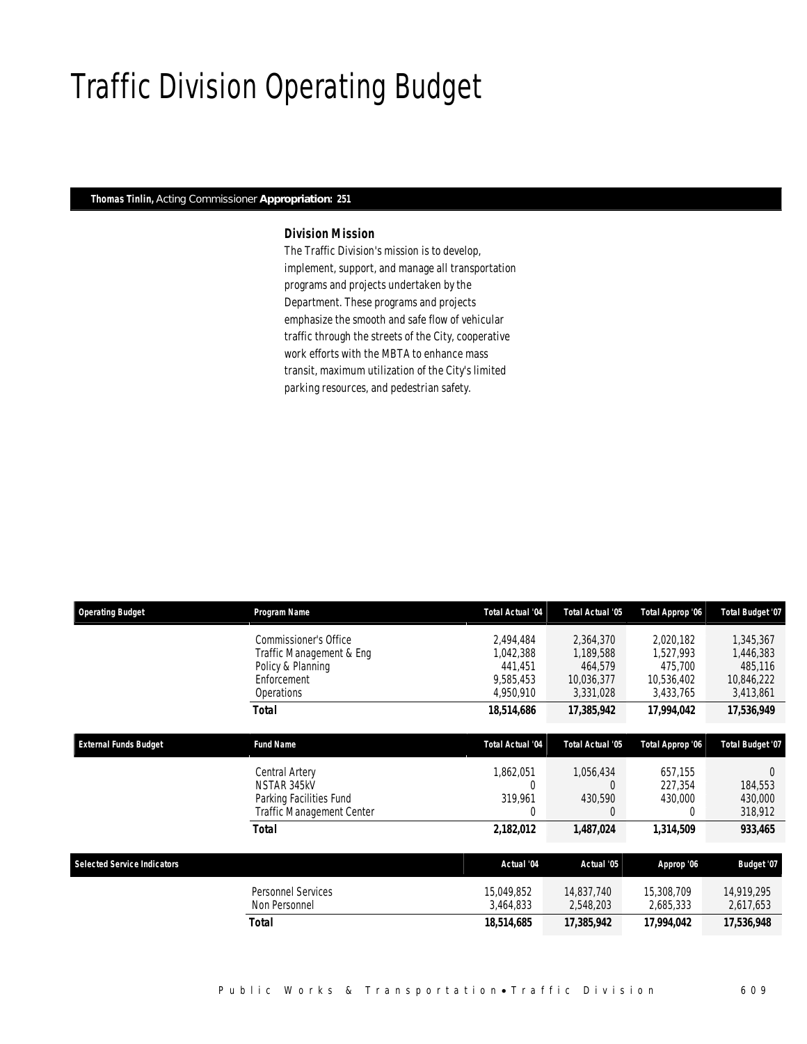# Traffic Division Operating Budget

**Thomas Tinlin,** Acting Commissioner **Appropriation: 251**

### Division Mission

The Traffic Division's mission is to develop, implement, support, and manage all transportation programs and projects undertaken by the Department. These programs and projects emphasize the smooth and safe flow of vehicular traffic through the streets of the City, cooperative work efforts with the MBTA to enhance mass transit, maximum utilization of the City's limited parking resources, and pedestrian safety.

| Operating Budget | Program Name | Total Actual '04 | Total Actual '05 | Total Approp '06 | Total Budget '07 |
|---|---|---|---|---|---|
| | Commissioner's Office | 2,494,484 | 2,364,370 | 2,020,182 | 1,345,367 |
| | Traffic Management & Eng | 1,042,388 | 1,189,588 | 1,527,993 | 1,446,383 |
| | Policy & Planning | 441,451 | 464,579 | 475,700 | 485,116 |
| | Enforcement | 9,585,453 | 10,036,377 | 10,536,402 | 10,846,222 |
| | Operations | 4,950,910 | 3,331,028 | 3,433,765 | 3,413,861 |
| | **Total** | **18,514,686** | **17,385,942** | **17,994,042** | **17,536,949** |

| External Funds Budget | Fund Name | Total Actual '04 | Total Actual '05 | Total Approp '06 | Total Budget '07 |
|---|---|---|---|---|---|
| | Central Artery | 1,862,051 | 1,056,434 | 657,155 | 0 |
| | NSTAR 345kV | 0 | 0 | 227,354 | 184,553 |
| | Parking Facilities Fund | 319,961 | 430,590 | 430,000 | 430,000 |
| | Traffic Management Center | 0 | 0 | 0 | 318,912 |
| | **Total** | **2,182,012** | **1,487,024** | **1,314,509** | **933,465** |

| Selected Service Indicators | | Actual '04 | Actual '05 | Approp '06 | Budget '07 |
|---|---|---|---|---|---|
| | Personnel Services | 15,049,852 | 14,837,740 | 15,308,709 | 14,919,295 |
| | Non Personnel | 3,464,833 | 2,548,203 | 2,685,333 | 2,617,653 |
| | **Total** | **18,514,685** | **17,385,942** | **17,994,042** | **17,536,948** |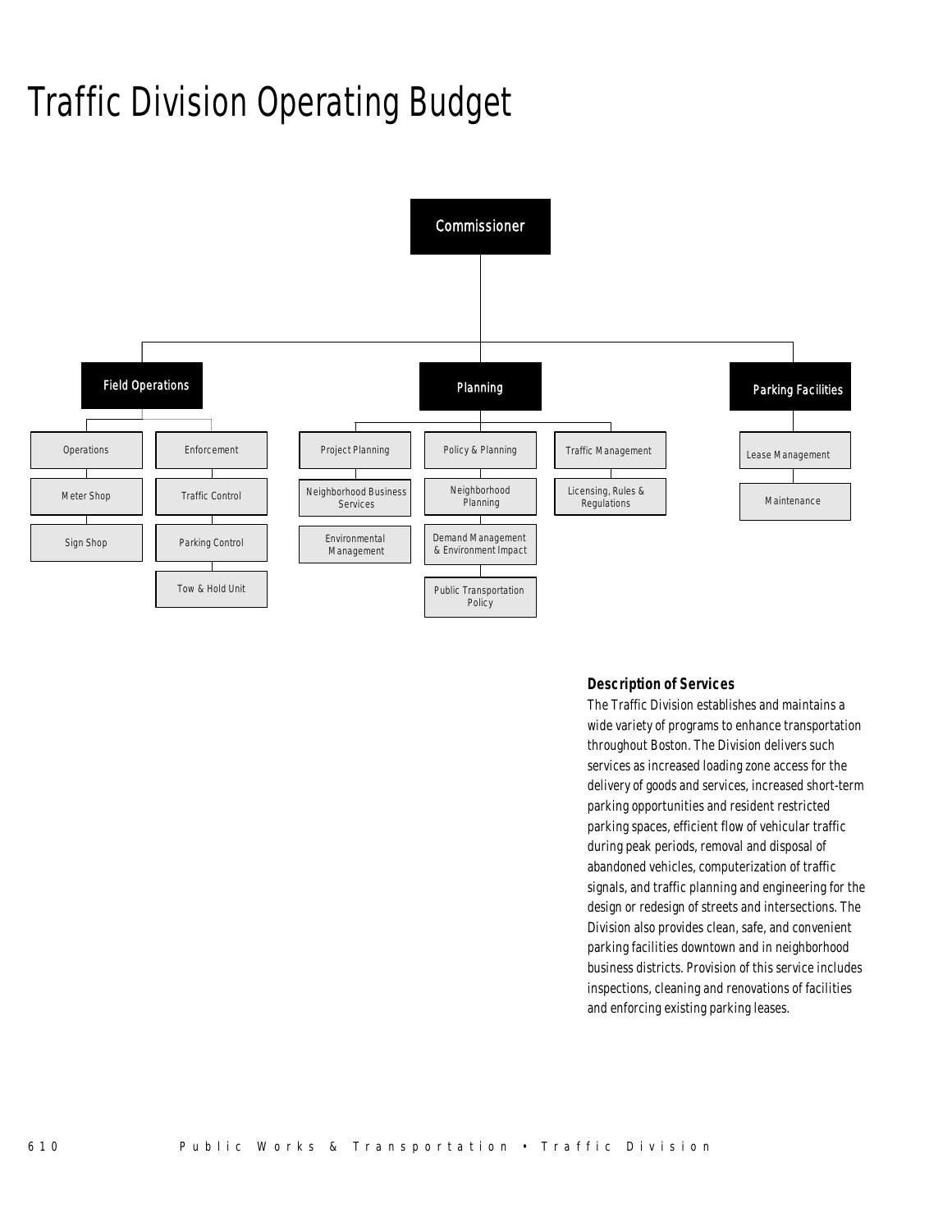# Traffic Division Operating Budget

- Commissioner
  - Field Operations
    - Operations
      - Meter Shop
      - Sign Shop
    - Enforcement
      - Traffic Control
      - Parking Control
      - Tow & Hold Unit
  - Planning
    - Project Planning
      - Neighborhood Business Services
      - Environmental Management
    - Policy & Planning
      - Neighborhood Planning
      - Demand Management & Environment Impact
      - Public Transportation Policy
    - Traffic Management
      - Licensing, Rules & Regulations
  - Parking Facilities
    - Lease Management
    - Maintenance

### Description of Services

The Traffic Division establishes and maintains a wide variety of programs to enhance transportation throughout Boston. The Division delivers such services as increased loading zone access for the delivery of goods and services, increased short-term parking opportunities and resident restricted parking spaces, efficient flow of vehicular traffic during peak periods, removal and disposal of abandoned vehicles, computerization of traffic signals, and traffic planning and engineering for the design or redesign of streets and intersections. The Division also provides clean, safe, and convenient parking facilities downtown and in neighborhood business districts. Provision of this service includes inspections, cleaning and renovations of facilities and enforcing existing parking leases.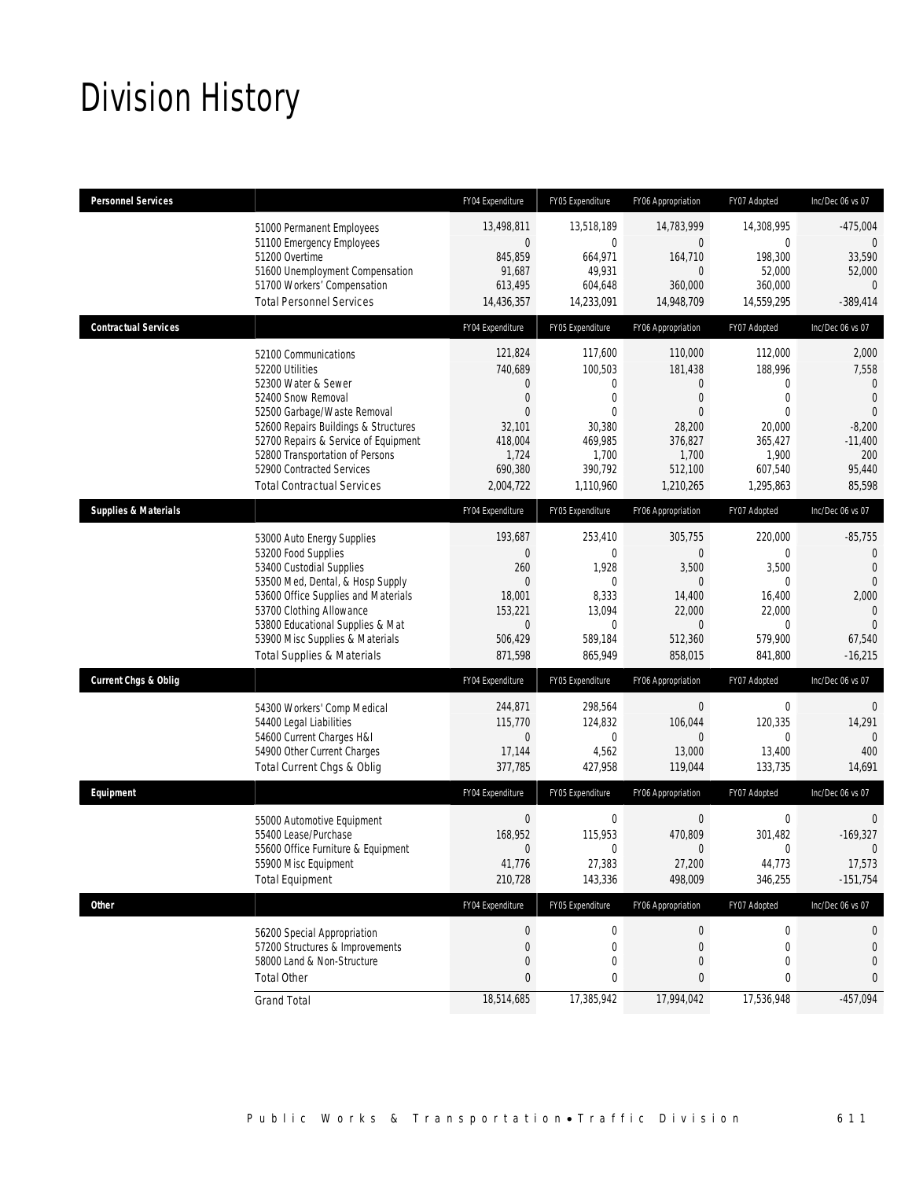# Division History

| Personnel Services | | FY04 Expenditure | FY05 Expenditure | FY06 Appropriation | FY07 Adopted | Inc/Dec 06 vs 07 |
|---|---|---|---|---|---|---|
| | 51000 Permanent Employees | 13,498,811 | 13,518,189 | 14,783,999 | 14,308,995 | -475,004 |
| | 51100 Emergency Employees | 0 | 0 | 0 | 0 | 0 |
| | 51200 Overtime | 845,859 | 664,971 | 164,710 | 198,300 | 33,590 |
| | 51600 Unemployment Compensation | 91,687 | 49,931 | 0 | 52,000 | 52,000 |
| | 51700 Workers' Compensation | 613,495 | 604,648 | 360,000 | 360,000 | 0 |
| | Total Personnel Services | 14,436,357 | 14,233,091 | 14,948,709 | 14,559,295 | -389,414 |
| **Contractual Services** | | **FY04 Expenditure** | **FY05 Expenditure** | **FY06 Appropriation** | **FY07 Adopted** | **Inc/Dec 06 vs 07** |
| | 52100 Communications | 121,824 | 117,600 | 110,000 | 112,000 | 2,000 |
| | 52200 Utilities | 740,689 | 100,503 | 181,438 | 188,996 | 7,558 |
| | 52300 Water & Sewer | 0 | 0 | 0 | 0 | 0 |
| | 52400 Snow Removal | 0 | 0 | 0 | 0 | 0 |
| | 52500 Garbage/Waste Removal | 0 | 0 | 0 | 0 | 0 |
| | 52600 Repairs Buildings & Structures | 32,101 | 30,380 | 28,200 | 20,000 | -8,200 |
| | 52700 Repairs & Service of Equipment | 418,004 | 469,985 | 376,827 | 365,427 | -11,400 |
| | 52800 Transportation of Persons | 1,724 | 1,700 | 1,700 | 1,900 | 200 |
| | 52900 Contracted Services | 690,380 | 390,792 | 512,100 | 607,540 | 95,440 |
| | Total Contractual Services | 2,004,722 | 1,110,960 | 1,210,265 | 1,295,863 | 85,598 |
| **Supplies & Materials** | | **FY04 Expenditure** | **FY05 Expenditure** | **FY06 Appropriation** | **FY07 Adopted** | **Inc/Dec 06 vs 07** |
| | 53000 Auto Energy Supplies | 193,687 | 253,410 | 305,755 | 220,000 | -85,755 |
| | 53200 Food Supplies | 0 | 0 | 0 | 0 | 0 |
| | 53400 Custodial Supplies | 260 | 1,928 | 3,500 | 3,500 | 0 |
| | 53500 Med, Dental, & Hosp Supply | 0 | 0 | 0 | 0 | 0 |
| | 53600 Office Supplies and Materials | 18,001 | 8,333 | 14,400 | 16,400 | 2,000 |
| | 53700 Clothing Allowance | 153,221 | 13,094 | 22,000 | 22,000 | 0 |
| | 53800 Educational Supplies & Mat | 0 | 0 | 0 | 0 | 0 |
| | 53900 Misc Supplies & Materials | 506,429 | 589,184 | 512,360 | 579,900 | 67,540 |
| | Total Supplies & Materials | 871,598 | 865,949 | 858,015 | 841,800 | -16,215 |
| **Current Chgs & Oblig** | | **FY04 Expenditure** | **FY05 Expenditure** | **FY06 Appropriation** | **FY07 Adopted** | **Inc/Dec 06 vs 07** |
| | 54300 Workers' Comp Medical | 244,871 | 298,564 | 0 | 0 | 0 |
| | 54400 Legal Liabilities | 115,770 | 124,832 | 106,044 | 120,335 | 14,291 |
| | 54600 Current Charges H&I | 0 | 0 | 0 | 0 | 0 |
| | 54900 Other Current Charges | 17,144 | 4,562 | 13,000 | 13,400 | 400 |
| | Total Current Chgs & Oblig | 377,785 | 427,958 | 119,044 | 133,735 | 14,691 |
| **Equipment** | | **FY04 Expenditure** | **FY05 Expenditure** | **FY06 Appropriation** | **FY07 Adopted** | **Inc/Dec 06 vs 07** |
| | 55000 Automotive Equipment | 0 | 0 | 0 | 0 | 0 |
| | 55400 Lease/Purchase | 168,952 | 115,953 | 470,809 | 301,482 | -169,327 |
| | 55600 Office Furniture & Equipment | 0 | 0 | 0 | 0 | 0 |
| | 55900 Misc Equipment | 41,776 | 27,383 | 27,200 | 44,773 | 17,573 |
| | Total Equipment | 210,728 | 143,336 | 498,009 | 346,255 | -151,754 |
| **Other** | | **FY04 Expenditure** | **FY05 Expenditure** | **FY06 Appropriation** | **FY07 Adopted** | **Inc/Dec 06 vs 07** |
| | 56200 Special Appropriation | 0 | 0 | 0 | 0 | 0 |
| | 57200 Structures & Improvements | 0 | 0 | 0 | 0 | 0 |
| | 58000 Land & Non-Structure | 0 | 0 | 0 | 0 | 0 |
| | Total Other | 0 | 0 | 0 | 0 | 0 |
| | Grand Total | 18,514,685 | 17,385,942 | 17,994,042 | 17,536,948 | -457,094 |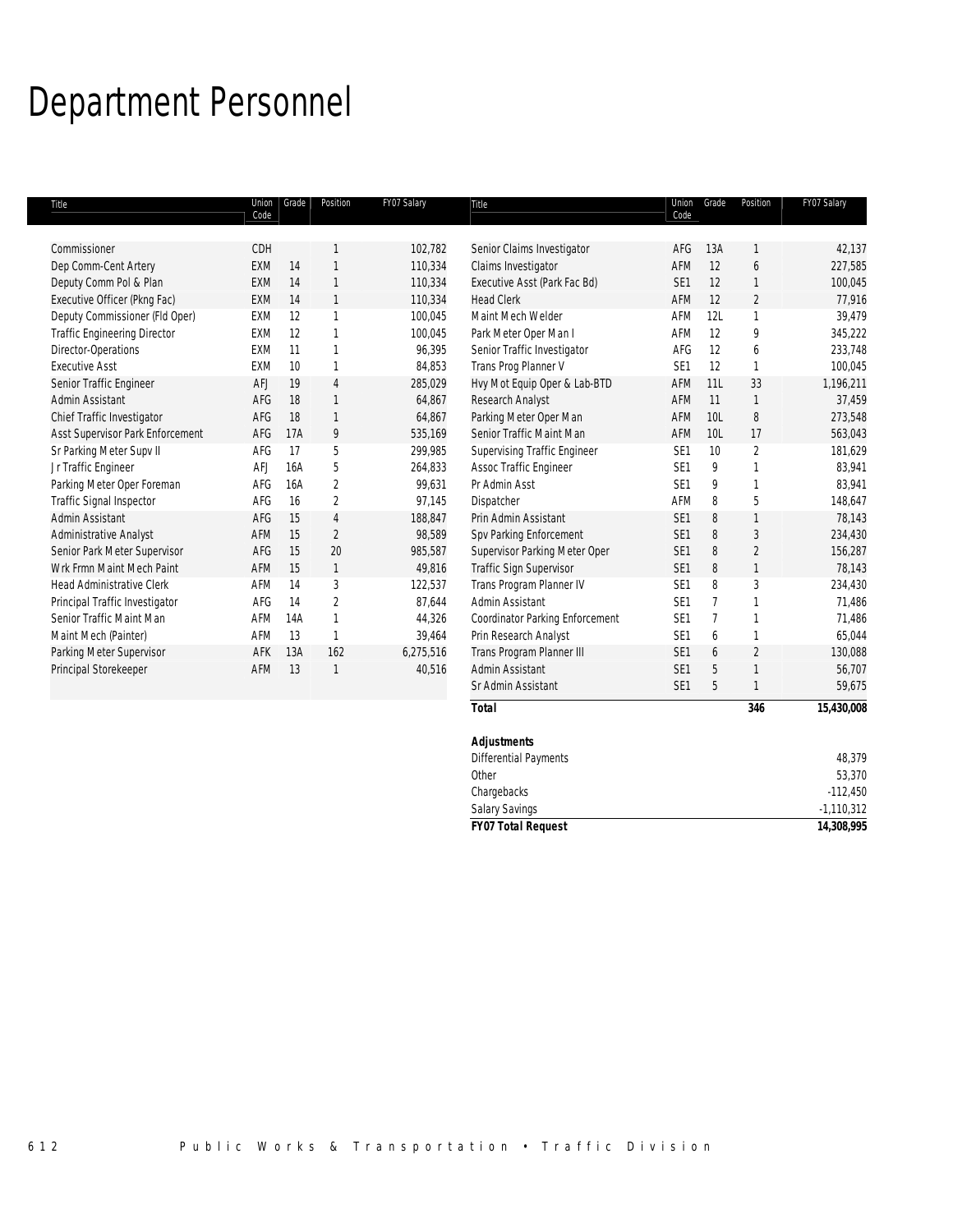# Department Personnel

| Title | Union Code | Grade | Position | FY07 Salary |
|---|---|---|---|---|
| Commissioner | CDH | | 1 | 102,782 |
| Dep Comm-Cent Artery | EXM | 14 | 1 | 110,334 |
| Deputy Comm Pol & Plan | EXM | 14 | 1 | 110,334 |
| Executive Officer (Pkng Fac) | EXM | 14 | 1 | 110,334 |
| Deputy Commissioner (Fld Oper) | EXM | 12 | 1 | 100,045 |
| Traffic Engineering Director | EXM | 12 | 1 | 100,045 |
| Director-Operations | EXM | 11 | 1 | 96,395 |
| Executive Asst | EXM | 10 | 1 | 84,853 |
| Senior Traffic Engineer | AFJ | 19 | 4 | 285,029 |
| Admin Assistant | AFG | 18 | 1 | 64,867 |
| Chief Traffic Investigator | AFG | 18 | 1 | 64,867 |
| Asst Supervisor Park Enforcement | AFG | 17A | 9 | 535,169 |
| Sr Parking Meter Supv II | AFG | 17 | 5 | 299,985 |
| Jr Traffic Engineer | AFJ | 16A | 5 | 264,833 |
| Parking Meter Oper Foreman | AFG | 16A | 2 | 99,631 |
| Traffic Signal Inspector | AFG | 16 | 2 | 97,145 |
| Admin Assistant | AFG | 15 | 4 | 188,847 |
| Administrative Analyst | AFM | 15 | 2 | 98,589 |
| Senior Park Meter Supervisor | AFG | 15 | 20 | 985,587 |
| Wrk Frmn Maint Mech Paint | AFM | 15 | 1 | 49,816 |
| Head Administrative Clerk | AFM | 14 | 3 | 122,537 |
| Principal Traffic Investigator | AFG | 14 | 2 | 87,644 |
| Senior Traffic Maint Man | AFM | 14A | 1 | 44,326 |
| Maint Mech (Painter) | AFM | 13 | 1 | 39,464 |
| Parking Meter Supervisor | AFK | 13A | 162 | 6,275,516 |
| Principal Storekeeper | AFM | 13 | 1 | 40,516 |
| Senior Claims Investigator | AFG | 13A | 1 | 42,137 |
| Claims Investigator | AFM | 12 | 6 | 227,585 |
| Executive Asst (Park Fac Bd) | SE1 | 12 | 1 | 100,045 |
| Head Clerk | AFM | 12 | 2 | 77,916 |
| Maint Mech Welder | AFM | 12L | 1 | 39,479 |
| Park Meter Oper Man I | AFM | 12 | 9 | 345,222 |
| Senior Traffic Investigator | AFG | 12 | 6 | 233,748 |
| Trans Prog Planner V | SE1 | 12 | 1 | 100,045 |
| Hvy Mot Equip Oper & Lab-BTD | AFM | 11L | 33 | 1,196,211 |
| Research Analyst | AFM | 11 | 1 | 37,459 |
| Parking Meter Oper Man | AFM | 10L | 8 | 273,548 |
| Senior Traffic Maint Man | AFM | 10L | 17 | 563,043 |
| Supervising Traffic Engineer | SE1 | 10 | 2 | 181,629 |
| Assoc Traffic Engineer | SE1 | 9 | 1 | 83,941 |
| Pr Admin Asst | SE1 | 9 | 1 | 83,941 |
| Dispatcher | AFM | 8 | 5 | 148,647 |
| Prin Admin Assistant | SE1 | 8 | 1 | 78,143 |
| Spv Parking Enforcement | SE1 | 8 | 3 | 234,430 |
| Supervisor Parking Meter Oper | SE1 | 8 | 2 | 156,287 |
| Traffic Sign Supervisor | SE1 | 8 | 1 | 78,143 |
| Trans Program Planner IV | SE1 | 8 | 3 | 234,430 |
| Admin Assistant | SE1 | 7 | 1 | 71,486 |
| Coordinator Parking Enforcement | SE1 | 7 | 1 | 71,486 |
| Prin Research Analyst | SE1 | 6 | 1 | 65,044 |
| Trans Program Planner III | SE1 | 6 | 2 | 130,088 |
| Admin Assistant | SE1 | 5 | 1 | 56,707 |
| Sr Admin Assistant | SE1 | 5 | 1 | 59,675 |
| **Total** | | | **346** | **15,430,008** |

| **Adjustments** | |
|---|---|
| Differential Payments | 48,379 |
| Other | 53,370 |
| Chargebacks | -112,450 |
| Salary Savings | -1,110,312 |
| **FY07 Total Request** | **14,308,995** |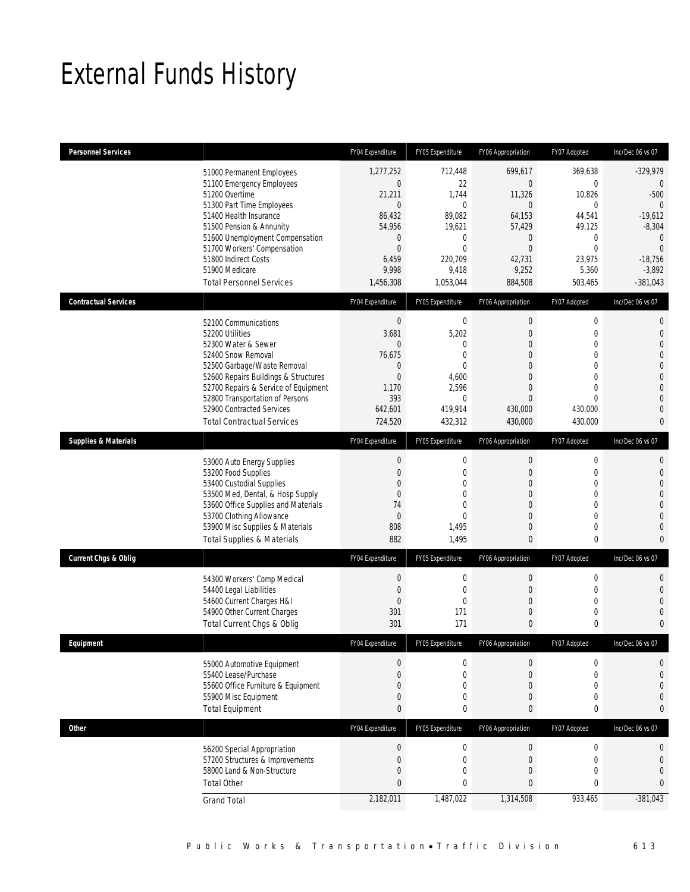# External Funds History

| Personnel Services | | FY04 Expenditure | FY05 Expenditure | FY06 Appropriation | FY07 Adopted | Inc/Dec 06 vs 07 |
|---|---|---|---|---|---|---|
| | 51000 Permanent Employees | 1,277,252 | 712,448 | 699,617 | 369,638 | -329,979 |
| | 51100 Emergency Employees | 0 | 22 | 0 | 0 | 0 |
| | 51200 Overtime | 21,211 | 1,744 | 11,326 | 10,826 | -500 |
| | 51300 Part Time Employees | 0 | 0 | 0 | 0 | 0 |
| | 51400 Health Insurance | 86,432 | 89,082 | 64,153 | 44,541 | -19,612 |
| | 51500 Pension & Annunity | 54,956 | 19,621 | 57,429 | 49,125 | -8,304 |
| | 51600 Unemployment Compensation | 0 | 0 | 0 | 0 | 0 |
| | 51700 Workers' Compensation | 0 | 0 | 0 | 0 | 0 |
| | 51800 Indirect Costs | 6,459 | 220,709 | 42,731 | 23,975 | -18,756 |
| | 51900 Medicare | 9,998 | 9,418 | 9,252 | 5,360 | -3,892 |
| | Total Personnel Services | 1,456,308 | 1,053,044 | 884,508 | 503,465 | -381,043 |

| Contractual Services | | FY04 Expenditure | FY05 Expenditure | FY06 Appropriation | FY07 Adopted | Inc/Dec 06 vs 07 |
|---|---|---|---|---|---|---|
| | 52100 Communications | 0 | 0 | 0 | 0 | 0 |
| | 52200 Utilities | 3,681 | 5,202 | 0 | 0 | 0 |
| | 52300 Water & Sewer | 0 | 0 | 0 | 0 | 0 |
| | 52400 Snow Removal | 76,675 | 0 | 0 | 0 | 0 |
| | 52500 Garbage/Waste Removal | 0 | 0 | 0 | 0 | 0 |
| | 52600 Repairs Buildings & Structures | 0 | 4,600 | 0 | 0 | 0 |
| | 52700 Repairs & Service of Equipment | 1,170 | 2,596 | 0 | 0 | 0 |
| | 52800 Transportation of Persons | 393 | 0 | 0 | 0 | 0 |
| | 52900 Contracted Services | 642,601 | 419,914 | 430,000 | 430,000 | 0 |
| | Total Contractual Services | 724,520 | 432,312 | 430,000 | 430,000 | 0 |

| Supplies & Materials | | FY04 Expenditure | FY05 Expenditure | FY06 Appropriation | FY07 Adopted | Inc/Dec 06 vs 07 |
|---|---|---|---|---|---|---|
| | 53000 Auto Energy Supplies | 0 | 0 | 0 | 0 | 0 |
| | 53200 Food Supplies | 0 | 0 | 0 | 0 | 0 |
| | 53400 Custodial Supplies | 0 | 0 | 0 | 0 | 0 |
| | 53500 Med, Dental, & Hosp Supply | 0 | 0 | 0 | 0 | 0 |
| | 53600 Office Supplies and Materials | 74 | 0 | 0 | 0 | 0 |
| | 53700 Clothing Allowance | 0 | 0 | 0 | 0 | 0 |
| | 53900 Misc Supplies & Materials | 808 | 1,495 | 0 | 0 | 0 |
| | Total Supplies & Materials | 882 | 1,495 | 0 | 0 | 0 |

| Current Chgs & Oblig | | FY04 Expenditure | FY05 Expenditure | FY06 Appropriation | FY07 Adopted | Inc/Dec 06 vs 07 |
|---|---|---|---|---|---|---|
| | 54300 Workers' Comp Medical | 0 | 0 | 0 | 0 | 0 |
| | 54400 Legal Liabilities | 0 | 0 | 0 | 0 | 0 |
| | 54600 Current Charges H&I | 0 | 0 | 0 | 0 | 0 |
| | 54900 Other Current Charges | 301 | 171 | 0 | 0 | 0 |
| | Total Current Chgs & Oblig | 301 | 171 | 0 | 0 | 0 |

| Equipment | | FY04 Expenditure | FY05 Expenditure | FY06 Appropriation | FY07 Adopted | Inc/Dec 06 vs 07 |
|---|---|---|---|---|---|---|
| | 55000 Automotive Equipment | 0 | 0 | 0 | 0 | 0 |
| | 55400 Lease/Purchase | 0 | 0 | 0 | 0 | 0 |
| | 55600 Office Furniture & Equipment | 0 | 0 | 0 | 0 | 0 |
| | 55900 Misc Equipment | 0 | 0 | 0 | 0 | 0 |
| | Total Equipment | 0 | 0 | 0 | 0 | 0 |

| Other | | FY04 Expenditure | FY05 Expenditure | FY06 Appropriation | FY07 Adopted | Inc/Dec 06 vs 07 |
|---|---|---|---|---|---|---|
| | 56200 Special Appropriation | 0 | 0 | 0 | 0 | 0 |
| | 57200 Structures & Improvements | 0 | 0 | 0 | 0 | 0 |
| | 58000 Land & Non-Structure | 0 | 0 | 0 | 0 | 0 |
| | Total Other | 0 | 0 | 0 | 0 | 0 |
| | Grand Total | 2,182,011 | 1,487,022 | 1,314,508 | 933,465 | -381,043 |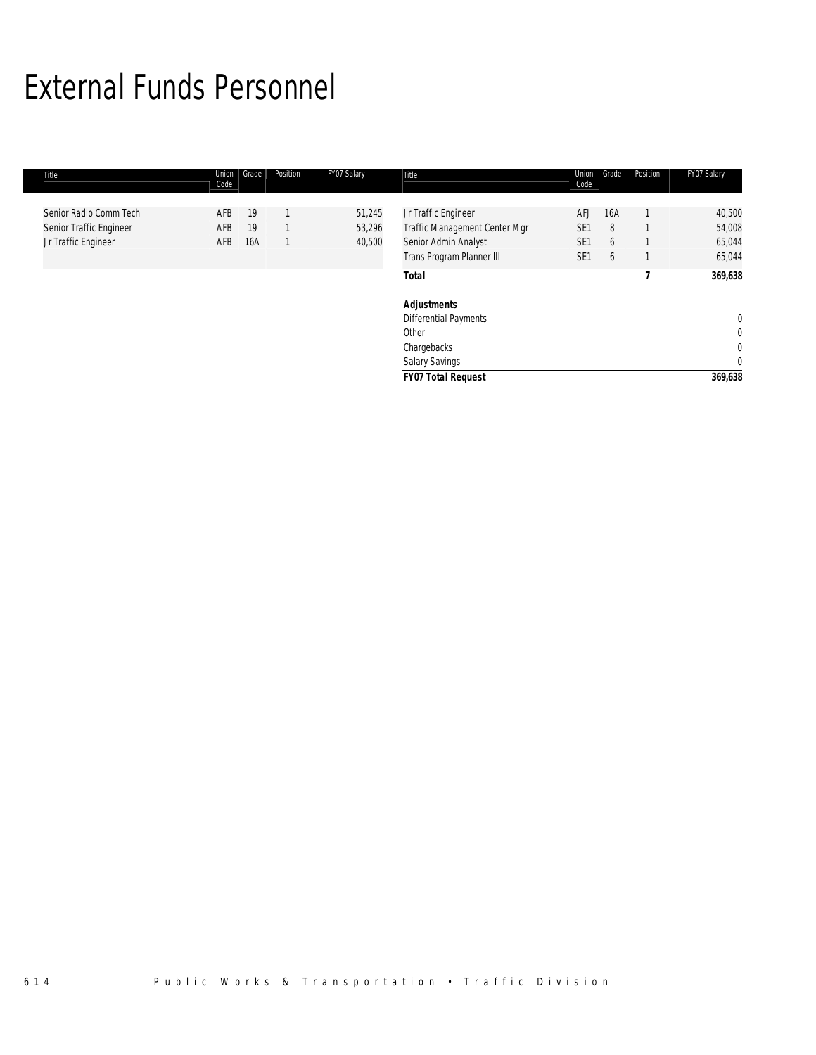# External Funds Personnel

| Title | Union Code | Grade | Position | FY07 Salary |
|---|---|---|---|---|
| Senior Radio Comm Tech | AFB | 19 | 1 | 51,245 |
| Senior Traffic Engineer | AFB | 19 | 1 | 53,296 |
| Jr Traffic Engineer | AFB | 16A | 1 | 40,500 |
| Jr Traffic Engineer | AFJ | 16A | 1 | 40,500 |
| Traffic Management Center Mgr | SE1 | 8 | 1 | 54,008 |
| Senior Admin Analyst | SE1 | 6 | 1 | 65,044 |
| Trans Program Planner III | SE1 | 6 | 1 | 65,044 |
| **Total** | | | **7** | **369,638** |
| ***Adjustments*** | | | | |
| Differential Payments | | | | 0 |
| Other | | | | 0 |
| Chargebacks | | | | 0 |
| Salary Savings | | | | 0 |
| ***FY07 Total Request*** | | | | **369,638** |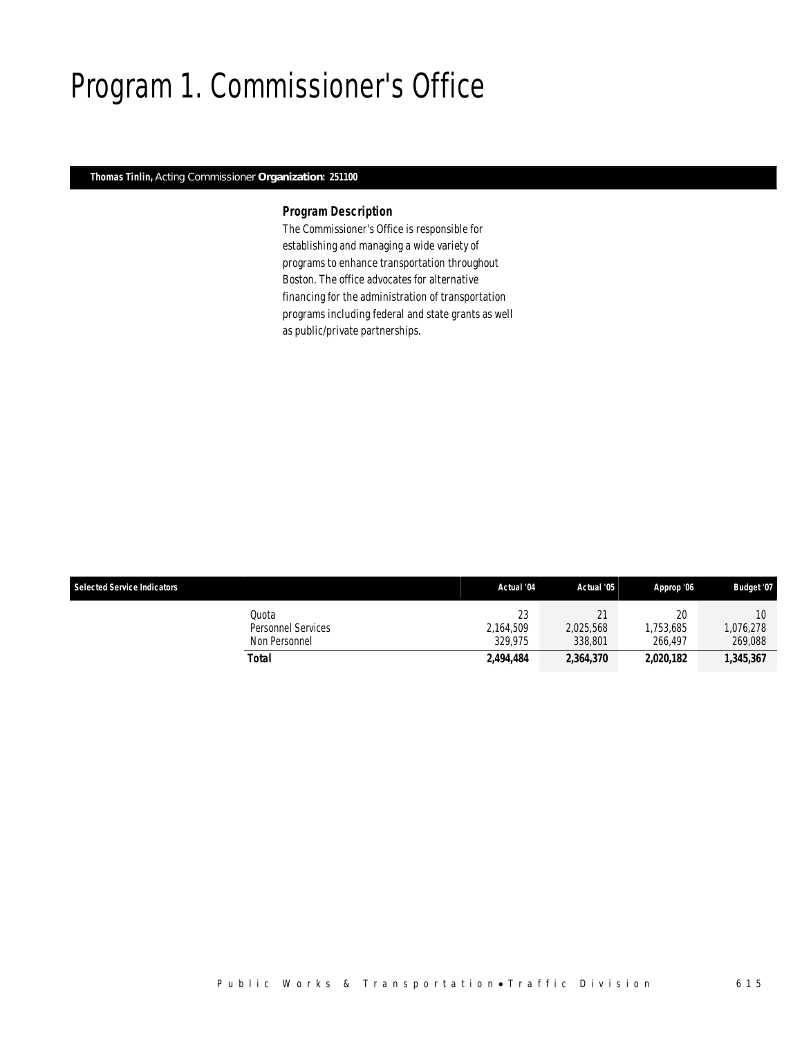# Program 1. Commissioner's Office

**Thomas Tinlin,** Acting Commissioner **Organization: 251100**

### Program Description

The Commissioner's Office is responsible for establishing and managing a wide variety of programs to enhance transportation throughout Boston. The office advocates for alternative financing for the administration of transportation programs including federal and state grants as well as public/private partnerships.

| Selected Service Indicators | Actual '04 | Actual '05 | Approp '06 | Budget '07 |
|---|---|---|---|---|
| Quota | 23 | 21 | 20 | 10 |
| Personnel Services | 2,164,509 | 2,025,568 | 1,753,685 | 1,076,278 |
| Non Personnel | 329,975 | 338,801 | 266,497 | 269,088 |
| **Total** | **2,494,484** | **2,364,370** | **2,020,182** | **1,345,367** |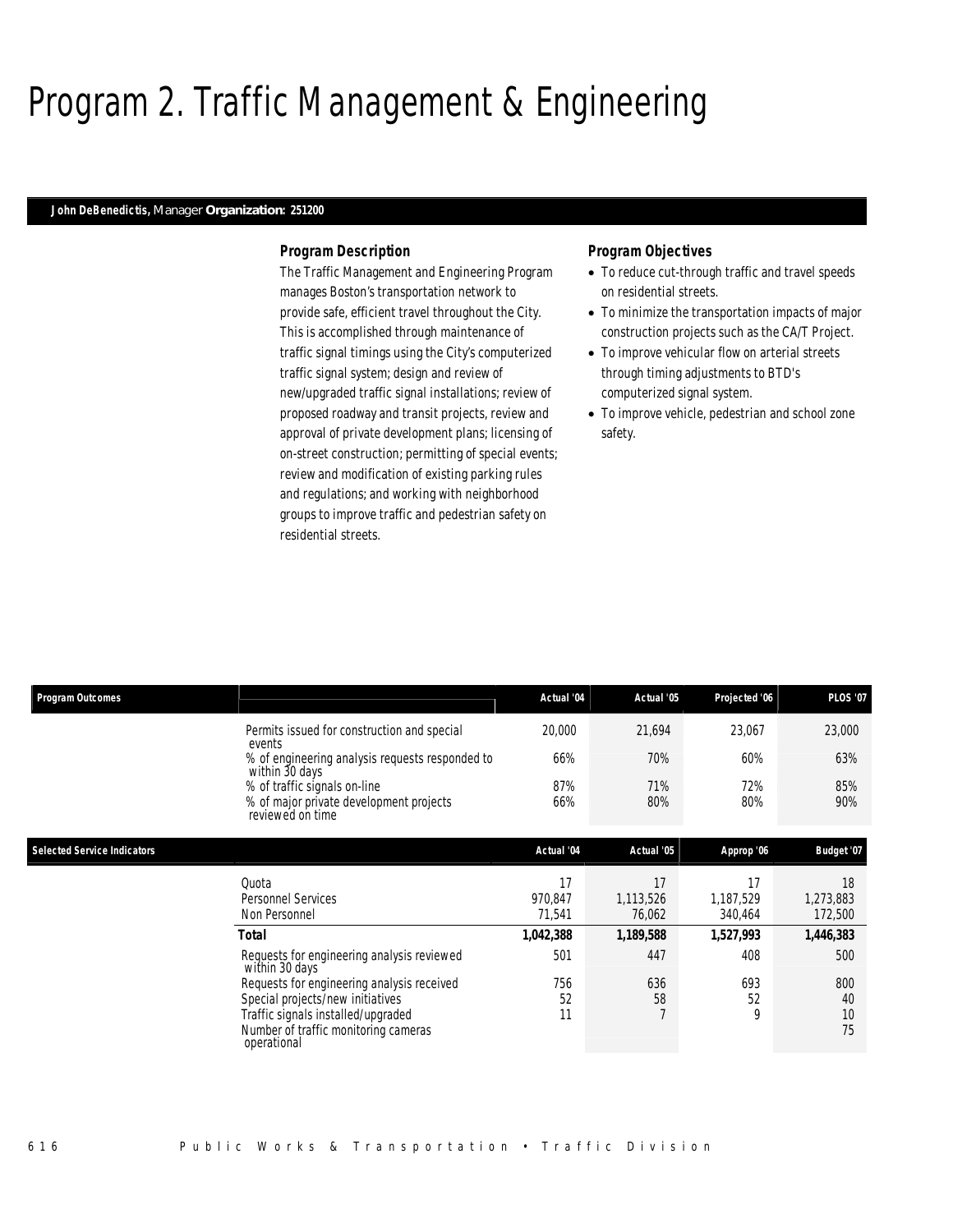# Program 2. Traffic Management & Engineering

**John DeBenedictis,** Manager **Organization: 251200**

### Program Description

The Traffic Management and Engineering Program manages Boston's transportation network to provide safe, efficient travel throughout the City. This is accomplished through maintenance of traffic signal timings using the City's computerized traffic signal system; design and review of new/upgraded traffic signal installations; review of proposed roadway and transit projects, review and approval of private development plans; licensing of on-street construction; permitting of special events; review and modification of existing parking rules and regulations; and working with neighborhood groups to improve traffic and pedestrian safety on residential streets.

### Program Objectives

- To reduce cut-through traffic and travel speeds on residential streets.
- To minimize the transportation impacts of major construction projects such as the CA/T Project.
- To improve vehicular flow on arterial streets through timing adjustments to BTD's computerized signal system.
- To improve vehicle, pedestrian and school zone safety.

| Program Outcomes | | Actual '04 | Actual '05 | Projected '06 | PLOS '07 |
|---|---|---|---|---|---|
| | Permits issued for construction and special events | 20,000 | 21,694 | 23,067 | 23,000 |
| | % of engineering analysis requests responded to within 30 days | 66% | 70% | 60% | 63% |
| | % of traffic signals on-line | 87% | 71% | 72% | 85% |
| | % of major private development projects reviewed on time | 66% | 80% | 80% | 90% |

| Selected Service Indicators | | Actual '04 | Actual '05 | Approp '06 | Budget '07 |
|---|---|---|---|---|---|
| | Quota | 17 | 17 | 17 | 18 |
| | Personnel Services | 970,847 | 1,113,526 | 1,187,529 | 1,273,883 |
| | Non Personnel | 71,541 | 76,062 | 340,464 | 172,500 |
| | **Total** | **1,042,388** | **1,189,588** | **1,527,993** | **1,446,383** |
| | Requests for engineering analysis reviewed within 30 days | 501 | 447 | 408 | 500 |
| | Requests for engineering analysis received | 756 | 636 | 693 | 800 |
| | Special projects/new initiatives | 52 | 58 | 52 | 40 |
| | Traffic signals installed/upgraded | 11 | 7 | 9 | 10 |
| | Number of traffic monitoring cameras operational | | | | 75 |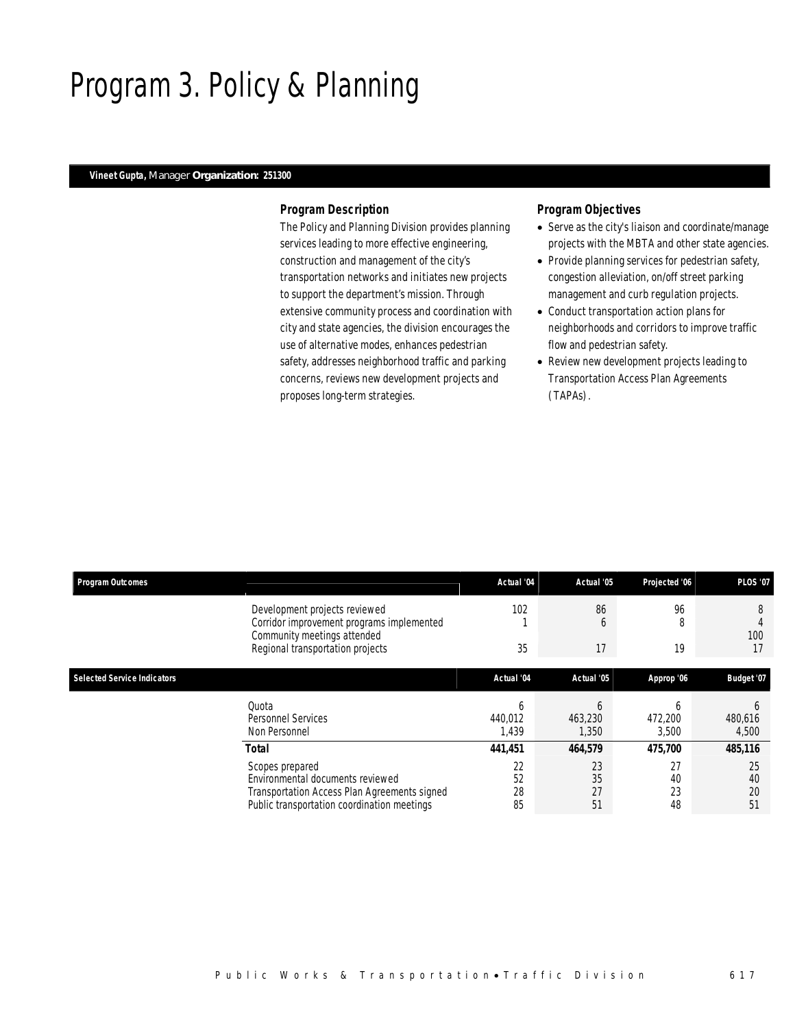# Program 3. Policy & Planning

**Vineet Gupta,** Manager **Organization: 251300**

### Program Description

The Policy and Planning Division provides planning services leading to more effective engineering, construction and management of the city's transportation networks and initiates new projects to support the department's mission. Through extensive community process and coordination with city and state agencies, the division encourages the use of alternative modes, enhances pedestrian safety, addresses neighborhood traffic and parking concerns, reviews new development projects and proposes long-term strategies.

### Program Objectives

- Serve as the city's liaison and coordinate/manage projects with the MBTA and other state agencies.
- Provide planning services for pedestrian safety, congestion alleviation, on/off street parking management and curb regulation projects.
- Conduct transportation action plans for neighborhoods and corridors to improve traffic flow and pedestrian safety.
- Review new development projects leading to Transportation Access Plan Agreements (TAPAs).

| Program Outcomes | Actual '04 | Actual '05 | Projected '06 | PLOS '07 |
|---|---|---|---|---|
| Development projects reviewed | 102 | 86 | 96 | 8 |
| Corridor improvement programs implemented | 1 | 6 | 8 | 4 |
| Community meetings attended | | | | 100 |
| Regional transportation projects | 35 | 17 | 19 | 17 |

| Selected Service Indicators | Actual '04 | Actual '05 | Approp '06 | Budget '07 |
|---|---|---|---|---|
| Quota | 6 | 6 | 6 | 6 |
| Personnel Services | 440,012 | 463,230 | 472,200 | 480,616 |
| Non Personnel | 1,439 | 1,350 | 3,500 | 4,500 |
| **Total** | **441,451** | **464,579** | **475,700** | **485,116** |
| Scopes prepared | 22 | 23 | 27 | 25 |
| Environmental documents reviewed | 52 | 35 | 40 | 40 |
| Transportation Access Plan Agreements signed | 28 | 27 | 23 | 20 |
| Public transportation coordination meetings | 85 | 51 | 48 | 51 |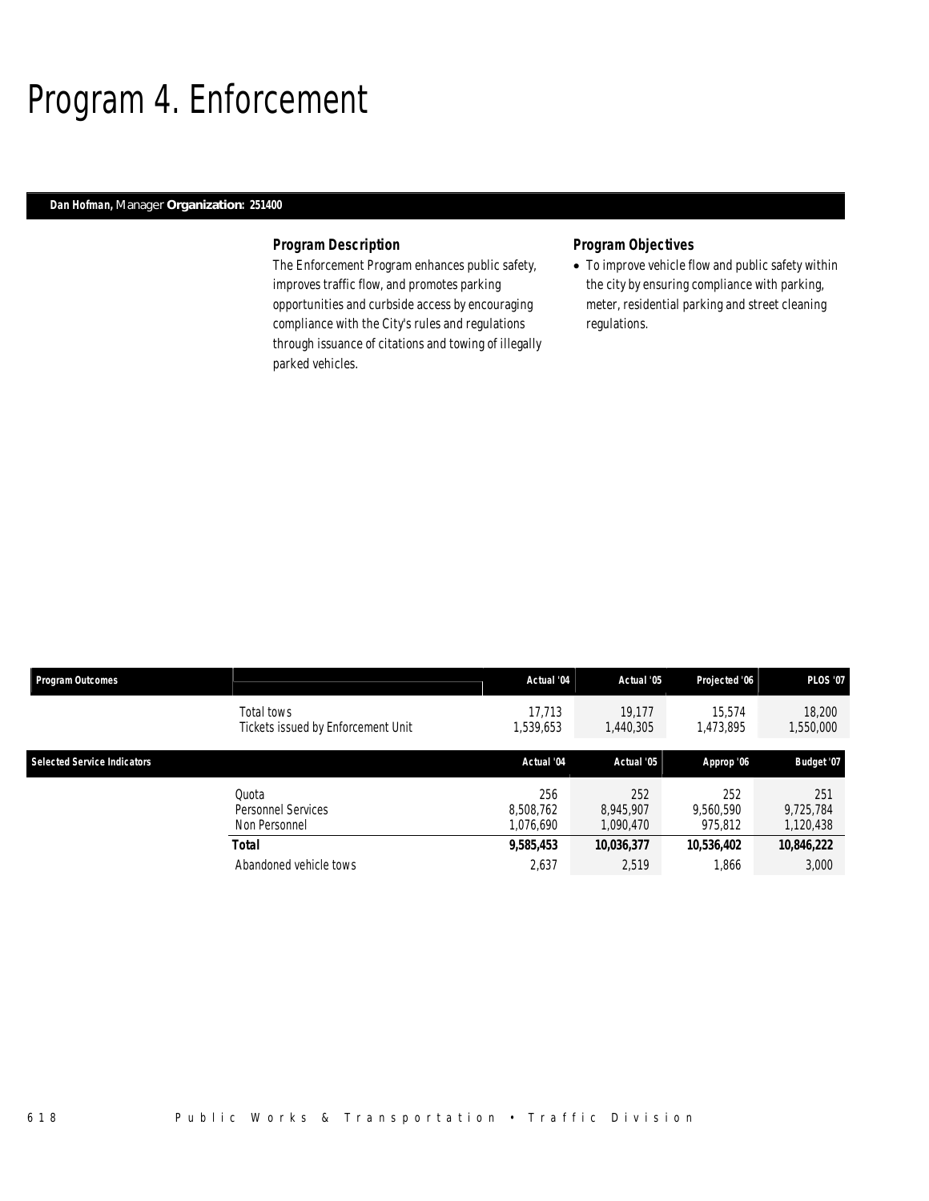# Program 4. Enforcement

**Dan Hofman,** Manager **Organization: 251400**

### Program Description

The Enforcement Program enhances public safety, improves traffic flow, and promotes parking opportunities and curbside access by encouraging compliance with the City's rules and regulations through issuance of citations and towing of illegally parked vehicles.

### Program Objectives

- To improve vehicle flow and public safety within the city by ensuring compliance with parking, meter, residential parking and street cleaning regulations.

| Program Outcomes | | Actual '04 | Actual '05 | Projected '06 | PLOS '07 |
|---|---|---|---|---|---|
| | Total tows | 17,713 | 19,177 | 15,574 | 18,200 |
| | Tickets issued by Enforcement Unit | 1,539,653 | 1,440,305 | 1,473,895 | 1,550,000 |

| Selected Service Indicators | | Actual '04 | Actual '05 | Approp '06 | Budget '07 |
|---|---|---|---|---|---|
| | Quota | 256 | 252 | 252 | 251 |
| | Personnel Services | 8,508,762 | 8,945,907 | 9,560,590 | 9,725,784 |
| | Non Personnel | 1,076,690 | 1,090,470 | 975,812 | 1,120,438 |
| | **Total** | **9,585,453** | **10,036,377** | **10,536,402** | **10,846,222** |
| | Abandoned vehicle tows | 2,637 | 2,519 | 1,866 | 3,000 |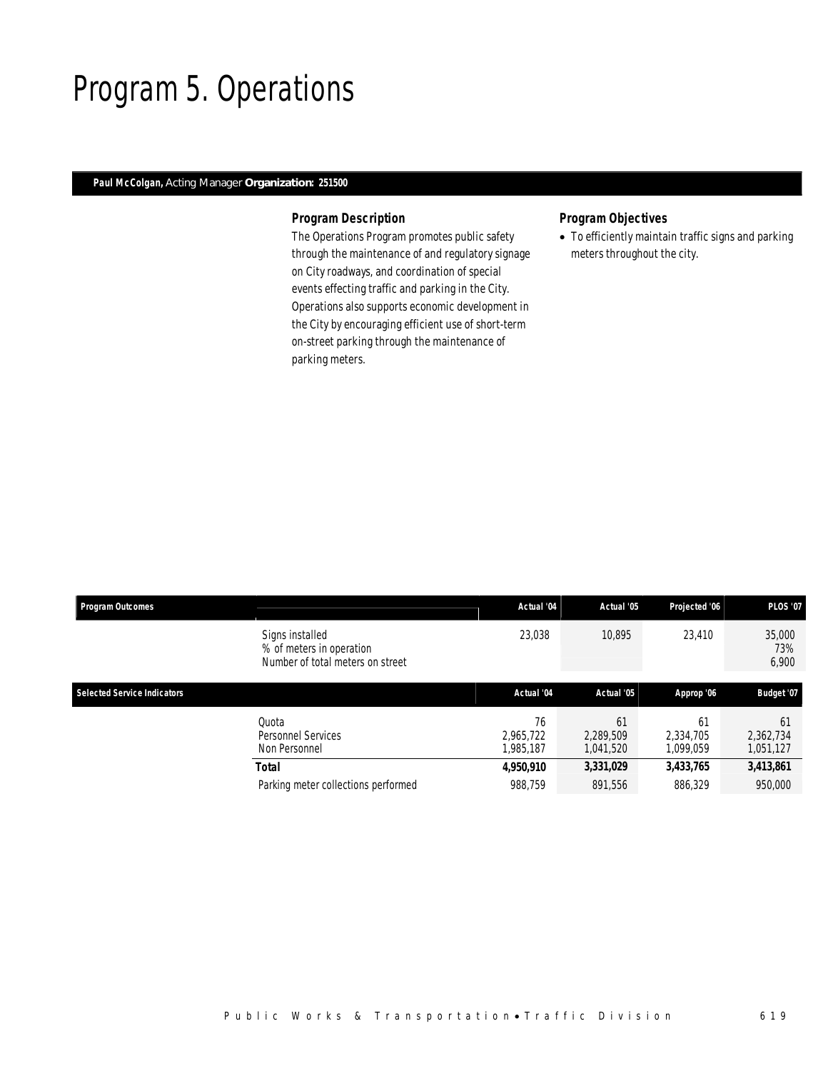# Program 5. Operations

**Paul McColgan,** Acting Manager **Organization: 251500**

### Program Description

The Operations Program promotes public safety through the maintenance of and regulatory signage on City roadways, and coordination of special events effecting traffic and parking in the City. Operations also supports economic development in the City by encouraging efficient use of short-term on-street parking through the maintenance of parking meters.

### Program Objectives

- To efficiently maintain traffic signs and parking meters throughout the city.

| Program Outcomes | Actual '04 | Actual '05 | Projected '06 | PLOS '07 |
|---|---|---|---|---|
| Signs installed | 23,038 | 10,895 | 23,410 | 35,000 |
| % of meters in operation | | | | 73% |
| Number of total meters on street | | | | 6,900 |

| Selected Service Indicators | Actual '04 | Actual '05 | Approp '06 | Budget '07 |
|---|---|---|---|---|
| Quota | 76 | 61 | 61 | 61 |
| Personnel Services | 2,965,722 | 2,289,509 | 2,334,705 | 2,362,734 |
| Non Personnel | 1,985,187 | 1,041,520 | 1,099,059 | 1,051,127 |
| **Total** | **4,950,910** | **3,331,029** | **3,433,765** | **3,413,861** |
| Parking meter collections performed | 988,759 | 891,556 | 886,329 | 950,000 |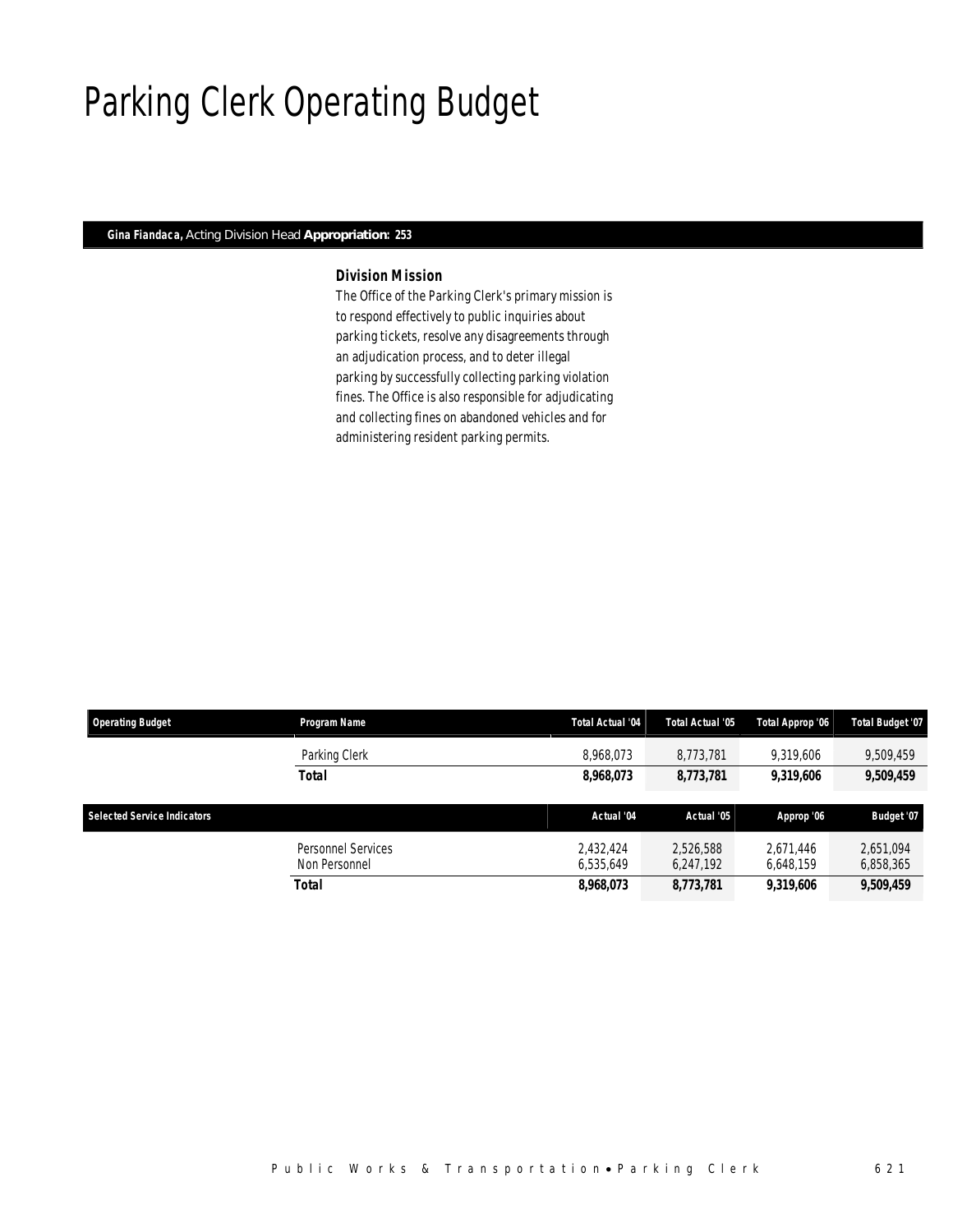# Parking Clerk Operating Budget

**Gina Fiandaca,** Acting Division Head **Appropriation: 253**

### Division Mission

The Office of the Parking Clerk's primary mission is to respond effectively to public inquiries about parking tickets, resolve any disagreements through an adjudication process, and to deter illegal parking by successfully collecting parking violation fines. The Office is also responsible for adjudicating and collecting fines on abandoned vehicles and for administering resident parking permits.

| Operating Budget | Program Name | Total Actual '04 | Total Actual '05 | Total Approp '06 | Total Budget '07 |
|---|---|---|---|---|---|
| | Parking Clerk | 8,968,073 | 8,773,781 | 9,319,606 | 9,509,459 |
| | **Total** | **8,968,073** | **8,773,781** | **9,319,606** | **9,509,459** |

| Selected Service Indicators | | Actual '04 | Actual '05 | Approp '06 | Budget '07 |
|---|---|---|---|---|---|
| | Personnel Services | 2,432,424 | 2,526,588 | 2,671,446 | 2,651,094 |
| | Non Personnel | 6,535,649 | 6,247,192 | 6,648,159 | 6,858,365 |
| | **Total** | **8,968,073** | **8,773,781** | **9,319,606** | **9,509,459** |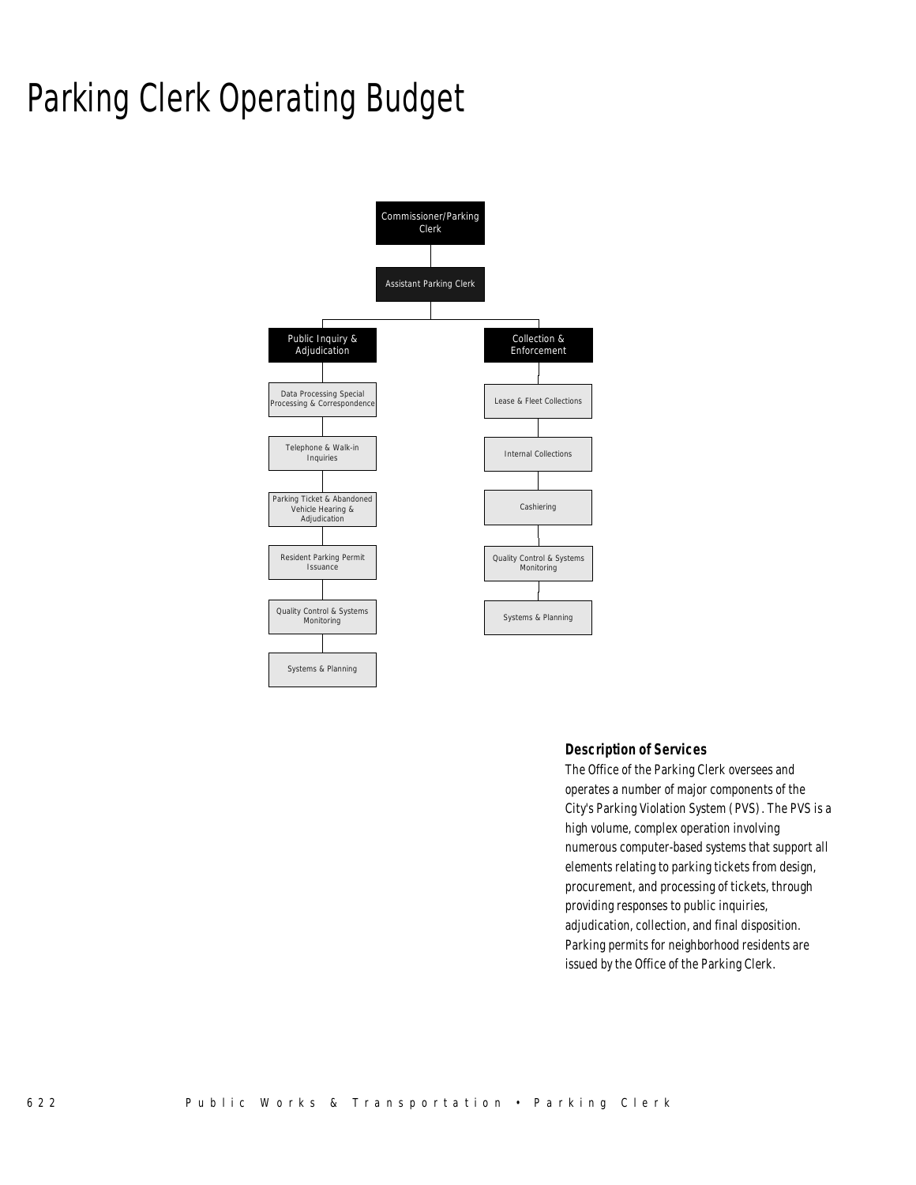# Parking Clerk Operating Budget

- Commissioner/Parking Clerk
  - Assistant Parking Clerk
    - Public Inquiry & Adjudication
      - Data Processing Special Processing & Correspondence
      - Telephone & Walk-in Inquiries
      - Parking Ticket & Abandoned Vehicle Hearing & Adjudication
      - Resident Parking Permit Issuance
      - Quality Control & Systems Monitoring
      - Systems & Planning
    - Collection & Enforcement
      - Lease & Fleet Collections
      - Internal Collections
      - Cashiering
      - Quality Control & Systems Monitoring
      - Systems & Planning

### Description of Services

The Office of the Parking Clerk oversees and operates a number of major components of the City's Parking Violation System (PVS). The PVS is a high volume, complex operation involving numerous computer-based systems that support all elements relating to parking tickets from design, procurement, and processing of tickets, through providing responses to public inquiries, adjudication, collection, and final disposition. Parking permits for neighborhood residents are issued by the Office of the Parking Clerk.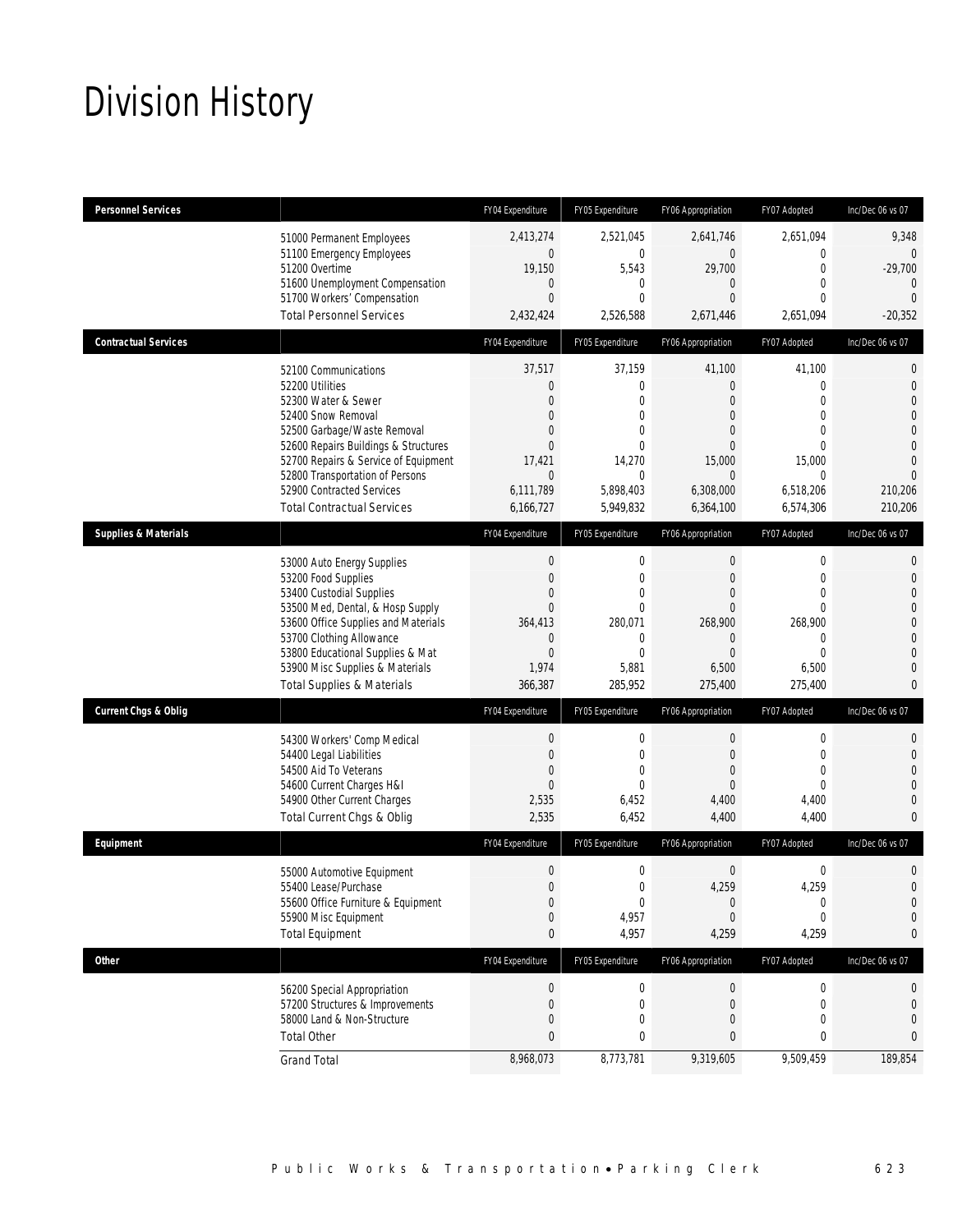# Division History

| Personnel Services | FY04 Expenditure | FY05 Expenditure | FY06 Appropriation | FY07 Adopted | Inc/Dec 06 vs 07 |
|---|---|---|---|---|---|
| 51000 Permanent Employees | 2,413,274 | 2,521,045 | 2,641,746 | 2,651,094 | 9,348 |
| 51100 Emergency Employees | 0 | 0 | 0 | 0 | 0 |
| 51200 Overtime | 19,150 | 5,543 | 29,700 | 0 | -29,700 |
| 51600 Unemployment Compensation | 0 | 0 | 0 | 0 | 0 |
| 51700 Workers' Compensation | 0 | 0 | 0 | 0 | 0 |
| Total Personnel Services | 2,432,424 | 2,526,588 | 2,671,446 | 2,651,094 | -20,352 |

| Contractual Services | FY04 Expenditure | FY05 Expenditure | FY06 Appropriation | FY07 Adopted | Inc/Dec 06 vs 07 |
|---|---|---|---|---|---|
| 52100 Communications | 37,517 | 37,159 | 41,100 | 41,100 | 0 |
| 52200 Utilities | 0 | 0 | 0 | 0 | 0 |
| 52300 Water & Sewer | 0 | 0 | 0 | 0 | 0 |
| 52400 Snow Removal | 0 | 0 | 0 | 0 | 0 |
| 52500 Garbage/Waste Removal | 0 | 0 | 0 | 0 | 0 |
| 52600 Repairs Buildings & Structures | 0 | 0 | 0 | 0 | 0 |
| 52700 Repairs & Service of Equipment | 17,421 | 14,270 | 15,000 | 15,000 | 0 |
| 52800 Transportation of Persons | 0 | 0 | 0 | 0 | 0 |
| 52900 Contracted Services | 6,111,789 | 5,898,403 | 6,308,000 | 6,518,206 | 210,206 |
| Total Contractual Services | 6,166,727 | 5,949,832 | 6,364,100 | 6,574,306 | 210,206 |

| Supplies & Materials | FY04 Expenditure | FY05 Expenditure | FY06 Appropriation | FY07 Adopted | Inc/Dec 06 vs 07 |
|---|---|---|---|---|---|
| 53000 Auto Energy Supplies | 0 | 0 | 0 | 0 | 0 |
| 53200 Food Supplies | 0 | 0 | 0 | 0 | 0 |
| 53400 Custodial Supplies | 0 | 0 | 0 | 0 | 0 |
| 53500 Med, Dental, & Hosp Supply | 0 | 0 | 0 | 0 | 0 |
| 53600 Office Supplies and Materials | 364,413 | 280,071 | 268,900 | 268,900 | 0 |
| 53700 Clothing Allowance | 0 | 0 | 0 | 0 | 0 |
| 53800 Educational Supplies & Mat | 0 | 0 | 0 | 0 | 0 |
| 53900 Misc Supplies & Materials | 1,974 | 5,881 | 6,500 | 6,500 | 0 |
| Total Supplies & Materials | 366,387 | 285,952 | 275,400 | 275,400 | 0 |

| Current Chgs & Oblig | FY04 Expenditure | FY05 Expenditure | FY06 Appropriation | FY07 Adopted | Inc/Dec 06 vs 07 |
|---|---|---|---|---|---|
| 54300 Workers' Comp Medical | 0 | 0 | 0 | 0 | 0 |
| 54400 Legal Liabilities | 0 | 0 | 0 | 0 | 0 |
| 54500 Aid To Veterans | 0 | 0 | 0 | 0 | 0 |
| 54600 Current Charges H&I | 0 | 0 | 0 | 0 | 0 |
| 54900 Other Current Charges | 2,535 | 6,452 | 4,400 | 4,400 | 0 |
| Total Current Chgs & Oblig | 2,535 | 6,452 | 4,400 | 4,400 | 0 |

| Equipment | FY04 Expenditure | FY05 Expenditure | FY06 Appropriation | FY07 Adopted | Inc/Dec 06 vs 07 |
|---|---|---|---|---|---|
| 55000 Automotive Equipment | 0 | 0 | 0 | 0 | 0 |
| 55400 Lease/Purchase | 0 | 0 | 4,259 | 4,259 | 0 |
| 55600 Office Furniture & Equipment | 0 | 0 | 0 | 0 | 0 |
| 55900 Misc Equipment | 0 | 4,957 | 0 | 0 | 0 |
| Total Equipment | 0 | 4,957 | 4,259 | 4,259 | 0 |

| Other | FY04 Expenditure | FY05 Expenditure | FY06 Appropriation | FY07 Adopted | Inc/Dec 06 vs 07 |
|---|---|---|---|---|---|
| 56200 Special Appropriation | 0 | 0 | 0 | 0 | 0 |
| 57200 Structures & Improvements | 0 | 0 | 0 | 0 | 0 |
| 58000 Land & Non-Structure | 0 | 0 | 0 | 0 | 0 |
| Total Other | 0 | 0 | 0 | 0 | 0 |
| Grand Total | 8,968,073 | 8,773,781 | 9,319,605 | 9,509,459 | 189,854 |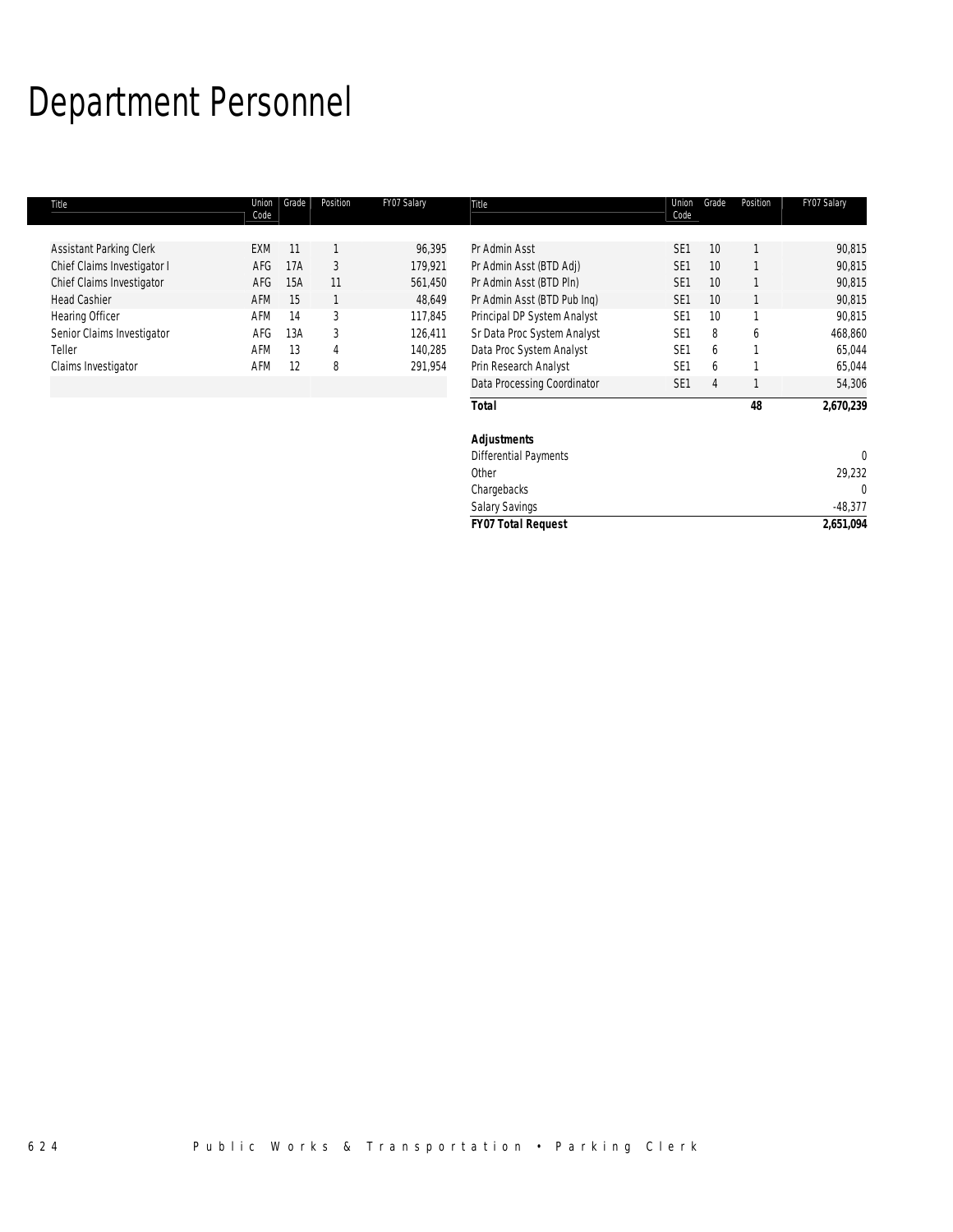# Department Personnel

| Title | Union Code | Grade | Position | FY07 Salary |
|---|---|---|---|---|
| Assistant Parking Clerk | EXM | 11 | 1 | 96,395 |
| Chief Claims Investigator I | AFG | 17A | 3 | 179,921 |
| Chief Claims Investigator | AFG | 15A | 11 | 561,450 |
| Head Cashier | AFM | 15 | 1 | 48,649 |
| Hearing Officer | AFM | 14 | 3 | 117,845 |
| Senior Claims Investigator | AFG | 13A | 3 | 126,411 |
| Teller | AFM | 13 | 4 | 140,285 |
| Claims Investigator | AFM | 12 | 8 | 291,954 |
| Pr Admin Asst | SE1 | 10 | 1 | 90,815 |
| Pr Admin Asst (BTD Adj) | SE1 | 10 | 1 | 90,815 |
| Pr Admin Asst (BTD Pln) | SE1 | 10 | 1 | 90,815 |
| Pr Admin Asst (BTD Pub Inq) | SE1 | 10 | 1 | 90,815 |
| Principal DP System Analyst | SE1 | 10 | 1 | 90,815 |
| Sr Data Proc System Analyst | SE1 | 8 | 6 | 468,860 |
| Data Proc System Analyst | SE1 | 6 | 1 | 65,044 |
| Prin Research Analyst | SE1 | 6 | 1 | 65,044 |
| Data Processing Coordinator | SE1 | 4 | 1 | 54,306 |
| **Total** | | | **48** | **2,670,239** |

| ***Adjustments*** | |
|---|---|
| Differential Payments | 0 |
| Other | 29,232 |
| Chargebacks | 0 |
| Salary Savings | -48,377 |
| ***FY07 Total Request*** | **2,651,094** |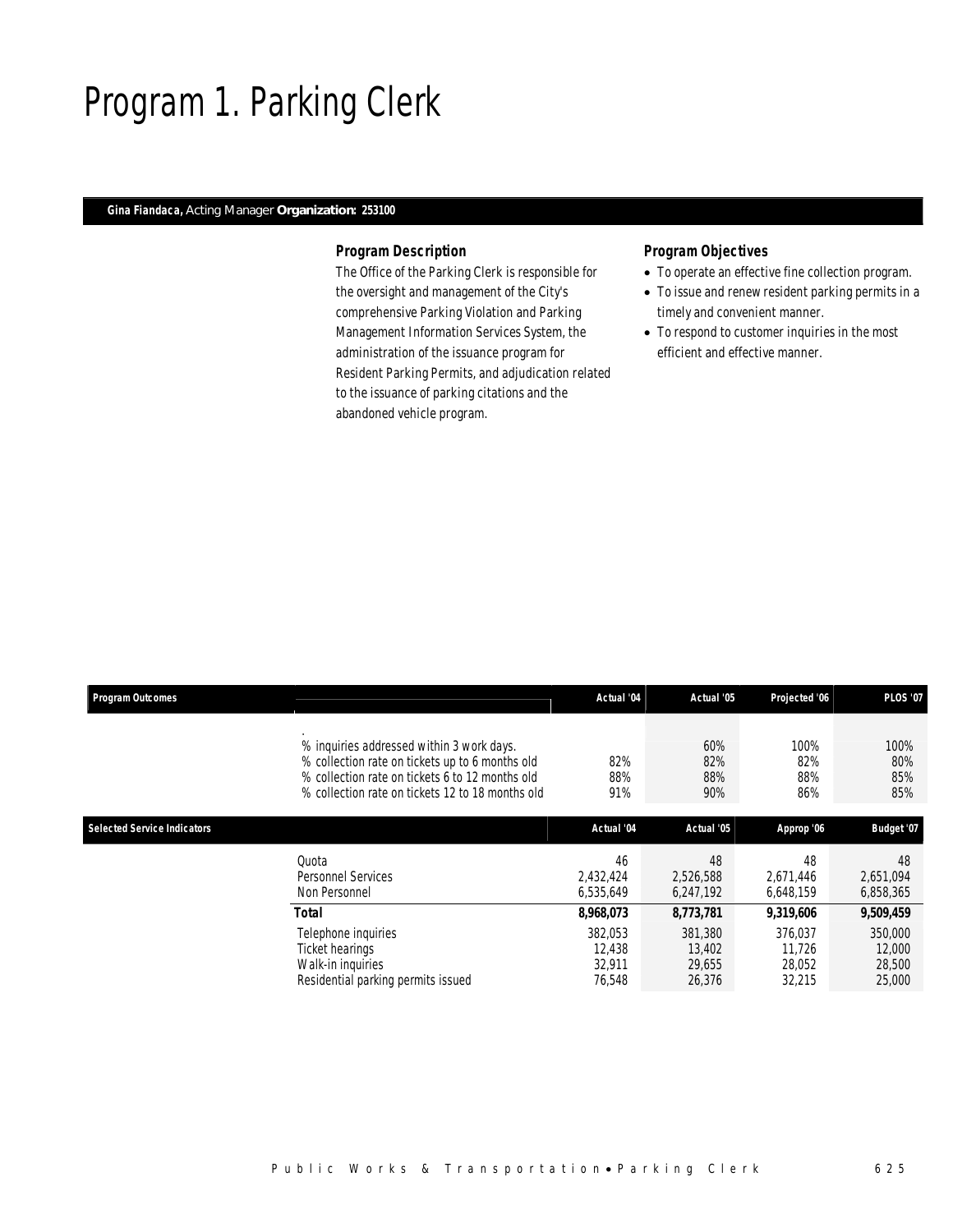# Program 1. Parking Clerk

**Gina Fiandaca,** Acting Manager **Organization: 253100**

### Program Description

The Office of the Parking Clerk is responsible for the oversight and management of the City's comprehensive Parking Violation and Parking Management Information Services System, the administration of the issuance program for Resident Parking Permits, and adjudication related to the issuance of parking citations and the abandoned vehicle program.

### Program Objectives

- To operate an effective fine collection program.
- To issue and renew resident parking permits in a timely and convenient manner.
- To respond to customer inquiries in the most efficient and effective manner.

| Program Outcomes | Actual '04 | Actual '05 | Projected '06 | PLOS '07 |
|---|---|---|---|---|
| % inquiries addressed within 3 work days. | | 60% | 100% | 100% |
| % collection rate on tickets up to 6 months old | 82% | 82% | 82% | 80% |
| % collection rate on tickets 6 to 12 months old | 88% | 88% | 88% | 85% |
| % collection rate on tickets 12 to 18 months old | 91% | 90% | 86% | 85% |

| Selected Service Indicators | Actual '04 | Actual '05 | Approp '06 | Budget '07 |
|---|---|---|---|---|
| Quota | 46 | 48 | 48 | 48 |
| Personnel Services | 2,432,424 | 2,526,588 | 2,671,446 | 2,651,094 |
| Non Personnel | 6,535,649 | 6,247,192 | 6,648,159 | 6,858,365 |
| **Total** | **8,968,073** | **8,773,781** | **9,319,606** | **9,509,459** |
| Telephone inquiries | 382,053 | 381,380 | 376,037 | 350,000 |
| Ticket hearings | 12,438 | 13,402 | 11,726 | 12,000 |
| Walk-in inquiries | 32,911 | 29,655 | 28,052 | 28,500 |
| Residential parking permits issued | 76,548 | 26,376 | 32,215 | 25,000 |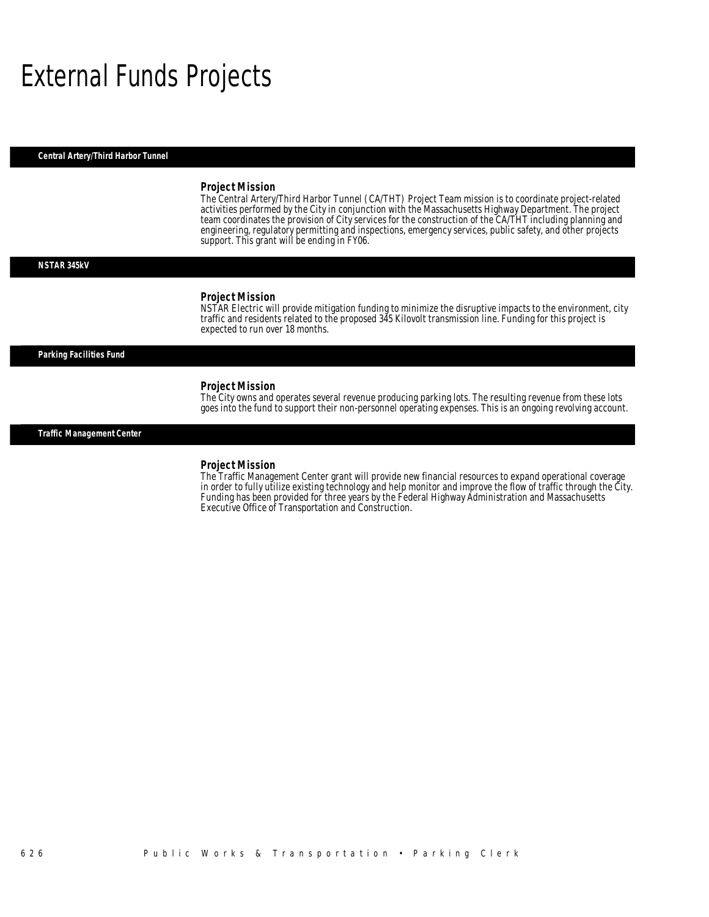# External Funds Projects

## Central Artery/Third Harbor Tunnel

### Project Mission

The Central Artery/Third Harbor Tunnel (CA/THT) Project Team mission is to coordinate project-related activities performed by the City in conjunction with the Massachusetts Highway Department. The project team coordinates the provision of City services for the construction of the CA/THT including planning and engineering, regulatory permitting and inspections, emergency services, public safety, and other projects support. This grant will be ending in FY06.

## NSTAR 345kV

### Project Mission

NSTAR Electric will provide mitigation funding to minimize the disruptive impacts to the environment, city traffic and residents related to the proposed 345 Kilovolt transmission line. Funding for this project is expected to run over 18 months.

## Parking Facilities Fund

### Project Mission

The City owns and operates several revenue producing parking lots. The resulting revenue from these lots goes into the fund to support their non-personnel operating expenses. This is an ongoing revolving account.

## Traffic Management Center

### Project Mission

The Traffic Management Center grant will provide new financial resources to expand operational coverage in order to fully utilize existing technology and help monitor and improve the flow of traffic through the City. Funding has been provided for three years by the Federal Highway Administration and Massachusetts Executive Office of Transportation and Construction.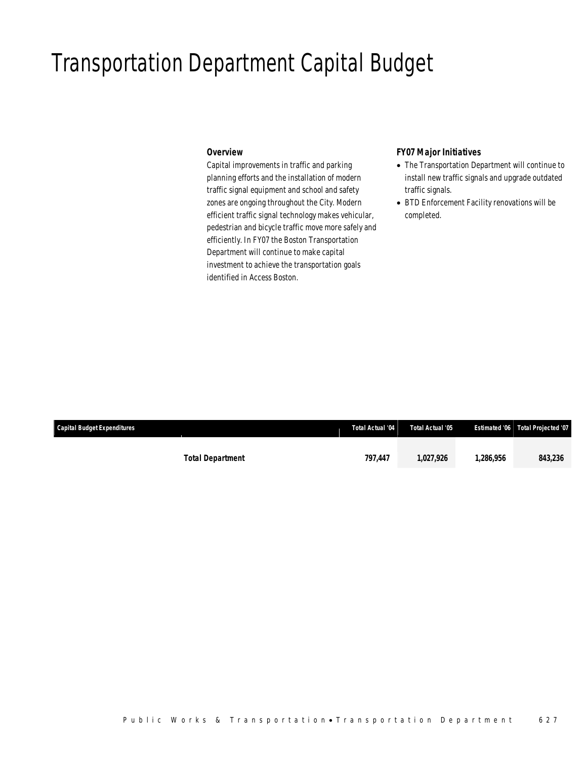# Transportation Department Capital Budget

### Overview

Capital improvements in traffic and parking planning efforts and the installation of modern traffic signal equipment and school and safety zones are ongoing throughout the City. Modern efficient traffic signal technology makes vehicular, pedestrian and bicycle traffic move more safely and efficiently. In FY07 the Boston Transportation Department will continue to make capital investment to achieve the transportation goals identified in Access Boston.

### FY07 Major Initiatives

- The Transportation Department will continue to install new traffic signals and upgrade outdated traffic signals.
- BTD Enforcement Facility renovations will be completed.

| Capital Budget Expenditures | Total Actual '04 | Total Actual '05 | Estimated '06 | Total Projected '07 |
|---|---|---|---|---|
| **Total Department** | **797,447** | **1,027,926** | **1,286,956** | **843,236** |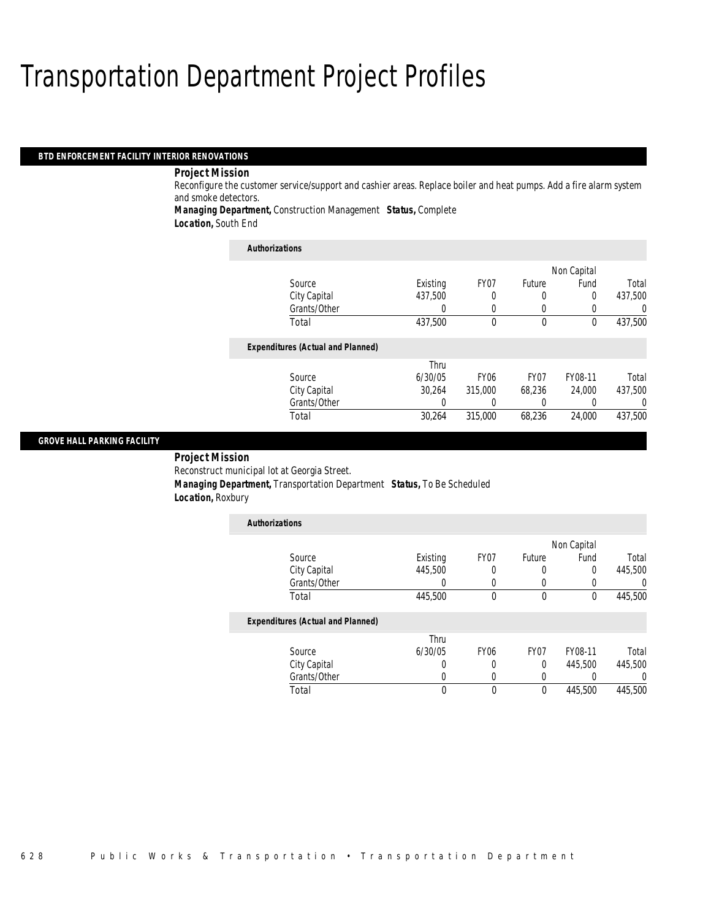# Transportation Department Project Profiles

## BTD ENFORCEMENT FACILITY INTERIOR RENOVATIONS

***Project Mission***

Reconfigure the customer service/support and cashier areas. Replace boiler and heat pumps. Add a fire alarm system and smoke detectors.

***Managing Department,*** Construction Management ***Status,*** Complete

***Location,*** South End

***Authorizations***

| Source | Existing | FY07 | Future | Non Capital Fund | Total |
|---|---|---|---|---|---|
| City Capital | 437,500 | 0 | 0 | 0 | 437,500 |
| Grants/Other | 0 | 0 | 0 | 0 | 0 |
| Total | 437,500 | 0 | 0 | 0 | 437,500 |

***Expenditures (Actual and Planned)***

| Source | Thru 6/30/05 | FY06 | FY07 | FY08-11 | Total |
|---|---|---|---|---|---|
| City Capital | 30,264 | 315,000 | 68,236 | 24,000 | 437,500 |
| Grants/Other | 0 | 0 | 0 | 0 | 0 |
| Total | 30,264 | 315,000 | 68,236 | 24,000 | 437,500 |

## GROVE HALL PARKING FACILITY

***Project Mission***

Reconstruct municipal lot at Georgia Street.

***Managing Department,*** Transportation Department ***Status,*** To Be Scheduled

***Location,*** Roxbury

***Authorizations***

| Source | Existing | FY07 | Future | Non Capital Fund | Total |
|---|---|---|---|---|---|
| City Capital | 445,500 | 0 | 0 | 0 | 445,500 |
| Grants/Other | 0 | 0 | 0 | 0 | 0 |
| Total | 445,500 | 0 | 0 | 0 | 445,500 |

***Expenditures (Actual and Planned)***

| Source | Thru 6/30/05 | FY06 | FY07 | FY08-11 | Total |
|---|---|---|---|---|---|
| City Capital | 0 | 0 | 0 | 445,500 | 445,500 |
| Grants/Other | 0 | 0 | 0 | 0 | 0 |
| Total | 0 | 0 | 0 | 445,500 | 445,500 |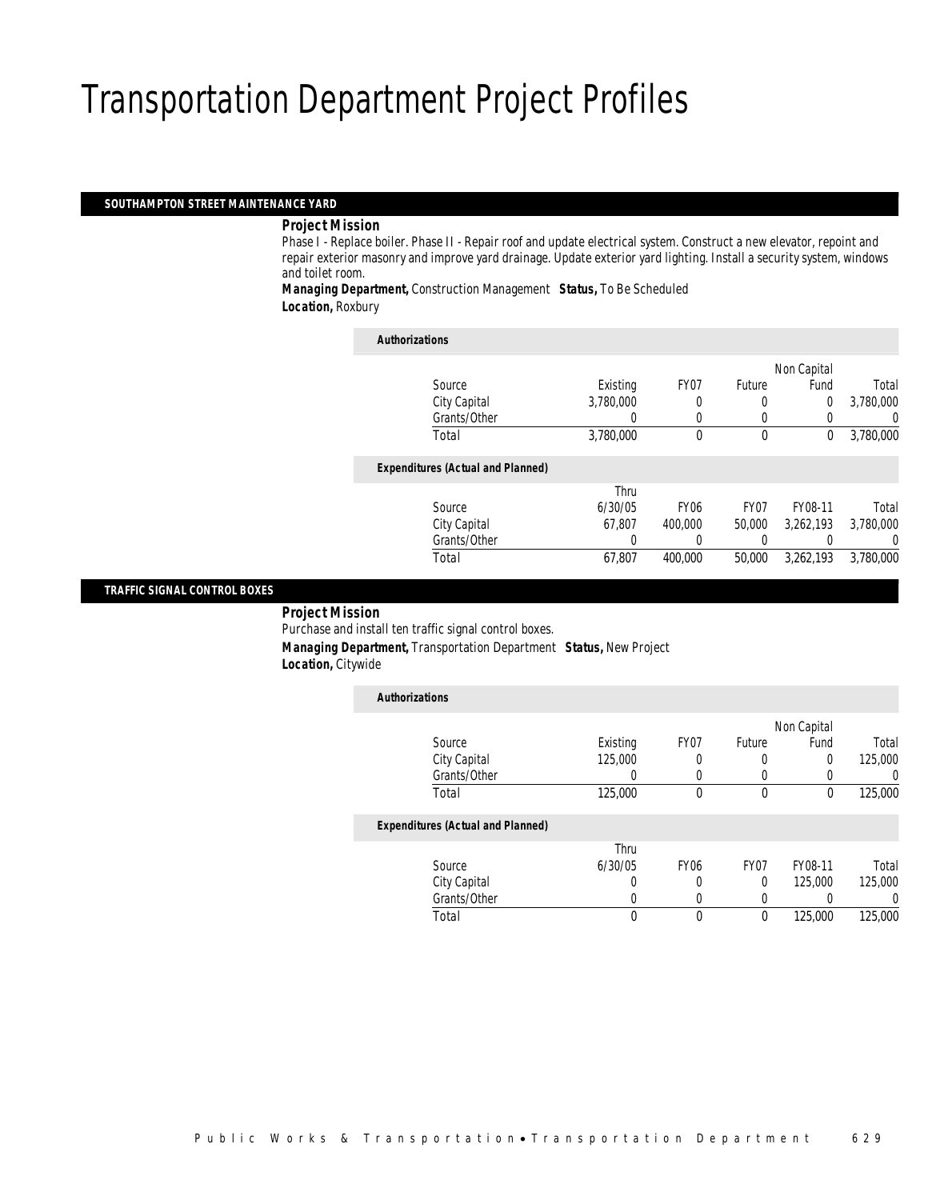# Transportation Department Project Profiles

## SOUTHAMPTON STREET MAINTENANCE YARD

**Project Mission**

Phase I - Replace boiler. Phase II - Repair roof and update electrical system. Construct a new elevator, repoint and repair exterior masonry and improve yard drainage. Update exterior yard lighting. Install a security system, windows and toilet room.

**Managing Department,** Construction Management **Status,** To Be Scheduled

**Location,** Roxbury

*Authorizations*

| Source | Existing | FY07 | Future | Non Capital Fund | Total |
|---|---|---|---|---|---|
| City Capital | 3,780,000 | 0 | 0 | 0 | 3,780,000 |
| Grants/Other | 0 | 0 | 0 | 0 | 0 |
| Total | 3,780,000 | 0 | 0 | 0 | 3,780,000 |

*Expenditures (Actual and Planned)*

| Source | Thru 6/30/05 | FY06 | FY07 | FY08-11 | Total |
|---|---|---|---|---|---|
| City Capital | 67,807 | 400,000 | 50,000 | 3,262,193 | 3,780,000 |
| Grants/Other | 0 | 0 | 0 | 0 | 0 |
| Total | 67,807 | 400,000 | 50,000 | 3,262,193 | 3,780,000 |

## TRAFFIC SIGNAL CONTROL BOXES

**Project Mission**

Purchase and install ten traffic signal control boxes.

**Managing Department,** Transportation Department **Status,** New Project

**Location,** Citywide

*Authorizations*

| Source | Existing | FY07 | Future | Non Capital Fund | Total |
|---|---|---|---|---|---|
| City Capital | 125,000 | 0 | 0 | 0 | 125,000 |
| Grants/Other | 0 | 0 | 0 | 0 | 0 |
| Total | 125,000 | 0 | 0 | 0 | 125,000 |

*Expenditures (Actual and Planned)*

| Source | Thru 6/30/05 | FY06 | FY07 | FY08-11 | Total |
|---|---|---|---|---|---|
| City Capital | 0 | 0 | 0 | 125,000 | 125,000 |
| Grants/Other | 0 | 0 | 0 | 0 | 0 |
| Total | 0 | 0 | 0 | 125,000 | 125,000 |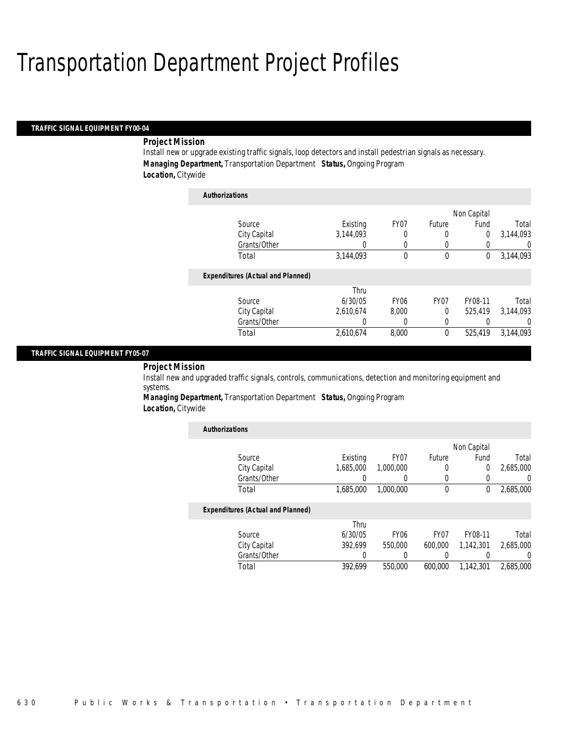# Transportation Department Project Profiles

## TRAFFIC SIGNAL EQUIPMENT FY00-04

***Project Mission***

Install new or upgrade existing traffic signals, loop detectors and install pedestrian signals as necessary.

***Managing Department,*** Transportation Department ***Status,*** Ongoing Program

***Location,*** Citywide

***Authorizations***

| Source | Existing | FY07 | Future | Non Capital Fund | Total |
|---|---|---|---|---|---|
| City Capital | 3,144,093 | 0 | 0 | 0 | 3,144,093 |
| Grants/Other | 0 | 0 | 0 | 0 | 0 |
| Total | 3,144,093 | 0 | 0 | 0 | 3,144,093 |

***Expenditures (Actual and Planned)***

| Source | Thru 6/30/05 | FY06 | FY07 | FY08-11 | Total |
|---|---|---|---|---|---|
| City Capital | 2,610,674 | 8,000 | 0 | 525,419 | 3,144,093 |
| Grants/Other | 0 | 0 | 0 | 0 | 0 |
| Total | 2,610,674 | 8,000 | 0 | 525,419 | 3,144,093 |

## TRAFFIC SIGNAL EQUIPMENT FY05-07

***Project Mission***

Install new and upgraded traffic signals, controls, communications, detection and monitoring equipment and systems.

***Managing Department,*** Transportation Department ***Status,*** Ongoing Program

***Location,*** Citywide

***Authorizations***

| Source | Existing | FY07 | Future | Non Capital Fund | Total |
|---|---|---|---|---|---|
| City Capital | 1,685,000 | 1,000,000 | 0 | 0 | 2,685,000 |
| Grants/Other | 0 | 0 | 0 | 0 | 0 |
| Total | 1,685,000 | 1,000,000 | 0 | 0 | 2,685,000 |

***Expenditures (Actual and Planned)***

| Source | Thru 6/30/05 | FY06 | FY07 | FY08-11 | Total |
|---|---|---|---|---|---|
| City Capital | 392,699 | 550,000 | 600,000 | 1,142,301 | 2,685,000 |
| Grants/Other | 0 | 0 | 0 | 0 | 0 |
| Total | 392,699 | 550,000 | 600,000 | 1,142,301 | 2,685,000 |